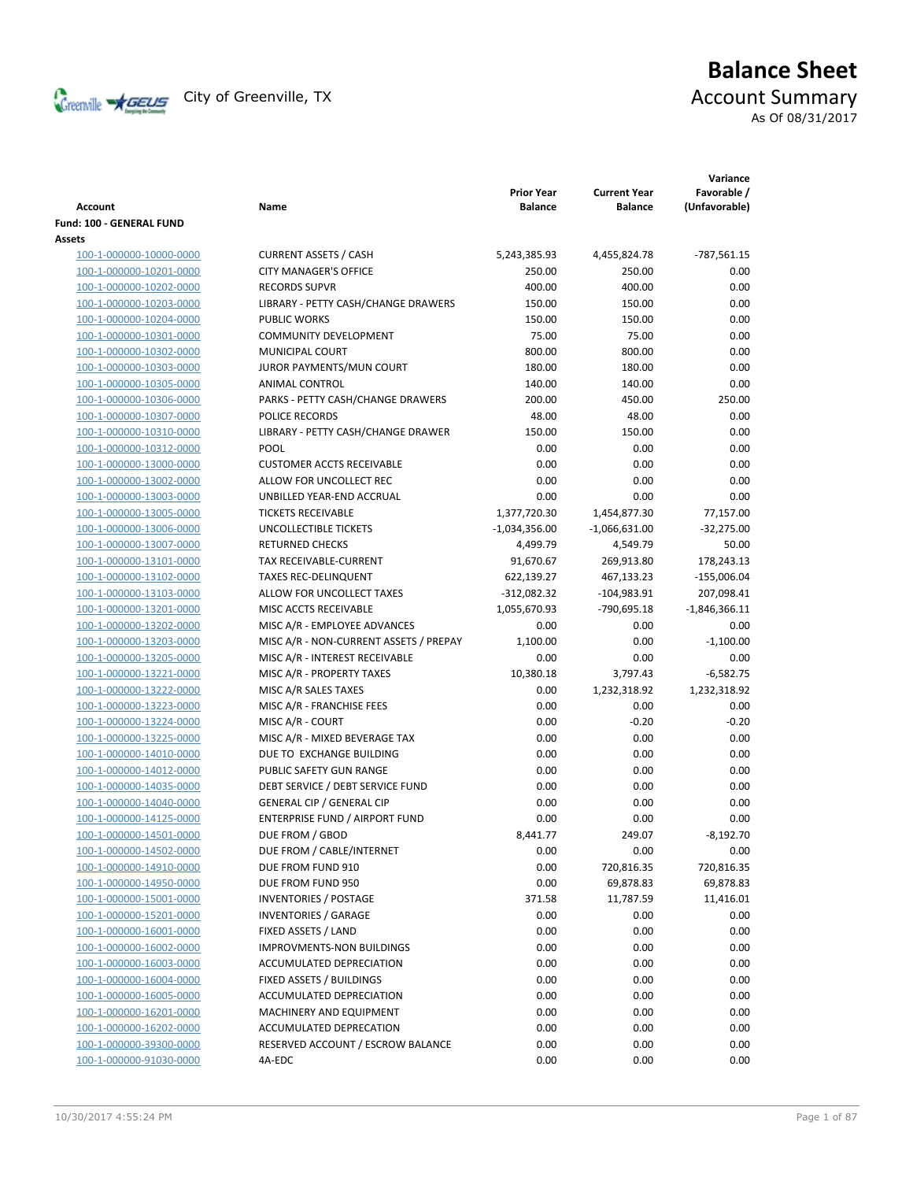# Balance Sheet

City of Greenville, TX

## Account Summary

As Of 08/31/2017

| Account | Name | Prior Year Balance | Current Year Balance | Variance Favorable / (Unfavorable) |
|---|---|---|---|---|
| **Fund: 100 - GENERAL FUND** | | | | |
| **Assets** | | | | |
| 100-1-000000-10000-0000 | CURRENT ASSETS / CASH | 5,243,385.93 | 4,455,824.78 | -787,561.15 |
| 100-1-000000-10201-0000 | CITY MANAGER'S OFFICE | 250.00 | 250.00 | 0.00 |
| 100-1-000000-10202-0000 | RECORDS SUPVR | 400.00 | 400.00 | 0.00 |
| 100-1-000000-10203-0000 | LIBRARY - PETTY CASH/CHANGE DRAWERS | 150.00 | 150.00 | 0.00 |
| 100-1-000000-10204-0000 | PUBLIC WORKS | 150.00 | 150.00 | 0.00 |
| 100-1-000000-10301-0000 | COMMUNITY DEVELOPMENT | 75.00 | 75.00 | 0.00 |
| 100-1-000000-10302-0000 | MUNICIPAL COURT | 800.00 | 800.00 | 0.00 |
| 100-1-000000-10303-0000 | JUROR PAYMENTS/MUN COURT | 180.00 | 180.00 | 0.00 |
| 100-1-000000-10305-0000 | ANIMAL CONTROL | 140.00 | 140.00 | 0.00 |
| 100-1-000000-10306-0000 | PARKS - PETTY CASH/CHANGE DRAWERS | 200.00 | 450.00 | 250.00 |
| 100-1-000000-10307-0000 | POLICE RECORDS | 48.00 | 48.00 | 0.00 |
| 100-1-000000-10310-0000 | LIBRARY - PETTY CASH/CHANGE DRAWER | 150.00 | 150.00 | 0.00 |
| 100-1-000000-10312-0000 | POOL | 0.00 | 0.00 | 0.00 |
| 100-1-000000-13000-0000 | CUSTOMER ACCTS RECEIVABLE | 0.00 | 0.00 | 0.00 |
| 100-1-000000-13002-0000 | ALLOW FOR UNCOLLECT REC | 0.00 | 0.00 | 0.00 |
| 100-1-000000-13003-0000 | UNBILLED YEAR-END ACCRUAL | 0.00 | 0.00 | 0.00 |
| 100-1-000000-13005-0000 | TICKETS RECEIVABLE | 1,377,720.30 | 1,454,877.30 | 77,157.00 |
| 100-1-000000-13006-0000 | UNCOLLECTIBLE TICKETS | -1,034,356.00 | -1,066,631.00 | -32,275.00 |
| 100-1-000000-13007-0000 | RETURNED CHECKS | 4,499.79 | 4,549.79 | 50.00 |
| 100-1-000000-13101-0000 | TAX RECEIVABLE-CURRENT | 91,670.67 | 269,913.80 | 178,243.13 |
| 100-1-000000-13102-0000 | TAXES REC-DELINQUENT | 622,139.27 | 467,133.23 | -155,006.04 |
| 100-1-000000-13103-0000 | ALLOW FOR UNCOLLECT TAXES | -312,082.32 | -104,983.91 | 207,098.41 |
| 100-1-000000-13201-0000 | MISC ACCTS RECEIVABLE | 1,055,670.93 | -790,695.18 | -1,846,366.11 |
| 100-1-000000-13202-0000 | MISC A/R - EMPLOYEE ADVANCES | 0.00 | 0.00 | 0.00 |
| 100-1-000000-13203-0000 | MISC A/R - NON-CURRENT ASSETS / PREPAY | 1,100.00 | 0.00 | -1,100.00 |
| 100-1-000000-13205-0000 | MISC A/R - INTEREST RECEIVABLE | 0.00 | 0.00 | 0.00 |
| 100-1-000000-13221-0000 | MISC A/R - PROPERTY TAXES | 10,380.18 | 3,797.43 | -6,582.75 |
| 100-1-000000-13222-0000 | MISC A/R SALES TAXES | 0.00 | 1,232,318.92 | 1,232,318.92 |
| 100-1-000000-13223-0000 | MISC A/R - FRANCHISE FEES | 0.00 | 0.00 | 0.00 |
| 100-1-000000-13224-0000 | MISC A/R - COURT | 0.00 | -0.20 | -0.20 |
| 100-1-000000-13225-0000 | MISC A/R - MIXED BEVERAGE TAX | 0.00 | 0.00 | 0.00 |
| 100-1-000000-14010-0000 | DUE TO EXCHANGE BUILDING | 0.00 | 0.00 | 0.00 |
| 100-1-000000-14012-0000 | PUBLIC SAFETY GUN RANGE | 0.00 | 0.00 | 0.00 |
| 100-1-000000-14035-0000 | DEBT SERVICE / DEBT SERVICE FUND | 0.00 | 0.00 | 0.00 |
| 100-1-000000-14040-0000 | GENERAL CIP / GENERAL CIP | 0.00 | 0.00 | 0.00 |
| 100-1-000000-14125-0000 | ENTERPRISE FUND / AIRPORT FUND | 0.00 | 0.00 | 0.00 |
| 100-1-000000-14501-0000 | DUE FROM / GBOD | 8,441.77 | 249.07 | -8,192.70 |
| 100-1-000000-14502-0000 | DUE FROM / CABLE/INTERNET | 0.00 | 0.00 | 0.00 |
| 100-1-000000-14910-0000 | DUE FROM FUND 910 | 0.00 | 720,816.35 | 720,816.35 |
| 100-1-000000-14950-0000 | DUE FROM FUND 950 | 0.00 | 69,878.83 | 69,878.83 |
| 100-1-000000-15001-0000 | INVENTORIES / POSTAGE | 371.58 | 11,787.59 | 11,416.01 |
| 100-1-000000-15201-0000 | INVENTORIES / GARAGE | 0.00 | 0.00 | 0.00 |
| 100-1-000000-16001-0000 | FIXED ASSETS / LAND | 0.00 | 0.00 | 0.00 |
| 100-1-000000-16002-0000 | IMPROVMENTS-NON BUILDINGS | 0.00 | 0.00 | 0.00 |
| 100-1-000000-16003-0000 | ACCUMULATED DEPRECIATION | 0.00 | 0.00 | 0.00 |
| 100-1-000000-16004-0000 | FIXED ASSETS / BUILDINGS | 0.00 | 0.00 | 0.00 |
| 100-1-000000-16005-0000 | ACCUMULATED DEPRECIATION | 0.00 | 0.00 | 0.00 |
| 100-1-000000-16201-0000 | MACHINERY AND EQUIPMENT | 0.00 | 0.00 | 0.00 |
| 100-1-000000-16202-0000 | ACCUMULATED DEPRECATION | 0.00 | 0.00 | 0.00 |
| 100-1-000000-39300-0000 | RESERVED ACCOUNT / ESCROW BALANCE | 0.00 | 0.00 | 0.00 |
| 100-1-000000-91030-0000 | 4A-EDC | 0.00 | 0.00 | 0.00 |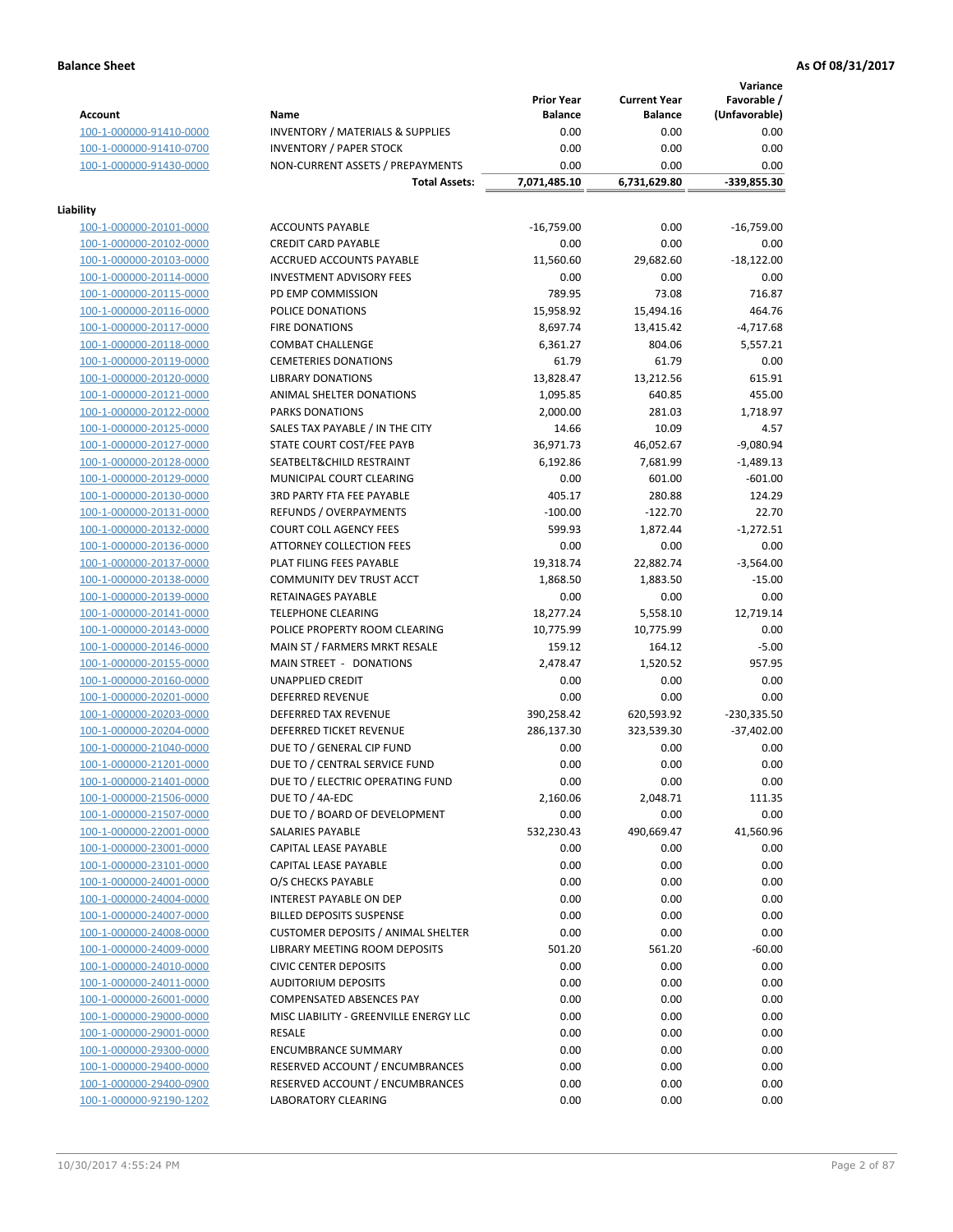**Balance Sheet** **As Of 08/31/2017**

| Account | Name | Prior Year Balance | Current Year Balance | Variance Favorable / (Unfavorable) |
|---|---|---|---|---|
| 100-1-000000-91410-0000 | INVENTORY / MATERIALS & SUPPLIES | 0.00 | 0.00 | 0.00 |
| 100-1-000000-91410-0700 | INVENTORY / PAPER STOCK | 0.00 | 0.00 | 0.00 |
| 100-1-000000-91430-0000 | NON-CURRENT ASSETS / PREPAYMENTS | 0.00 | 0.00 | 0.00 |
| | **Total Assets:** | **7,071,485.10** | **6,731,629.80** | **-339,855.30** |

**Liability**

| Account | Name | Prior Year Balance | Current Year Balance | Variance Favorable / (Unfavorable) |
|---|---|---|---|---|
| 100-1-000000-20101-0000 | ACCOUNTS PAYABLE | -16,759.00 | 0.00 | -16,759.00 |
| 100-1-000000-20102-0000 | CREDIT CARD PAYABLE | 0.00 | 0.00 | 0.00 |
| 100-1-000000-20103-0000 | ACCRUED ACCOUNTS PAYABLE | 11,560.60 | 29,682.60 | -18,122.00 |
| 100-1-000000-20114-0000 | INVESTMENT ADVISORY FEES | 0.00 | 0.00 | 0.00 |
| 100-1-000000-20115-0000 | PD EMP COMMISSION | 789.95 | 73.08 | 716.87 |
| 100-1-000000-20116-0000 | POLICE DONATIONS | 15,958.92 | 15,494.16 | 464.76 |
| 100-1-000000-20117-0000 | FIRE DONATIONS | 8,697.74 | 13,415.42 | -4,717.68 |
| 100-1-000000-20118-0000 | COMBAT CHALLENGE | 6,361.27 | 804.06 | 5,557.21 |
| 100-1-000000-20119-0000 | CEMETERIES DONATIONS | 61.79 | 61.79 | 0.00 |
| 100-1-000000-20120-0000 | LIBRARY DONATIONS | 13,828.47 | 13,212.56 | 615.91 |
| 100-1-000000-20121-0000 | ANIMAL SHELTER DONATIONS | 1,095.85 | 640.85 | 455.00 |
| 100-1-000000-20122-0000 | PARKS DONATIONS | 2,000.00 | 281.03 | 1,718.97 |
| 100-1-000000-20125-0000 | SALES TAX PAYABLE / IN THE CITY | 14.66 | 10.09 | 4.57 |
| 100-1-000000-20127-0000 | STATE COURT COST/FEE PAYB | 36,971.73 | 46,052.67 | -9,080.94 |
| 100-1-000000-20128-0000 | SEATBELT&CHILD RESTRAINT | 6,192.86 | 7,681.99 | -1,489.13 |
| 100-1-000000-20129-0000 | MUNICIPAL COURT CLEARING | 0.00 | 601.00 | -601.00 |
| 100-1-000000-20130-0000 | 3RD PARTY FTA FEE PAYABLE | 405.17 | 280.88 | 124.29 |
| 100-1-000000-20131-0000 | REFUNDS / OVERPAYMENTS | -100.00 | -122.70 | 22.70 |
| 100-1-000000-20132-0000 | COURT COLL AGENCY FEES | 599.93 | 1,872.44 | -1,272.51 |
| 100-1-000000-20136-0000 | ATTORNEY COLLECTION FEES | 0.00 | 0.00 | 0.00 |
| 100-1-000000-20137-0000 | PLAT FILING FEES PAYABLE | 19,318.74 | 22,882.74 | -3,564.00 |
| 100-1-000000-20138-0000 | COMMUNITY DEV TRUST ACCT | 1,868.50 | 1,883.50 | -15.00 |
| 100-1-000000-20139-0000 | RETAINAGES PAYABLE | 0.00 | 0.00 | 0.00 |
| 100-1-000000-20141-0000 | TELEPHONE CLEARING | 18,277.24 | 5,558.10 | 12,719.14 |
| 100-1-000000-20143-0000 | POLICE PROPERTY ROOM CLEARING | 10,775.99 | 10,775.99 | 0.00 |
| 100-1-000000-20146-0000 | MAIN ST / FARMERS MRKT RESALE | 159.12 | 164.12 | -5.00 |
| 100-1-000000-20155-0000 | MAIN STREET - DONATIONS | 2,478.47 | 1,520.52 | 957.95 |
| 100-1-000000-20160-0000 | UNAPPLIED CREDIT | 0.00 | 0.00 | 0.00 |
| 100-1-000000-20201-0000 | DEFERRED REVENUE | 0.00 | 0.00 | 0.00 |
| 100-1-000000-20203-0000 | DEFERRED TAX REVENUE | 390,258.42 | 620,593.92 | -230,335.50 |
| 100-1-000000-20204-0000 | DEFERRED TICKET REVENUE | 286,137.30 | 323,539.30 | -37,402.00 |
| 100-1-000000-21040-0000 | DUE TO / GENERAL CIP FUND | 0.00 | 0.00 | 0.00 |
| 100-1-000000-21201-0000 | DUE TO / CENTRAL SERVICE FUND | 0.00 | 0.00 | 0.00 |
| 100-1-000000-21401-0000 | DUE TO / ELECTRIC OPERATING FUND | 0.00 | 0.00 | 0.00 |
| 100-1-000000-21506-0000 | DUE TO / 4A-EDC | 2,160.06 | 2,048.71 | 111.35 |
| 100-1-000000-21507-0000 | DUE TO / BOARD OF DEVELOPMENT | 0.00 | 0.00 | 0.00 |
| 100-1-000000-22001-0000 | SALARIES PAYABLE | 532,230.43 | 490,669.47 | 41,560.96 |
| 100-1-000000-23001-0000 | CAPITAL LEASE PAYABLE | 0.00 | 0.00 | 0.00 |
| 100-1-000000-23101-0000 | CAPITAL LEASE PAYABLE | 0.00 | 0.00 | 0.00 |
| 100-1-000000-24001-0000 | O/S CHECKS PAYABLE | 0.00 | 0.00 | 0.00 |
| 100-1-000000-24004-0000 | INTEREST PAYABLE ON DEP | 0.00 | 0.00 | 0.00 |
| 100-1-000000-24007-0000 | BILLED DEPOSITS SUSPENSE | 0.00 | 0.00 | 0.00 |
| 100-1-000000-24008-0000 | CUSTOMER DEPOSITS / ANIMAL SHELTER | 0.00 | 0.00 | 0.00 |
| 100-1-000000-24009-0000 | LIBRARY MEETING ROOM DEPOSITS | 501.20 | 561.20 | -60.00 |
| 100-1-000000-24010-0000 | CIVIC CENTER DEPOSITS | 0.00 | 0.00 | 0.00 |
| 100-1-000000-24011-0000 | AUDITORIUM DEPOSITS | 0.00 | 0.00 | 0.00 |
| 100-1-000000-26001-0000 | COMPENSATED ABSENCES PAY | 0.00 | 0.00 | 0.00 |
| 100-1-000000-29000-0000 | MISC LIABILITY - GREENVILLE ENERGY LLC | 0.00 | 0.00 | 0.00 |
| 100-1-000000-29001-0000 | RESALE | 0.00 | 0.00 | 0.00 |
| 100-1-000000-29300-0000 | ENCUMBRANCE SUMMARY | 0.00 | 0.00 | 0.00 |
| 100-1-000000-29400-0000 | RESERVED ACCOUNT / ENCUMBRANCES | 0.00 | 0.00 | 0.00 |
| 100-1-000000-29400-0900 | RESERVED ACCOUNT / ENCUMBRANCES | 0.00 | 0.00 | 0.00 |
| 100-1-000000-92190-1202 | LABORATORY CLEARING | 0.00 | 0.00 | 0.00 |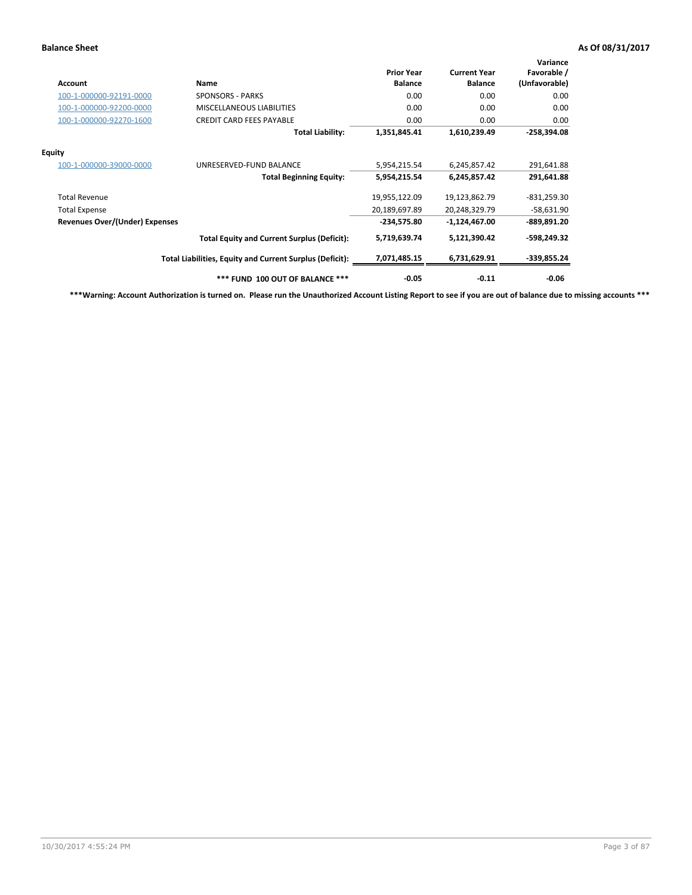**Balance Sheet** | **As Of 08/31/2017**

| Account | Name | Prior Year Balance | Current Year Balance | Variance Favorable / (Unfavorable) |
|---|---|---|---|---|
| 100-1-000000-92191-0000 | SPONSORS - PARKS | 0.00 | 0.00 | 0.00 |
| 100-1-000000-92200-0000 | MISCELLANEOUS LIABILITIES | 0.00 | 0.00 | 0.00 |
| 100-1-000000-92270-1600 | CREDIT CARD FEES PAYABLE | 0.00 | 0.00 | 0.00 |
| | **Total Liability:** | **1,351,845.41** | **1,610,239.49** | **-258,394.08** |
| **Equity** | | | | |
| 100-1-000000-39000-0000 | UNRESERVED-FUND BALANCE | 5,954,215.54 | 6,245,857.42 | 291,641.88 |
| | **Total Beginning Equity:** | **5,954,215.54** | **6,245,857.42** | **291,641.88** |
| Total Revenue | | 19,955,122.09 | 19,123,862.79 | -831,259.30 |
| Total Expense | | 20,189,697.89 | 20,248,329.79 | -58,631.90 |
| **Revenues Over/(Under) Expenses** | | **-234,575.80** | **-1,124,467.00** | **-889,891.20** |
| | **Total Equity and Current Surplus (Deficit):** | **5,719,639.74** | **5,121,390.42** | **-598,249.32** |
| | **Total Liabilities, Equity and Current Surplus (Deficit):** | **7,071,485.15** | **6,731,629.91** | **-339,855.24** |
| | **\*\*\* FUND 100 OUT OF BALANCE \*\*\*** | **-0.05** | **-0.11** | **-0.06** |

**\*\*\*Warning: Account Authorization is turned on. Please run the Unauthorized Account Listing Report to see if you are out of balance due to missing accounts \*\*\***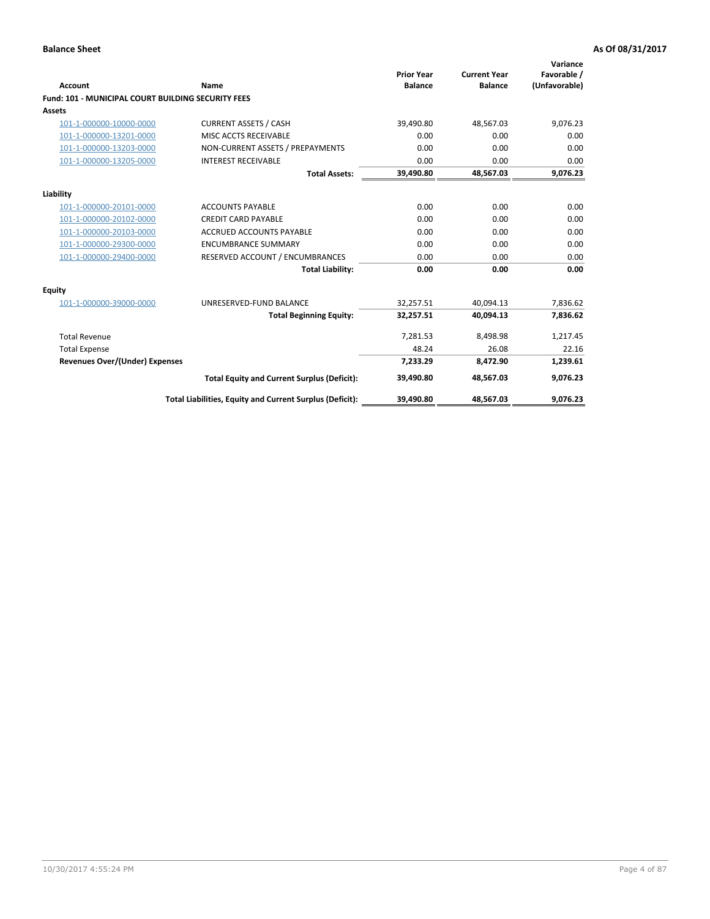**Balance Sheet** **As Of 08/31/2017**

| Account | Name | Prior Year Balance | Current Year Balance | Variance Favorable / (Unfavorable) |
|---|---|---|---|---|
| **Fund: 101 - MUNICIPAL COURT BUILDING SECURITY FEES** | | | | |
| **Assets** | | | | |
| 101-1-000000-10000-0000 | CURRENT ASSETS / CASH | 39,490.80 | 48,567.03 | 9,076.23 |
| 101-1-000000-13201-0000 | MISC ACCTS RECEIVABLE | 0.00 | 0.00 | 0.00 |
| 101-1-000000-13203-0000 | NON-CURRENT ASSETS / PREPAYMENTS | 0.00 | 0.00 | 0.00 |
| 101-1-000000-13205-0000 | INTEREST RECEIVABLE | 0.00 | 0.00 | 0.00 |
| | **Total Assets:** | **39,490.80** | **48,567.03** | **9,076.23** |
| **Liability** | | | | |
| 101-1-000000-20101-0000 | ACCOUNTS PAYABLE | 0.00 | 0.00 | 0.00 |
| 101-1-000000-20102-0000 | CREDIT CARD PAYABLE | 0.00 | 0.00 | 0.00 |
| 101-1-000000-20103-0000 | ACCRUED ACCOUNTS PAYABLE | 0.00 | 0.00 | 0.00 |
| 101-1-000000-29300-0000 | ENCUMBRANCE SUMMARY | 0.00 | 0.00 | 0.00 |
| 101-1-000000-29400-0000 | RESERVED ACCOUNT / ENCUMBRANCES | 0.00 | 0.00 | 0.00 |
| | **Total Liability:** | **0.00** | **0.00** | **0.00** |
| **Equity** | | | | |
| 101-1-000000-39000-0000 | UNRESERVED-FUND BALANCE | 32,257.51 | 40,094.13 | 7,836.62 |
| | **Total Beginning Equity:** | **32,257.51** | **40,094.13** | **7,836.62** |
| Total Revenue | | 7,281.53 | 8,498.98 | 1,217.45 |
| Total Expense | | 48.24 | 26.08 | 22.16 |
| **Revenues Over/(Under) Expenses** | | **7,233.29** | **8,472.90** | **1,239.61** |
| | **Total Equity and Current Surplus (Deficit):** | **39,490.80** | **48,567.03** | **9,076.23** |
| | **Total Liabilities, Equity and Current Surplus (Deficit):** | **39,490.80** | **48,567.03** | **9,076.23** |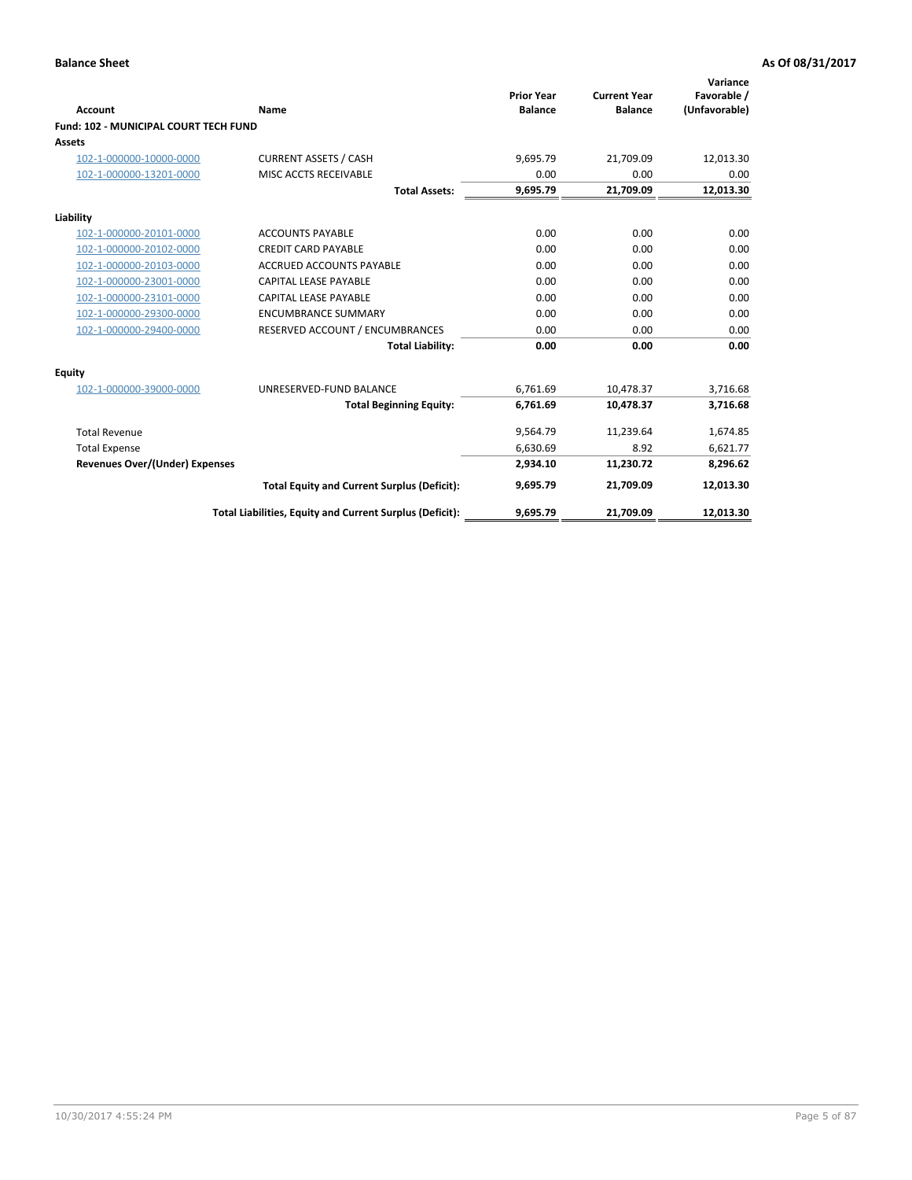**Balance Sheet** — **As Of 08/31/2017**

| Account | Name | Prior Year Balance | Current Year Balance | Variance Favorable / (Unfavorable) |
|---|---|---|---|---|
| **Fund: 102 - MUNICIPAL COURT TECH FUND** | | | | |
| **Assets** | | | | |
| 102-1-000000-10000-0000 | CURRENT ASSETS / CASH | 9,695.79 | 21,709.09 | 12,013.30 |
| 102-1-000000-13201-0000 | MISC ACCTS RECEIVABLE | 0.00 | 0.00 | 0.00 |
| | **Total Assets:** | **9,695.79** | **21,709.09** | **12,013.30** |
| **Liability** | | | | |
| 102-1-000000-20101-0000 | ACCOUNTS PAYABLE | 0.00 | 0.00 | 0.00 |
| 102-1-000000-20102-0000 | CREDIT CARD PAYABLE | 0.00 | 0.00 | 0.00 |
| 102-1-000000-20103-0000 | ACCRUED ACCOUNTS PAYABLE | 0.00 | 0.00 | 0.00 |
| 102-1-000000-23001-0000 | CAPITAL LEASE PAYABLE | 0.00 | 0.00 | 0.00 |
| 102-1-000000-23101-0000 | CAPITAL LEASE PAYABLE | 0.00 | 0.00 | 0.00 |
| 102-1-000000-29300-0000 | ENCUMBRANCE SUMMARY | 0.00 | 0.00 | 0.00 |
| 102-1-000000-29400-0000 | RESERVED ACCOUNT / ENCUMBRANCES | 0.00 | 0.00 | 0.00 |
| | **Total Liability:** | **0.00** | **0.00** | **0.00** |
| **Equity** | | | | |
| 102-1-000000-39000-0000 | UNRESERVED-FUND BALANCE | 6,761.69 | 10,478.37 | 3,716.68 |
| | **Total Beginning Equity:** | **6,761.69** | **10,478.37** | **3,716.68** |
| Total Revenue | | 9,564.79 | 11,239.64 | 1,674.85 |
| Total Expense | | 6,630.69 | 8.92 | 6,621.77 |
| **Revenues Over/(Under) Expenses** | | **2,934.10** | **11,230.72** | **8,296.62** |
| | **Total Equity and Current Surplus (Deficit):** | **9,695.79** | **21,709.09** | **12,013.30** |
| | **Total Liabilities, Equity and Current Surplus (Deficit):** | **9,695.79** | **21,709.09** | **12,013.30** |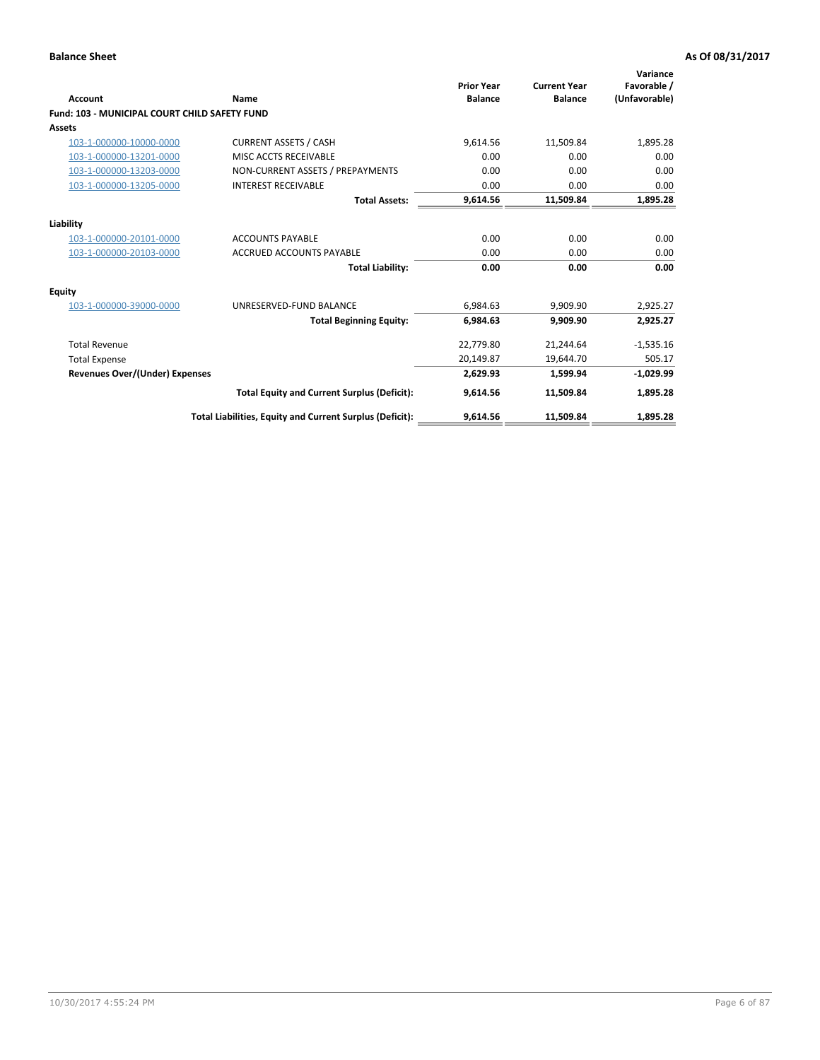**Balance Sheet** **As Of 08/31/2017**

| Account | Name | Prior Year Balance | Current Year Balance | Variance Favorable / (Unfavorable) |
|---|---|---|---|---|
| **Fund: 103 - MUNICIPAL COURT CHILD SAFETY FUND** | | | | |
| **Assets** | | | | |
| 103-1-000000-10000-0000 | CURRENT ASSETS / CASH | 9,614.56 | 11,509.84 | 1,895.28 |
| 103-1-000000-13201-0000 | MISC ACCTS RECEIVABLE | 0.00 | 0.00 | 0.00 |
| 103-1-000000-13203-0000 | NON-CURRENT ASSETS / PREPAYMENTS | 0.00 | 0.00 | 0.00 |
| 103-1-000000-13205-0000 | INTEREST RECEIVABLE | 0.00 | 0.00 | 0.00 |
| | **Total Assets:** | **9,614.56** | **11,509.84** | **1,895.28** |
| **Liability** | | | | |
| 103-1-000000-20101-0000 | ACCOUNTS PAYABLE | 0.00 | 0.00 | 0.00 |
| 103-1-000000-20103-0000 | ACCRUED ACCOUNTS PAYABLE | 0.00 | 0.00 | 0.00 |
| | **Total Liability:** | **0.00** | **0.00** | **0.00** |
| **Equity** | | | | |
| 103-1-000000-39000-0000 | UNRESERVED-FUND BALANCE | 6,984.63 | 9,909.90 | 2,925.27 |
| | **Total Beginning Equity:** | **6,984.63** | **9,909.90** | **2,925.27** |
| Total Revenue | | 22,779.80 | 21,244.64 | -1,535.16 |
| Total Expense | | 20,149.87 | 19,644.70 | 505.17 |
| **Revenues Over/(Under) Expenses** | | **2,629.93** | **1,599.94** | **-1,029.99** |
| | **Total Equity and Current Surplus (Deficit):** | **9,614.56** | **11,509.84** | **1,895.28** |
| | **Total Liabilities, Equity and Current Surplus (Deficit):** | **9,614.56** | **11,509.84** | **1,895.28** |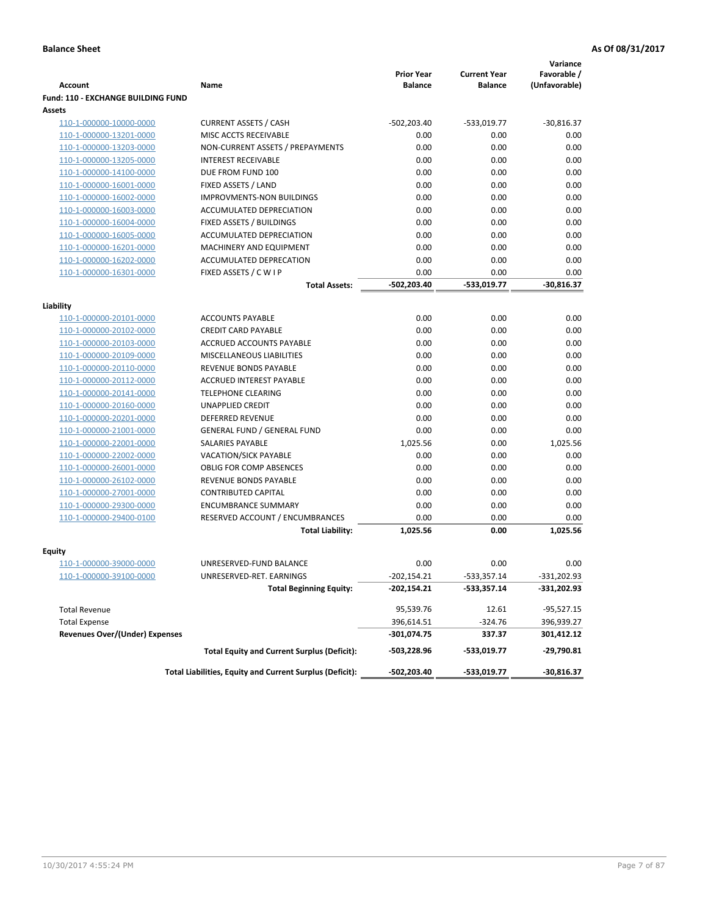**Balance Sheet** **As Of 08/31/2017**

| Account | Name | Prior Year Balance | Current Year Balance | Variance Favorable / (Unfavorable) |
|---|---|---|---|---|
| **Fund: 110 - EXCHANGE BUILDING FUND** | | | | |
| **Assets** | | | | |
| 110-1-000000-10000-0000 | CURRENT ASSETS / CASH | -502,203.40 | -533,019.77 | -30,816.37 |
| 110-1-000000-13201-0000 | MISC ACCTS RECEIVABLE | 0.00 | 0.00 | 0.00 |
| 110-1-000000-13203-0000 | NON-CURRENT ASSETS / PREPAYMENTS | 0.00 | 0.00 | 0.00 |
| 110-1-000000-13205-0000 | INTEREST RECEIVABLE | 0.00 | 0.00 | 0.00 |
| 110-1-000000-14100-0000 | DUE FROM FUND 100 | 0.00 | 0.00 | 0.00 |
| 110-1-000000-16001-0000 | FIXED ASSETS / LAND | 0.00 | 0.00 | 0.00 |
| 110-1-000000-16002-0000 | IMPROVMENTS-NON BUILDINGS | 0.00 | 0.00 | 0.00 |
| 110-1-000000-16003-0000 | ACCUMULATED DEPRECIATION | 0.00 | 0.00 | 0.00 |
| 110-1-000000-16004-0000 | FIXED ASSETS / BUILDINGS | 0.00 | 0.00 | 0.00 |
| 110-1-000000-16005-0000 | ACCUMULATED DEPRECIATION | 0.00 | 0.00 | 0.00 |
| 110-1-000000-16201-0000 | MACHINERY AND EQUIPMENT | 0.00 | 0.00 | 0.00 |
| 110-1-000000-16202-0000 | ACCUMULATED DEPRECATION | 0.00 | 0.00 | 0.00 |
| 110-1-000000-16301-0000 | FIXED ASSETS / C W I P | 0.00 | 0.00 | 0.00 |
| | **Total Assets:** | **-502,203.40** | **-533,019.77** | **-30,816.37** |
| **Liability** | | | | |
| 110-1-000000-20101-0000 | ACCOUNTS PAYABLE | 0.00 | 0.00 | 0.00 |
| 110-1-000000-20102-0000 | CREDIT CARD PAYABLE | 0.00 | 0.00 | 0.00 |
| 110-1-000000-20103-0000 | ACCRUED ACCOUNTS PAYABLE | 0.00 | 0.00 | 0.00 |
| 110-1-000000-20109-0000 | MISCELLANEOUS LIABILITIES | 0.00 | 0.00 | 0.00 |
| 110-1-000000-20110-0000 | REVENUE BONDS PAYABLE | 0.00 | 0.00 | 0.00 |
| 110-1-000000-20112-0000 | ACCRUED INTEREST PAYABLE | 0.00 | 0.00 | 0.00 |
| 110-1-000000-20141-0000 | TELEPHONE CLEARING | 0.00 | 0.00 | 0.00 |
| 110-1-000000-20160-0000 | UNAPPLIED CREDIT | 0.00 | 0.00 | 0.00 |
| 110-1-000000-20201-0000 | DEFERRED REVENUE | 0.00 | 0.00 | 0.00 |
| 110-1-000000-21001-0000 | GENERAL FUND / GENERAL FUND | 0.00 | 0.00 | 0.00 |
| 110-1-000000-22001-0000 | SALARIES PAYABLE | 1,025.56 | 0.00 | 1,025.56 |
| 110-1-000000-22002-0000 | VACATION/SICK PAYABLE | 0.00 | 0.00 | 0.00 |
| 110-1-000000-26001-0000 | OBLIG FOR COMP ABSENCES | 0.00 | 0.00 | 0.00 |
| 110-1-000000-26102-0000 | REVENUE BONDS PAYABLE | 0.00 | 0.00 | 0.00 |
| 110-1-000000-27001-0000 | CONTRIBUTED CAPITAL | 0.00 | 0.00 | 0.00 |
| 110-1-000000-29300-0000 | ENCUMBRANCE SUMMARY | 0.00 | 0.00 | 0.00 |
| 110-1-000000-29400-0100 | RESERVED ACCOUNT / ENCUMBRANCES | 0.00 | 0.00 | 0.00 |
| | **Total Liability:** | **1,025.56** | **0.00** | **1,025.56** |
| **Equity** | | | | |
| 110-1-000000-39000-0000 | UNRESERVED-FUND BALANCE | 0.00 | 0.00 | 0.00 |
| 110-1-000000-39100-0000 | UNRESERVED-RET. EARNINGS | -202,154.21 | -533,357.14 | -331,202.93 |
| | **Total Beginning Equity:** | **-202,154.21** | **-533,357.14** | **-331,202.93** |
| Total Revenue | | 95,539.76 | 12.61 | -95,527.15 |
| Total Expense | | 396,614.51 | -324.76 | 396,939.27 |
| **Revenues Over/(Under) Expenses** | | **-301,074.75** | **337.37** | **301,412.12** |
| | **Total Equity and Current Surplus (Deficit):** | **-503,228.96** | **-533,019.77** | **-29,790.81** |
| | **Total Liabilities, Equity and Current Surplus (Deficit):** | **-502,203.40** | **-533,019.77** | **-30,816.37** |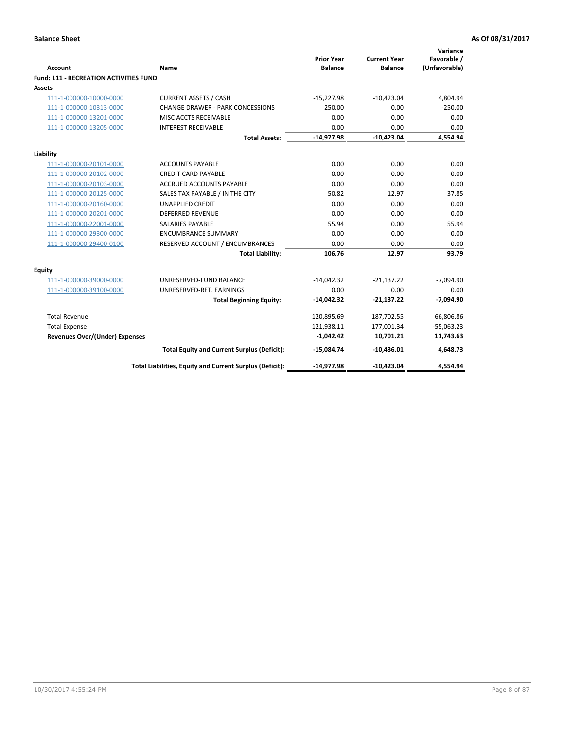**Balance Sheet** | **As Of 08/31/2017**

| Account | Name | Prior Year Balance | Current Year Balance | Variance Favorable / (Unfavorable) |
|---|---|---|---|---|
| **Fund: 111 - RECREATION ACTIVITIES FUND** | | | | |
| **Assets** | | | | |
| 111-1-000000-10000-0000 | CURRENT ASSETS / CASH | -15,227.98 | -10,423.04 | 4,804.94 |
| 111-1-000000-10313-0000 | CHANGE DRAWER - PARK CONCESSIONS | 250.00 | 0.00 | -250.00 |
| 111-1-000000-13201-0000 | MISC ACCTS RECEIVABLE | 0.00 | 0.00 | 0.00 |
| 111-1-000000-13205-0000 | INTEREST RECEIVABLE | 0.00 | 0.00 | 0.00 |
| | **Total Assets:** | **-14,977.98** | **-10,423.04** | **4,554.94** |
| **Liability** | | | | |
| 111-1-000000-20101-0000 | ACCOUNTS PAYABLE | 0.00 | 0.00 | 0.00 |
| 111-1-000000-20102-0000 | CREDIT CARD PAYABLE | 0.00 | 0.00 | 0.00 |
| 111-1-000000-20103-0000 | ACCRUED ACCOUNTS PAYABLE | 0.00 | 0.00 | 0.00 |
| 111-1-000000-20125-0000 | SALES TAX PAYABLE / IN THE CITY | 50.82 | 12.97 | 37.85 |
| 111-1-000000-20160-0000 | UNAPPLIED CREDIT | 0.00 | 0.00 | 0.00 |
| 111-1-000000-20201-0000 | DEFERRED REVENUE | 0.00 | 0.00 | 0.00 |
| 111-1-000000-22001-0000 | SALARIES PAYABLE | 55.94 | 0.00 | 55.94 |
| 111-1-000000-29300-0000 | ENCUMBRANCE SUMMARY | 0.00 | 0.00 | 0.00 |
| 111-1-000000-29400-0100 | RESERVED ACCOUNT / ENCUMBRANCES | 0.00 | 0.00 | 0.00 |
| | **Total Liability:** | **106.76** | **12.97** | **93.79** |
| **Equity** | | | | |
| 111-1-000000-39000-0000 | UNRESERVED-FUND BALANCE | -14,042.32 | -21,137.22 | -7,094.90 |
| 111-1-000000-39100-0000 | UNRESERVED-RET. EARNINGS | 0.00 | 0.00 | 0.00 |
| | **Total Beginning Equity:** | **-14,042.32** | **-21,137.22** | **-7,094.90** |
| Total Revenue | | 120,895.69 | 187,702.55 | 66,806.86 |
| Total Expense | | 121,938.11 | 177,001.34 | -55,063.23 |
| **Revenues Over/(Under) Expenses** | | **-1,042.42** | **10,701.21** | **11,743.63** |
| | **Total Equity and Current Surplus (Deficit):** | **-15,084.74** | **-10,436.01** | **4,648.73** |
| | **Total Liabilities, Equity and Current Surplus (Deficit):** | **-14,977.98** | **-10,423.04** | **4,554.94** |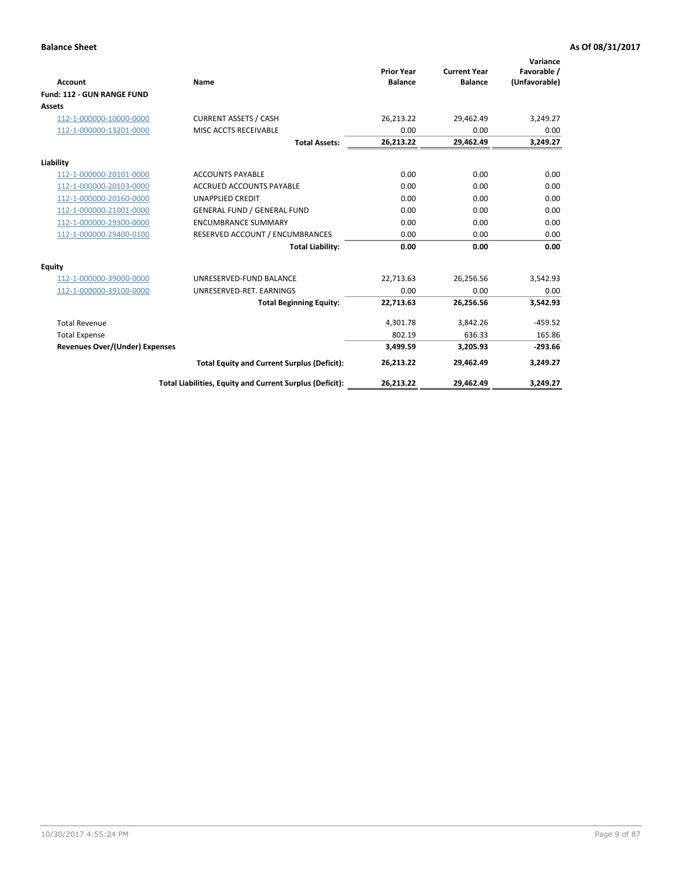**Balance Sheet** **As Of 08/31/2017**

| Account | Name | Prior Year Balance | Current Year Balance | Variance Favorable / (Unfavorable) |
|---|---|---|---|---|
| **Fund: 112 - GUN RANGE FUND** | | | | |
| **Assets** | | | | |
| 112-1-000000-10000-0000 | CURRENT ASSETS / CASH | 26,213.22 | 29,462.49 | 3,249.27 |
| 112-1-000000-13201-0000 | MISC ACCTS RECEIVABLE | 0.00 | 0.00 | 0.00 |
| | **Total Assets:** | **26,213.22** | **29,462.49** | **3,249.27** |
| **Liability** | | | | |
| 112-1-000000-20101-0000 | ACCOUNTS PAYABLE | 0.00 | 0.00 | 0.00 |
| 112-1-000000-20103-0000 | ACCRUED ACCOUNTS PAYABLE | 0.00 | 0.00 | 0.00 |
| 112-1-000000-20160-0000 | UNAPPLIED CREDIT | 0.00 | 0.00 | 0.00 |
| 112-1-000000-21001-0000 | GENERAL FUND / GENERAL FUND | 0.00 | 0.00 | 0.00 |
| 112-1-000000-29300-0000 | ENCUMBRANCE SUMMARY | 0.00 | 0.00 | 0.00 |
| 112-1-000000-29400-0100 | RESERVED ACCOUNT / ENCUMBRANCES | 0.00 | 0.00 | 0.00 |
| | **Total Liability:** | **0.00** | **0.00** | **0.00** |
| **Equity** | | | | |
| 112-1-000000-39000-0000 | UNRESERVED-FUND BALANCE | 22,713.63 | 26,256.56 | 3,542.93 |
| 112-1-000000-39100-0000 | UNRESERVED-RET. EARNINGS | 0.00 | 0.00 | 0.00 |
| | **Total Beginning Equity:** | **22,713.63** | **26,256.56** | **3,542.93** |
| Total Revenue | | 4,301.78 | 3,842.26 | -459.52 |
| Total Expense | | 802.19 | 636.33 | 165.86 |
| **Revenues Over/(Under) Expenses** | | **3,499.59** | **3,205.93** | **-293.66** |
| | **Total Equity and Current Surplus (Deficit):** | **26,213.22** | **29,462.49** | **3,249.27** |
| | **Total Liabilities, Equity and Current Surplus (Deficit):** | **26,213.22** | **29,462.49** | **3,249.27** |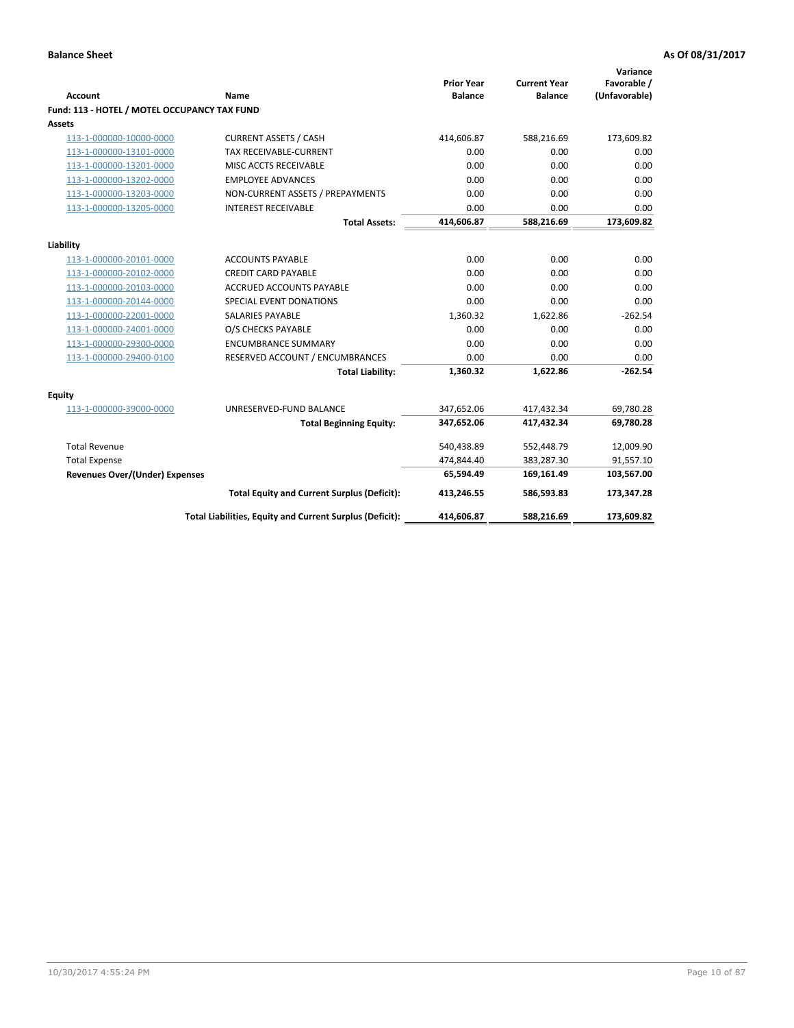**Balance Sheet** — As Of 08/31/2017

| Account | Name | Prior Year Balance | Current Year Balance | Variance Favorable / (Unfavorable) |
|---|---|---|---|---|
| **Fund: 113 - HOTEL / MOTEL OCCUPANCY TAX FUND** | | | | |
| **Assets** | | | | |
| 113-1-000000-10000-0000 | CURRENT ASSETS / CASH | 414,606.87 | 588,216.69 | 173,609.82 |
| 113-1-000000-13101-0000 | TAX RECEIVABLE-CURRENT | 0.00 | 0.00 | 0.00 |
| 113-1-000000-13201-0000 | MISC ACCTS RECEIVABLE | 0.00 | 0.00 | 0.00 |
| 113-1-000000-13202-0000 | EMPLOYEE ADVANCES | 0.00 | 0.00 | 0.00 |
| 113-1-000000-13203-0000 | NON-CURRENT ASSETS / PREPAYMENTS | 0.00 | 0.00 | 0.00 |
| 113-1-000000-13205-0000 | INTEREST RECEIVABLE | 0.00 | 0.00 | 0.00 |
| | **Total Assets:** | **414,606.87** | **588,216.69** | **173,609.82** |
| **Liability** | | | | |
| 113-1-000000-20101-0000 | ACCOUNTS PAYABLE | 0.00 | 0.00 | 0.00 |
| 113-1-000000-20102-0000 | CREDIT CARD PAYABLE | 0.00 | 0.00 | 0.00 |
| 113-1-000000-20103-0000 | ACCRUED ACCOUNTS PAYABLE | 0.00 | 0.00 | 0.00 |
| 113-1-000000-20144-0000 | SPECIAL EVENT DONATIONS | 0.00 | 0.00 | 0.00 |
| 113-1-000000-22001-0000 | SALARIES PAYABLE | 1,360.32 | 1,622.86 | -262.54 |
| 113-1-000000-24001-0000 | O/S CHECKS PAYABLE | 0.00 | 0.00 | 0.00 |
| 113-1-000000-29300-0000 | ENCUMBRANCE SUMMARY | 0.00 | 0.00 | 0.00 |
| 113-1-000000-29400-0100 | RESERVED ACCOUNT / ENCUMBRANCES | 0.00 | 0.00 | 0.00 |
| | **Total Liability:** | **1,360.32** | **1,622.86** | **-262.54** |
| **Equity** | | | | |
| 113-1-000000-39000-0000 | UNRESERVED-FUND BALANCE | 347,652.06 | 417,432.34 | 69,780.28 |
| | **Total Beginning Equity:** | **347,652.06** | **417,432.34** | **69,780.28** |
| Total Revenue | | 540,438.89 | 552,448.79 | 12,009.90 |
| Total Expense | | 474,844.40 | 383,287.30 | 91,557.10 |
| **Revenues Over/(Under) Expenses** | | **65,594.49** | **169,161.49** | **103,567.00** |
| | **Total Equity and Current Surplus (Deficit):** | **413,246.55** | **586,593.83** | **173,347.28** |
| | **Total Liabilities, Equity and Current Surplus (Deficit):** | **414,606.87** | **588,216.69** | **173,609.82** |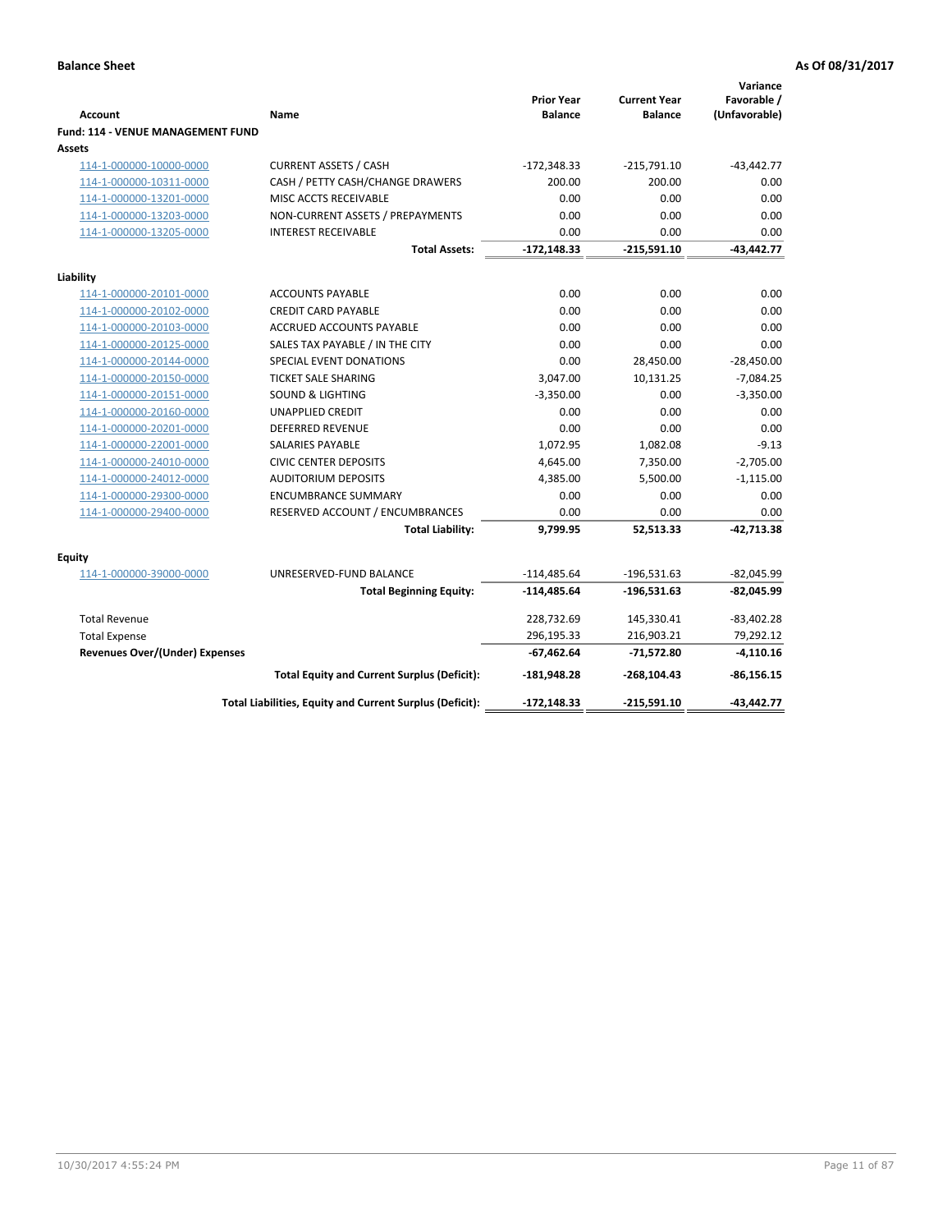**Balance Sheet** **As Of 08/31/2017**

| Account | Name | Prior Year Balance | Current Year Balance | Variance Favorable / (Unfavorable) |
|---|---|---|---|---|
| **Fund: 114 - VENUE MANAGEMENT FUND** | | | | |
| **Assets** | | | | |
| 114-1-000000-10000-0000 | CURRENT ASSETS / CASH | -172,348.33 | -215,791.10 | -43,442.77 |
| 114-1-000000-10311-0000 | CASH / PETTY CASH/CHANGE DRAWERS | 200.00 | 200.00 | 0.00 |
| 114-1-000000-13201-0000 | MISC ACCTS RECEIVABLE | 0.00 | 0.00 | 0.00 |
| 114-1-000000-13203-0000 | NON-CURRENT ASSETS / PREPAYMENTS | 0.00 | 0.00 | 0.00 |
| 114-1-000000-13205-0000 | INTEREST RECEIVABLE | 0.00 | 0.00 | 0.00 |
| | **Total Assets:** | **-172,148.33** | **-215,591.10** | **-43,442.77** |
| **Liability** | | | | |
| 114-1-000000-20101-0000 | ACCOUNTS PAYABLE | 0.00 | 0.00 | 0.00 |
| 114-1-000000-20102-0000 | CREDIT CARD PAYABLE | 0.00 | 0.00 | 0.00 |
| 114-1-000000-20103-0000 | ACCRUED ACCOUNTS PAYABLE | 0.00 | 0.00 | 0.00 |
| 114-1-000000-20125-0000 | SALES TAX PAYABLE / IN THE CITY | 0.00 | 0.00 | 0.00 |
| 114-1-000000-20144-0000 | SPECIAL EVENT DONATIONS | 0.00 | 28,450.00 | -28,450.00 |
| 114-1-000000-20150-0000 | TICKET SALE SHARING | 3,047.00 | 10,131.25 | -7,084.25 |
| 114-1-000000-20151-0000 | SOUND & LIGHTING | -3,350.00 | 0.00 | -3,350.00 |
| 114-1-000000-20160-0000 | UNAPPLIED CREDIT | 0.00 | 0.00 | 0.00 |
| 114-1-000000-20201-0000 | DEFERRED REVENUE | 0.00 | 0.00 | 0.00 |
| 114-1-000000-22001-0000 | SALARIES PAYABLE | 1,072.95 | 1,082.08 | -9.13 |
| 114-1-000000-24010-0000 | CIVIC CENTER DEPOSITS | 4,645.00 | 7,350.00 | -2,705.00 |
| 114-1-000000-24012-0000 | AUDITORIUM DEPOSITS | 4,385.00 | 5,500.00 | -1,115.00 |
| 114-1-000000-29300-0000 | ENCUMBRANCE SUMMARY | 0.00 | 0.00 | 0.00 |
| 114-1-000000-29400-0000 | RESERVED ACCOUNT / ENCUMBRANCES | 0.00 | 0.00 | 0.00 |
| | **Total Liability:** | **9,799.95** | **52,513.33** | **-42,713.38** |
| **Equity** | | | | |
| 114-1-000000-39000-0000 | UNRESERVED-FUND BALANCE | -114,485.64 | -196,531.63 | -82,045.99 |
| | **Total Beginning Equity:** | **-114,485.64** | **-196,531.63** | **-82,045.99** |
| Total Revenue | | 228,732.69 | 145,330.41 | -83,402.28 |
| Total Expense | | 296,195.33 | 216,903.21 | 79,292.12 |
| **Revenues Over/(Under) Expenses** | | **-67,462.64** | **-71,572.80** | **-4,110.16** |
| | **Total Equity and Current Surplus (Deficit):** | **-181,948.28** | **-268,104.43** | **-86,156.15** |
| | **Total Liabilities, Equity and Current Surplus (Deficit):** | **-172,148.33** | **-215,591.10** | **-43,442.77** |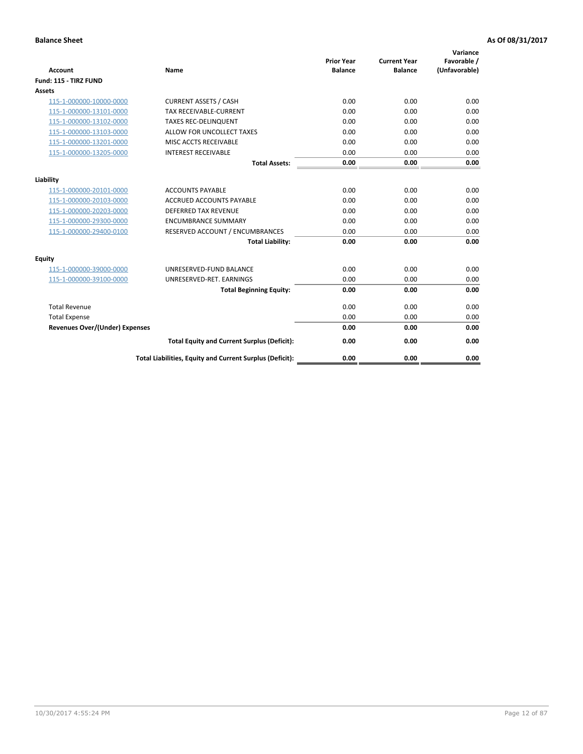**Balance Sheet** **As Of 08/31/2017**

| Account | Name | Prior Year Balance | Current Year Balance | Variance Favorable / (Unfavorable) |
|---|---|---|---|---|
| **Fund: 115 - TIRZ FUND** | | | | |
| **Assets** | | | | |
| 115-1-000000-10000-0000 | CURRENT ASSETS / CASH | 0.00 | 0.00 | 0.00 |
| 115-1-000000-13101-0000 | TAX RECEIVABLE-CURRENT | 0.00 | 0.00 | 0.00 |
| 115-1-000000-13102-0000 | TAXES REC-DELINQUENT | 0.00 | 0.00 | 0.00 |
| 115-1-000000-13103-0000 | ALLOW FOR UNCOLLECT TAXES | 0.00 | 0.00 | 0.00 |
| 115-1-000000-13201-0000 | MISC ACCTS RECEIVABLE | 0.00 | 0.00 | 0.00 |
| 115-1-000000-13205-0000 | INTEREST RECEIVABLE | 0.00 | 0.00 | 0.00 |
| | **Total Assets:** | **0.00** | **0.00** | **0.00** |
| **Liability** | | | | |
| 115-1-000000-20101-0000 | ACCOUNTS PAYABLE | 0.00 | 0.00 | 0.00 |
| 115-1-000000-20103-0000 | ACCRUED ACCOUNTS PAYABLE | 0.00 | 0.00 | 0.00 |
| 115-1-000000-20203-0000 | DEFERRED TAX REVENUE | 0.00 | 0.00 | 0.00 |
| 115-1-000000-29300-0000 | ENCUMBRANCE SUMMARY | 0.00 | 0.00 | 0.00 |
| 115-1-000000-29400-0100 | RESERVED ACCOUNT / ENCUMBRANCES | 0.00 | 0.00 | 0.00 |
| | **Total Liability:** | **0.00** | **0.00** | **0.00** |
| **Equity** | | | | |
| 115-1-000000-39000-0000 | UNRESERVED-FUND BALANCE | 0.00 | 0.00 | 0.00 |
| 115-1-000000-39100-0000 | UNRESERVED-RET. EARNINGS | 0.00 | 0.00 | 0.00 |
| | **Total Beginning Equity:** | **0.00** | **0.00** | **0.00** |
| Total Revenue | | 0.00 | 0.00 | 0.00 |
| Total Expense | | 0.00 | 0.00 | 0.00 |
| **Revenues Over/(Under) Expenses** | | **0.00** | **0.00** | **0.00** |
| | **Total Equity and Current Surplus (Deficit):** | **0.00** | **0.00** | **0.00** |
| | **Total Liabilities, Equity and Current Surplus (Deficit):** | **0.00** | **0.00** | **0.00** |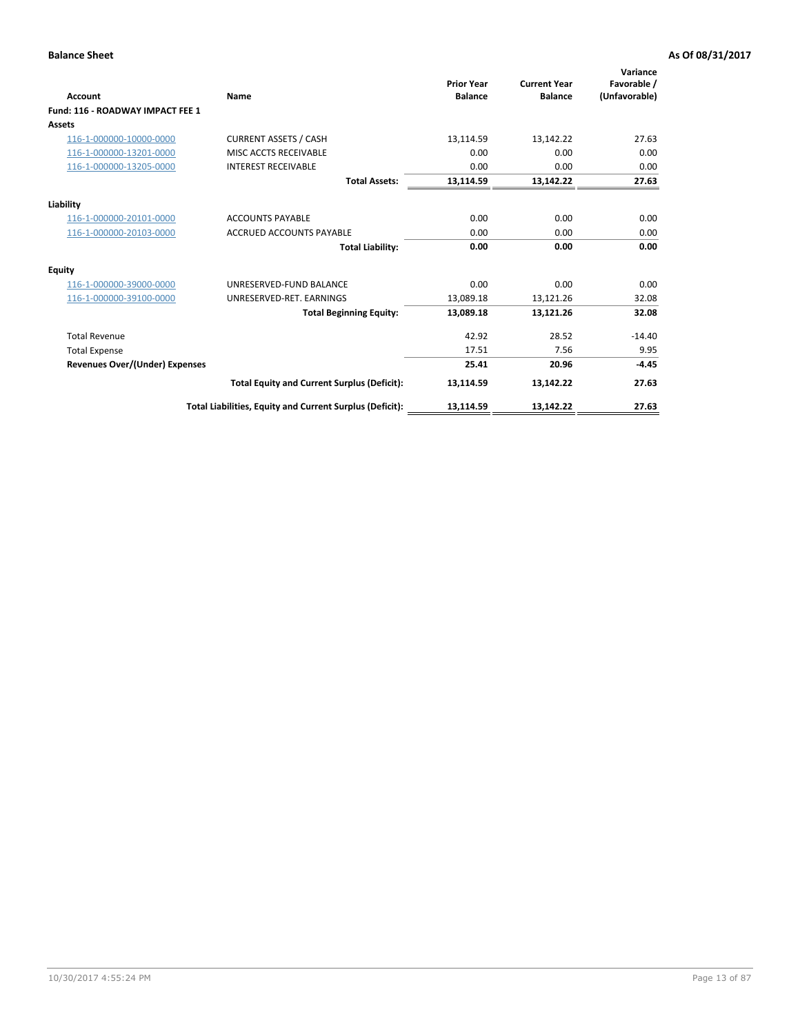**Balance Sheet** **As Of 08/31/2017**

| Account | Name | Prior Year Balance | Current Year Balance | Variance Favorable / (Unfavorable) |
|---|---|---|---|---|
| **Fund: 116 - ROADWAY IMPACT FEE 1** | | | | |
| **Assets** | | | | |
| 116-1-000000-10000-0000 | CURRENT ASSETS / CASH | 13,114.59 | 13,142.22 | 27.63 |
| 116-1-000000-13201-0000 | MISC ACCTS RECEIVABLE | 0.00 | 0.00 | 0.00 |
| 116-1-000000-13205-0000 | INTEREST RECEIVABLE | 0.00 | 0.00 | 0.00 |
| | **Total Assets:** | **13,114.59** | **13,142.22** | **27.63** |
| **Liability** | | | | |
| 116-1-000000-20101-0000 | ACCOUNTS PAYABLE | 0.00 | 0.00 | 0.00 |
| 116-1-000000-20103-0000 | ACCRUED ACCOUNTS PAYABLE | 0.00 | 0.00 | 0.00 |
| | **Total Liability:** | **0.00** | **0.00** | **0.00** |
| **Equity** | | | | |
| 116-1-000000-39000-0000 | UNRESERVED-FUND BALANCE | 0.00 | 0.00 | 0.00 |
| 116-1-000000-39100-0000 | UNRESERVED-RET. EARNINGS | 13,089.18 | 13,121.26 | 32.08 |
| | **Total Beginning Equity:** | **13,089.18** | **13,121.26** | **32.08** |
| Total Revenue | | 42.92 | 28.52 | -14.40 |
| Total Expense | | 17.51 | 7.56 | 9.95 |
| **Revenues Over/(Under) Expenses** | | **25.41** | **20.96** | **-4.45** |
| | **Total Equity and Current Surplus (Deficit):** | **13,114.59** | **13,142.22** | **27.63** |
| | **Total Liabilities, Equity and Current Surplus (Deficit):** | **13,114.59** | **13,142.22** | **27.63** |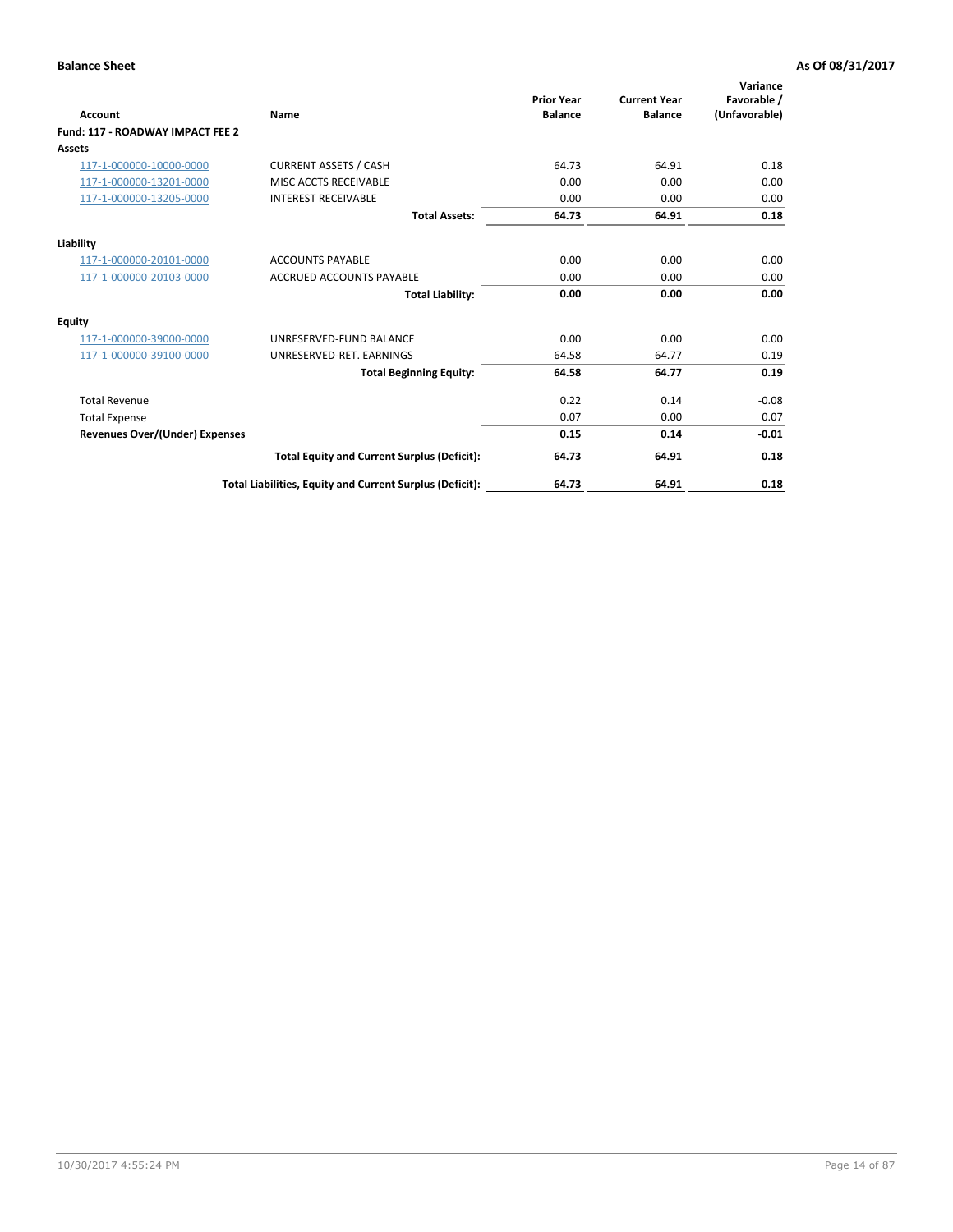**Balance Sheet** **As Of 08/31/2017**

| Account | Name | Prior Year Balance | Current Year Balance | Variance Favorable / (Unfavorable) |
|---|---|---|---|---|
| **Fund: 117 - ROADWAY IMPACT FEE 2** | | | | |
| **Assets** | | | | |
| 117-1-000000-10000-0000 | CURRENT ASSETS / CASH | 64.73 | 64.91 | 0.18 |
| 117-1-000000-13201-0000 | MISC ACCTS RECEIVABLE | 0.00 | 0.00 | 0.00 |
| 117-1-000000-13205-0000 | INTEREST RECEIVABLE | 0.00 | 0.00 | 0.00 |
| | **Total Assets:** | **64.73** | **64.91** | **0.18** |
| **Liability** | | | | |
| 117-1-000000-20101-0000 | ACCOUNTS PAYABLE | 0.00 | 0.00 | 0.00 |
| 117-1-000000-20103-0000 | ACCRUED ACCOUNTS PAYABLE | 0.00 | 0.00 | 0.00 |
| | **Total Liability:** | **0.00** | **0.00** | **0.00** |
| **Equity** | | | | |
| 117-1-000000-39000-0000 | UNRESERVED-FUND BALANCE | 0.00 | 0.00 | 0.00 |
| 117-1-000000-39100-0000 | UNRESERVED-RET. EARNINGS | 64.58 | 64.77 | 0.19 |
| | **Total Beginning Equity:** | **64.58** | **64.77** | **0.19** |
| Total Revenue | | 0.22 | 0.14 | -0.08 |
| Total Expense | | 0.07 | 0.00 | 0.07 |
| **Revenues Over/(Under) Expenses** | | **0.15** | **0.14** | **-0.01** |
| | **Total Equity and Current Surplus (Deficit):** | **64.73** | **64.91** | **0.18** |
| | **Total Liabilities, Equity and Current Surplus (Deficit):** | **64.73** | **64.91** | **0.18** |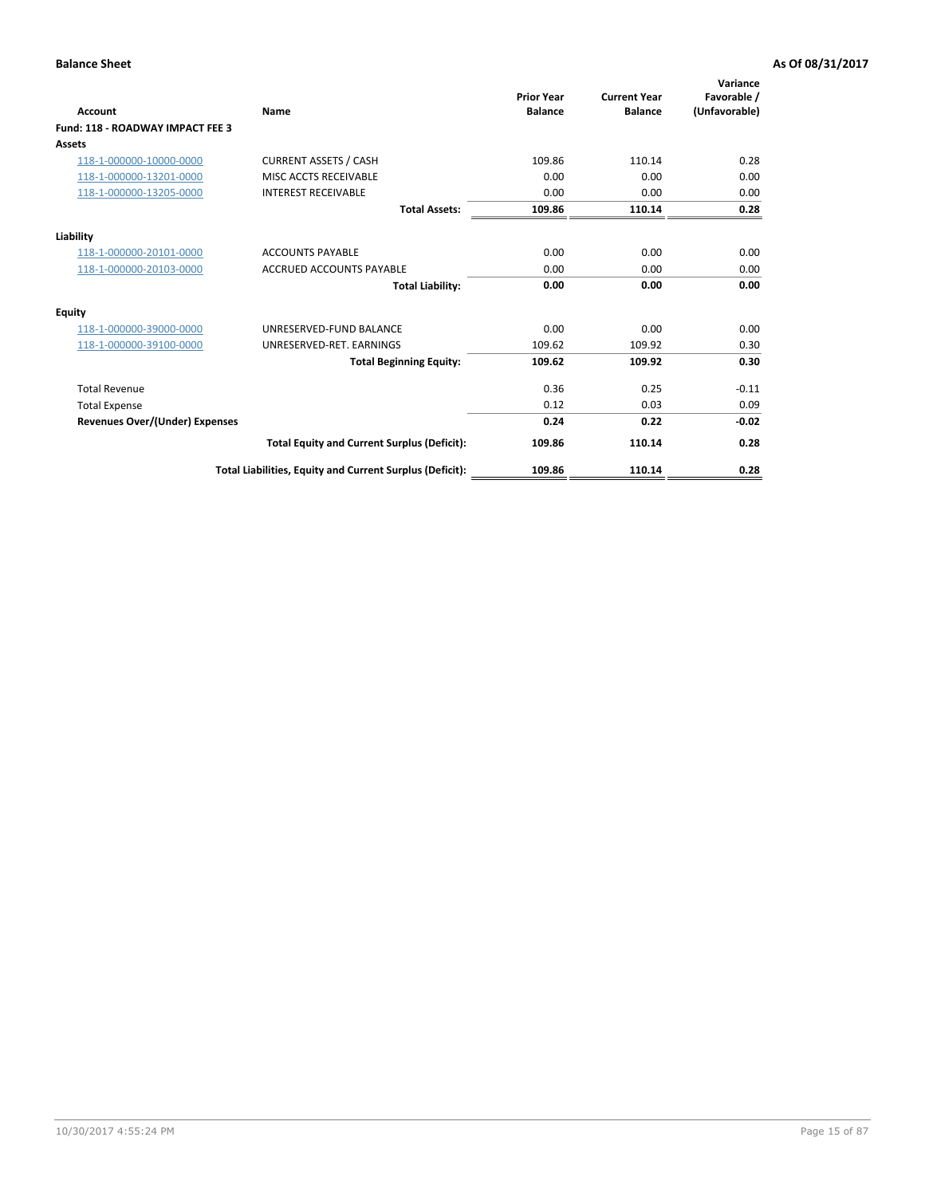**Balance Sheet** **As Of 08/31/2017**

| Account | Name | Prior Year Balance | Current Year Balance | Variance Favorable / (Unfavorable) |
|---|---|---|---|---|
| **Fund: 118 - ROADWAY IMPACT FEE 3** | | | | |
| **Assets** | | | | |
| 118-1-000000-10000-0000 | CURRENT ASSETS / CASH | 109.86 | 110.14 | 0.28 |
| 118-1-000000-13201-0000 | MISC ACCTS RECEIVABLE | 0.00 | 0.00 | 0.00 |
| 118-1-000000-13205-0000 | INTEREST RECEIVABLE | 0.00 | 0.00 | 0.00 |
| | **Total Assets:** | **109.86** | **110.14** | **0.28** |
| **Liability** | | | | |
| 118-1-000000-20101-0000 | ACCOUNTS PAYABLE | 0.00 | 0.00 | 0.00 |
| 118-1-000000-20103-0000 | ACCRUED ACCOUNTS PAYABLE | 0.00 | 0.00 | 0.00 |
| | **Total Liability:** | **0.00** | **0.00** | **0.00** |
| **Equity** | | | | |
| 118-1-000000-39000-0000 | UNRESERVED-FUND BALANCE | 0.00 | 0.00 | 0.00 |
| 118-1-000000-39100-0000 | UNRESERVED-RET. EARNINGS | 109.62 | 109.92 | 0.30 |
| | **Total Beginning Equity:** | **109.62** | **109.92** | **0.30** |
| Total Revenue | | 0.36 | 0.25 | -0.11 |
| Total Expense | | 0.12 | 0.03 | 0.09 |
| **Revenues Over/(Under) Expenses** | | **0.24** | **0.22** | **-0.02** |
| | **Total Equity and Current Surplus (Deficit):** | **109.86** | **110.14** | **0.28** |
| | **Total Liabilities, Equity and Current Surplus (Deficit):** | **109.86** | **110.14** | **0.28** |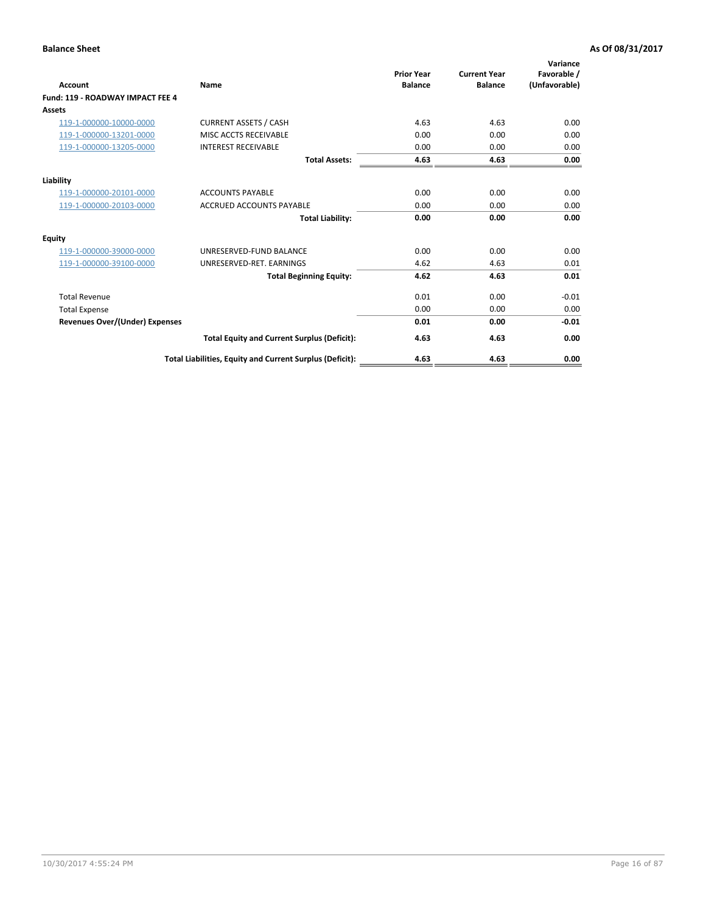**Balance Sheet** **As Of 08/31/2017**

| Account | Name | Prior Year Balance | Current Year Balance | Variance Favorable / (Unfavorable) |
|---|---|---|---|---|
| **Fund: 119 - ROADWAY IMPACT FEE 4** | | | | |
| **Assets** | | | | |
| 119-1-000000-10000-0000 | CURRENT ASSETS / CASH | 4.63 | 4.63 | 0.00 |
| 119-1-000000-13201-0000 | MISC ACCTS RECEIVABLE | 0.00 | 0.00 | 0.00 |
| 119-1-000000-13205-0000 | INTEREST RECEIVABLE | 0.00 | 0.00 | 0.00 |
| | **Total Assets:** | **4.63** | **4.63** | **0.00** |
| **Liability** | | | | |
| 119-1-000000-20101-0000 | ACCOUNTS PAYABLE | 0.00 | 0.00 | 0.00 |
| 119-1-000000-20103-0000 | ACCRUED ACCOUNTS PAYABLE | 0.00 | 0.00 | 0.00 |
| | **Total Liability:** | **0.00** | **0.00** | **0.00** |
| **Equity** | | | | |
| 119-1-000000-39000-0000 | UNRESERVED-FUND BALANCE | 0.00 | 0.00 | 0.00 |
| 119-1-000000-39100-0000 | UNRESERVED-RET. EARNINGS | 4.62 | 4.63 | 0.01 |
| | **Total Beginning Equity:** | **4.62** | **4.63** | **0.01** |
| Total Revenue | | 0.01 | 0.00 | -0.01 |
| Total Expense | | 0.00 | 0.00 | 0.00 |
| **Revenues Over/(Under) Expenses** | | **0.01** | **0.00** | **-0.01** |
| | **Total Equity and Current Surplus (Deficit):** | **4.63** | **4.63** | **0.00** |
| | **Total Liabilities, Equity and Current Surplus (Deficit):** | **4.63** | **4.63** | **0.00** |

10/30/2017 4:55:24 PM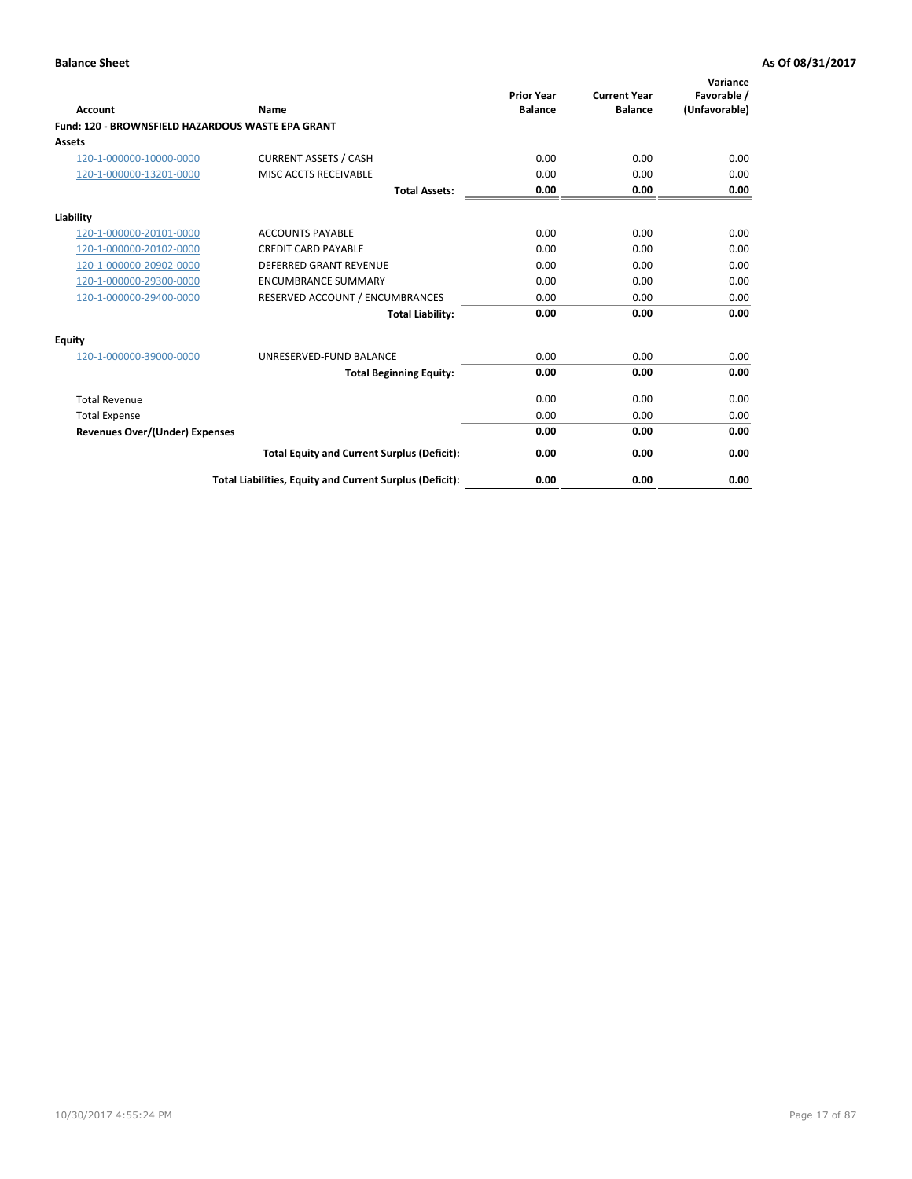**Balance Sheet** **As Of 08/31/2017**

| Account | Name | Prior Year Balance | Current Year Balance | Variance Favorable / (Unfavorable) |
|---|---|---|---|---|
| **Fund: 120 - BROWNSFIELD HAZARDOUS WASTE EPA GRANT** | | | | |
| **Assets** | | | | |
| 120-1-000000-10000-0000 | CURRENT ASSETS / CASH | 0.00 | 0.00 | 0.00 |
| 120-1-000000-13201-0000 | MISC ACCTS RECEIVABLE | 0.00 | 0.00 | 0.00 |
| | **Total Assets:** | **0.00** | **0.00** | **0.00** |
| **Liability** | | | | |
| 120-1-000000-20101-0000 | ACCOUNTS PAYABLE | 0.00 | 0.00 | 0.00 |
| 120-1-000000-20102-0000 | CREDIT CARD PAYABLE | 0.00 | 0.00 | 0.00 |
| 120-1-000000-20902-0000 | DEFERRED GRANT REVENUE | 0.00 | 0.00 | 0.00 |
| 120-1-000000-29300-0000 | ENCUMBRANCE SUMMARY | 0.00 | 0.00 | 0.00 |
| 120-1-000000-29400-0000 | RESERVED ACCOUNT / ENCUMBRANCES | 0.00 | 0.00 | 0.00 |
| | **Total Liability:** | **0.00** | **0.00** | **0.00** |
| **Equity** | | | | |
| 120-1-000000-39000-0000 | UNRESERVED-FUND BALANCE | 0.00 | 0.00 | 0.00 |
| | **Total Beginning Equity:** | **0.00** | **0.00** | **0.00** |
| Total Revenue | | 0.00 | 0.00 | 0.00 |
| Total Expense | | 0.00 | 0.00 | 0.00 |
| **Revenues Over/(Under) Expenses** | | **0.00** | **0.00** | **0.00** |
| | **Total Equity and Current Surplus (Deficit):** | **0.00** | **0.00** | **0.00** |
| | **Total Liabilities, Equity and Current Surplus (Deficit):** | **0.00** | **0.00** | **0.00** |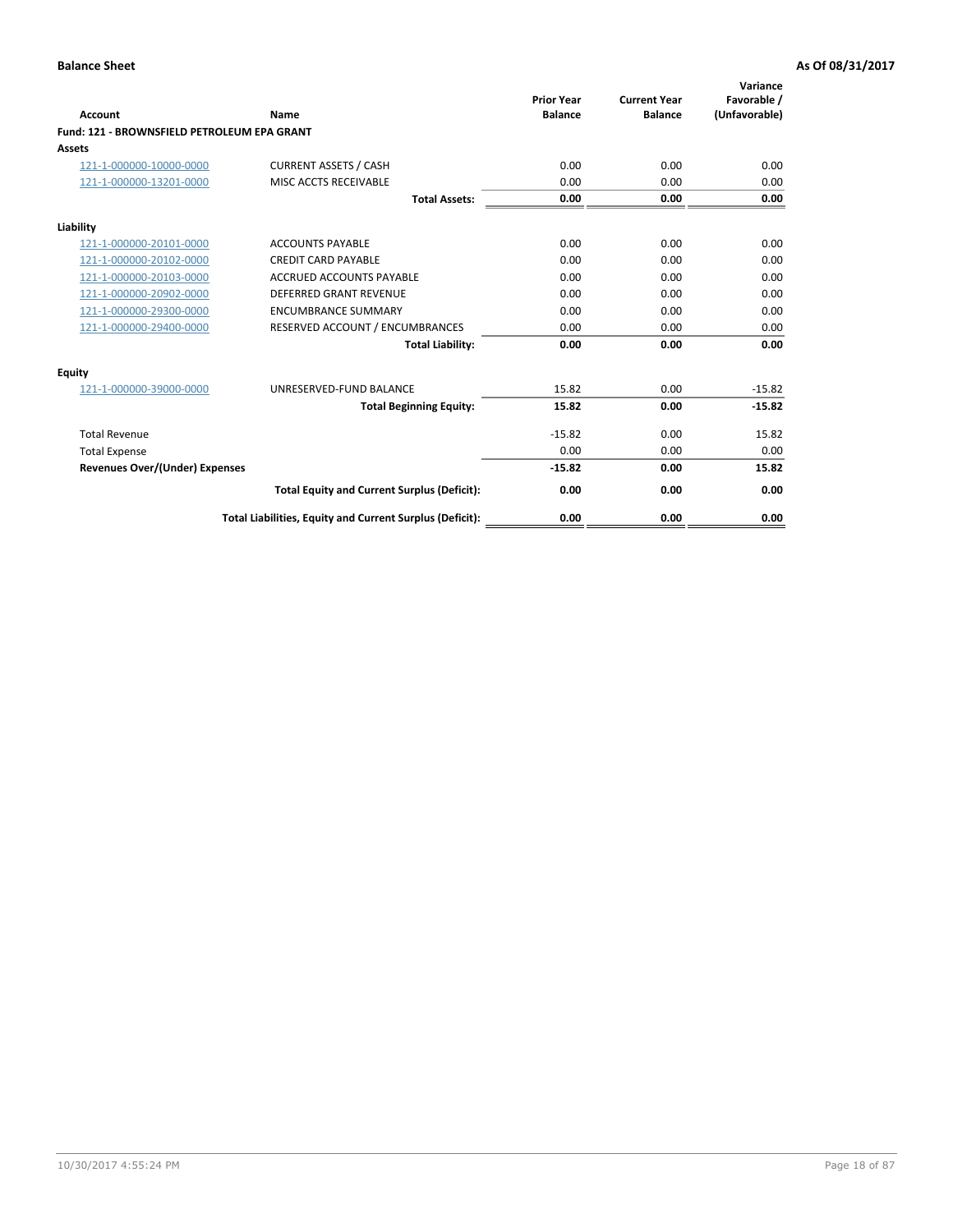**Balance Sheet** **As Of 08/31/2017**

| Account | Name | Prior Year Balance | Current Year Balance | Variance Favorable / (Unfavorable) |
|---|---|---|---|---|
| **Fund: 121 - BROWNSFIELD PETROLEUM EPA GRANT** | | | | |
| **Assets** | | | | |
| 121-1-000000-10000-0000 | CURRENT ASSETS / CASH | 0.00 | 0.00 | 0.00 |
| 121-1-000000-13201-0000 | MISC ACCTS RECEIVABLE | 0.00 | 0.00 | 0.00 |
| | **Total Assets:** | **0.00** | **0.00** | **0.00** |
| **Liability** | | | | |
| 121-1-000000-20101-0000 | ACCOUNTS PAYABLE | 0.00 | 0.00 | 0.00 |
| 121-1-000000-20102-0000 | CREDIT CARD PAYABLE | 0.00 | 0.00 | 0.00 |
| 121-1-000000-20103-0000 | ACCRUED ACCOUNTS PAYABLE | 0.00 | 0.00 | 0.00 |
| 121-1-000000-20902-0000 | DEFERRED GRANT REVENUE | 0.00 | 0.00 | 0.00 |
| 121-1-000000-29300-0000 | ENCUMBRANCE SUMMARY | 0.00 | 0.00 | 0.00 |
| 121-1-000000-29400-0000 | RESERVED ACCOUNT / ENCUMBRANCES | 0.00 | 0.00 | 0.00 |
| | **Total Liability:** | **0.00** | **0.00** | **0.00** |
| **Equity** | | | | |
| 121-1-000000-39000-0000 | UNRESERVED-FUND BALANCE | 15.82 | 0.00 | -15.82 |
| | **Total Beginning Equity:** | **15.82** | **0.00** | **-15.82** |
| Total Revenue | | -15.82 | 0.00 | 15.82 |
| Total Expense | | 0.00 | 0.00 | 0.00 |
| **Revenues Over/(Under) Expenses** | | **-15.82** | **0.00** | **15.82** |
| | **Total Equity and Current Surplus (Deficit):** | **0.00** | **0.00** | **0.00** |
| | **Total Liabilities, Equity and Current Surplus (Deficit):** | **0.00** | **0.00** | **0.00** |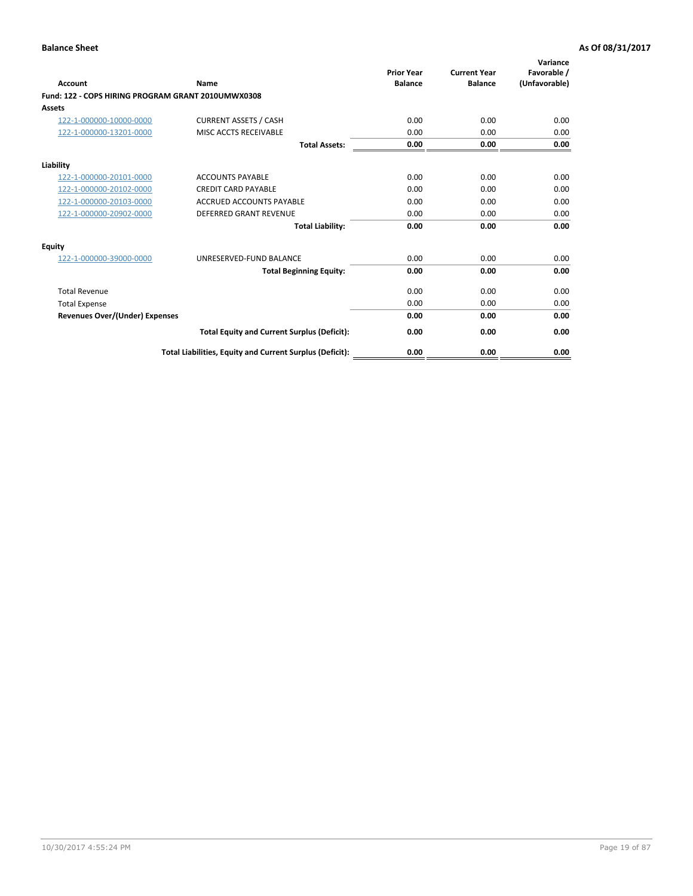**Balance Sheet** **As Of 08/31/2017**

| Account | Name | Prior Year Balance | Current Year Balance | Variance Favorable / (Unfavorable) |
|---|---|---|---|---|
| **Fund: 122 - COPS HIRING PROGRAM GRANT 2010UMWX0308** | | | | |
| **Assets** | | | | |
| 122-1-000000-10000-0000 | CURRENT ASSETS / CASH | 0.00 | 0.00 | 0.00 |
| 122-1-000000-13201-0000 | MISC ACCTS RECEIVABLE | 0.00 | 0.00 | 0.00 |
| | **Total Assets:** | **0.00** | **0.00** | **0.00** |
| **Liability** | | | | |
| 122-1-000000-20101-0000 | ACCOUNTS PAYABLE | 0.00 | 0.00 | 0.00 |
| 122-1-000000-20102-0000 | CREDIT CARD PAYABLE | 0.00 | 0.00 | 0.00 |
| 122-1-000000-20103-0000 | ACCRUED ACCOUNTS PAYABLE | 0.00 | 0.00 | 0.00 |
| 122-1-000000-20902-0000 | DEFERRED GRANT REVENUE | 0.00 | 0.00 | 0.00 |
| | **Total Liability:** | **0.00** | **0.00** | **0.00** |
| **Equity** | | | | |
| 122-1-000000-39000-0000 | UNRESERVED-FUND BALANCE | 0.00 | 0.00 | 0.00 |
| | **Total Beginning Equity:** | **0.00** | **0.00** | **0.00** |
| Total Revenue | | 0.00 | 0.00 | 0.00 |
| Total Expense | | 0.00 | 0.00 | 0.00 |
| **Revenues Over/(Under) Expenses** | | **0.00** | **0.00** | **0.00** |
| | **Total Equity and Current Surplus (Deficit):** | **0.00** | **0.00** | **0.00** |
| | **Total Liabilities, Equity and Current Surplus (Deficit):** | **0.00** | **0.00** | **0.00** |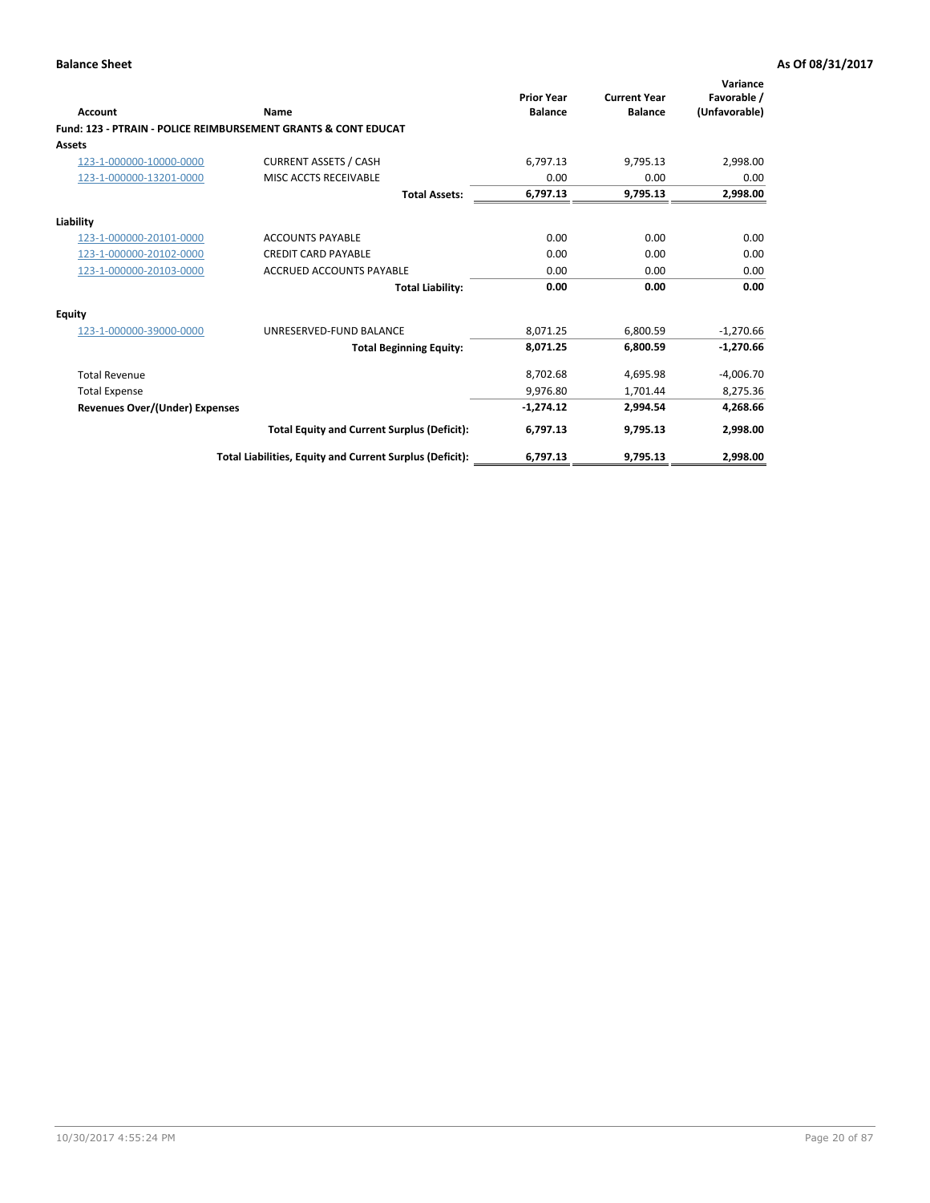**Balance Sheet** **As Of 08/31/2017**

| Account | Name | Prior Year Balance | Current Year Balance | Variance Favorable / (Unfavorable) |
|---|---|---|---|---|
| **Fund: 123 - PTRAIN - POLICE REIMBURSEMENT GRANTS & CONT EDUCAT** | | | | |
| **Assets** | | | | |
| 123-1-000000-10000-0000 | CURRENT ASSETS / CASH | 6,797.13 | 9,795.13 | 2,998.00 |
| 123-1-000000-13201-0000 | MISC ACCTS RECEIVABLE | 0.00 | 0.00 | 0.00 |
| | **Total Assets:** | **6,797.13** | **9,795.13** | **2,998.00** |
| **Liability** | | | | |
| 123-1-000000-20101-0000 | ACCOUNTS PAYABLE | 0.00 | 0.00 | 0.00 |
| 123-1-000000-20102-0000 | CREDIT CARD PAYABLE | 0.00 | 0.00 | 0.00 |
| 123-1-000000-20103-0000 | ACCRUED ACCOUNTS PAYABLE | 0.00 | 0.00 | 0.00 |
| | **Total Liability:** | **0.00** | **0.00** | **0.00** |
| **Equity** | | | | |
| 123-1-000000-39000-0000 | UNRESERVED-FUND BALANCE | 8,071.25 | 6,800.59 | -1,270.66 |
| | **Total Beginning Equity:** | **8,071.25** | **6,800.59** | **-1,270.66** |
| Total Revenue | | 8,702.68 | 4,695.98 | -4,006.70 |
| Total Expense | | 9,976.80 | 1,701.44 | 8,275.36 |
| **Revenues Over/(Under) Expenses** | | **-1,274.12** | **2,994.54** | **4,268.66** |
| | **Total Equity and Current Surplus (Deficit):** | **6,797.13** | **9,795.13** | **2,998.00** |
| | **Total Liabilities, Equity and Current Surplus (Deficit):** | **6,797.13** | **9,795.13** | **2,998.00** |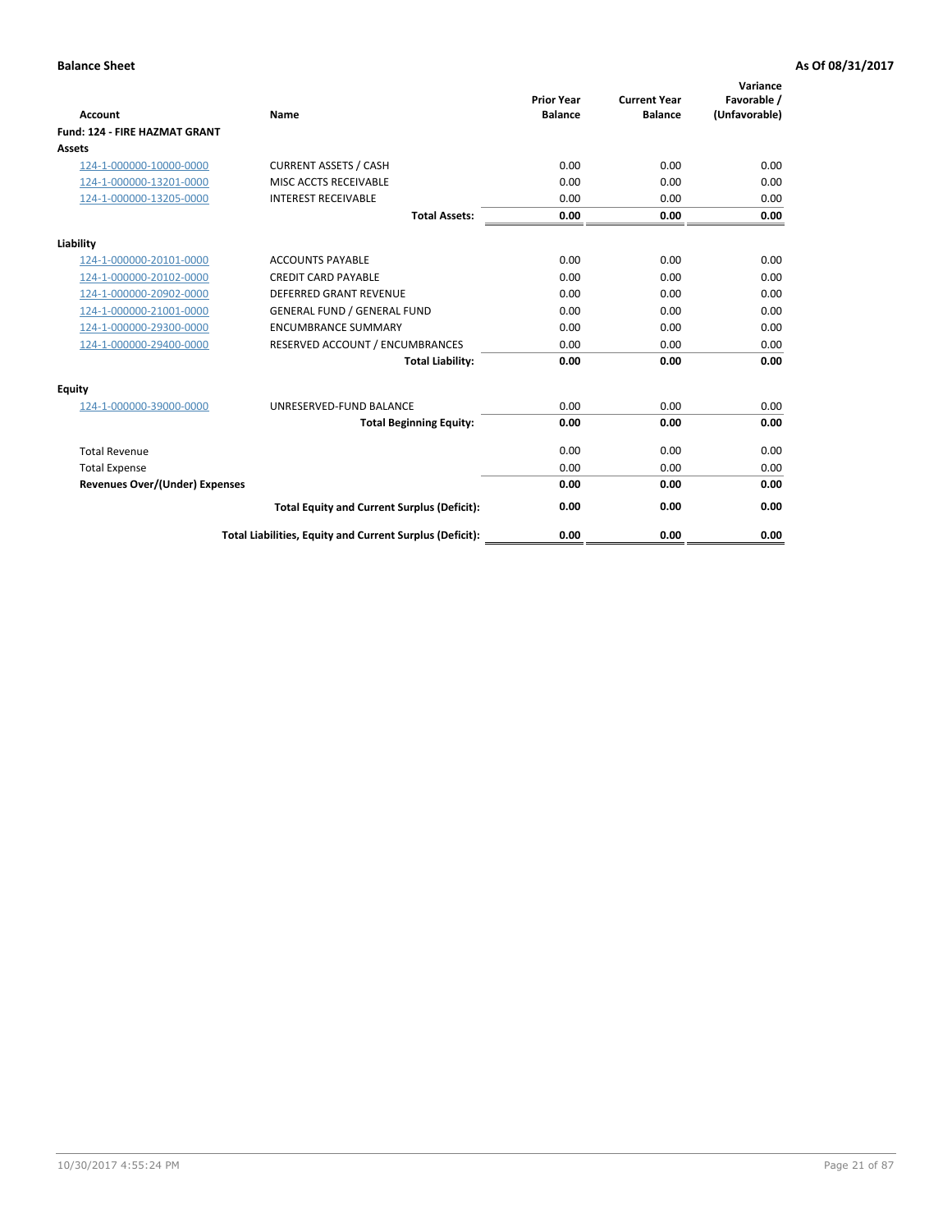**Balance Sheet** | **As Of 08/31/2017**

| Account | Name | Prior Year Balance | Current Year Balance | Variance Favorable / (Unfavorable) |
|---|---|---|---|---|
| **Fund: 124 - FIRE HAZMAT GRANT** | | | | |
| **Assets** | | | | |
| 124-1-000000-10000-0000 | CURRENT ASSETS / CASH | 0.00 | 0.00 | 0.00 |
| 124-1-000000-13201-0000 | MISC ACCTS RECEIVABLE | 0.00 | 0.00 | 0.00 |
| 124-1-000000-13205-0000 | INTEREST RECEIVABLE | 0.00 | 0.00 | 0.00 |
| | **Total Assets:** | **0.00** | **0.00** | **0.00** |
| **Liability** | | | | |
| 124-1-000000-20101-0000 | ACCOUNTS PAYABLE | 0.00 | 0.00 | 0.00 |
| 124-1-000000-20102-0000 | CREDIT CARD PAYABLE | 0.00 | 0.00 | 0.00 |
| 124-1-000000-20902-0000 | DEFERRED GRANT REVENUE | 0.00 | 0.00 | 0.00 |
| 124-1-000000-21001-0000 | GENERAL FUND / GENERAL FUND | 0.00 | 0.00 | 0.00 |
| 124-1-000000-29300-0000 | ENCUMBRANCE SUMMARY | 0.00 | 0.00 | 0.00 |
| 124-1-000000-29400-0000 | RESERVED ACCOUNT / ENCUMBRANCES | 0.00 | 0.00 | 0.00 |
| | **Total Liability:** | **0.00** | **0.00** | **0.00** |
| **Equity** | | | | |
| 124-1-000000-39000-0000 | UNRESERVED-FUND BALANCE | 0.00 | 0.00 | 0.00 |
| | **Total Beginning Equity:** | **0.00** | **0.00** | **0.00** |
| Total Revenue | | 0.00 | 0.00 | 0.00 |
| Total Expense | | 0.00 | 0.00 | 0.00 |
| **Revenues Over/(Under) Expenses** | | **0.00** | **0.00** | **0.00** |
| | **Total Equity and Current Surplus (Deficit):** | **0.00** | **0.00** | **0.00** |
| | **Total Liabilities, Equity and Current Surplus (Deficit):** | **0.00** | **0.00** | **0.00** |

10/30/2017 4:55:24 PM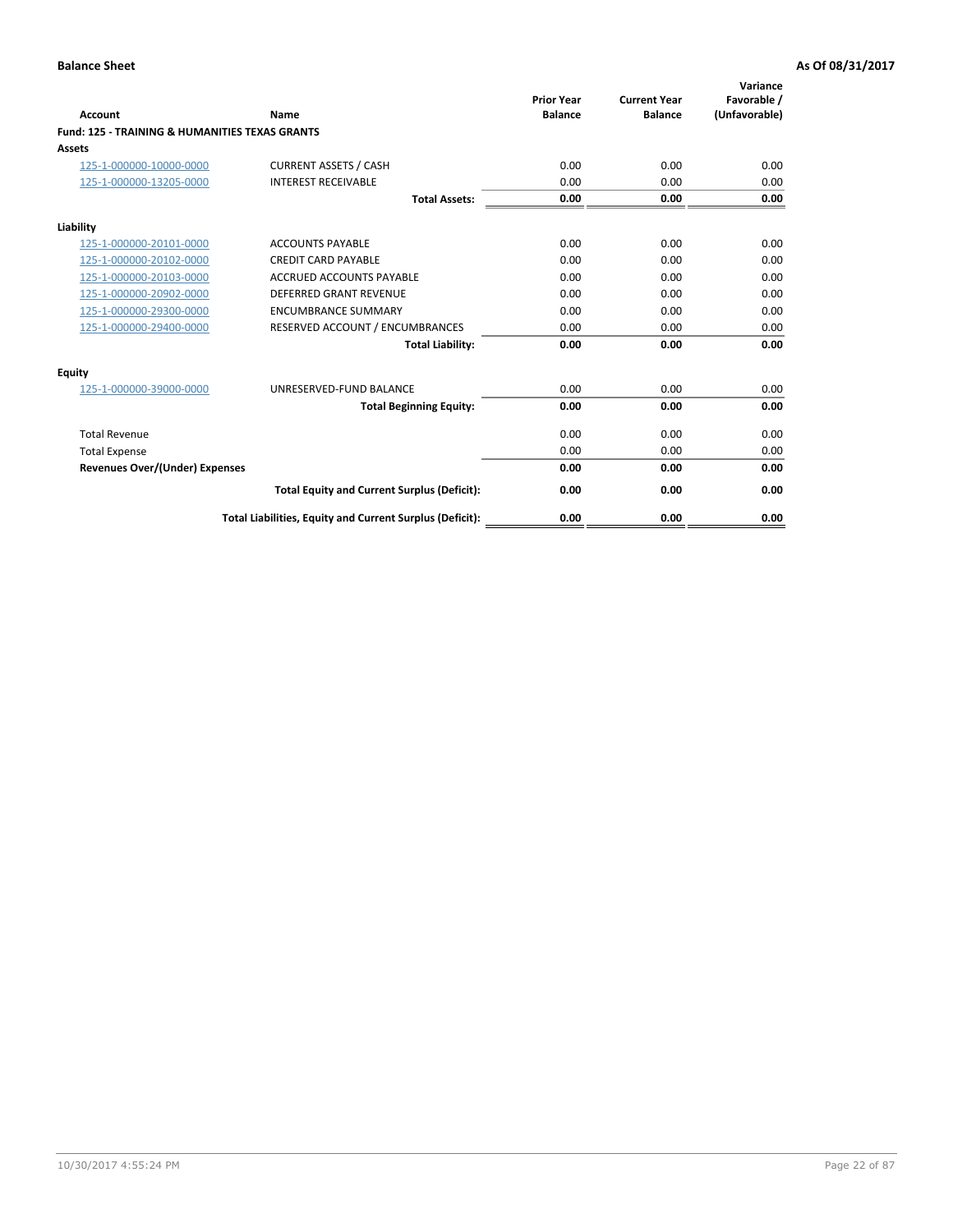**Balance Sheet** | **As Of 08/31/2017**

| Account | Name | Prior Year Balance | Current Year Balance | Variance Favorable / (Unfavorable) |
|---|---|---|---|---|
| **Fund: 125 - TRAINING & HUMANITIES TEXAS GRANTS** | | | | |
| **Assets** | | | | |
| 125-1-000000-10000-0000 | CURRENT ASSETS / CASH | 0.00 | 0.00 | 0.00 |
| 125-1-000000-13205-0000 | INTEREST RECEIVABLE | 0.00 | 0.00 | 0.00 |
| | **Total Assets:** | **0.00** | **0.00** | **0.00** |
| **Liability** | | | | |
| 125-1-000000-20101-0000 | ACCOUNTS PAYABLE | 0.00 | 0.00 | 0.00 |
| 125-1-000000-20102-0000 | CREDIT CARD PAYABLE | 0.00 | 0.00 | 0.00 |
| 125-1-000000-20103-0000 | ACCRUED ACCOUNTS PAYABLE | 0.00 | 0.00 | 0.00 |
| 125-1-000000-20902-0000 | DEFERRED GRANT REVENUE | 0.00 | 0.00 | 0.00 |
| 125-1-000000-29300-0000 | ENCUMBRANCE SUMMARY | 0.00 | 0.00 | 0.00 |
| 125-1-000000-29400-0000 | RESERVED ACCOUNT / ENCUMBRANCES | 0.00 | 0.00 | 0.00 |
| | **Total Liability:** | **0.00** | **0.00** | **0.00** |
| **Equity** | | | | |
| 125-1-000000-39000-0000 | UNRESERVED-FUND BALANCE | 0.00 | 0.00 | 0.00 |
| | **Total Beginning Equity:** | **0.00** | **0.00** | **0.00** |
| Total Revenue | | 0.00 | 0.00 | 0.00 |
| Total Expense | | 0.00 | 0.00 | 0.00 |
| **Revenues Over/(Under) Expenses** | | **0.00** | **0.00** | **0.00** |
| | **Total Equity and Current Surplus (Deficit):** | **0.00** | **0.00** | **0.00** |
| | **Total Liabilities, Equity and Current Surplus (Deficit):** | **0.00** | **0.00** | **0.00** |

10/30/2017 4:55:24 PM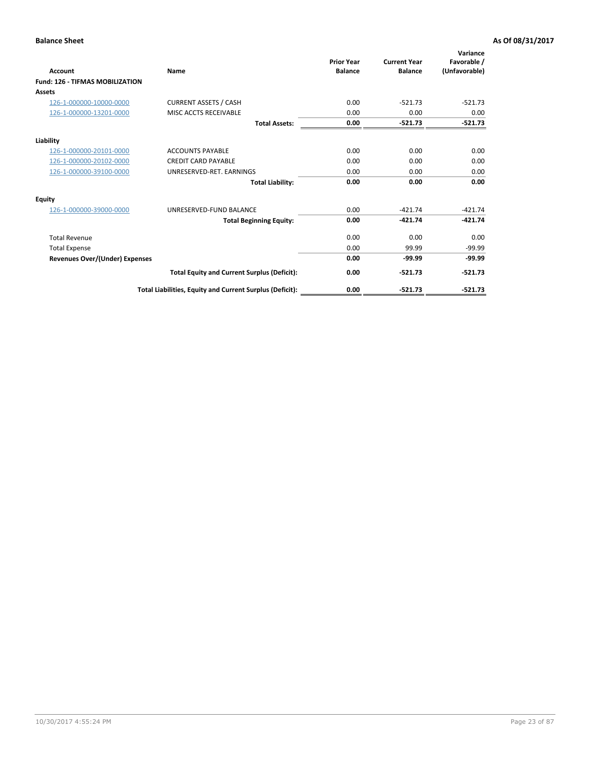**Balance Sheet** **As Of 08/31/2017**

| Account | Name | Prior Year Balance | Current Year Balance | Variance Favorable / (Unfavorable) |
|---|---|---|---|---|
| **Fund: 126 - TIFMAS MOBILIZATION** | | | | |
| **Assets** | | | | |
| 126-1-000000-10000-0000 | CURRENT ASSETS / CASH | 0.00 | -521.73 | -521.73 |
| 126-1-000000-13201-0000 | MISC ACCTS RECEIVABLE | 0.00 | 0.00 | 0.00 |
| | **Total Assets:** | **0.00** | **-521.73** | **-521.73** |
| **Liability** | | | | |
| 126-1-000000-20101-0000 | ACCOUNTS PAYABLE | 0.00 | 0.00 | 0.00 |
| 126-1-000000-20102-0000 | CREDIT CARD PAYABLE | 0.00 | 0.00 | 0.00 |
| 126-1-000000-39100-0000 | UNRESERVED-RET. EARNINGS | 0.00 | 0.00 | 0.00 |
| | **Total Liability:** | **0.00** | **0.00** | **0.00** |
| **Equity** | | | | |
| 126-1-000000-39000-0000 | UNRESERVED-FUND BALANCE | 0.00 | -421.74 | -421.74 |
| | **Total Beginning Equity:** | **0.00** | **-421.74** | **-421.74** |
| Total Revenue | | 0.00 | 0.00 | 0.00 |
| Total Expense | | 0.00 | 99.99 | -99.99 |
| **Revenues Over/(Under) Expenses** | | **0.00** | **-99.99** | **-99.99** |
| | **Total Equity and Current Surplus (Deficit):** | **0.00** | **-521.73** | **-521.73** |
| | **Total Liabilities, Equity and Current Surplus (Deficit):** | **0.00** | **-521.73** | **-521.73** |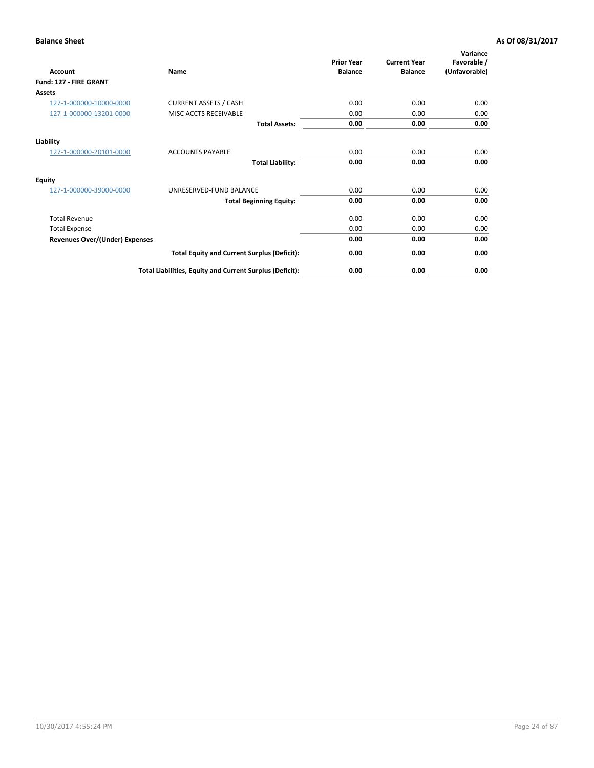**Balance Sheet** **As Of 08/31/2017**

| Account | Name | Prior Year Balance | Current Year Balance | Variance Favorable / (Unfavorable) |
|---|---|---|---|---|
| **Fund: 127 - FIRE GRANT** | | | | |
| **Assets** | | | | |
| 127-1-000000-10000-0000 | CURRENT ASSETS / CASH | 0.00 | 0.00 | 0.00 |
| 127-1-000000-13201-0000 | MISC ACCTS RECEIVABLE | 0.00 | 0.00 | 0.00 |
| | **Total Assets:** | **0.00** | **0.00** | **0.00** |
| **Liability** | | | | |
| 127-1-000000-20101-0000 | ACCOUNTS PAYABLE | 0.00 | 0.00 | 0.00 |
| | **Total Liability:** | **0.00** | **0.00** | **0.00** |
| **Equity** | | | | |
| 127-1-000000-39000-0000 | UNRESERVED-FUND BALANCE | 0.00 | 0.00 | 0.00 |
| | **Total Beginning Equity:** | **0.00** | **0.00** | **0.00** |
| Total Revenue | | 0.00 | 0.00 | 0.00 |
| Total Expense | | 0.00 | 0.00 | 0.00 |
| **Revenues Over/(Under) Expenses** | | **0.00** | **0.00** | **0.00** |
| | **Total Equity and Current Surplus (Deficit):** | **0.00** | **0.00** | **0.00** |
| | **Total Liabilities, Equity and Current Surplus (Deficit):** | **0.00** | **0.00** | **0.00** |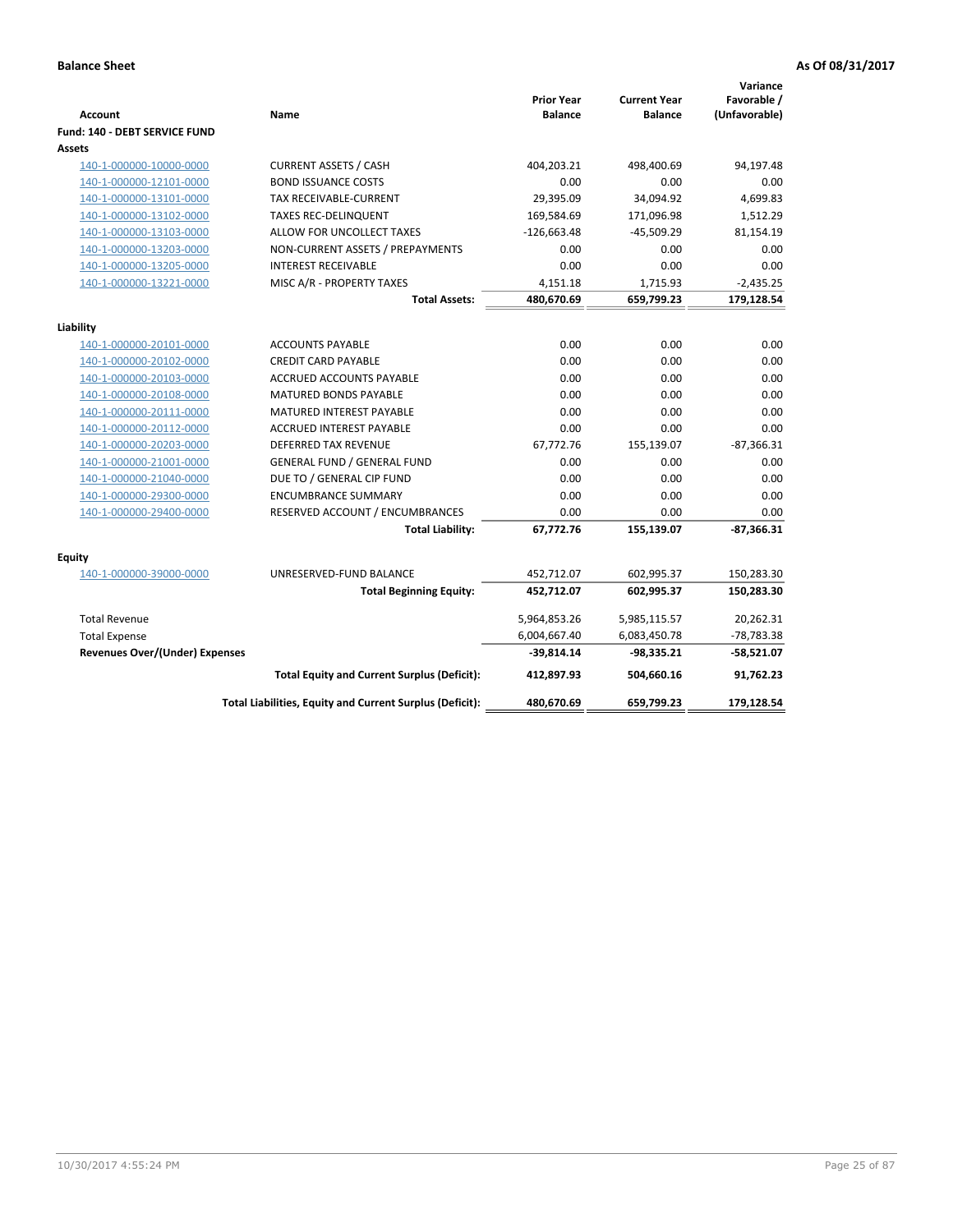**Balance Sheet** **As Of 08/31/2017**

| Account | Name | Prior Year Balance | Current Year Balance | Variance Favorable / (Unfavorable) |
|---|---|---|---|---|
| **Fund: 140 - DEBT SERVICE FUND** | | | | |
| **Assets** | | | | |
| 140-1-000000-10000-0000 | CURRENT ASSETS / CASH | 404,203.21 | 498,400.69 | 94,197.48 |
| 140-1-000000-12101-0000 | BOND ISSUANCE COSTS | 0.00 | 0.00 | 0.00 |
| 140-1-000000-13101-0000 | TAX RECEIVABLE-CURRENT | 29,395.09 | 34,094.92 | 4,699.83 |
| 140-1-000000-13102-0000 | TAXES REC-DELINQUENT | 169,584.69 | 171,096.98 | 1,512.29 |
| 140-1-000000-13103-0000 | ALLOW FOR UNCOLLECT TAXES | -126,663.48 | -45,509.29 | 81,154.19 |
| 140-1-000000-13203-0000 | NON-CURRENT ASSETS / PREPAYMENTS | 0.00 | 0.00 | 0.00 |
| 140-1-000000-13205-0000 | INTEREST RECEIVABLE | 0.00 | 0.00 | 0.00 |
| 140-1-000000-13221-0000 | MISC A/R - PROPERTY TAXES | 4,151.18 | 1,715.93 | -2,435.25 |
| | **Total Assets:** | **480,670.69** | **659,799.23** | **179,128.54** |
| **Liability** | | | | |
| 140-1-000000-20101-0000 | ACCOUNTS PAYABLE | 0.00 | 0.00 | 0.00 |
| 140-1-000000-20102-0000 | CREDIT CARD PAYABLE | 0.00 | 0.00 | 0.00 |
| 140-1-000000-20103-0000 | ACCRUED ACCOUNTS PAYABLE | 0.00 | 0.00 | 0.00 |
| 140-1-000000-20108-0000 | MATURED BONDS PAYABLE | 0.00 | 0.00 | 0.00 |
| 140-1-000000-20111-0000 | MATURED INTEREST PAYABLE | 0.00 | 0.00 | 0.00 |
| 140-1-000000-20112-0000 | ACCRUED INTEREST PAYABLE | 0.00 | 0.00 | 0.00 |
| 140-1-000000-20203-0000 | DEFERRED TAX REVENUE | 67,772.76 | 155,139.07 | -87,366.31 |
| 140-1-000000-21001-0000 | GENERAL FUND / GENERAL FUND | 0.00 | 0.00 | 0.00 |
| 140-1-000000-21040-0000 | DUE TO / GENERAL CIP FUND | 0.00 | 0.00 | 0.00 |
| 140-1-000000-29300-0000 | ENCUMBRANCE SUMMARY | 0.00 | 0.00 | 0.00 |
| 140-1-000000-29400-0000 | RESERVED ACCOUNT / ENCUMBRANCES | 0.00 | 0.00 | 0.00 |
| | **Total Liability:** | **67,772.76** | **155,139.07** | **-87,366.31** |
| **Equity** | | | | |
| 140-1-000000-39000-0000 | UNRESERVED-FUND BALANCE | 452,712.07 | 602,995.37 | 150,283.30 |
| | **Total Beginning Equity:** | **452,712.07** | **602,995.37** | **150,283.30** |
| Total Revenue | | 5,964,853.26 | 5,985,115.57 | 20,262.31 |
| Total Expense | | 6,004,667.40 | 6,083,450.78 | -78,783.38 |
| **Revenues Over/(Under) Expenses** | | **-39,814.14** | **-98,335.21** | **-58,521.07** |
| | **Total Equity and Current Surplus (Deficit):** | **412,897.93** | **504,660.16** | **91,762.23** |
| | **Total Liabilities, Equity and Current Surplus (Deficit):** | **480,670.69** | **659,799.23** | **179,128.54** |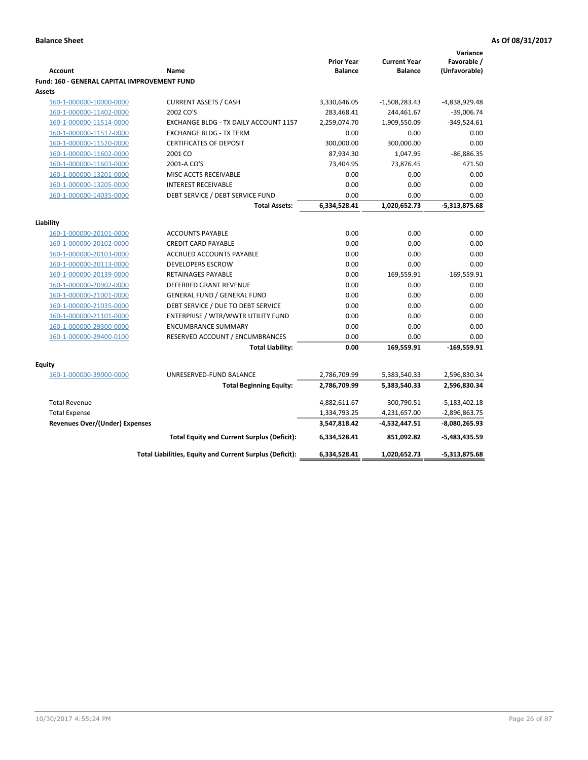**Balance Sheet** **As Of 08/31/2017**

| Account | Name | Prior Year Balance | Current Year Balance | Variance Favorable / (Unfavorable) |
|---|---|---|---|---|
| **Fund: 160 - GENERAL CAPITAL IMPROVEMENT FUND** | | | | |
| **Assets** | | | | |
| 160-1-000000-10000-0000 | CURRENT ASSETS / CASH | 3,330,646.05 | -1,508,283.43 | -4,838,929.48 |
| 160-1-000000-11402-0000 | 2002 CO'S | 283,468.41 | 244,461.67 | -39,006.74 |
| 160-1-000000-11514-0000 | EXCHANGE BLDG - TX DAILY ACCOUNT 1157 | 2,259,074.70 | 1,909,550.09 | -349,524.61 |
| 160-1-000000-11517-0000 | EXCHANGE BLDG - TX TERM | 0.00 | 0.00 | 0.00 |
| 160-1-000000-11520-0000 | CERTIFICATES OF DEPOSIT | 300,000.00 | 300,000.00 | 0.00 |
| 160-1-000000-11602-0000 | 2001 CO | 87,934.30 | 1,047.95 | -86,886.35 |
| 160-1-000000-11603-0000 | 2001-A CO'S | 73,404.95 | 73,876.45 | 471.50 |
| 160-1-000000-13201-0000 | MISC ACCTS RECEIVABLE | 0.00 | 0.00 | 0.00 |
| 160-1-000000-13205-0000 | INTEREST RECEIVABLE | 0.00 | 0.00 | 0.00 |
| 160-1-000000-14035-0000 | DEBT SERVICE / DEBT SERVICE FUND | 0.00 | 0.00 | 0.00 |
| | **Total Assets:** | **6,334,528.41** | **1,020,652.73** | **-5,313,875.68** |
| **Liability** | | | | |
| 160-1-000000-20101-0000 | ACCOUNTS PAYABLE | 0.00 | 0.00 | 0.00 |
| 160-1-000000-20102-0000 | CREDIT CARD PAYABLE | 0.00 | 0.00 | 0.00 |
| 160-1-000000-20103-0000 | ACCRUED ACCOUNTS PAYABLE | 0.00 | 0.00 | 0.00 |
| 160-1-000000-20113-0000 | DEVELOPERS ESCROW | 0.00 | 0.00 | 0.00 |
| 160-1-000000-20139-0000 | RETAINAGES PAYABLE | 0.00 | 169,559.91 | -169,559.91 |
| 160-1-000000-20902-0000 | DEFERRED GRANT REVENUE | 0.00 | 0.00 | 0.00 |
| 160-1-000000-21001-0000 | GENERAL FUND / GENERAL FUND | 0.00 | 0.00 | 0.00 |
| 160-1-000000-21035-0000 | DEBT SERVICE / DUE TO DEBT SERVICE | 0.00 | 0.00 | 0.00 |
| 160-1-000000-21101-0000 | ENTERPRISE / WTR/WWTR UTILITY FUND | 0.00 | 0.00 | 0.00 |
| 160-1-000000-29300-0000 | ENCUMBRANCE SUMMARY | 0.00 | 0.00 | 0.00 |
| 160-1-000000-29400-0100 | RESERVED ACCOUNT / ENCUMBRANCES | 0.00 | 0.00 | 0.00 |
| | **Total Liability:** | **0.00** | **169,559.91** | **-169,559.91** |
| **Equity** | | | | |
| 160-1-000000-39000-0000 | UNRESERVED-FUND BALANCE | 2,786,709.99 | 5,383,540.33 | 2,596,830.34 |
| | **Total Beginning Equity:** | **2,786,709.99** | **5,383,540.33** | **2,596,830.34** |
| Total Revenue | | 4,882,611.67 | -300,790.51 | -5,183,402.18 |
| Total Expense | | 1,334,793.25 | 4,231,657.00 | -2,896,863.75 |
| **Revenues Over/(Under) Expenses** | | **3,547,818.42** | **-4,532,447.51** | **-8,080,265.93** |
| | **Total Equity and Current Surplus (Deficit):** | **6,334,528.41** | **851,092.82** | **-5,483,435.59** |
| | **Total Liabilities, Equity and Current Surplus (Deficit):** | **6,334,528.41** | **1,020,652.73** | **-5,313,875.68** |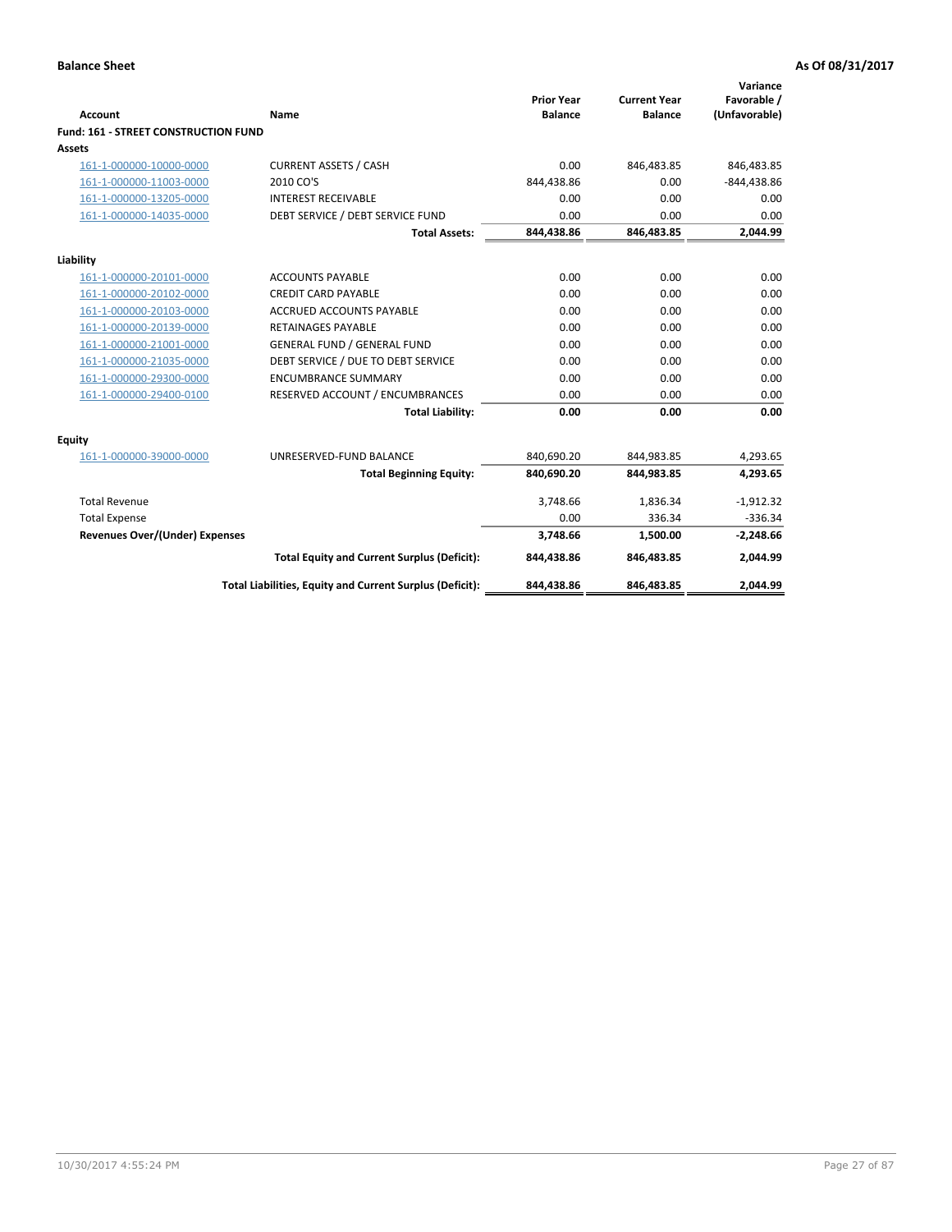**Balance Sheet** — As Of 08/31/2017

| Account | Name | Prior Year Balance | Current Year Balance | Variance Favorable / (Unfavorable) |
|---|---|---|---|---|
| **Fund: 161 - STREET CONSTRUCTION FUND** | | | | |
| **Assets** | | | | |
| 161-1-000000-10000-0000 | CURRENT ASSETS / CASH | 0.00 | 846,483.85 | 846,483.85 |
| 161-1-000000-11003-0000 | 2010 CO'S | 844,438.86 | 0.00 | -844,438.86 |
| 161-1-000000-13205-0000 | INTEREST RECEIVABLE | 0.00 | 0.00 | 0.00 |
| 161-1-000000-14035-0000 | DEBT SERVICE / DEBT SERVICE FUND | 0.00 | 0.00 | 0.00 |
| | **Total Assets:** | **844,438.86** | **846,483.85** | **2,044.99** |
| **Liability** | | | | |
| 161-1-000000-20101-0000 | ACCOUNTS PAYABLE | 0.00 | 0.00 | 0.00 |
| 161-1-000000-20102-0000 | CREDIT CARD PAYABLE | 0.00 | 0.00 | 0.00 |
| 161-1-000000-20103-0000 | ACCRUED ACCOUNTS PAYABLE | 0.00 | 0.00 | 0.00 |
| 161-1-000000-20139-0000 | RETAINAGES PAYABLE | 0.00 | 0.00 | 0.00 |
| 161-1-000000-21001-0000 | GENERAL FUND / GENERAL FUND | 0.00 | 0.00 | 0.00 |
| 161-1-000000-21035-0000 | DEBT SERVICE / DUE TO DEBT SERVICE | 0.00 | 0.00 | 0.00 |
| 161-1-000000-29300-0000 | ENCUMBRANCE SUMMARY | 0.00 | 0.00 | 0.00 |
| 161-1-000000-29400-0100 | RESERVED ACCOUNT / ENCUMBRANCES | 0.00 | 0.00 | 0.00 |
| | **Total Liability:** | **0.00** | **0.00** | **0.00** |
| **Equity** | | | | |
| 161-1-000000-39000-0000 | UNRESERVED-FUND BALANCE | 840,690.20 | 844,983.85 | 4,293.65 |
| | **Total Beginning Equity:** | **840,690.20** | **844,983.85** | **4,293.65** |
| Total Revenue | | 3,748.66 | 1,836.34 | -1,912.32 |
| Total Expense | | 0.00 | 336.34 | -336.34 |
| **Revenues Over/(Under) Expenses** | | **3,748.66** | **1,500.00** | **-2,248.66** |
| | **Total Equity and Current Surplus (Deficit):** | **844,438.86** | **846,483.85** | **2,044.99** |
| | **Total Liabilities, Equity and Current Surplus (Deficit):** | **844,438.86** | **846,483.85** | **2,044.99** |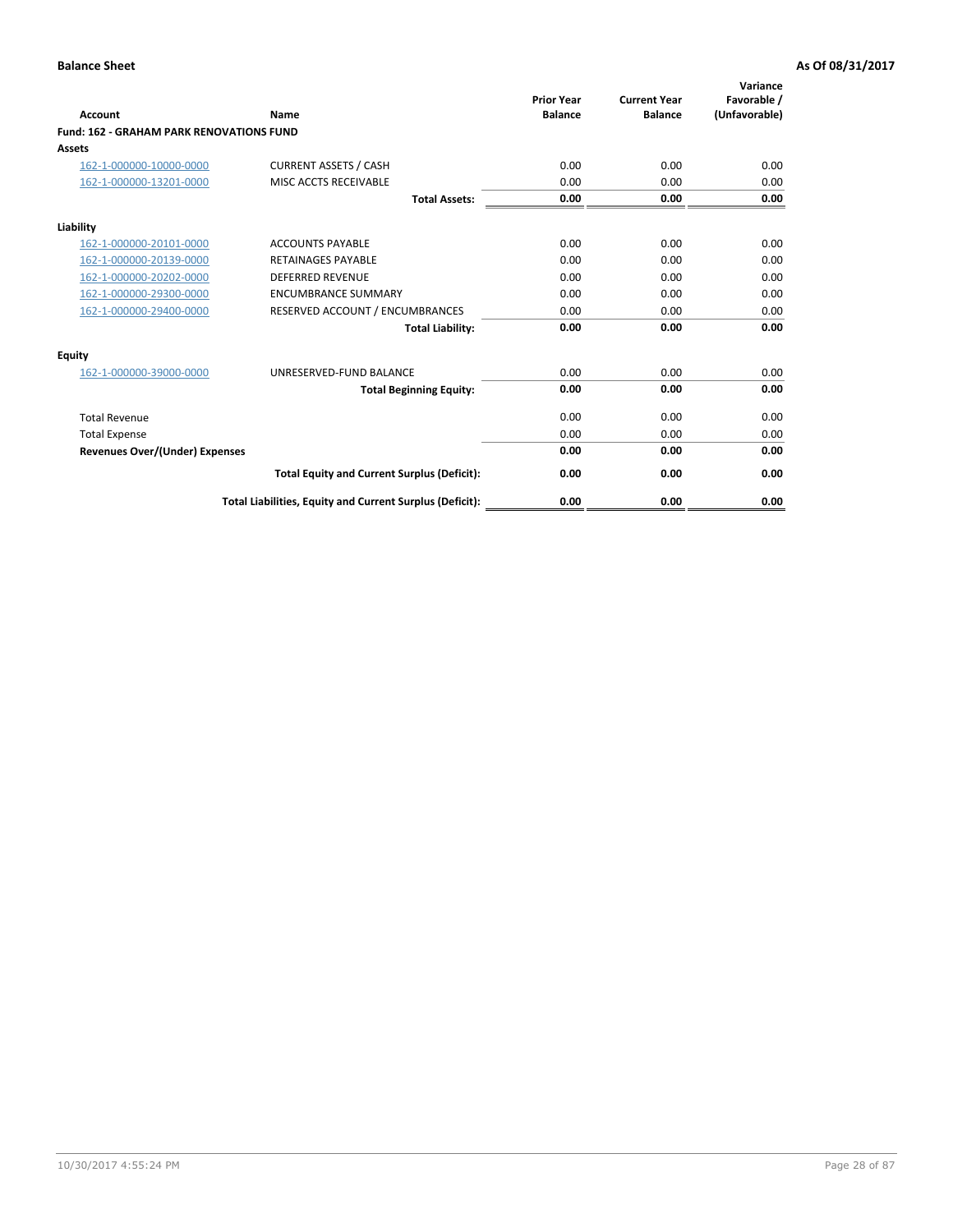**Balance Sheet** **As Of 08/31/2017**

| Account | Name | Prior Year Balance | Current Year Balance | Variance Favorable / (Unfavorable) |
|---|---|---|---|---|
| **Fund: 162 - GRAHAM PARK RENOVATIONS FUND** | | | | |
| **Assets** | | | | |
| 162-1-000000-10000-0000 | CURRENT ASSETS / CASH | 0.00 | 0.00 | 0.00 |
| 162-1-000000-13201-0000 | MISC ACCTS RECEIVABLE | 0.00 | 0.00 | 0.00 |
| | **Total Assets:** | **0.00** | **0.00** | **0.00** |
| **Liability** | | | | |
| 162-1-000000-20101-0000 | ACCOUNTS PAYABLE | 0.00 | 0.00 | 0.00 |
| 162-1-000000-20139-0000 | RETAINAGES PAYABLE | 0.00 | 0.00 | 0.00 |
| 162-1-000000-20202-0000 | DEFERRED REVENUE | 0.00 | 0.00 | 0.00 |
| 162-1-000000-29300-0000 | ENCUMBRANCE SUMMARY | 0.00 | 0.00 | 0.00 |
| 162-1-000000-29400-0000 | RESERVED ACCOUNT / ENCUMBRANCES | 0.00 | 0.00 | 0.00 |
| | **Total Liability:** | **0.00** | **0.00** | **0.00** |
| **Equity** | | | | |
| 162-1-000000-39000-0000 | UNRESERVED-FUND BALANCE | 0.00 | 0.00 | 0.00 |
| | **Total Beginning Equity:** | **0.00** | **0.00** | **0.00** |
| Total Revenue | | 0.00 | 0.00 | 0.00 |
| Total Expense | | 0.00 | 0.00 | 0.00 |
| **Revenues Over/(Under) Expenses** | | **0.00** | **0.00** | **0.00** |
| | **Total Equity and Current Surplus (Deficit):** | **0.00** | **0.00** | **0.00** |
| | **Total Liabilities, Equity and Current Surplus (Deficit):** | **0.00** | **0.00** | **0.00** |

10/30/2017 4:55:24 PM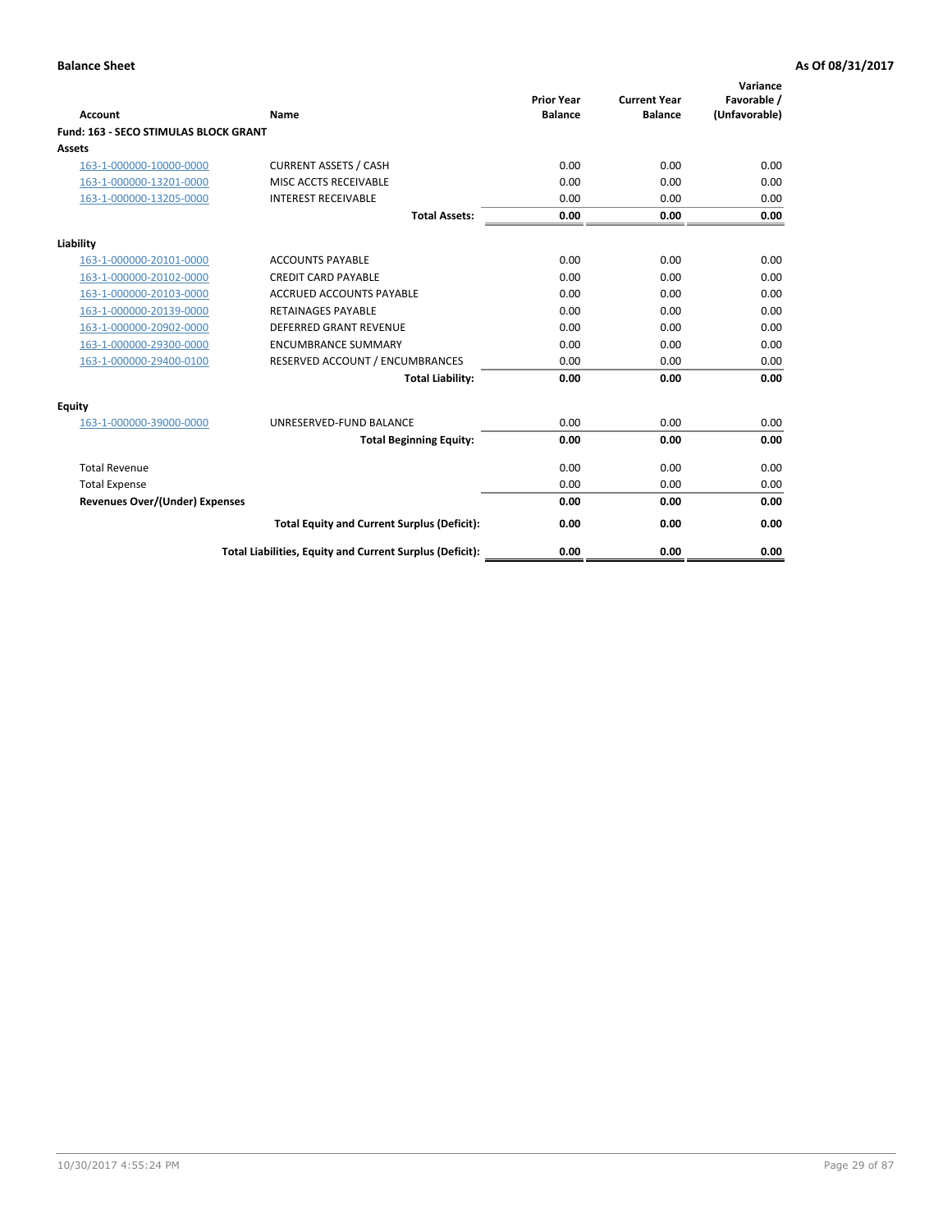**Balance Sheet** **As Of 08/31/2017**

| Account | Name | Prior Year Balance | Current Year Balance | Variance Favorable / (Unfavorable) |
|---|---|---|---|---|
| **Fund: 163 - SECO STIMULAS BLOCK GRANT** | | | | |
| **Assets** | | | | |
| 163-1-000000-10000-0000 | CURRENT ASSETS / CASH | 0.00 | 0.00 | 0.00 |
| 163-1-000000-13201-0000 | MISC ACCTS RECEIVABLE | 0.00 | 0.00 | 0.00 |
| 163-1-000000-13205-0000 | INTEREST RECEIVABLE | 0.00 | 0.00 | 0.00 |
| | **Total Assets:** | **0.00** | **0.00** | **0.00** |
| **Liability** | | | | |
| 163-1-000000-20101-0000 | ACCOUNTS PAYABLE | 0.00 | 0.00 | 0.00 |
| 163-1-000000-20102-0000 | CREDIT CARD PAYABLE | 0.00 | 0.00 | 0.00 |
| 163-1-000000-20103-0000 | ACCRUED ACCOUNTS PAYABLE | 0.00 | 0.00 | 0.00 |
| 163-1-000000-20139-0000 | RETAINAGES PAYABLE | 0.00 | 0.00 | 0.00 |
| 163-1-000000-20902-0000 | DEFERRED GRANT REVENUE | 0.00 | 0.00 | 0.00 |
| 163-1-000000-29300-0000 | ENCUMBRANCE SUMMARY | 0.00 | 0.00 | 0.00 |
| 163-1-000000-29400-0100 | RESERVED ACCOUNT / ENCUMBRANCES | 0.00 | 0.00 | 0.00 |
| | **Total Liability:** | **0.00** | **0.00** | **0.00** |
| **Equity** | | | | |
| 163-1-000000-39000-0000 | UNRESERVED-FUND BALANCE | 0.00 | 0.00 | 0.00 |
| | **Total Beginning Equity:** | **0.00** | **0.00** | **0.00** |
| Total Revenue | | 0.00 | 0.00 | 0.00 |
| Total Expense | | 0.00 | 0.00 | 0.00 |
| **Revenues Over/(Under) Expenses** | | **0.00** | **0.00** | **0.00** |
| | **Total Equity and Current Surplus (Deficit):** | **0.00** | **0.00** | **0.00** |
| | **Total Liabilities, Equity and Current Surplus (Deficit):** | **0.00** | **0.00** | **0.00** |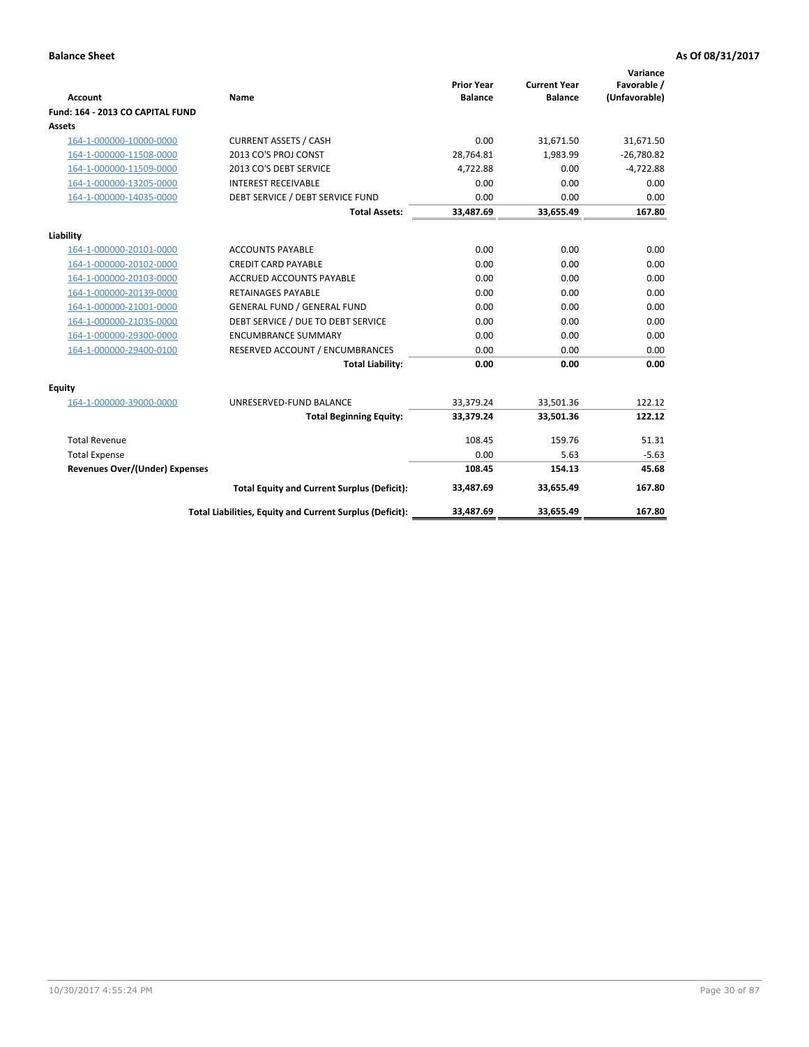**Balance Sheet** **As Of 08/31/2017**

| Account | Name | Prior Year Balance | Current Year Balance | Variance Favorable / (Unfavorable) |
|---|---|---|---|---|
| **Fund: 164 - 2013 CO CAPITAL FUND** | | | | |
| **Assets** | | | | |
| 164-1-000000-10000-0000 | CURRENT ASSETS / CASH | 0.00 | 31,671.50 | 31,671.50 |
| 164-1-000000-11508-0000 | 2013 CO'S PROJ CONST | 28,764.81 | 1,983.99 | -26,780.82 |
| 164-1-000000-11509-0000 | 2013 CO'S DEBT SERVICE | 4,722.88 | 0.00 | -4,722.88 |
| 164-1-000000-13205-0000 | INTEREST RECEIVABLE | 0.00 | 0.00 | 0.00 |
| 164-1-000000-14035-0000 | DEBT SERVICE / DEBT SERVICE FUND | 0.00 | 0.00 | 0.00 |
| | **Total Assets:** | **33,487.69** | **33,655.49** | **167.80** |
| **Liability** | | | | |
| 164-1-000000-20101-0000 | ACCOUNTS PAYABLE | 0.00 | 0.00 | 0.00 |
| 164-1-000000-20102-0000 | CREDIT CARD PAYABLE | 0.00 | 0.00 | 0.00 |
| 164-1-000000-20103-0000 | ACCRUED ACCOUNTS PAYABLE | 0.00 | 0.00 | 0.00 |
| 164-1-000000-20139-0000 | RETAINAGES PAYABLE | 0.00 | 0.00 | 0.00 |
| 164-1-000000-21001-0000 | GENERAL FUND / GENERAL FUND | 0.00 | 0.00 | 0.00 |
| 164-1-000000-21035-0000 | DEBT SERVICE / DUE TO DEBT SERVICE | 0.00 | 0.00 | 0.00 |
| 164-1-000000-29300-0000 | ENCUMBRANCE SUMMARY | 0.00 | 0.00 | 0.00 |
| 164-1-000000-29400-0100 | RESERVED ACCOUNT / ENCUMBRANCES | 0.00 | 0.00 | 0.00 |
| | **Total Liability:** | **0.00** | **0.00** | **0.00** |
| **Equity** | | | | |
| 164-1-000000-39000-0000 | UNRESERVED-FUND BALANCE | 33,379.24 | 33,501.36 | 122.12 |
| | **Total Beginning Equity:** | **33,379.24** | **33,501.36** | **122.12** |
| Total Revenue | | 108.45 | 159.76 | 51.31 |
| Total Expense | | 0.00 | 5.63 | -5.63 |
| **Revenues Over/(Under) Expenses** | | **108.45** | **154.13** | **45.68** |
| | **Total Equity and Current Surplus (Deficit):** | **33,487.69** | **33,655.49** | **167.80** |
| | **Total Liabilities, Equity and Current Surplus (Deficit):** | **33,487.69** | **33,655.49** | **167.80** |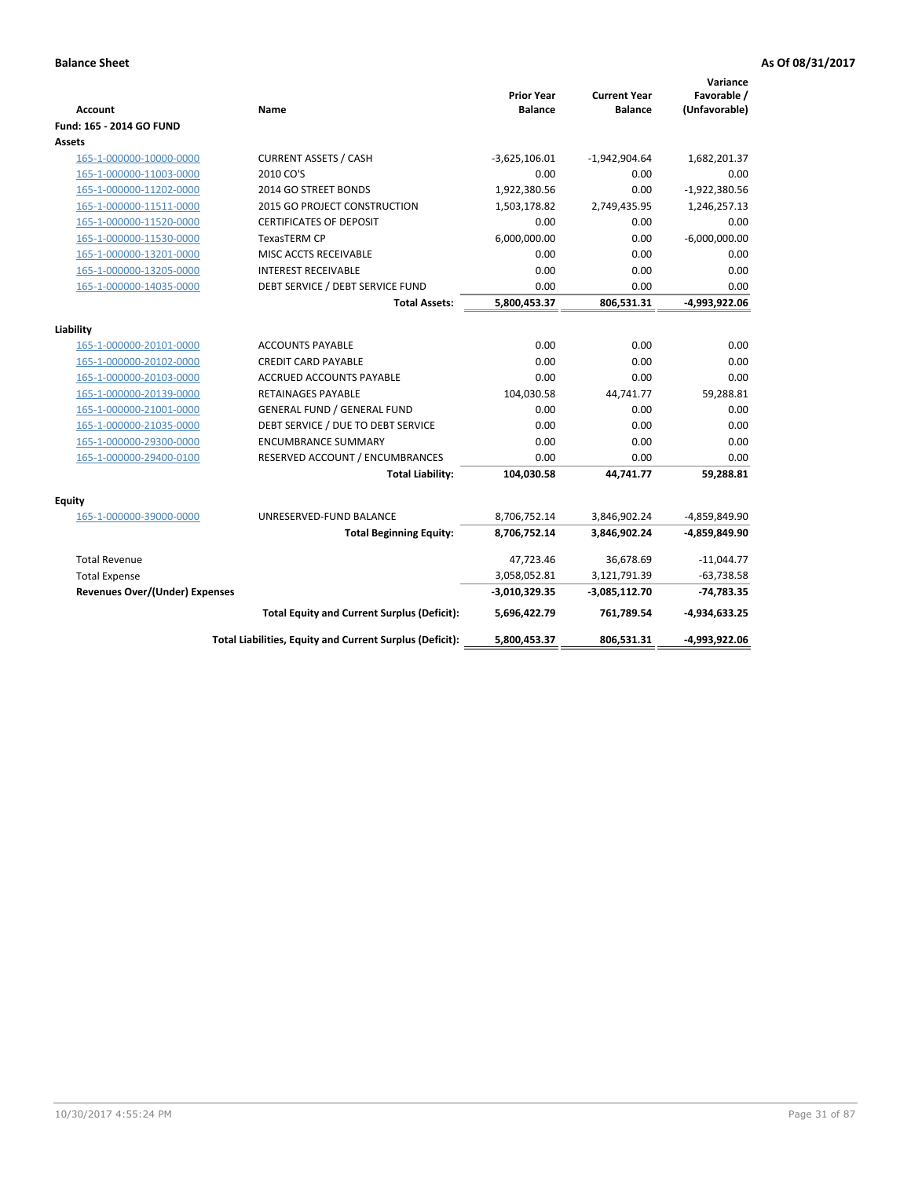**Balance Sheet** — **As Of 08/31/2017**

| Account | Name | Prior Year Balance | Current Year Balance | Variance Favorable / (Unfavorable) |
|---|---|---|---|---|
| **Fund: 165 - 2014 GO FUND** | | | | |
| **Assets** | | | | |
| 165-1-000000-10000-0000 | CURRENT ASSETS / CASH | -3,625,106.01 | -1,942,904.64 | 1,682,201.37 |
| 165-1-000000-11003-0000 | 2010 CO'S | 0.00 | 0.00 | 0.00 |
| 165-1-000000-11202-0000 | 2014 GO STREET BONDS | 1,922,380.56 | 0.00 | -1,922,380.56 |
| 165-1-000000-11511-0000 | 2015 GO PROJECT CONSTRUCTION | 1,503,178.82 | 2,749,435.95 | 1,246,257.13 |
| 165-1-000000-11520-0000 | CERTIFICATES OF DEPOSIT | 0.00 | 0.00 | 0.00 |
| 165-1-000000-11530-0000 | TexasTERM CP | 6,000,000.00 | 0.00 | -6,000,000.00 |
| 165-1-000000-13201-0000 | MISC ACCTS RECEIVABLE | 0.00 | 0.00 | 0.00 |
| 165-1-000000-13205-0000 | INTEREST RECEIVABLE | 0.00 | 0.00 | 0.00 |
| 165-1-000000-14035-0000 | DEBT SERVICE / DEBT SERVICE FUND | 0.00 | 0.00 | 0.00 |
| | **Total Assets:** | **5,800,453.37** | **806,531.31** | **-4,993,922.06** |
| **Liability** | | | | |
| 165-1-000000-20101-0000 | ACCOUNTS PAYABLE | 0.00 | 0.00 | 0.00 |
| 165-1-000000-20102-0000 | CREDIT CARD PAYABLE | 0.00 | 0.00 | 0.00 |
| 165-1-000000-20103-0000 | ACCRUED ACCOUNTS PAYABLE | 0.00 | 0.00 | 0.00 |
| 165-1-000000-20139-0000 | RETAINAGES PAYABLE | 104,030.58 | 44,741.77 | 59,288.81 |
| 165-1-000000-21001-0000 | GENERAL FUND / GENERAL FUND | 0.00 | 0.00 | 0.00 |
| 165-1-000000-21035-0000 | DEBT SERVICE / DUE TO DEBT SERVICE | 0.00 | 0.00 | 0.00 |
| 165-1-000000-29300-0000 | ENCUMBRANCE SUMMARY | 0.00 | 0.00 | 0.00 |
| 165-1-000000-29400-0100 | RESERVED ACCOUNT / ENCUMBRANCES | 0.00 | 0.00 | 0.00 |
| | **Total Liability:** | **104,030.58** | **44,741.77** | **59,288.81** |
| **Equity** | | | | |
| 165-1-000000-39000-0000 | UNRESERVED-FUND BALANCE | 8,706,752.14 | 3,846,902.24 | -4,859,849.90 |
| | **Total Beginning Equity:** | **8,706,752.14** | **3,846,902.24** | **-4,859,849.90** |
| Total Revenue | | 47,723.46 | 36,678.69 | -11,044.77 |
| Total Expense | | 3,058,052.81 | 3,121,791.39 | -63,738.58 |
| **Revenues Over/(Under) Expenses** | | **-3,010,329.35** | **-3,085,112.70** | **-74,783.35** |
| | **Total Equity and Current Surplus (Deficit):** | **5,696,422.79** | **761,789.54** | **-4,934,633.25** |
| | **Total Liabilities, Equity and Current Surplus (Deficit):** | **5,800,453.37** | **806,531.31** | **-4,993,922.06** |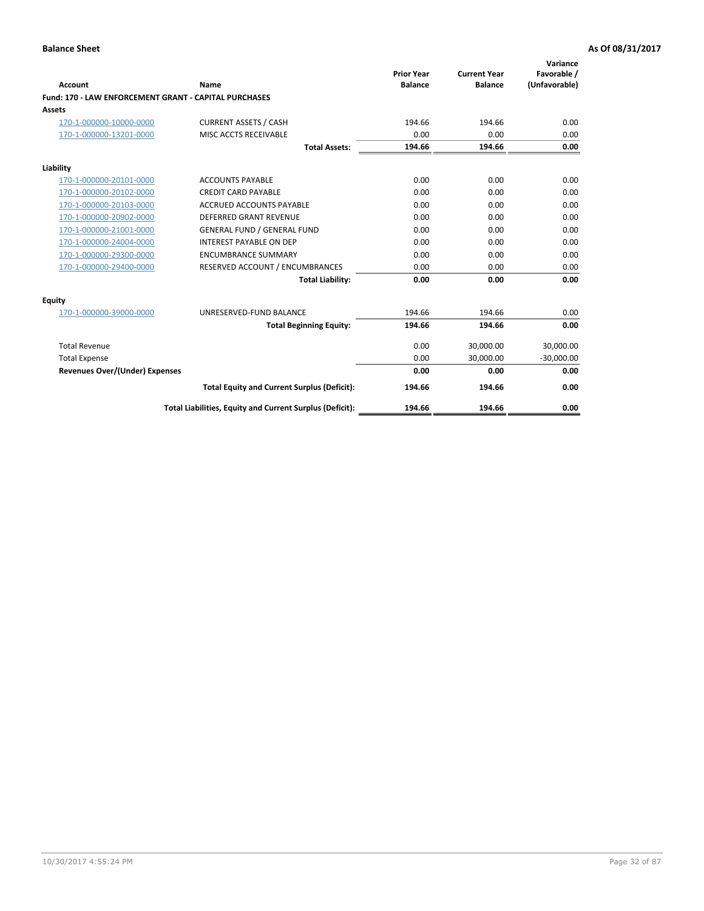**Balance Sheet** **As Of 08/31/2017**

| Account | Name | Prior Year Balance | Current Year Balance | Variance Favorable / (Unfavorable) |
|---|---|---|---|---|
| **Fund: 170 - LAW ENFORCEMENT GRANT - CAPITAL PURCHASES** | | | | |
| **Assets** | | | | |
| 170-1-000000-10000-0000 | CURRENT ASSETS / CASH | 194.66 | 194.66 | 0.00 |
| 170-1-000000-13201-0000 | MISC ACCTS RECEIVABLE | 0.00 | 0.00 | 0.00 |
| | **Total Assets:** | **194.66** | **194.66** | **0.00** |
| **Liability** | | | | |
| 170-1-000000-20101-0000 | ACCOUNTS PAYABLE | 0.00 | 0.00 | 0.00 |
| 170-1-000000-20102-0000 | CREDIT CARD PAYABLE | 0.00 | 0.00 | 0.00 |
| 170-1-000000-20103-0000 | ACCRUED ACCOUNTS PAYABLE | 0.00 | 0.00 | 0.00 |
| 170-1-000000-20902-0000 | DEFERRED GRANT REVENUE | 0.00 | 0.00 | 0.00 |
| 170-1-000000-21001-0000 | GENERAL FUND / GENERAL FUND | 0.00 | 0.00 | 0.00 |
| 170-1-000000-24004-0000 | INTEREST PAYABLE ON DEP | 0.00 | 0.00 | 0.00 |
| 170-1-000000-29300-0000 | ENCUMBRANCE SUMMARY | 0.00 | 0.00 | 0.00 |
| 170-1-000000-29400-0000 | RESERVED ACCOUNT / ENCUMBRANCES | 0.00 | 0.00 | 0.00 |
| | **Total Liability:** | **0.00** | **0.00** | **0.00** |
| **Equity** | | | | |
| 170-1-000000-39000-0000 | UNRESERVED-FUND BALANCE | 194.66 | 194.66 | 0.00 |
| | **Total Beginning Equity:** | **194.66** | **194.66** | **0.00** |
| Total Revenue | | 0.00 | 30,000.00 | 30,000.00 |
| Total Expense | | 0.00 | 30,000.00 | -30,000.00 |
| **Revenues Over/(Under) Expenses** | | **0.00** | **0.00** | **0.00** |
| | **Total Equity and Current Surplus (Deficit):** | **194.66** | **194.66** | **0.00** |
| | **Total Liabilities, Equity and Current Surplus (Deficit):** | **194.66** | **194.66** | **0.00** |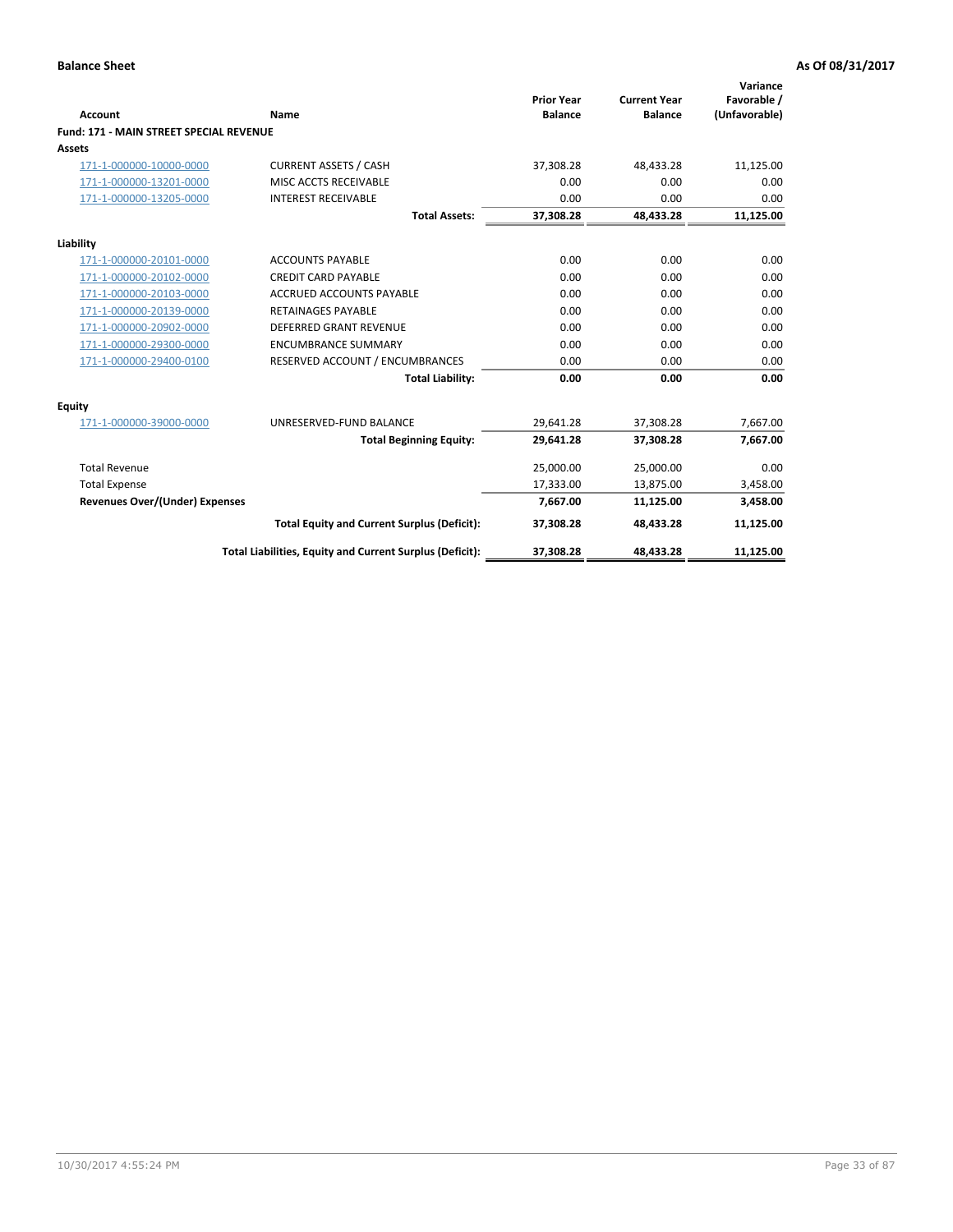**Balance Sheet** **As Of 08/31/2017**

| Account | Name | Prior Year Balance | Current Year Balance | Variance Favorable / (Unfavorable) |
|---|---|---|---|---|
| **Fund: 171 - MAIN STREET SPECIAL REVENUE** | | | | |
| **Assets** | | | | |
| 171-1-000000-10000-0000 | CURRENT ASSETS / CASH | 37,308.28 | 48,433.28 | 11,125.00 |
| 171-1-000000-13201-0000 | MISC ACCTS RECEIVABLE | 0.00 | 0.00 | 0.00 |
| 171-1-000000-13205-0000 | INTEREST RECEIVABLE | 0.00 | 0.00 | 0.00 |
| | **Total Assets:** | **37,308.28** | **48,433.28** | **11,125.00** |
| **Liability** | | | | |
| 171-1-000000-20101-0000 | ACCOUNTS PAYABLE | 0.00 | 0.00 | 0.00 |
| 171-1-000000-20102-0000 | CREDIT CARD PAYABLE | 0.00 | 0.00 | 0.00 |
| 171-1-000000-20103-0000 | ACCRUED ACCOUNTS PAYABLE | 0.00 | 0.00 | 0.00 |
| 171-1-000000-20139-0000 | RETAINAGES PAYABLE | 0.00 | 0.00 | 0.00 |
| 171-1-000000-20902-0000 | DEFERRED GRANT REVENUE | 0.00 | 0.00 | 0.00 |
| 171-1-000000-29300-0000 | ENCUMBRANCE SUMMARY | 0.00 | 0.00 | 0.00 |
| 171-1-000000-29400-0100 | RESERVED ACCOUNT / ENCUMBRANCES | 0.00 | 0.00 | 0.00 |
| | **Total Liability:** | **0.00** | **0.00** | **0.00** |
| **Equity** | | | | |
| 171-1-000000-39000-0000 | UNRESERVED-FUND BALANCE | 29,641.28 | 37,308.28 | 7,667.00 |
| | **Total Beginning Equity:** | **29,641.28** | **37,308.28** | **7,667.00** |
| Total Revenue | | 25,000.00 | 25,000.00 | 0.00 |
| Total Expense | | 17,333.00 | 13,875.00 | 3,458.00 |
| **Revenues Over/(Under) Expenses** | | **7,667.00** | **11,125.00** | **3,458.00** |
| | **Total Equity and Current Surplus (Deficit):** | **37,308.28** | **48,433.28** | **11,125.00** |
| | **Total Liabilities, Equity and Current Surplus (Deficit):** | **37,308.28** | **48,433.28** | **11,125.00** |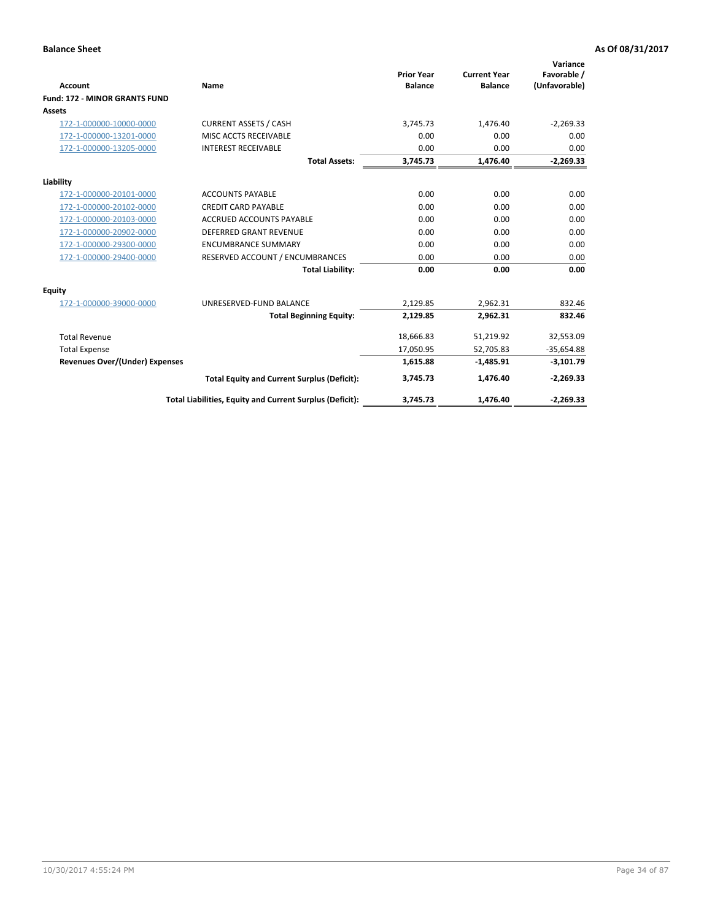**Balance Sheet** **As Of 08/31/2017**

| Account | Name | Prior Year Balance | Current Year Balance | Variance Favorable / (Unfavorable) |
|---|---|---|---|---|
| **Fund: 172 - MINOR GRANTS FUND** | | | | |
| **Assets** | | | | |
| 172-1-000000-10000-0000 | CURRENT ASSETS / CASH | 3,745.73 | 1,476.40 | -2,269.33 |
| 172-1-000000-13201-0000 | MISC ACCTS RECEIVABLE | 0.00 | 0.00 | 0.00 |
| 172-1-000000-13205-0000 | INTEREST RECEIVABLE | 0.00 | 0.00 | 0.00 |
| | **Total Assets:** | **3,745.73** | **1,476.40** | **-2,269.33** |
| **Liability** | | | | |
| 172-1-000000-20101-0000 | ACCOUNTS PAYABLE | 0.00 | 0.00 | 0.00 |
| 172-1-000000-20102-0000 | CREDIT CARD PAYABLE | 0.00 | 0.00 | 0.00 |
| 172-1-000000-20103-0000 | ACCRUED ACCOUNTS PAYABLE | 0.00 | 0.00 | 0.00 |
| 172-1-000000-20902-0000 | DEFERRED GRANT REVENUE | 0.00 | 0.00 | 0.00 |
| 172-1-000000-29300-0000 | ENCUMBRANCE SUMMARY | 0.00 | 0.00 | 0.00 |
| 172-1-000000-29400-0000 | RESERVED ACCOUNT / ENCUMBRANCES | 0.00 | 0.00 | 0.00 |
| | **Total Liability:** | **0.00** | **0.00** | **0.00** |
| **Equity** | | | | |
| 172-1-000000-39000-0000 | UNRESERVED-FUND BALANCE | 2,129.85 | 2,962.31 | 832.46 |
| | **Total Beginning Equity:** | **2,129.85** | **2,962.31** | **832.46** |
| Total Revenue | | 18,666.83 | 51,219.92 | 32,553.09 |
| Total Expense | | 17,050.95 | 52,705.83 | -35,654.88 |
| **Revenues Over/(Under) Expenses** | | **1,615.88** | **-1,485.91** | **-3,101.79** |
| | **Total Equity and Current Surplus (Deficit):** | **3,745.73** | **1,476.40** | **-2,269.33** |
| | **Total Liabilities, Equity and Current Surplus (Deficit):** | **3,745.73** | **1,476.40** | **-2,269.33** |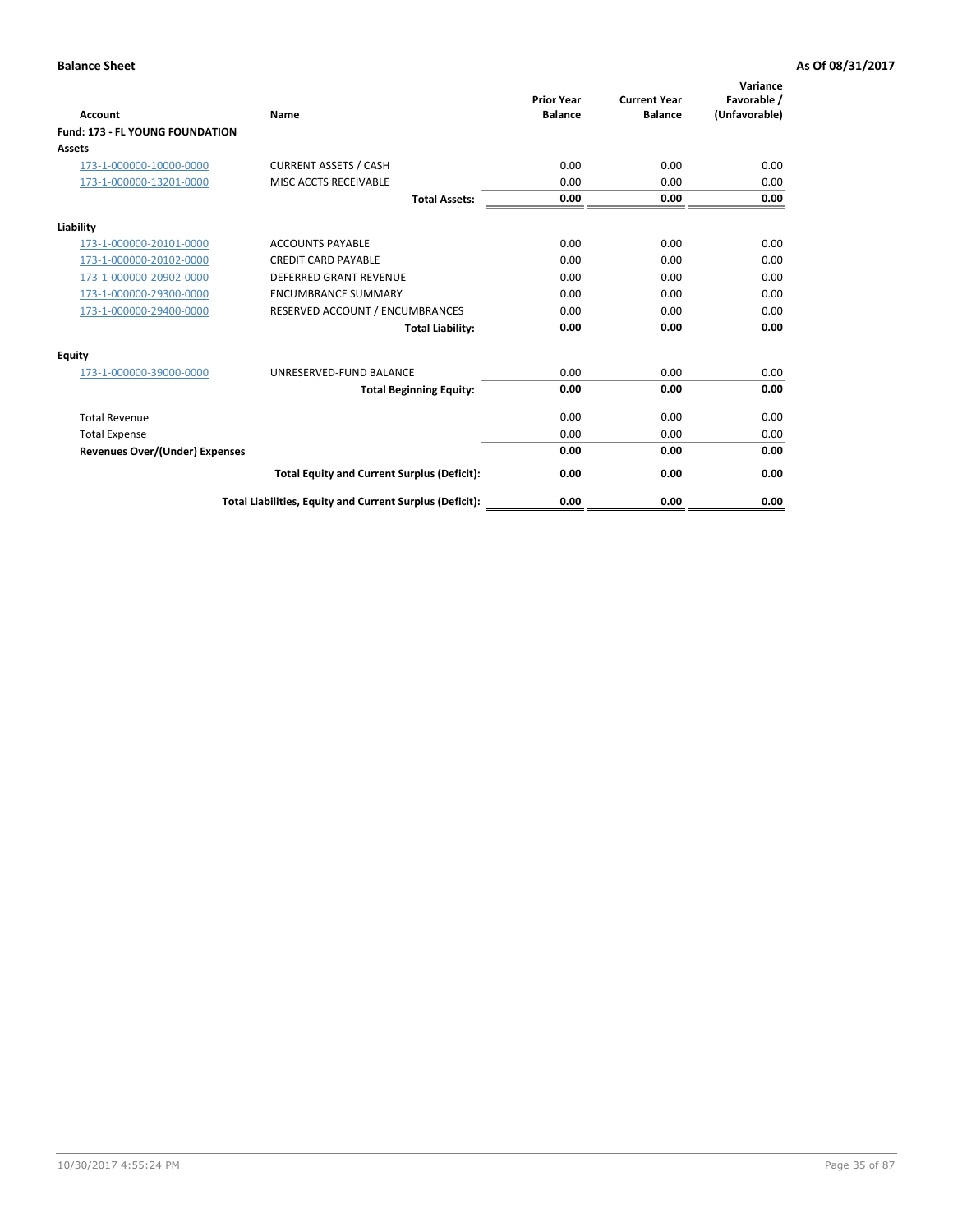**Balance Sheet** | **As Of 08/31/2017**

| Account | Name | Prior Year Balance | Current Year Balance | Variance Favorable / (Unfavorable) |
|---|---|---|---|---|
| **Fund: 173 - FL YOUNG FOUNDATION** | | | | |
| **Assets** | | | | |
| 173-1-000000-10000-0000 | CURRENT ASSETS / CASH | 0.00 | 0.00 | 0.00 |
| 173-1-000000-13201-0000 | MISC ACCTS RECEIVABLE | 0.00 | 0.00 | 0.00 |
| | **Total Assets:** | **0.00** | **0.00** | **0.00** |
| **Liability** | | | | |
| 173-1-000000-20101-0000 | ACCOUNTS PAYABLE | 0.00 | 0.00 | 0.00 |
| 173-1-000000-20102-0000 | CREDIT CARD PAYABLE | 0.00 | 0.00 | 0.00 |
| 173-1-000000-20902-0000 | DEFERRED GRANT REVENUE | 0.00 | 0.00 | 0.00 |
| 173-1-000000-29300-0000 | ENCUMBRANCE SUMMARY | 0.00 | 0.00 | 0.00 |
| 173-1-000000-29400-0000 | RESERVED ACCOUNT / ENCUMBRANCES | 0.00 | 0.00 | 0.00 |
| | **Total Liability:** | **0.00** | **0.00** | **0.00** |
| **Equity** | | | | |
| 173-1-000000-39000-0000 | UNRESERVED-FUND BALANCE | 0.00 | 0.00 | 0.00 |
| | **Total Beginning Equity:** | **0.00** | **0.00** | **0.00** |
| Total Revenue | | 0.00 | 0.00 | 0.00 |
| Total Expense | | 0.00 | 0.00 | 0.00 |
| **Revenues Over/(Under) Expenses** | | **0.00** | **0.00** | **0.00** |
| | **Total Equity and Current Surplus (Deficit):** | **0.00** | **0.00** | **0.00** |
| | **Total Liabilities, Equity and Current Surplus (Deficit):** | **0.00** | **0.00** | **0.00** |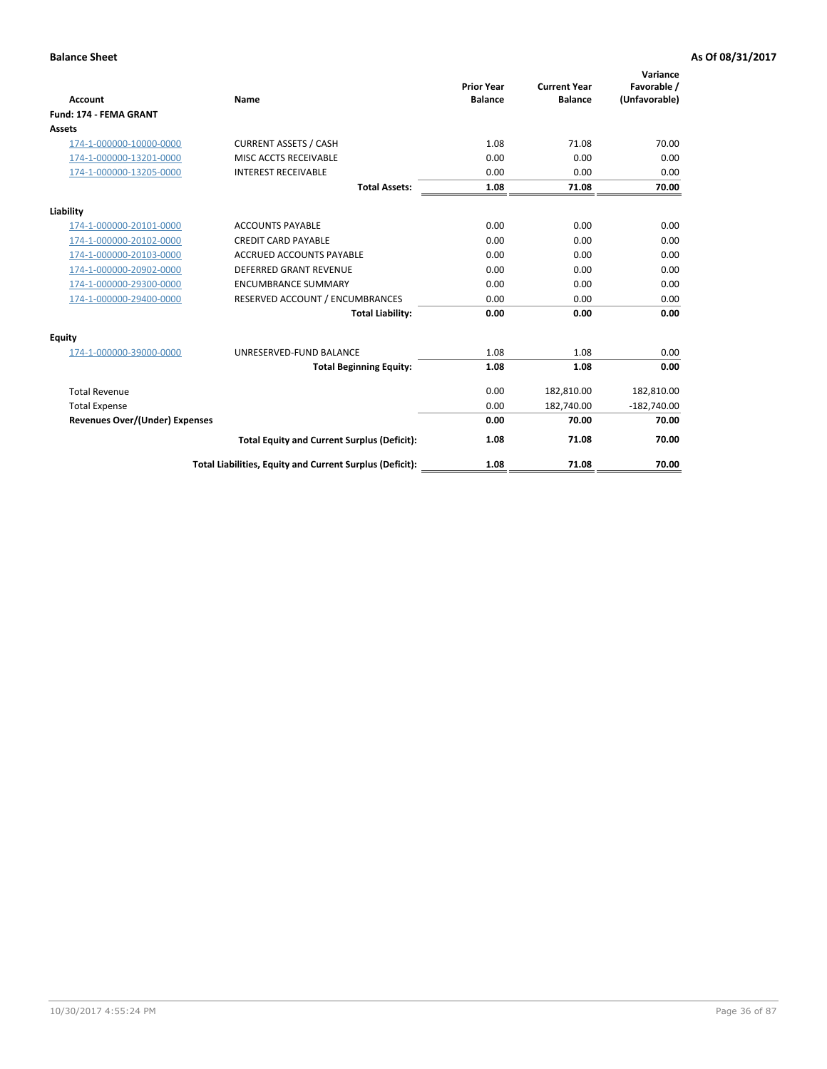**Balance Sheet** **As Of 08/31/2017**

| Account | Name | Prior Year Balance | Current Year Balance | Variance Favorable / (Unfavorable) |
|---|---|---|---|---|
| **Fund: 174 - FEMA GRANT** | | | | |
| **Assets** | | | | |
| 174-1-000000-10000-0000 | CURRENT ASSETS / CASH | 1.08 | 71.08 | 70.00 |
| 174-1-000000-13201-0000 | MISC ACCTS RECEIVABLE | 0.00 | 0.00 | 0.00 |
| 174-1-000000-13205-0000 | INTEREST RECEIVABLE | 0.00 | 0.00 | 0.00 |
| | **Total Assets:** | **1.08** | **71.08** | **70.00** |
| **Liability** | | | | |
| 174-1-000000-20101-0000 | ACCOUNTS PAYABLE | 0.00 | 0.00 | 0.00 |
| 174-1-000000-20102-0000 | CREDIT CARD PAYABLE | 0.00 | 0.00 | 0.00 |
| 174-1-000000-20103-0000 | ACCRUED ACCOUNTS PAYABLE | 0.00 | 0.00 | 0.00 |
| 174-1-000000-20902-0000 | DEFERRED GRANT REVENUE | 0.00 | 0.00 | 0.00 |
| 174-1-000000-29300-0000 | ENCUMBRANCE SUMMARY | 0.00 | 0.00 | 0.00 |
| 174-1-000000-29400-0000 | RESERVED ACCOUNT / ENCUMBRANCES | 0.00 | 0.00 | 0.00 |
| | **Total Liability:** | **0.00** | **0.00** | **0.00** |
| **Equity** | | | | |
| 174-1-000000-39000-0000 | UNRESERVED-FUND BALANCE | 1.08 | 1.08 | 0.00 |
| | **Total Beginning Equity:** | **1.08** | **1.08** | **0.00** |
| Total Revenue | | 0.00 | 182,810.00 | 182,810.00 |
| Total Expense | | 0.00 | 182,740.00 | -182,740.00 |
| **Revenues Over/(Under) Expenses** | | **0.00** | **70.00** | **70.00** |
| | **Total Equity and Current Surplus (Deficit):** | **1.08** | **71.08** | **70.00** |
| | **Total Liabilities, Equity and Current Surplus (Deficit):** | **1.08** | **71.08** | **70.00** |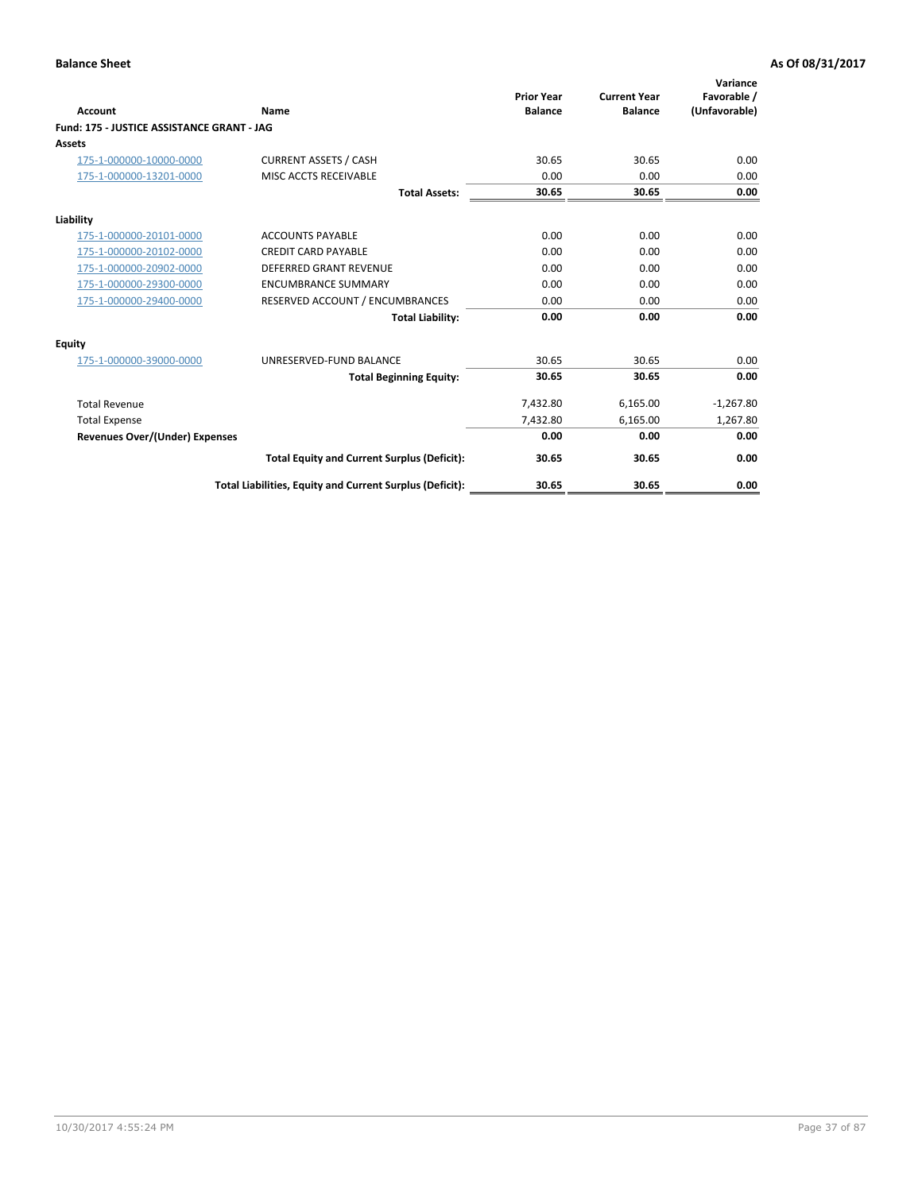**Balance Sheet** **As Of 08/31/2017**

| Account | Name | Prior Year Balance | Current Year Balance | Variance Favorable / (Unfavorable) |
|---|---|---|---|---|
| **Fund: 175 - JUSTICE ASSISTANCE GRANT - JAG** | | | | |
| **Assets** | | | | |
| 175-1-000000-10000-0000 | CURRENT ASSETS / CASH | 30.65 | 30.65 | 0.00 |
| 175-1-000000-13201-0000 | MISC ACCTS RECEIVABLE | 0.00 | 0.00 | 0.00 |
| | **Total Assets:** | **30.65** | **30.65** | **0.00** |
| **Liability** | | | | |
| 175-1-000000-20101-0000 | ACCOUNTS PAYABLE | 0.00 | 0.00 | 0.00 |
| 175-1-000000-20102-0000 | CREDIT CARD PAYABLE | 0.00 | 0.00 | 0.00 |
| 175-1-000000-20902-0000 | DEFERRED GRANT REVENUE | 0.00 | 0.00 | 0.00 |
| 175-1-000000-29300-0000 | ENCUMBRANCE SUMMARY | 0.00 | 0.00 | 0.00 |
| 175-1-000000-29400-0000 | RESERVED ACCOUNT / ENCUMBRANCES | 0.00 | 0.00 | 0.00 |
| | **Total Liability:** | **0.00** | **0.00** | **0.00** |
| **Equity** | | | | |
| 175-1-000000-39000-0000 | UNRESERVED-FUND BALANCE | 30.65 | 30.65 | 0.00 |
| | **Total Beginning Equity:** | **30.65** | **30.65** | **0.00** |
| Total Revenue | | 7,432.80 | 6,165.00 | -1,267.80 |
| Total Expense | | 7,432.80 | 6,165.00 | 1,267.80 |
| **Revenues Over/(Under) Expenses** | | **0.00** | **0.00** | **0.00** |
| | **Total Equity and Current Surplus (Deficit):** | **30.65** | **30.65** | **0.00** |
| | **Total Liabilities, Equity and Current Surplus (Deficit):** | **30.65** | **30.65** | **0.00** |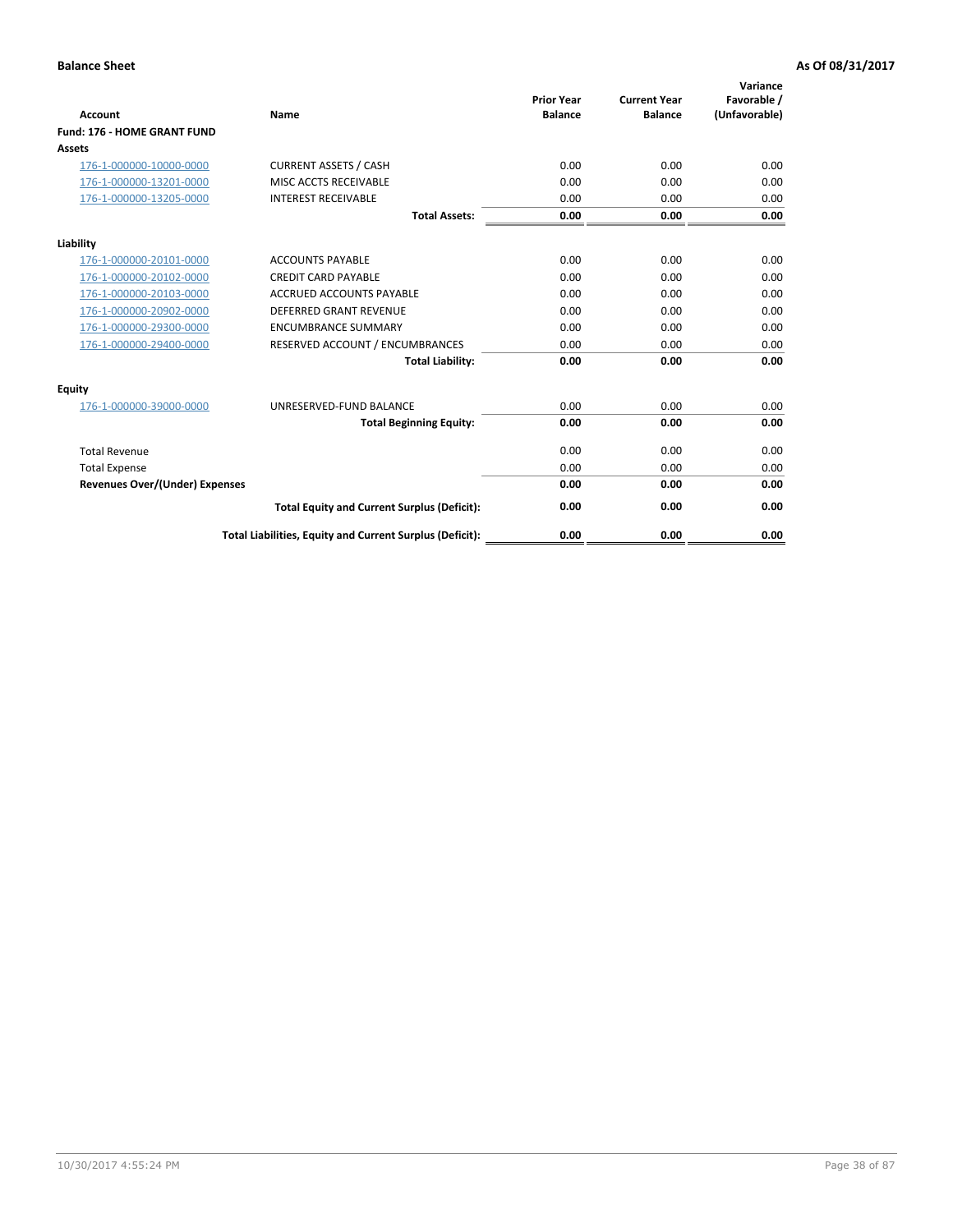**Balance Sheet** **As Of 08/31/2017**

| Account | Name | Prior Year Balance | Current Year Balance | Variance Favorable / (Unfavorable) |
|---|---|---|---|---|
| **Fund: 176 - HOME GRANT FUND** | | | | |
| **Assets** | | | | |
| 176-1-000000-10000-0000 | CURRENT ASSETS / CASH | 0.00 | 0.00 | 0.00 |
| 176-1-000000-13201-0000 | MISC ACCTS RECEIVABLE | 0.00 | 0.00 | 0.00 |
| 176-1-000000-13205-0000 | INTEREST RECEIVABLE | 0.00 | 0.00 | 0.00 |
| | **Total Assets:** | **0.00** | **0.00** | **0.00** |
| **Liability** | | | | |
| 176-1-000000-20101-0000 | ACCOUNTS PAYABLE | 0.00 | 0.00 | 0.00 |
| 176-1-000000-20102-0000 | CREDIT CARD PAYABLE | 0.00 | 0.00 | 0.00 |
| 176-1-000000-20103-0000 | ACCRUED ACCOUNTS PAYABLE | 0.00 | 0.00 | 0.00 |
| 176-1-000000-20902-0000 | DEFERRED GRANT REVENUE | 0.00 | 0.00 | 0.00 |
| 176-1-000000-29300-0000 | ENCUMBRANCE SUMMARY | 0.00 | 0.00 | 0.00 |
| 176-1-000000-29400-0000 | RESERVED ACCOUNT / ENCUMBRANCES | 0.00 | 0.00 | 0.00 |
| | **Total Liability:** | **0.00** | **0.00** | **0.00** |
| **Equity** | | | | |
| 176-1-000000-39000-0000 | UNRESERVED-FUND BALANCE | 0.00 | 0.00 | 0.00 |
| | **Total Beginning Equity:** | **0.00** | **0.00** | **0.00** |
| Total Revenue | | 0.00 | 0.00 | 0.00 |
| Total Expense | | 0.00 | 0.00 | 0.00 |
| **Revenues Over/(Under) Expenses** | | **0.00** | **0.00** | **0.00** |
| | **Total Equity and Current Surplus (Deficit):** | **0.00** | **0.00** | **0.00** |
| | **Total Liabilities, Equity and Current Surplus (Deficit):** | **0.00** | **0.00** | **0.00** |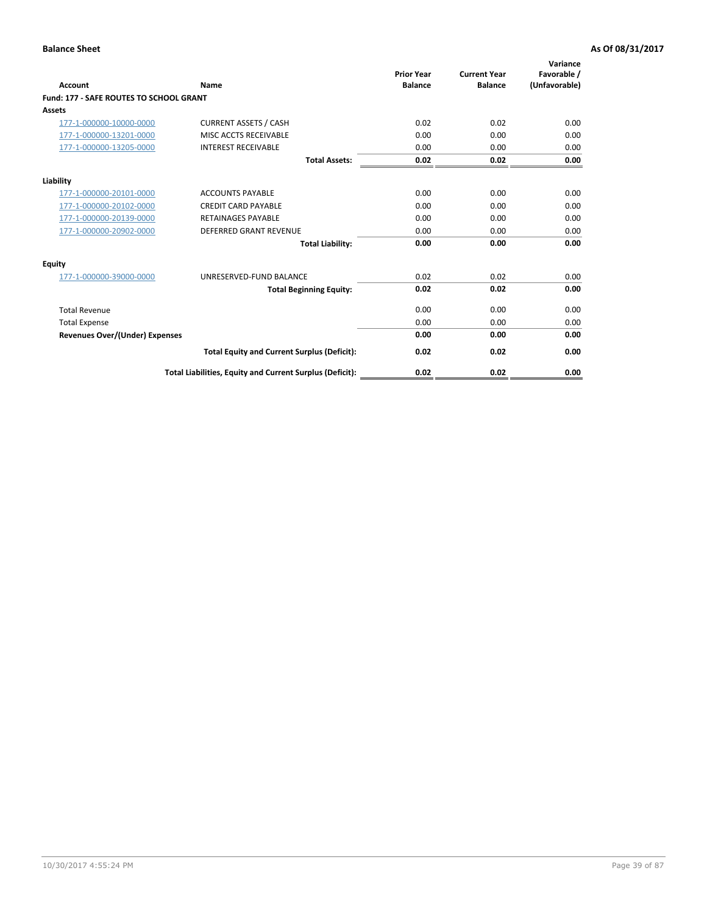**Balance Sheet** **As Of 08/31/2017**

| Account | Name | Prior Year Balance | Current Year Balance | Variance Favorable / (Unfavorable) |
|---|---|---|---|---|
| **Fund: 177 - SAFE ROUTES TO SCHOOL GRANT** | | | | |
| **Assets** | | | | |
| 177-1-000000-10000-0000 | CURRENT ASSETS / CASH | 0.02 | 0.02 | 0.00 |
| 177-1-000000-13201-0000 | MISC ACCTS RECEIVABLE | 0.00 | 0.00 | 0.00 |
| 177-1-000000-13205-0000 | INTEREST RECEIVABLE | 0.00 | 0.00 | 0.00 |
| | **Total Assets:** | **0.02** | **0.02** | **0.00** |
| **Liability** | | | | |
| 177-1-000000-20101-0000 | ACCOUNTS PAYABLE | 0.00 | 0.00 | 0.00 |
| 177-1-000000-20102-0000 | CREDIT CARD PAYABLE | 0.00 | 0.00 | 0.00 |
| 177-1-000000-20139-0000 | RETAINAGES PAYABLE | 0.00 | 0.00 | 0.00 |
| 177-1-000000-20902-0000 | DEFERRED GRANT REVENUE | 0.00 | 0.00 | 0.00 |
| | **Total Liability:** | **0.00** | **0.00** | **0.00** |
| **Equity** | | | | |
| 177-1-000000-39000-0000 | UNRESERVED-FUND BALANCE | 0.02 | 0.02 | 0.00 |
| | **Total Beginning Equity:** | **0.02** | **0.02** | **0.00** |
| Total Revenue | | 0.00 | 0.00 | 0.00 |
| Total Expense | | 0.00 | 0.00 | 0.00 |
| **Revenues Over/(Under) Expenses** | | **0.00** | **0.00** | **0.00** |
| | **Total Equity and Current Surplus (Deficit):** | **0.02** | **0.02** | **0.00** |
| | **Total Liabilities, Equity and Current Surplus (Deficit):** | **0.02** | **0.02** | **0.00** |

10/30/2017 4:55:24 PM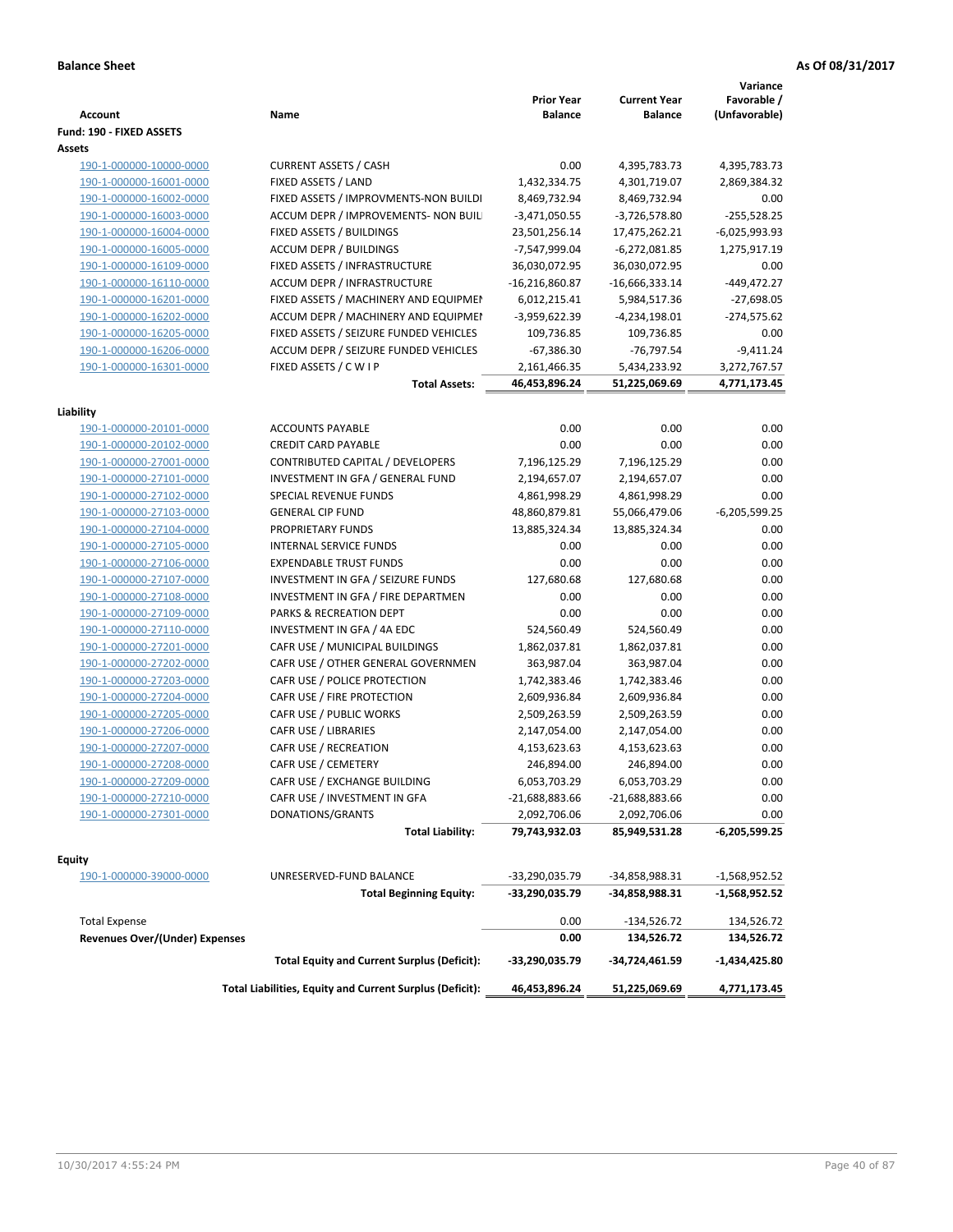**Balance Sheet** **As Of 08/31/2017**

| Account | Name | Prior Year Balance | Current Year Balance | Variance Favorable / (Unfavorable) |
|---|---|---|---|---|
| **Fund: 190 - FIXED ASSETS** | | | | |
| **Assets** | | | | |
| 190-1-000000-10000-0000 | CURRENT ASSETS / CASH | 0.00 | 4,395,783.73 | 4,395,783.73 |
| 190-1-000000-16001-0000 | FIXED ASSETS / LAND | 1,432,334.75 | 4,301,719.07 | 2,869,384.32 |
| 190-1-000000-16002-0000 | FIXED ASSETS / IMPROVMENTS-NON BUILDI | 8,469,732.94 | 8,469,732.94 | 0.00 |
| 190-1-000000-16003-0000 | ACCUM DEPR / IMPROVEMENTS- NON BUIL | -3,471,050.55 | -3,726,578.80 | -255,528.25 |
| 190-1-000000-16004-0000 | FIXED ASSETS / BUILDINGS | 23,501,256.14 | 17,475,262.21 | -6,025,993.93 |
| 190-1-000000-16005-0000 | ACCUM DEPR / BUILDINGS | -7,547,999.04 | -6,272,081.85 | 1,275,917.19 |
| 190-1-000000-16109-0000 | FIXED ASSETS / INFRASTRUCTURE | 36,030,072.95 | 36,030,072.95 | 0.00 |
| 190-1-000000-16110-0000 | ACCUM DEPR / INFRASTRUCTURE | -16,216,860.87 | -16,666,333.14 | -449,472.27 |
| 190-1-000000-16201-0000 | FIXED ASSETS / MACHINERY AND EQUIPMEN | 6,012,215.41 | 5,984,517.36 | -27,698.05 |
| 190-1-000000-16202-0000 | ACCUM DEPR / MACHINERY AND EQUIPMEI | -3,959,622.39 | -4,234,198.01 | -274,575.62 |
| 190-1-000000-16205-0000 | FIXED ASSETS / SEIZURE FUNDED VEHICLES | 109,736.85 | 109,736.85 | 0.00 |
| 190-1-000000-16206-0000 | ACCUM DEPR / SEIZURE FUNDED VEHICLES | -67,386.30 | -76,797.54 | -9,411.24 |
| 190-1-000000-16301-0000 | FIXED ASSETS / C W I P | 2,161,466.35 | 5,434,233.92 | 3,272,767.57 |
| | **Total Assets:** | **46,453,896.24** | **51,225,069.69** | **4,771,173.45** |
| **Liability** | | | | |
| 190-1-000000-20101-0000 | ACCOUNTS PAYABLE | 0.00 | 0.00 | 0.00 |
| 190-1-000000-20102-0000 | CREDIT CARD PAYABLE | 0.00 | 0.00 | 0.00 |
| 190-1-000000-27001-0000 | CONTRIBUTED CAPITAL / DEVELOPERS | 7,196,125.29 | 7,196,125.29 | 0.00 |
| 190-1-000000-27101-0000 | INVESTMENT IN GFA / GENERAL FUND | 2,194,657.07 | 2,194,657.07 | 0.00 |
| 190-1-000000-27102-0000 | SPECIAL REVENUE FUNDS | 4,861,998.29 | 4,861,998.29 | 0.00 |
| 190-1-000000-27103-0000 | GENERAL CIP FUND | 48,860,879.81 | 55,066,479.06 | -6,205,599.25 |
| 190-1-000000-27104-0000 | PROPRIETARY FUNDS | 13,885,324.34 | 13,885,324.34 | 0.00 |
| 190-1-000000-27105-0000 | INTERNAL SERVICE FUNDS | 0.00 | 0.00 | 0.00 |
| 190-1-000000-27106-0000 | EXPENDABLE TRUST FUNDS | 0.00 | 0.00 | 0.00 |
| 190-1-000000-27107-0000 | INVESTMENT IN GFA / SEIZURE FUNDS | 127,680.68 | 127,680.68 | 0.00 |
| 190-1-000000-27108-0000 | INVESTMENT IN GFA / FIRE DEPARTMEN | 0.00 | 0.00 | 0.00 |
| 190-1-000000-27109-0000 | PARKS & RECREATION DEPT | 0.00 | 0.00 | 0.00 |
| 190-1-000000-27110-0000 | INVESTMENT IN GFA / 4A EDC | 524,560.49 | 524,560.49 | 0.00 |
| 190-1-000000-27201-0000 | CAFR USE / MUNICIPAL BUILDINGS | 1,862,037.81 | 1,862,037.81 | 0.00 |
| 190-1-000000-27202-0000 | CAFR USE / OTHER GENERAL GOVERNMEN | 363,987.04 | 363,987.04 | 0.00 |
| 190-1-000000-27203-0000 | CAFR USE / POLICE PROTECTION | 1,742,383.46 | 1,742,383.46 | 0.00 |
| 190-1-000000-27204-0000 | CAFR USE / FIRE PROTECTION | 2,609,936.84 | 2,609,936.84 | 0.00 |
| 190-1-000000-27205-0000 | CAFR USE / PUBLIC WORKS | 2,509,263.59 | 2,509,263.59 | 0.00 |
| 190-1-000000-27206-0000 | CAFR USE / LIBRARIES | 2,147,054.00 | 2,147,054.00 | 0.00 |
| 190-1-000000-27207-0000 | CAFR USE / RECREATION | 4,153,623.63 | 4,153,623.63 | 0.00 |
| 190-1-000000-27208-0000 | CAFR USE / CEMETERY | 246,894.00 | 246,894.00 | 0.00 |
| 190-1-000000-27209-0000 | CAFR USE / EXCHANGE BUILDING | 6,053,703.29 | 6,053,703.29 | 0.00 |
| 190-1-000000-27210-0000 | CAFR USE / INVESTMENT IN GFA | -21,688,883.66 | -21,688,883.66 | 0.00 |
| 190-1-000000-27301-0000 | DONATIONS/GRANTS | 2,092,706.06 | 2,092,706.06 | 0.00 |
| | **Total Liability:** | **79,743,932.03** | **85,949,531.28** | **-6,205,599.25** |
| **Equity** | | | | |
| 190-1-000000-39000-0000 | UNRESERVED-FUND BALANCE | -33,290,035.79 | -34,858,988.31 | -1,568,952.52 |
| | **Total Beginning Equity:** | **-33,290,035.79** | **-34,858,988.31** | **-1,568,952.52** |
| Total Expense | | 0.00 | -134,526.72 | 134,526.72 |
| **Revenues Over/(Under) Expenses** | | **0.00** | **134,526.72** | **134,526.72** |
| | **Total Equity and Current Surplus (Deficit):** | **-33,290,035.79** | **-34,724,461.59** | **-1,434,425.80** |
| | **Total Liabilities, Equity and Current Surplus (Deficit):** | **46,453,896.24** | **51,225,069.69** | **4,771,173.45** |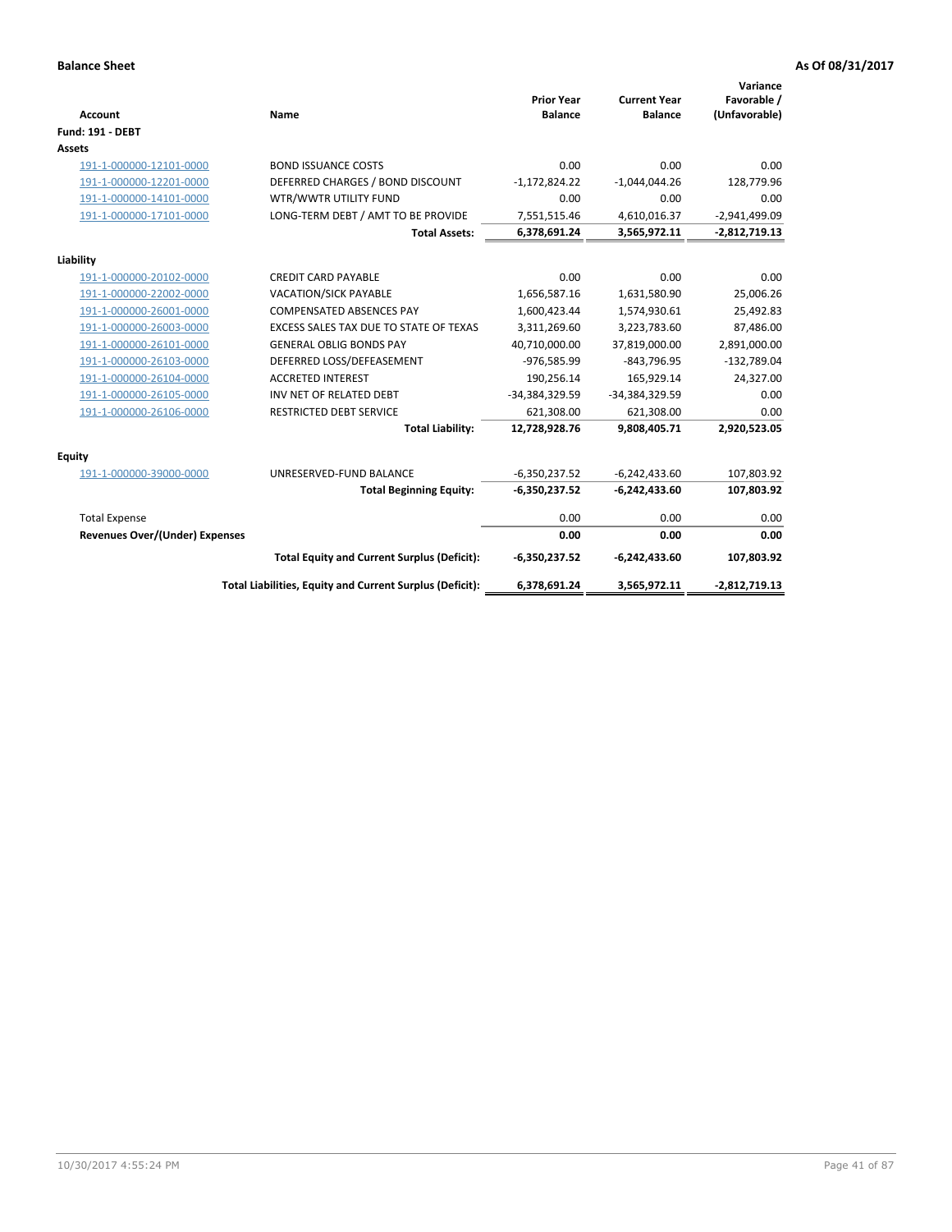**Balance Sheet** **As Of 08/31/2017**

| Account | Name | Prior Year Balance | Current Year Balance | Variance Favorable / (Unfavorable) |
|---|---|---|---|---|
| **Fund: 191 - DEBT** | | | | |
| **Assets** | | | | |
| 191-1-000000-12101-0000 | BOND ISSUANCE COSTS | 0.00 | 0.00 | 0.00 |
| 191-1-000000-12201-0000 | DEFERRED CHARGES / BOND DISCOUNT | -1,172,824.22 | -1,044,044.26 | 128,779.96 |
| 191-1-000000-14101-0000 | WTR/WWTR UTILITY FUND | 0.00 | 0.00 | 0.00 |
| 191-1-000000-17101-0000 | LONG-TERM DEBT / AMT TO BE PROVIDE | 7,551,515.46 | 4,610,016.37 | -2,941,499.09 |
| | **Total Assets:** | **6,378,691.24** | **3,565,972.11** | **-2,812,719.13** |
| **Liability** | | | | |
| 191-1-000000-20102-0000 | CREDIT CARD PAYABLE | 0.00 | 0.00 | 0.00 |
| 191-1-000000-22002-0000 | VACATION/SICK PAYABLE | 1,656,587.16 | 1,631,580.90 | 25,006.26 |
| 191-1-000000-26001-0000 | COMPENSATED ABSENCES PAY | 1,600,423.44 | 1,574,930.61 | 25,492.83 |
| 191-1-000000-26003-0000 | EXCESS SALES TAX DUE TO STATE OF TEXAS | 3,311,269.60 | 3,223,783.60 | 87,486.00 |
| 191-1-000000-26101-0000 | GENERAL OBLIG BONDS PAY | 40,710,000.00 | 37,819,000.00 | 2,891,000.00 |
| 191-1-000000-26103-0000 | DEFERRED LOSS/DEFEASEMENT | -976,585.99 | -843,796.95 | -132,789.04 |
| 191-1-000000-26104-0000 | ACCRETED INTEREST | 190,256.14 | 165,929.14 | 24,327.00 |
| 191-1-000000-26105-0000 | INV NET OF RELATED DEBT | -34,384,329.59 | -34,384,329.59 | 0.00 |
| 191-1-000000-26106-0000 | RESTRICTED DEBT SERVICE | 621,308.00 | 621,308.00 | 0.00 |
| | **Total Liability:** | **12,728,928.76** | **9,808,405.71** | **2,920,523.05** |
| **Equity** | | | | |
| 191-1-000000-39000-0000 | UNRESERVED-FUND BALANCE | -6,350,237.52 | -6,242,433.60 | 107,803.92 |
| | **Total Beginning Equity:** | **-6,350,237.52** | **-6,242,433.60** | **107,803.92** |
| Total Expense | | 0.00 | 0.00 | 0.00 |
| **Revenues Over/(Under) Expenses** | | **0.00** | **0.00** | **0.00** |
| | **Total Equity and Current Surplus (Deficit):** | **-6,350,237.52** | **-6,242,433.60** | **107,803.92** |
| | **Total Liabilities, Equity and Current Surplus (Deficit):** | **6,378,691.24** | **3,565,972.11** | **-2,812,719.13** |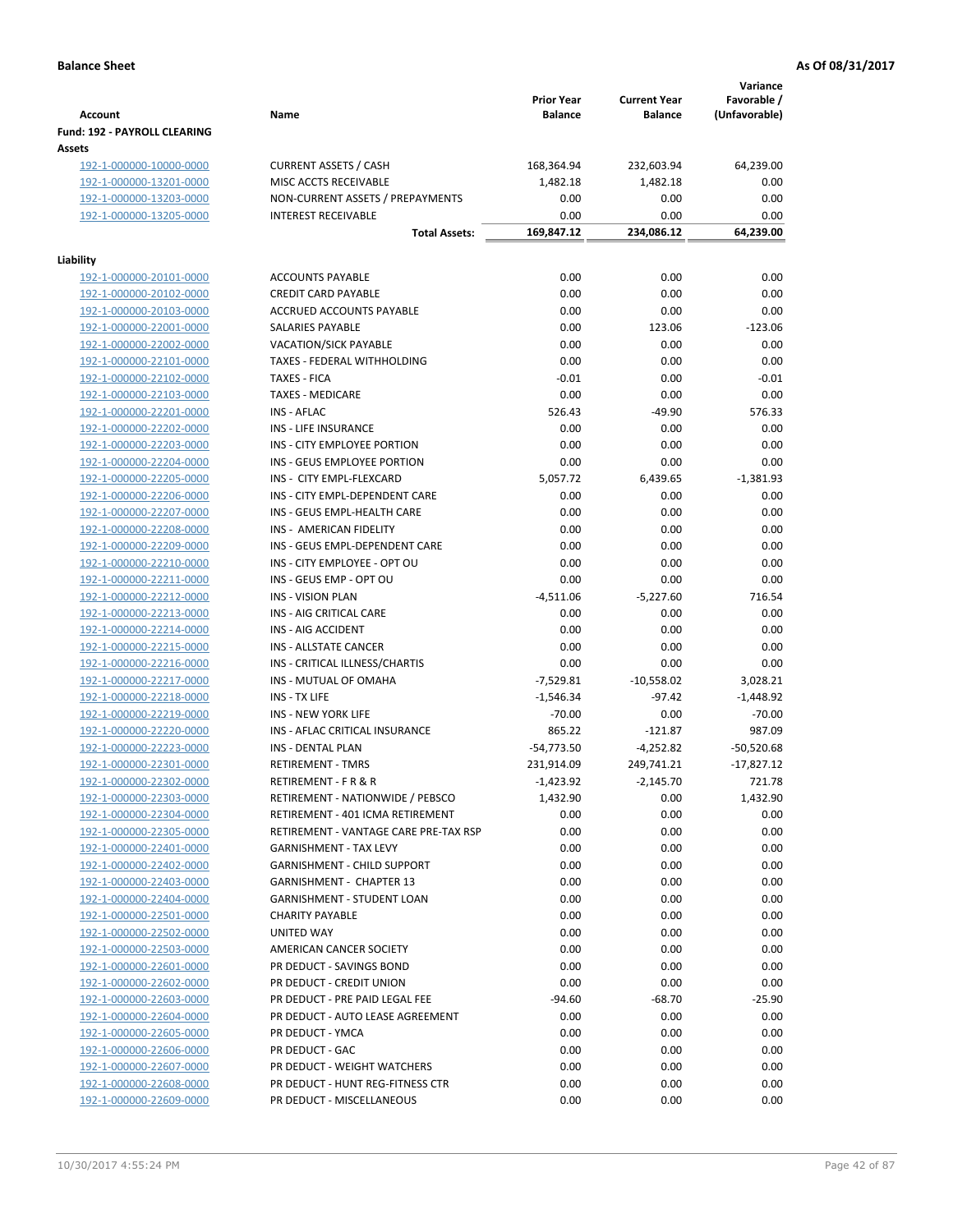**Balance Sheet** **As Of 08/31/2017**

| Account | Name | Prior Year Balance | Current Year Balance | Variance Favorable / (Unfavorable) |
|---|---|---|---|---|
| **Fund: 192 - PAYROLL CLEARING** | | | | |
| **Assets** | | | | |
| 192-1-000000-10000-0000 | CURRENT ASSETS / CASH | 168,364.94 | 232,603.94 | 64,239.00 |
| 192-1-000000-13201-0000 | MISC ACCTS RECEIVABLE | 1,482.18 | 1,482.18 | 0.00 |
| 192-1-000000-13203-0000 | NON-CURRENT ASSETS / PREPAYMENTS | 0.00 | 0.00 | 0.00 |
| 192-1-000000-13205-0000 | INTEREST RECEIVABLE | 0.00 | 0.00 | 0.00 |
| | **Total Assets:** | **169,847.12** | **234,086.12** | **64,239.00** |
| **Liability** | | | | |
| 192-1-000000-20101-0000 | ACCOUNTS PAYABLE | 0.00 | 0.00 | 0.00 |
| 192-1-000000-20102-0000 | CREDIT CARD PAYABLE | 0.00 | 0.00 | 0.00 |
| 192-1-000000-20103-0000 | ACCRUED ACCOUNTS PAYABLE | 0.00 | 0.00 | 0.00 |
| 192-1-000000-22001-0000 | SALARIES PAYABLE | 0.00 | 123.06 | -123.06 |
| 192-1-000000-22002-0000 | VACATION/SICK PAYABLE | 0.00 | 0.00 | 0.00 |
| 192-1-000000-22101-0000 | TAXES - FEDERAL WITHHOLDING | 0.00 | 0.00 | 0.00 |
| 192-1-000000-22102-0000 | TAXES - FICA | -0.01 | 0.00 | -0.01 |
| 192-1-000000-22103-0000 | TAXES - MEDICARE | 0.00 | 0.00 | 0.00 |
| 192-1-000000-22201-0000 | INS - AFLAC | 526.43 | -49.90 | 576.33 |
| 192-1-000000-22202-0000 | INS - LIFE INSURANCE | 0.00 | 0.00 | 0.00 |
| 192-1-000000-22203-0000 | INS - CITY EMPLOYEE PORTION | 0.00 | 0.00 | 0.00 |
| 192-1-000000-22204-0000 | INS - GEUS EMPLOYEE PORTION | 0.00 | 0.00 | 0.00 |
| 192-1-000000-22205-0000 | INS - CITY EMPL-FLEXCARD | 5,057.72 | 6,439.65 | -1,381.93 |
| 192-1-000000-22206-0000 | INS - CITY EMPL-DEPENDENT CARE | 0.00 | 0.00 | 0.00 |
| 192-1-000000-22207-0000 | INS - GEUS EMPL-HEALTH CARE | 0.00 | 0.00 | 0.00 |
| 192-1-000000-22208-0000 | INS - AMERICAN FIDELITY | 0.00 | 0.00 | 0.00 |
| 192-1-000000-22209-0000 | INS - GEUS EMPL-DEPENDENT CARE | 0.00 | 0.00 | 0.00 |
| 192-1-000000-22210-0000 | INS - CITY EMPLOYEE - OPT OU | 0.00 | 0.00 | 0.00 |
| 192-1-000000-22211-0000 | INS - GEUS EMP - OPT OU | 0.00 | 0.00 | 0.00 |
| 192-1-000000-22212-0000 | INS - VISION PLAN | -4,511.06 | -5,227.60 | 716.54 |
| 192-1-000000-22213-0000 | INS - AIG CRITICAL CARE | 0.00 | 0.00 | 0.00 |
| 192-1-000000-22214-0000 | INS - AIG ACCIDENT | 0.00 | 0.00 | 0.00 |
| 192-1-000000-22215-0000 | INS - ALLSTATE CANCER | 0.00 | 0.00 | 0.00 |
| 192-1-000000-22216-0000 | INS - CRITICAL ILLNESS/CHARTIS | 0.00 | 0.00 | 0.00 |
| 192-1-000000-22217-0000 | INS - MUTUAL OF OMAHA | -7,529.81 | -10,558.02 | 3,028.21 |
| 192-1-000000-22218-0000 | INS - TX LIFE | -1,546.34 | -97.42 | -1,448.92 |
| 192-1-000000-22219-0000 | INS - NEW YORK LIFE | -70.00 | 0.00 | -70.00 |
| 192-1-000000-22220-0000 | INS - AFLAC CRITICAL INSURANCE | 865.22 | -121.87 | 987.09 |
| 192-1-000000-22223-0000 | INS - DENTAL PLAN | -54,773.50 | -4,252.82 | -50,520.68 |
| 192-1-000000-22301-0000 | RETIREMENT - TMRS | 231,914.09 | 249,741.21 | -17,827.12 |
| 192-1-000000-22302-0000 | RETIREMENT - F R & R | -1,423.92 | -2,145.70 | 721.78 |
| 192-1-000000-22303-0000 | RETIREMENT - NATIONWIDE / PEBSCO | 1,432.90 | 0.00 | 1,432.90 |
| 192-1-000000-22304-0000 | RETIREMENT - 401 ICMA RETIREMENT | 0.00 | 0.00 | 0.00 |
| 192-1-000000-22305-0000 | RETIREMENT - VANTAGE CARE PRE-TAX RSP | 0.00 | 0.00 | 0.00 |
| 192-1-000000-22401-0000 | GARNISHMENT - TAX LEVY | 0.00 | 0.00 | 0.00 |
| 192-1-000000-22402-0000 | GARNISHMENT - CHILD SUPPORT | 0.00 | 0.00 | 0.00 |
| 192-1-000000-22403-0000 | GARNISHMENT - CHAPTER 13 | 0.00 | 0.00 | 0.00 |
| 192-1-000000-22404-0000 | GARNISHMENT - STUDENT LOAN | 0.00 | 0.00 | 0.00 |
| 192-1-000000-22501-0000 | CHARITY PAYABLE | 0.00 | 0.00 | 0.00 |
| 192-1-000000-22502-0000 | UNITED WAY | 0.00 | 0.00 | 0.00 |
| 192-1-000000-22503-0000 | AMERICAN CANCER SOCIETY | 0.00 | 0.00 | 0.00 |
| 192-1-000000-22601-0000 | PR DEDUCT - SAVINGS BOND | 0.00 | 0.00 | 0.00 |
| 192-1-000000-22602-0000 | PR DEDUCT - CREDIT UNION | 0.00 | 0.00 | 0.00 |
| 192-1-000000-22603-0000 | PR DEDUCT - PRE PAID LEGAL FEE | -94.60 | -68.70 | -25.90 |
| 192-1-000000-22604-0000 | PR DEDUCT - AUTO LEASE AGREEMENT | 0.00 | 0.00 | 0.00 |
| 192-1-000000-22605-0000 | PR DEDUCT - YMCA | 0.00 | 0.00 | 0.00 |
| 192-1-000000-22606-0000 | PR DEDUCT - GAC | 0.00 | 0.00 | 0.00 |
| 192-1-000000-22607-0000 | PR DEDUCT - WEIGHT WATCHERS | 0.00 | 0.00 | 0.00 |
| 192-1-000000-22608-0000 | PR DEDUCT - HUNT REG-FITNESS CTR | 0.00 | 0.00 | 0.00 |
| 192-1-000000-22609-0000 | PR DEDUCT - MISCELLANEOUS | 0.00 | 0.00 | 0.00 |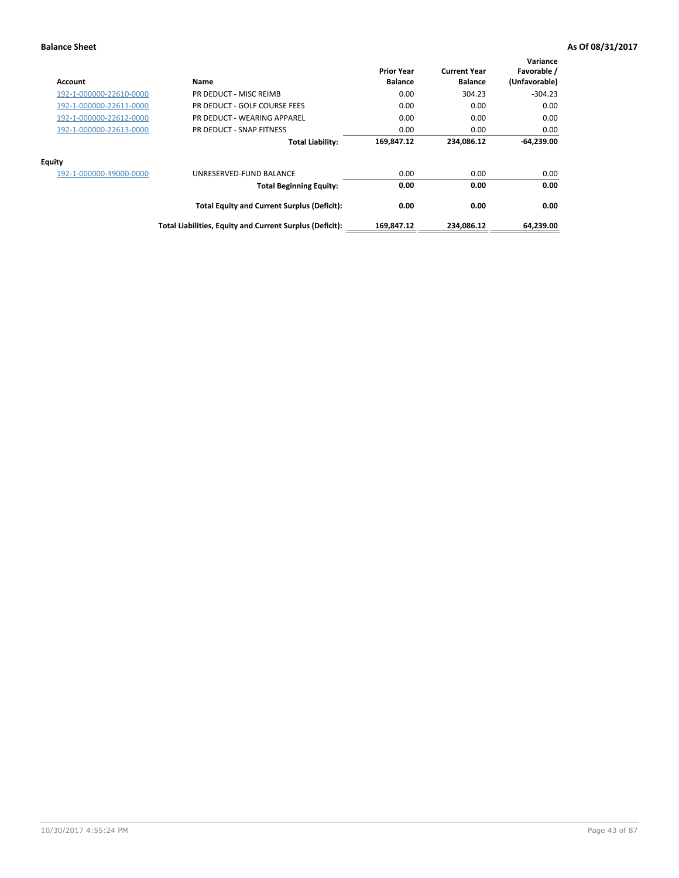**Balance Sheet** — As Of 08/31/2017

| Account | Name | Prior Year Balance | Current Year Balance | Variance Favorable / (Unfavorable) |
|---|---|---|---|---|
| 192-1-000000-22610-0000 | PR DEDUCT - MISC REIMB | 0.00 | 304.23 | -304.23 |
| 192-1-000000-22611-0000 | PR DEDUCT - GOLF COURSE FEES | 0.00 | 0.00 | 0.00 |
| 192-1-000000-22612-0000 | PR DEDUCT - WEARING APPAREL | 0.00 | 0.00 | 0.00 |
| 192-1-000000-22613-0000 | PR DEDUCT - SNAP FITNESS | 0.00 | 0.00 | 0.00 |
| | **Total Liability:** | **169,847.12** | **234,086.12** | **-64,239.00** |
| **Equity** | | | | |
| 192-1-000000-39000-0000 | UNRESERVED-FUND BALANCE | 0.00 | 0.00 | 0.00 |
| | **Total Beginning Equity:** | **0.00** | **0.00** | **0.00** |
| | **Total Equity and Current Surplus (Deficit):** | **0.00** | **0.00** | **0.00** |
| | **Total Liabilities, Equity and Current Surplus (Deficit):** | **169,847.12** | **234,086.12** | **64,239.00** |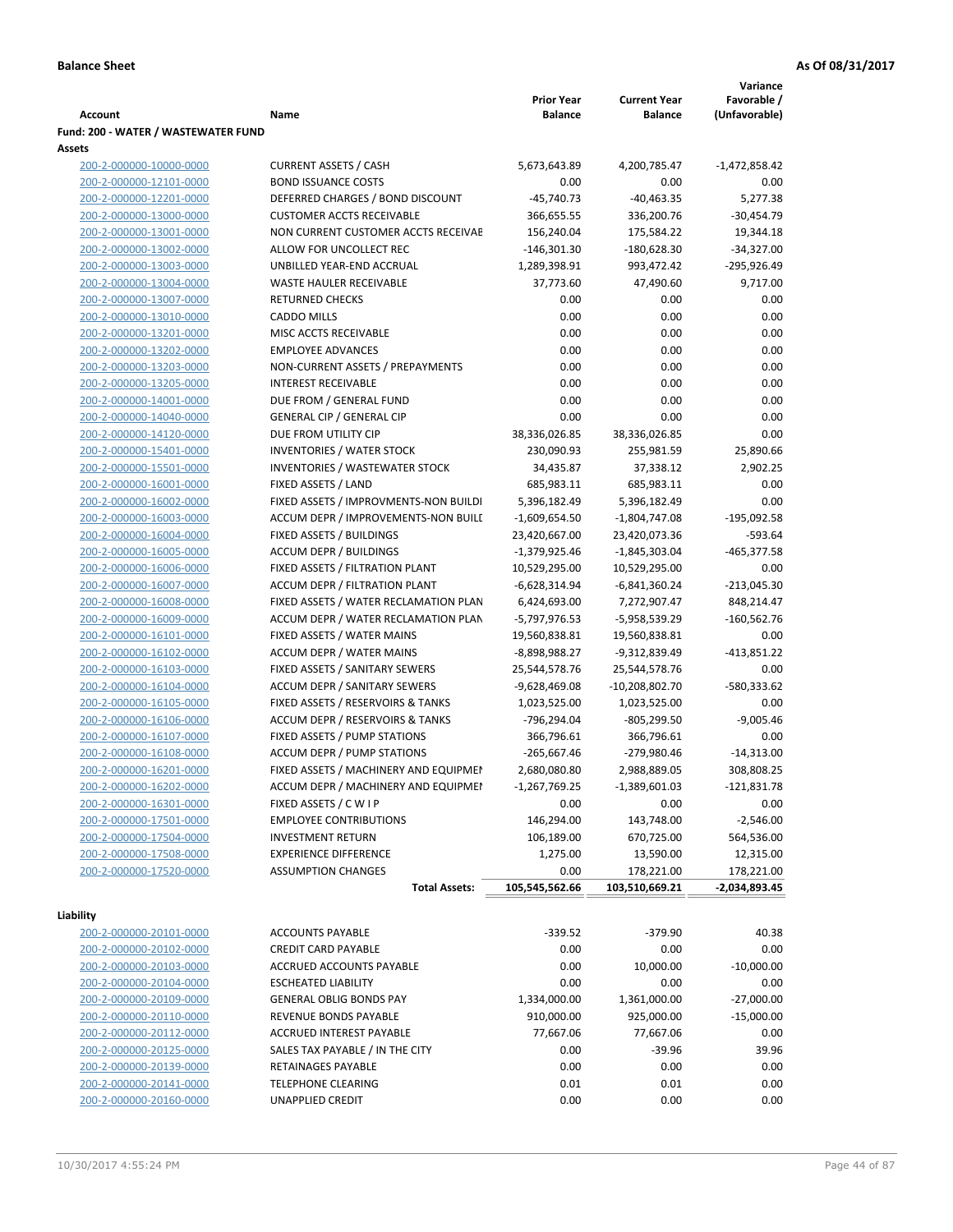**Balance Sheet** — As Of 08/31/2017

| Account | Name | Prior Year Balance | Current Year Balance | Variance Favorable / (Unfavorable) |
|---|---|---|---|---|
| **Fund: 200 - WATER / WASTEWATER FUND** | | | | |
| **Assets** | | | | |
| 200-2-000000-10000-0000 | CURRENT ASSETS / CASH | 5,673,643.89 | 4,200,785.47 | -1,472,858.42 |
| 200-2-000000-12101-0000 | BOND ISSUANCE COSTS | 0.00 | 0.00 | 0.00 |
| 200-2-000000-12201-0000 | DEFERRED CHARGES / BOND DISCOUNT | -45,740.73 | -40,463.35 | 5,277.38 |
| 200-2-000000-13000-0000 | CUSTOMER ACCTS RECEIVABLE | 366,655.55 | 336,200.76 | -30,454.79 |
| 200-2-000000-13001-0000 | NON CURRENT CUSTOMER ACCTS RECEIVAE | 156,240.04 | 175,584.22 | 19,344.18 |
| 200-2-000000-13002-0000 | ALLOW FOR UNCOLLECT REC | -146,301.30 | -180,628.30 | -34,327.00 |
| 200-2-000000-13003-0000 | UNBILLED YEAR-END ACCRUAL | 1,289,398.91 | 993,472.42 | -295,926.49 |
| 200-2-000000-13004-0000 | WASTE HAULER RECEIVABLE | 37,773.60 | 47,490.60 | 9,717.00 |
| 200-2-000000-13007-0000 | RETURNED CHECKS | 0.00 | 0.00 | 0.00 |
| 200-2-000000-13010-0000 | CADDO MILLS | 0.00 | 0.00 | 0.00 |
| 200-2-000000-13201-0000 | MISC ACCTS RECEIVABLE | 0.00 | 0.00 | 0.00 |
| 200-2-000000-13202-0000 | EMPLOYEE ADVANCES | 0.00 | 0.00 | 0.00 |
| 200-2-000000-13203-0000 | NON-CURRENT ASSETS / PREPAYMENTS | 0.00 | 0.00 | 0.00 |
| 200-2-000000-13205-0000 | INTEREST RECEIVABLE | 0.00 | 0.00 | 0.00 |
| 200-2-000000-14001-0000 | DUE FROM / GENERAL FUND | 0.00 | 0.00 | 0.00 |
| 200-2-000000-14040-0000 | GENERAL CIP / GENERAL CIP | 0.00 | 0.00 | 0.00 |
| 200-2-000000-14120-0000 | DUE FROM UTILITY CIP | 38,336,026.85 | 38,336,026.85 | 0.00 |
| 200-2-000000-15401-0000 | INVENTORIES / WATER STOCK | 230,090.93 | 255,981.59 | 25,890.66 |
| 200-2-000000-15501-0000 | INVENTORIES / WASTEWATER STOCK | 34,435.87 | 37,338.12 | 2,902.25 |
| 200-2-000000-16001-0000 | FIXED ASSETS / LAND | 685,983.11 | 685,983.11 | 0.00 |
| 200-2-000000-16002-0000 | FIXED ASSETS / IMPROVMENTS-NON BUILDI | 5,396,182.49 | 5,396,182.49 | 0.00 |
| 200-2-000000-16003-0000 | ACCUM DEPR / IMPROVEMENTS-NON BUILI | -1,609,654.50 | -1,804,747.08 | -195,092.58 |
| 200-2-000000-16004-0000 | FIXED ASSETS / BUILDINGS | 23,420,667.00 | 23,420,073.36 | -593.64 |
| 200-2-000000-16005-0000 | ACCUM DEPR / BUILDINGS | -1,379,925.46 | -1,845,303.04 | -465,377.58 |
| 200-2-000000-16006-0000 | FIXED ASSETS / FILTRATION PLANT | 10,529,295.00 | 10,529,295.00 | 0.00 |
| 200-2-000000-16007-0000 | ACCUM DEPR / FILTRATION PLANT | -6,628,314.94 | -6,841,360.24 | -213,045.30 |
| 200-2-000000-16008-0000 | FIXED ASSETS / WATER RECLAMATION PLAN | 6,424,693.00 | 7,272,907.47 | 848,214.47 |
| 200-2-000000-16009-0000 | ACCUM DEPR / WATER RECLAMATION PLAN | -5,797,976.53 | -5,958,539.29 | -160,562.76 |
| 200-2-000000-16101-0000 | FIXED ASSETS / WATER MAINS | 19,560,838.81 | 19,560,838.81 | 0.00 |
| 200-2-000000-16102-0000 | ACCUM DEPR / WATER MAINS | -8,898,988.27 | -9,312,839.49 | -413,851.22 |
| 200-2-000000-16103-0000 | FIXED ASSETS / SANITARY SEWERS | 25,544,578.76 | 25,544,578.76 | 0.00 |
| 200-2-000000-16104-0000 | ACCUM DEPR / SANITARY SEWERS | -9,628,469.08 | -10,208,802.70 | -580,333.62 |
| 200-2-000000-16105-0000 | FIXED ASSETS / RESERVOIRS & TANKS | 1,023,525.00 | 1,023,525.00 | 0.00 |
| 200-2-000000-16106-0000 | ACCUM DEPR / RESERVOIRS & TANKS | -796,294.04 | -805,299.50 | -9,005.46 |
| 200-2-000000-16107-0000 | FIXED ASSETS / PUMP STATIONS | 366,796.61 | 366,796.61 | 0.00 |
| 200-2-000000-16108-0000 | ACCUM DEPR / PUMP STATIONS | -265,667.46 | -279,980.46 | -14,313.00 |
| 200-2-000000-16201-0000 | FIXED ASSETS / MACHINERY AND EQUIPMEI | 2,680,080.80 | 2,988,889.05 | 308,808.25 |
| 200-2-000000-16202-0000 | ACCUM DEPR / MACHINERY AND EQUIPMEI | -1,267,769.25 | -1,389,601.03 | -121,831.78 |
| 200-2-000000-16301-0000 | FIXED ASSETS / C W I P | 0.00 | 0.00 | 0.00 |
| 200-2-000000-17501-0000 | EMPLOYEE CONTRIBUTIONS | 146,294.00 | 143,748.00 | -2,546.00 |
| 200-2-000000-17504-0000 | INVESTMENT RETURN | 106,189.00 | 670,725.00 | 564,536.00 |
| 200-2-000000-17508-0000 | EXPERIENCE DIFFERENCE | 1,275.00 | 13,590.00 | 12,315.00 |
| 200-2-000000-17520-0000 | ASSUMPTION CHANGES | 0.00 | 178,221.00 | 178,221.00 |
| | **Total Assets:** | 105,545,562.66 | 103,510,669.21 | -2,034,893.45 |
| **Liability** | | | | |
| 200-2-000000-20101-0000 | ACCOUNTS PAYABLE | -339.52 | -379.90 | 40.38 |
| 200-2-000000-20102-0000 | CREDIT CARD PAYABLE | 0.00 | 0.00 | 0.00 |
| 200-2-000000-20103-0000 | ACCRUED ACCOUNTS PAYABLE | 0.00 | 10,000.00 | -10,000.00 |
| 200-2-000000-20104-0000 | ESCHEATED LIABILITY | 0.00 | 0.00 | 0.00 |
| 200-2-000000-20109-0000 | GENERAL OBLIG BONDS PAY | 1,334,000.00 | 1,361,000.00 | -27,000.00 |
| 200-2-000000-20110-0000 | REVENUE BONDS PAYABLE | 910,000.00 | 925,000.00 | -15,000.00 |
| 200-2-000000-20112-0000 | ACCRUED INTEREST PAYABLE | 77,667.06 | 77,667.06 | 0.00 |
| 200-2-000000-20125-0000 | SALES TAX PAYABLE / IN THE CITY | 0.00 | -39.96 | 39.96 |
| 200-2-000000-20139-0000 | RETAINAGES PAYABLE | 0.00 | 0.00 | 0.00 |
| 200-2-000000-20141-0000 | TELEPHONE CLEARING | 0.01 | 0.01 | 0.00 |
| 200-2-000000-20160-0000 | UNAPPLIED CREDIT | 0.00 | 0.00 | 0.00 |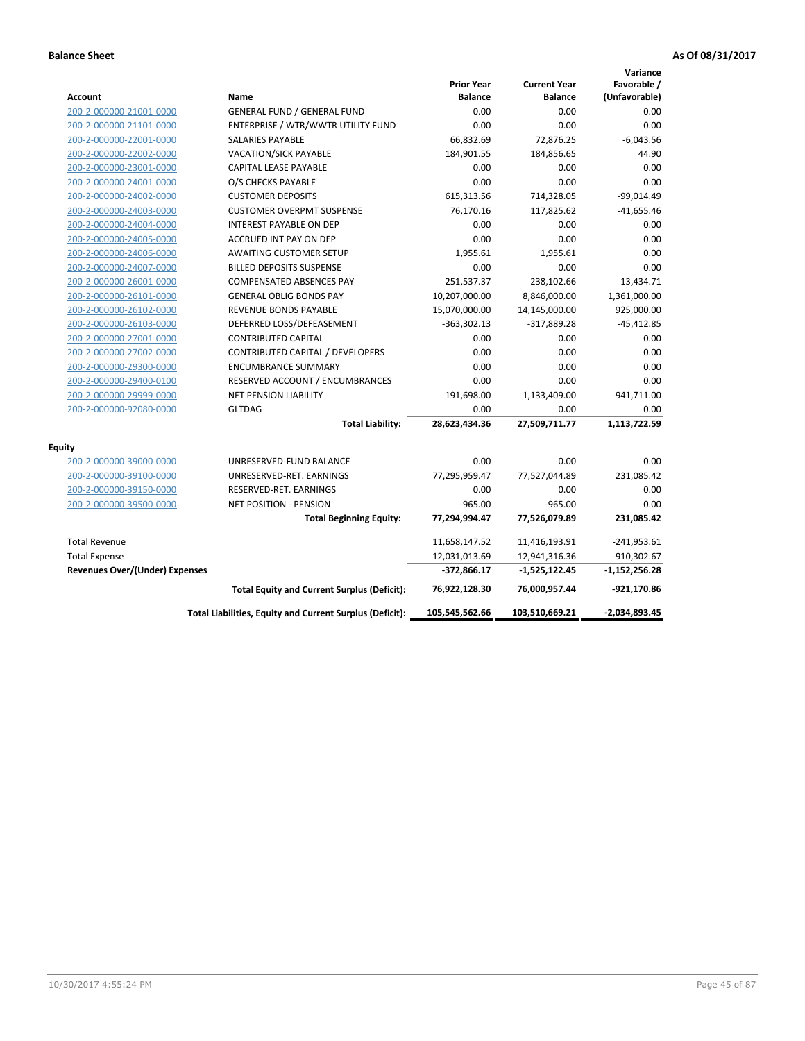**Balance Sheet** **As Of 08/31/2017**

| Account | Name | Prior Year Balance | Current Year Balance | Variance Favorable / (Unfavorable) |
|---|---|---|---|---|
| 200-2-000000-21001-0000 | GENERAL FUND / GENERAL FUND | 0.00 | 0.00 | 0.00 |
| 200-2-000000-21101-0000 | ENTERPRISE / WTR/WWTR UTILITY FUND | 0.00 | 0.00 | 0.00 |
| 200-2-000000-22001-0000 | SALARIES PAYABLE | 66,832.69 | 72,876.25 | -6,043.56 |
| 200-2-000000-22002-0000 | VACATION/SICK PAYABLE | 184,901.55 | 184,856.65 | 44.90 |
| 200-2-000000-23001-0000 | CAPITAL LEASE PAYABLE | 0.00 | 0.00 | 0.00 |
| 200-2-000000-24001-0000 | O/S CHECKS PAYABLE | 0.00 | 0.00 | 0.00 |
| 200-2-000000-24002-0000 | CUSTOMER DEPOSITS | 615,313.56 | 714,328.05 | -99,014.49 |
| 200-2-000000-24003-0000 | CUSTOMER OVERPMT SUSPENSE | 76,170.16 | 117,825.62 | -41,655.46 |
| 200-2-000000-24004-0000 | INTEREST PAYABLE ON DEP | 0.00 | 0.00 | 0.00 |
| 200-2-000000-24005-0000 | ACCRUED INT PAY ON DEP | 0.00 | 0.00 | 0.00 |
| 200-2-000000-24006-0000 | AWAITING CUSTOMER SETUP | 1,955.61 | 1,955.61 | 0.00 |
| 200-2-000000-24007-0000 | BILLED DEPOSITS SUSPENSE | 0.00 | 0.00 | 0.00 |
| 200-2-000000-26001-0000 | COMPENSATED ABSENCES PAY | 251,537.37 | 238,102.66 | 13,434.71 |
| 200-2-000000-26101-0000 | GENERAL OBLIG BONDS PAY | 10,207,000.00 | 8,846,000.00 | 1,361,000.00 |
| 200-2-000000-26102-0000 | REVENUE BONDS PAYABLE | 15,070,000.00 | 14,145,000.00 | 925,000.00 |
| 200-2-000000-26103-0000 | DEFERRED LOSS/DEFEASEMENT | -363,302.13 | -317,889.28 | -45,412.85 |
| 200-2-000000-27001-0000 | CONTRIBUTED CAPITAL | 0.00 | 0.00 | 0.00 |
| 200-2-000000-27002-0000 | CONTRIBUTED CAPITAL / DEVELOPERS | 0.00 | 0.00 | 0.00 |
| 200-2-000000-29300-0000 | ENCUMBRANCE SUMMARY | 0.00 | 0.00 | 0.00 |
| 200-2-000000-29400-0100 | RESERVED ACCOUNT / ENCUMBRANCES | 0.00 | 0.00 | 0.00 |
| 200-2-000000-29999-0000 | NET PENSION LIABILITY | 191,698.00 | 1,133,409.00 | -941,711.00 |
| 200-2-000000-92080-0000 | GLTDAG | 0.00 | 0.00 | 0.00 |
| | **Total Liability:** | **28,623,434.36** | **27,509,711.77** | **1,113,722.59** |
| **Equity** | | | | |
| 200-2-000000-39000-0000 | UNRESERVED-FUND BALANCE | 0.00 | 0.00 | 0.00 |
| 200-2-000000-39100-0000 | UNRESERVED-RET. EARNINGS | 77,295,959.47 | 77,527,044.89 | 231,085.42 |
| 200-2-000000-39150-0000 | RESERVED-RET. EARNINGS | 0.00 | 0.00 | 0.00 |
| 200-2-000000-39500-0000 | NET POSITION - PENSION | -965.00 | -965.00 | 0.00 |
| | **Total Beginning Equity:** | **77,294,994.47** | **77,526,079.89** | **231,085.42** |
| Total Revenue | | 11,658,147.52 | 11,416,193.91 | -241,953.61 |
| Total Expense | | 12,031,013.69 | 12,941,316.36 | -910,302.67 |
| **Revenues Over/(Under) Expenses** | | **-372,866.17** | **-1,525,122.45** | **-1,152,256.28** |
| | **Total Equity and Current Surplus (Deficit):** | **76,922,128.30** | **76,000,957.44** | **-921,170.86** |
| | **Total Liabilities, Equity and Current Surplus (Deficit):** | **105,545,562.66** | **103,510,669.21** | **-2,034,893.45** |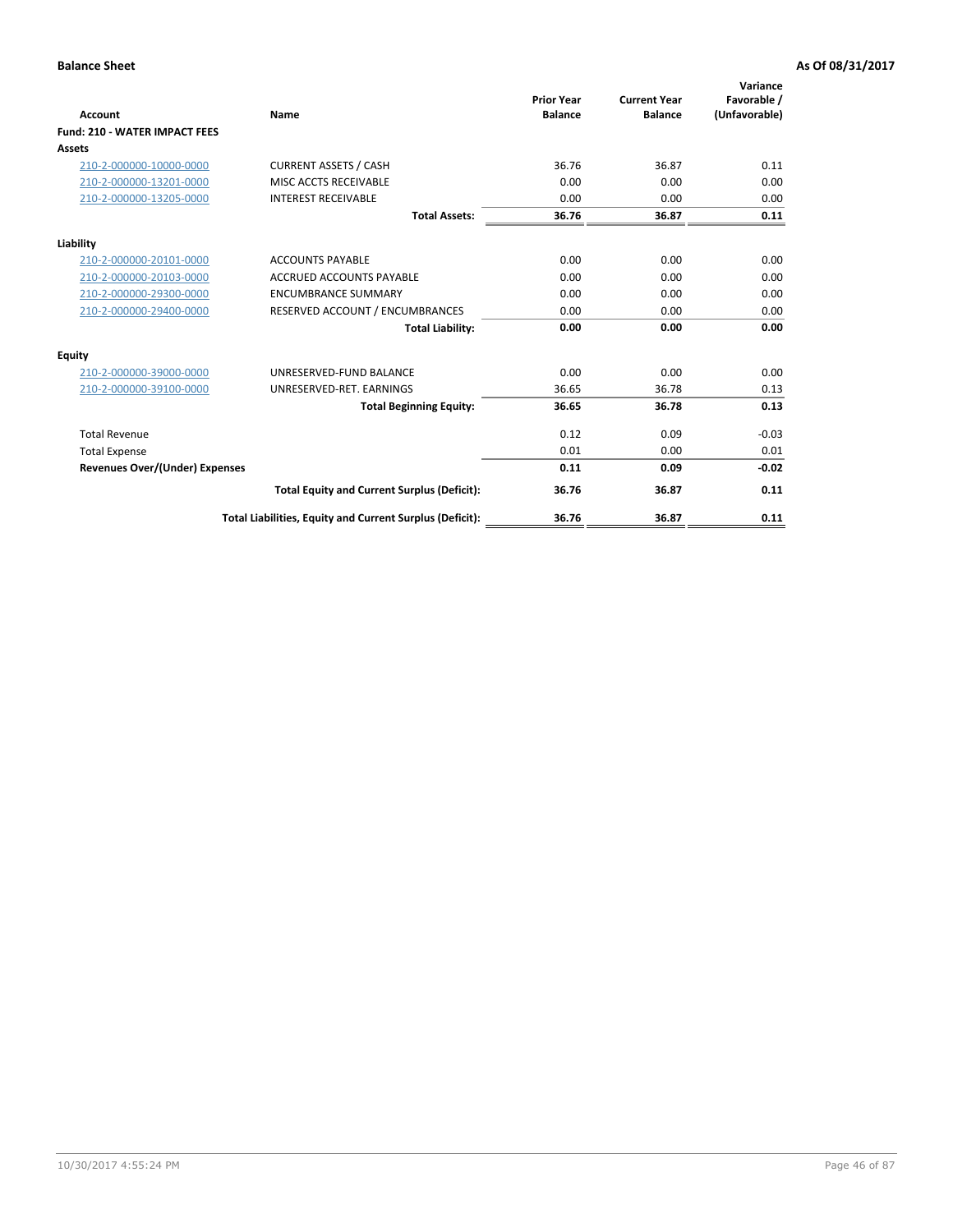**Balance Sheet** **As Of 08/31/2017**

| Account | Name | Prior Year Balance | Current Year Balance | Variance Favorable / (Unfavorable) |
|---|---|---|---|---|
| **Fund: 210 - WATER IMPACT FEES** | | | | |
| **Assets** | | | | |
| 210-2-000000-10000-0000 | CURRENT ASSETS / CASH | 36.76 | 36.87 | 0.11 |
| 210-2-000000-13201-0000 | MISC ACCTS RECEIVABLE | 0.00 | 0.00 | 0.00 |
| 210-2-000000-13205-0000 | INTEREST RECEIVABLE | 0.00 | 0.00 | 0.00 |
| | **Total Assets:** | **36.76** | **36.87** | **0.11** |
| **Liability** | | | | |
| 210-2-000000-20101-0000 | ACCOUNTS PAYABLE | 0.00 | 0.00 | 0.00 |
| 210-2-000000-20103-0000 | ACCRUED ACCOUNTS PAYABLE | 0.00 | 0.00 | 0.00 |
| 210-2-000000-29300-0000 | ENCUMBRANCE SUMMARY | 0.00 | 0.00 | 0.00 |
| 210-2-000000-29400-0000 | RESERVED ACCOUNT / ENCUMBRANCES | 0.00 | 0.00 | 0.00 |
| | **Total Liability:** | **0.00** | **0.00** | **0.00** |
| **Equity** | | | | |
| 210-2-000000-39000-0000 | UNRESERVED-FUND BALANCE | 0.00 | 0.00 | 0.00 |
| 210-2-000000-39100-0000 | UNRESERVED-RET. EARNINGS | 36.65 | 36.78 | 0.13 |
| | **Total Beginning Equity:** | **36.65** | **36.78** | **0.13** |
| Total Revenue | | 0.12 | 0.09 | -0.03 |
| Total Expense | | 0.01 | 0.00 | 0.01 |
| **Revenues Over/(Under) Expenses** | | **0.11** | **0.09** | **-0.02** |
| | **Total Equity and Current Surplus (Deficit):** | **36.76** | **36.87** | **0.11** |
| | **Total Liabilities, Equity and Current Surplus (Deficit):** | **36.76** | **36.87** | **0.11** |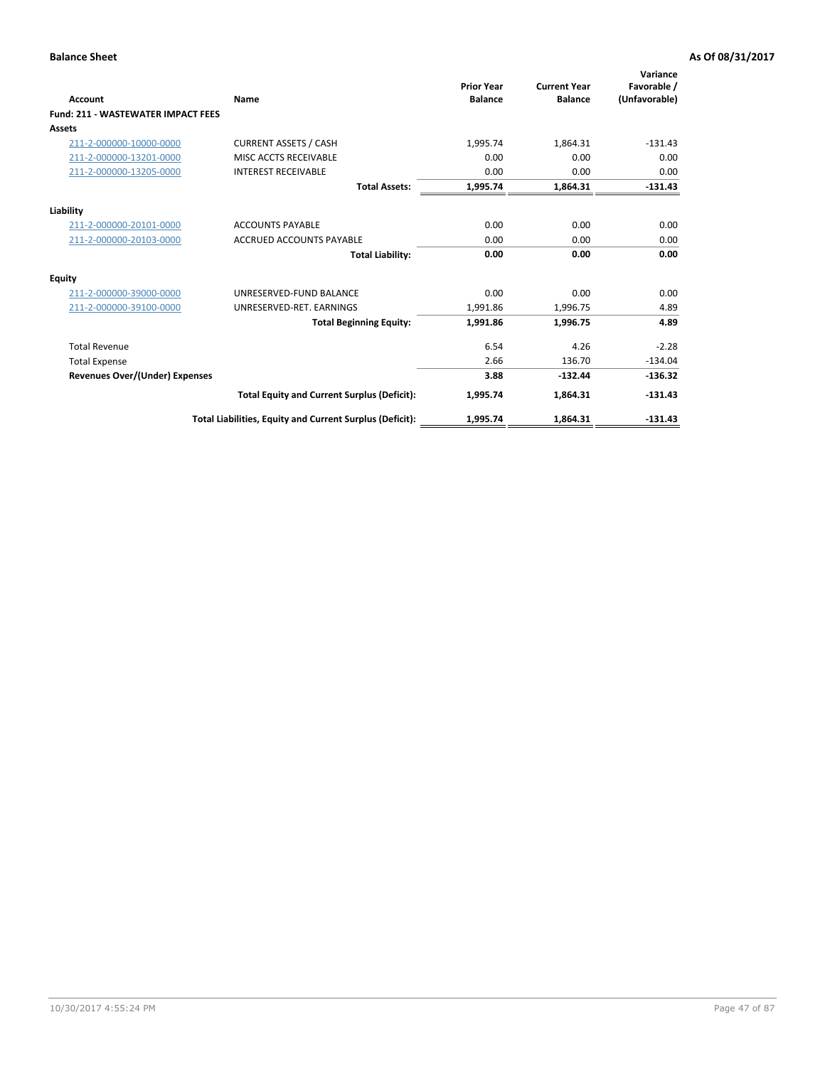**Balance Sheet** **As Of 08/31/2017**

| Account | Name | Prior Year Balance | Current Year Balance | Variance Favorable / (Unfavorable) |
|---|---|---|---|---|
| **Fund: 211 - WASTEWATER IMPACT FEES** | | | | |
| **Assets** | | | | |
| 211-2-000000-10000-0000 | CURRENT ASSETS / CASH | 1,995.74 | 1,864.31 | -131.43 |
| 211-2-000000-13201-0000 | MISC ACCTS RECEIVABLE | 0.00 | 0.00 | 0.00 |
| 211-2-000000-13205-0000 | INTEREST RECEIVABLE | 0.00 | 0.00 | 0.00 |
| | **Total Assets:** | **1,995.74** | **1,864.31** | **-131.43** |
| **Liability** | | | | |
| 211-2-000000-20101-0000 | ACCOUNTS PAYABLE | 0.00 | 0.00 | 0.00 |
| 211-2-000000-20103-0000 | ACCRUED ACCOUNTS PAYABLE | 0.00 | 0.00 | 0.00 |
| | **Total Liability:** | **0.00** | **0.00** | **0.00** |
| **Equity** | | | | |
| 211-2-000000-39000-0000 | UNRESERVED-FUND BALANCE | 0.00 | 0.00 | 0.00 |
| 211-2-000000-39100-0000 | UNRESERVED-RET. EARNINGS | 1,991.86 | 1,996.75 | 4.89 |
| | **Total Beginning Equity:** | **1,991.86** | **1,996.75** | **4.89** |
| Total Revenue | | 6.54 | 4.26 | -2.28 |
| Total Expense | | 2.66 | 136.70 | -134.04 |
| **Revenues Over/(Under) Expenses** | | **3.88** | **-132.44** | **-136.32** |
| | **Total Equity and Current Surplus (Deficit):** | **1,995.74** | **1,864.31** | **-131.43** |
| | **Total Liabilities, Equity and Current Surplus (Deficit):** | **1,995.74** | **1,864.31** | **-131.43** |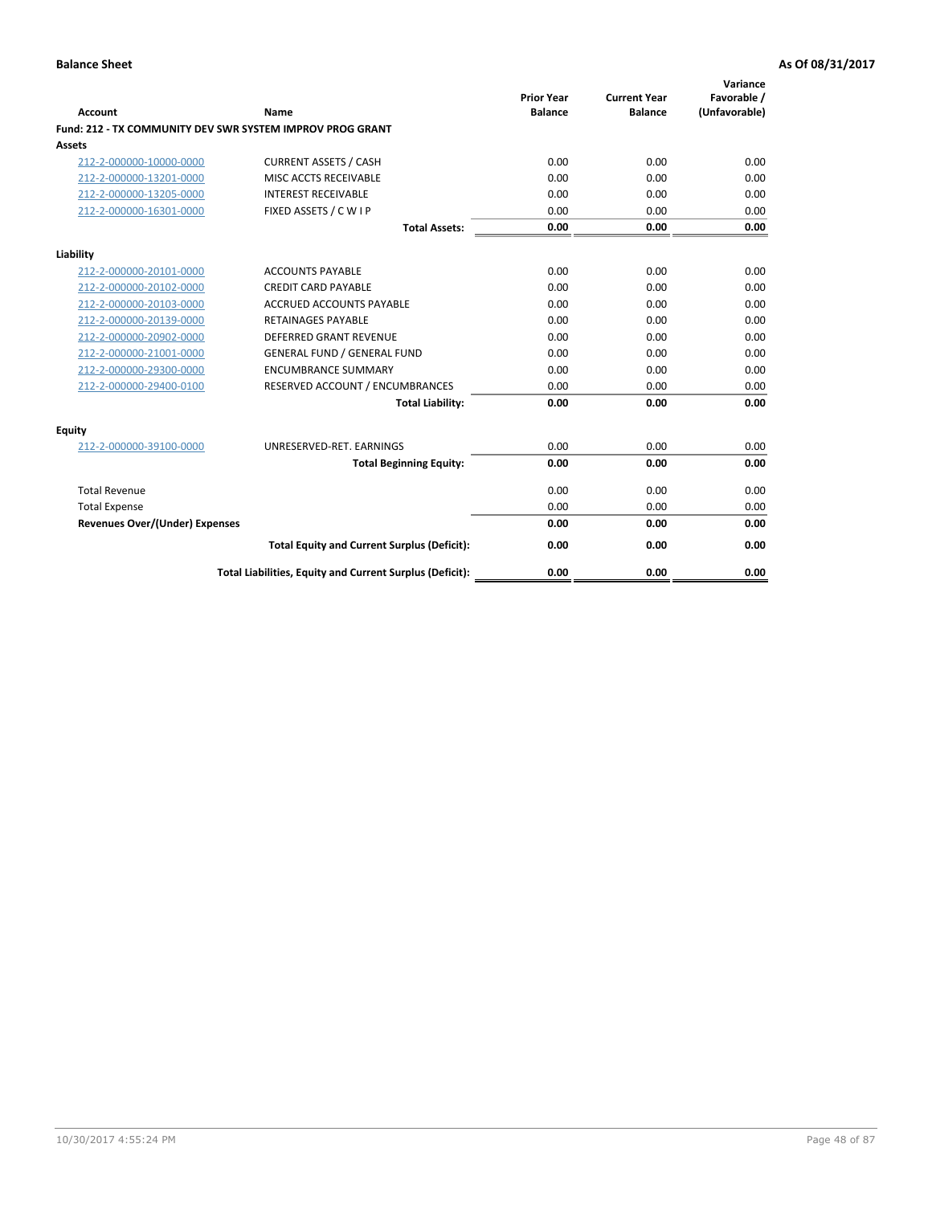**Balance Sheet** — As Of 08/31/2017

| Account | Name | Prior Year Balance | Current Year Balance | Variance Favorable / (Unfavorable) |
|---|---|---|---|---|
| **Fund: 212 - TX COMMUNITY DEV SWR SYSTEM IMPROV PROG GRANT** | | | | |
| **Assets** | | | | |
| 212-2-000000-10000-0000 | CURRENT ASSETS / CASH | 0.00 | 0.00 | 0.00 |
| 212-2-000000-13201-0000 | MISC ACCTS RECEIVABLE | 0.00 | 0.00 | 0.00 |
| 212-2-000000-13205-0000 | INTEREST RECEIVABLE | 0.00 | 0.00 | 0.00 |
| 212-2-000000-16301-0000 | FIXED ASSETS / C W I P | 0.00 | 0.00 | 0.00 |
| | **Total Assets:** | **0.00** | **0.00** | **0.00** |
| **Liability** | | | | |
| 212-2-000000-20101-0000 | ACCOUNTS PAYABLE | 0.00 | 0.00 | 0.00 |
| 212-2-000000-20102-0000 | CREDIT CARD PAYABLE | 0.00 | 0.00 | 0.00 |
| 212-2-000000-20103-0000 | ACCRUED ACCOUNTS PAYABLE | 0.00 | 0.00 | 0.00 |
| 212-2-000000-20139-0000 | RETAINAGES PAYABLE | 0.00 | 0.00 | 0.00 |
| 212-2-000000-20902-0000 | DEFERRED GRANT REVENUE | 0.00 | 0.00 | 0.00 |
| 212-2-000000-21001-0000 | GENERAL FUND / GENERAL FUND | 0.00 | 0.00 | 0.00 |
| 212-2-000000-29300-0000 | ENCUMBRANCE SUMMARY | 0.00 | 0.00 | 0.00 |
| 212-2-000000-29400-0100 | RESERVED ACCOUNT / ENCUMBRANCES | 0.00 | 0.00 | 0.00 |
| | **Total Liability:** | **0.00** | **0.00** | **0.00** |
| **Equity** | | | | |
| 212-2-000000-39100-0000 | UNRESERVED-RET. EARNINGS | 0.00 | 0.00 | 0.00 |
| | **Total Beginning Equity:** | **0.00** | **0.00** | **0.00** |
| Total Revenue | | 0.00 | 0.00 | 0.00 |
| Total Expense | | 0.00 | 0.00 | 0.00 |
| **Revenues Over/(Under) Expenses** | | **0.00** | **0.00** | **0.00** |
| | **Total Equity and Current Surplus (Deficit):** | **0.00** | **0.00** | **0.00** |
| | **Total Liabilities, Equity and Current Surplus (Deficit):** | **0.00** | **0.00** | **0.00** |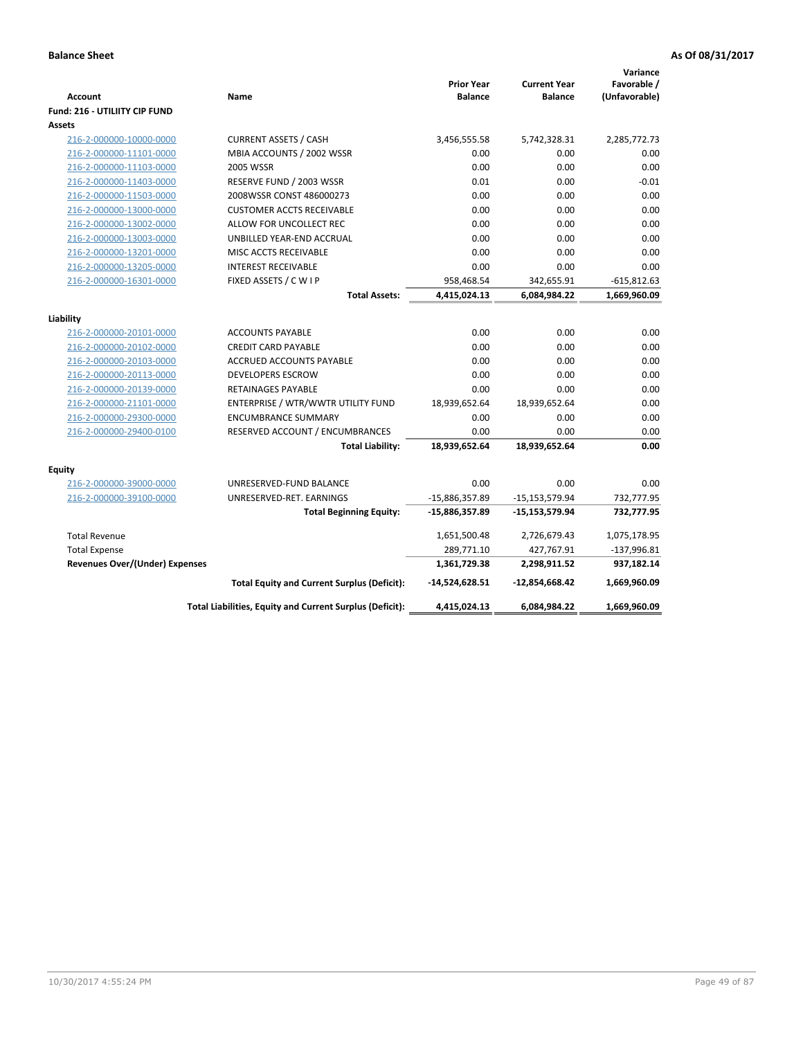**Balance Sheet** **As Of 08/31/2017**

| Account | Name | Prior Year Balance | Current Year Balance | Variance Favorable / (Unfavorable) |
|---|---|---|---|---|
| **Fund: 216 - UTILIITY CIP FUND** | | | | |
| **Assets** | | | | |
| 216-2-000000-10000-0000 | CURRENT ASSETS / CASH | 3,456,555.58 | 5,742,328.31 | 2,285,772.73 |
| 216-2-000000-11101-0000 | MBIA ACCOUNTS / 2002 WSSR | 0.00 | 0.00 | 0.00 |
| 216-2-000000-11103-0000 | 2005 WSSR | 0.00 | 0.00 | 0.00 |
| 216-2-000000-11403-0000 | RESERVE FUND / 2003 WSSR | 0.01 | 0.00 | -0.01 |
| 216-2-000000-11503-0000 | 2008WSSR CONST 486000273 | 0.00 | 0.00 | 0.00 |
| 216-2-000000-13000-0000 | CUSTOMER ACCTS RECEIVABLE | 0.00 | 0.00 | 0.00 |
| 216-2-000000-13002-0000 | ALLOW FOR UNCOLLECT REC | 0.00 | 0.00 | 0.00 |
| 216-2-000000-13003-0000 | UNBILLED YEAR-END ACCRUAL | 0.00 | 0.00 | 0.00 |
| 216-2-000000-13201-0000 | MISC ACCTS RECEIVABLE | 0.00 | 0.00 | 0.00 |
| 216-2-000000-13205-0000 | INTEREST RECEIVABLE | 0.00 | 0.00 | 0.00 |
| 216-2-000000-16301-0000 | FIXED ASSETS / C W I P | 958,468.54 | 342,655.91 | -615,812.63 |
| | **Total Assets:** | **4,415,024.13** | **6,084,984.22** | **1,669,960.09** |
| **Liability** | | | | |
| 216-2-000000-20101-0000 | ACCOUNTS PAYABLE | 0.00 | 0.00 | 0.00 |
| 216-2-000000-20102-0000 | CREDIT CARD PAYABLE | 0.00 | 0.00 | 0.00 |
| 216-2-000000-20103-0000 | ACCRUED ACCOUNTS PAYABLE | 0.00 | 0.00 | 0.00 |
| 216-2-000000-20113-0000 | DEVELOPERS ESCROW | 0.00 | 0.00 | 0.00 |
| 216-2-000000-20139-0000 | RETAINAGES PAYABLE | 0.00 | 0.00 | 0.00 |
| 216-2-000000-21101-0000 | ENTERPRISE / WTR/WWTR UTILITY FUND | 18,939,652.64 | 18,939,652.64 | 0.00 |
| 216-2-000000-29300-0000 | ENCUMBRANCE SUMMARY | 0.00 | 0.00 | 0.00 |
| 216-2-000000-29400-0100 | RESERVED ACCOUNT / ENCUMBRANCES | 0.00 | 0.00 | 0.00 |
| | **Total Liability:** | **18,939,652.64** | **18,939,652.64** | **0.00** |
| **Equity** | | | | |
| 216-2-000000-39000-0000 | UNRESERVED-FUND BALANCE | 0.00 | 0.00 | 0.00 |
| 216-2-000000-39100-0000 | UNRESERVED-RET. EARNINGS | -15,886,357.89 | -15,153,579.94 | 732,777.95 |
| | **Total Beginning Equity:** | **-15,886,357.89** | **-15,153,579.94** | **732,777.95** |
| Total Revenue | | 1,651,500.48 | 2,726,679.43 | 1,075,178.95 |
| Total Expense | | 289,771.10 | 427,767.91 | -137,996.81 |
| **Revenues Over/(Under) Expenses** | | **1,361,729.38** | **2,298,911.52** | **937,182.14** |
| | **Total Equity and Current Surplus (Deficit):** | **-14,524,628.51** | **-12,854,668.42** | **1,669,960.09** |
| | **Total Liabilities, Equity and Current Surplus (Deficit):** | **4,415,024.13** | **6,084,984.22** | **1,669,960.09** |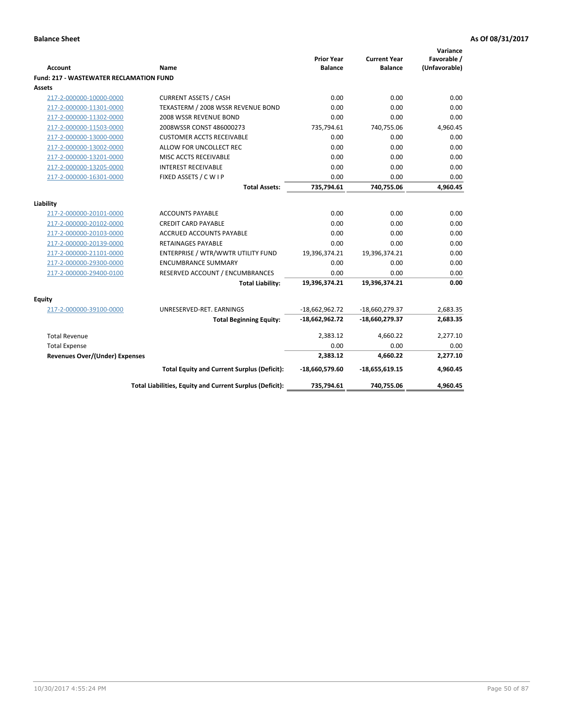**Balance Sheet** **As Of 08/31/2017**

| Account | Name | Prior Year Balance | Current Year Balance | Variance Favorable / (Unfavorable) |
|---|---|---|---|---|
| **Fund: 217 - WASTEWATER RECLAMATION FUND** | | | | |
| **Assets** | | | | |
| 217-2-000000-10000-0000 | CURRENT ASSETS / CASH | 0.00 | 0.00 | 0.00 |
| 217-2-000000-11301-0000 | TEXASTERM / 2008 WSSR REVENUE BOND | 0.00 | 0.00 | 0.00 |
| 217-2-000000-11302-0000 | 2008 WSSR REVENUE BOND | 0.00 | 0.00 | 0.00 |
| 217-2-000000-11503-0000 | 2008WSSR CONST 486000273 | 735,794.61 | 740,755.06 | 4,960.45 |
| 217-2-000000-13000-0000 | CUSTOMER ACCTS RECEIVABLE | 0.00 | 0.00 | 0.00 |
| 217-2-000000-13002-0000 | ALLOW FOR UNCOLLECT REC | 0.00 | 0.00 | 0.00 |
| 217-2-000000-13201-0000 | MISC ACCTS RECEIVABLE | 0.00 | 0.00 | 0.00 |
| 217-2-000000-13205-0000 | INTEREST RECEIVABLE | 0.00 | 0.00 | 0.00 |
| 217-2-000000-16301-0000 | FIXED ASSETS / C W I P | 0.00 | 0.00 | 0.00 |
| | **Total Assets:** | **735,794.61** | **740,755.06** | **4,960.45** |
| **Liability** | | | | |
| 217-2-000000-20101-0000 | ACCOUNTS PAYABLE | 0.00 | 0.00 | 0.00 |
| 217-2-000000-20102-0000 | CREDIT CARD PAYABLE | 0.00 | 0.00 | 0.00 |
| 217-2-000000-20103-0000 | ACCRUED ACCOUNTS PAYABLE | 0.00 | 0.00 | 0.00 |
| 217-2-000000-20139-0000 | RETAINAGES PAYABLE | 0.00 | 0.00 | 0.00 |
| 217-2-000000-21101-0000 | ENTERPRISE / WTR/WWTR UTILITY FUND | 19,396,374.21 | 19,396,374.21 | 0.00 |
| 217-2-000000-29300-0000 | ENCUMBRANCE SUMMARY | 0.00 | 0.00 | 0.00 |
| 217-2-000000-29400-0100 | RESERVED ACCOUNT / ENCUMBRANCES | 0.00 | 0.00 | 0.00 |
| | **Total Liability:** | **19,396,374.21** | **19,396,374.21** | **0.00** |
| **Equity** | | | | |
| 217-2-000000-39100-0000 | UNRESERVED-RET. EARNINGS | -18,662,962.72 | -18,660,279.37 | 2,683.35 |
| | **Total Beginning Equity:** | **-18,662,962.72** | **-18,660,279.37** | **2,683.35** |
| Total Revenue | | 2,383.12 | 4,660.22 | 2,277.10 |
| Total Expense | | 0.00 | 0.00 | 0.00 |
| **Revenues Over/(Under) Expenses** | | **2,383.12** | **4,660.22** | **2,277.10** |
| | **Total Equity and Current Surplus (Deficit):** | **-18,660,579.60** | **-18,655,619.15** | **4,960.45** |
| | **Total Liabilities, Equity and Current Surplus (Deficit):** | **735,794.61** | **740,755.06** | **4,960.45** |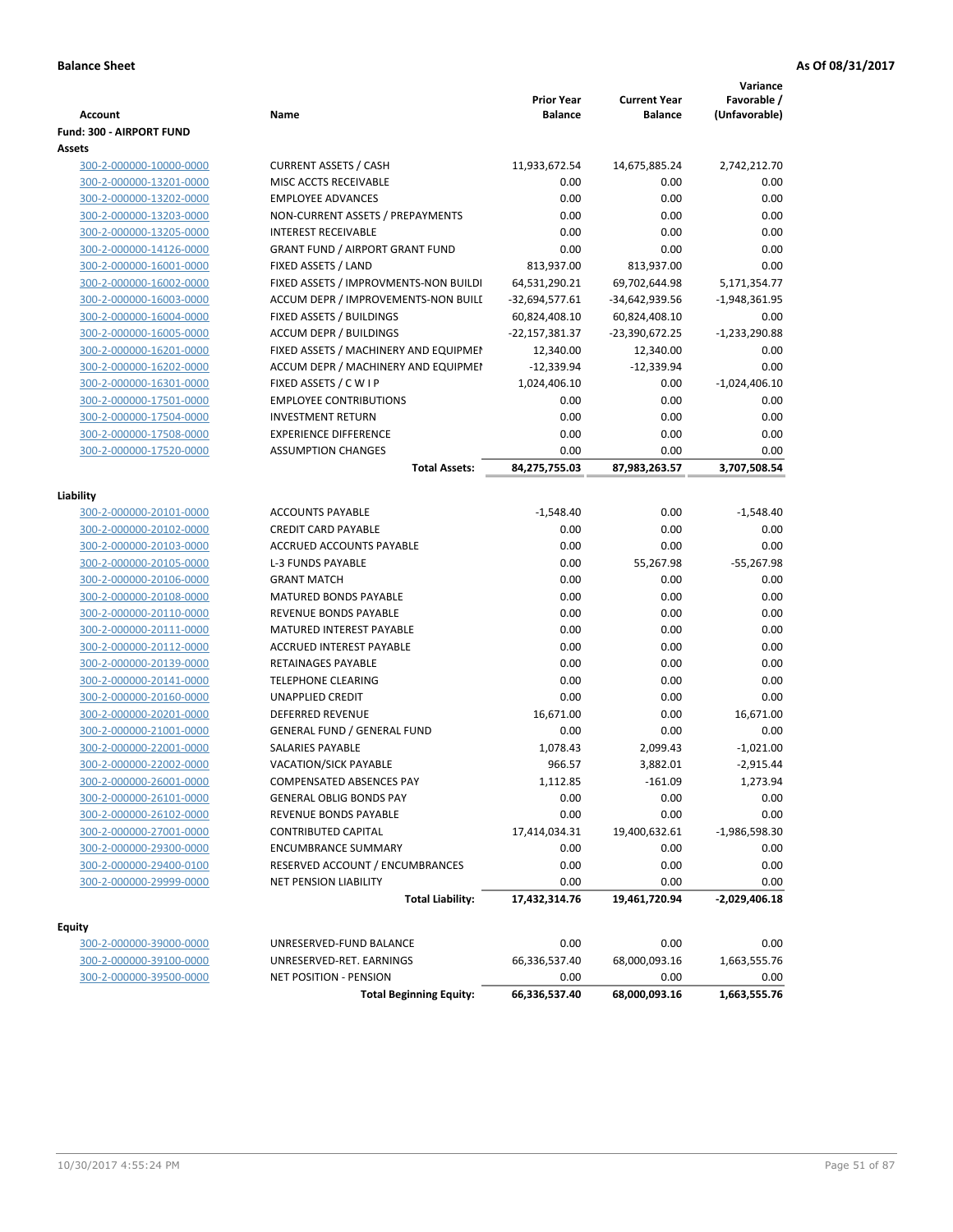**Balance Sheet** **As Of 08/31/2017**

| Account | Name | Prior Year Balance | Current Year Balance | Variance Favorable / (Unfavorable) |
|---|---|---|---|---|
| **Fund: 300 - AIRPORT FUND** | | | | |
| **Assets** | | | | |
| 300-2-000000-10000-0000 | CURRENT ASSETS / CASH | 11,933,672.54 | 14,675,885.24 | 2,742,212.70 |
| 300-2-000000-13201-0000 | MISC ACCTS RECEIVABLE | 0.00 | 0.00 | 0.00 |
| 300-2-000000-13202-0000 | EMPLOYEE ADVANCES | 0.00 | 0.00 | 0.00 |
| 300-2-000000-13203-0000 | NON-CURRENT ASSETS / PREPAYMENTS | 0.00 | 0.00 | 0.00 |
| 300-2-000000-13205-0000 | INTEREST RECEIVABLE | 0.00 | 0.00 | 0.00 |
| 300-2-000000-14126-0000 | GRANT FUND / AIRPORT GRANT FUND | 0.00 | 0.00 | 0.00 |
| 300-2-000000-16001-0000 | FIXED ASSETS / LAND | 813,937.00 | 813,937.00 | 0.00 |
| 300-2-000000-16002-0000 | FIXED ASSETS / IMPROVMENTS-NON BUILDI | 64,531,290.21 | 69,702,644.98 | 5,171,354.77 |
| 300-2-000000-16003-0000 | ACCUM DEPR / IMPROVEMENTS-NON BUILI | -32,694,577.61 | -34,642,939.56 | -1,948,361.95 |
| 300-2-000000-16004-0000 | FIXED ASSETS / BUILDINGS | 60,824,408.10 | 60,824,408.10 | 0.00 |
| 300-2-000000-16005-0000 | ACCUM DEPR / BUILDINGS | -22,157,381.37 | -23,390,672.25 | -1,233,290.88 |
| 300-2-000000-16201-0000 | FIXED ASSETS / MACHINERY AND EQUIPMEI | 12,340.00 | 12,340.00 | 0.00 |
| 300-2-000000-16202-0000 | ACCUM DEPR / MACHINERY AND EQUIPMEI | -12,339.94 | -12,339.94 | 0.00 |
| 300-2-000000-16301-0000 | FIXED ASSETS / C W I P | 1,024,406.10 | 0.00 | -1,024,406.10 |
| 300-2-000000-17501-0000 | EMPLOYEE CONTRIBUTIONS | 0.00 | 0.00 | 0.00 |
| 300-2-000000-17504-0000 | INVESTMENT RETURN | 0.00 | 0.00 | 0.00 |
| 300-2-000000-17508-0000 | EXPERIENCE DIFFERENCE | 0.00 | 0.00 | 0.00 |
| 300-2-000000-17520-0000 | ASSUMPTION CHANGES | 0.00 | 0.00 | 0.00 |
| | **Total Assets:** | **84,275,755.03** | **87,983,263.57** | **3,707,508.54** |
| **Liability** | | | | |
| 300-2-000000-20101-0000 | ACCOUNTS PAYABLE | -1,548.40 | 0.00 | -1,548.40 |
| 300-2-000000-20102-0000 | CREDIT CARD PAYABLE | 0.00 | 0.00 | 0.00 |
| 300-2-000000-20103-0000 | ACCRUED ACCOUNTS PAYABLE | 0.00 | 0.00 | 0.00 |
| 300-2-000000-20105-0000 | L-3 FUNDS PAYABLE | 0.00 | 55,267.98 | -55,267.98 |
| 300-2-000000-20106-0000 | GRANT MATCH | 0.00 | 0.00 | 0.00 |
| 300-2-000000-20108-0000 | MATURED BONDS PAYABLE | 0.00 | 0.00 | 0.00 |
| 300-2-000000-20110-0000 | REVENUE BONDS PAYABLE | 0.00 | 0.00 | 0.00 |
| 300-2-000000-20111-0000 | MATURED INTEREST PAYABLE | 0.00 | 0.00 | 0.00 |
| 300-2-000000-20112-0000 | ACCRUED INTEREST PAYABLE | 0.00 | 0.00 | 0.00 |
| 300-2-000000-20139-0000 | RETAINAGES PAYABLE | 0.00 | 0.00 | 0.00 |
| 300-2-000000-20141-0000 | TELEPHONE CLEARING | 0.00 | 0.00 | 0.00 |
| 300-2-000000-20160-0000 | UNAPPLIED CREDIT | 0.00 | 0.00 | 0.00 |
| 300-2-000000-20201-0000 | DEFERRED REVENUE | 16,671.00 | 0.00 | 16,671.00 |
| 300-2-000000-21001-0000 | GENERAL FUND / GENERAL FUND | 0.00 | 0.00 | 0.00 |
| 300-2-000000-22001-0000 | SALARIES PAYABLE | 1,078.43 | 2,099.43 | -1,021.00 |
| 300-2-000000-22002-0000 | VACATION/SICK PAYABLE | 966.57 | 3,882.01 | -2,915.44 |
| 300-2-000000-26001-0000 | COMPENSATED ABSENCES PAY | 1,112.85 | -161.09 | 1,273.94 |
| 300-2-000000-26101-0000 | GENERAL OBLIG BONDS PAY | 0.00 | 0.00 | 0.00 |
| 300-2-000000-26102-0000 | REVENUE BONDS PAYABLE | 0.00 | 0.00 | 0.00 |
| 300-2-000000-27001-0000 | CONTRIBUTED CAPITAL | 17,414,034.31 | 19,400,632.61 | -1,986,598.30 |
| 300-2-000000-29300-0000 | ENCUMBRANCE SUMMARY | 0.00 | 0.00 | 0.00 |
| 300-2-000000-29400-0100 | RESERVED ACCOUNT / ENCUMBRANCES | 0.00 | 0.00 | 0.00 |
| 300-2-000000-29999-0000 | NET PENSION LIABILITY | 0.00 | 0.00 | 0.00 |
| | **Total Liability:** | **17,432,314.76** | **19,461,720.94** | **-2,029,406.18** |
| **Equity** | | | | |
| 300-2-000000-39000-0000 | UNRESERVED-FUND BALANCE | 0.00 | 0.00 | 0.00 |
| 300-2-000000-39100-0000 | UNRESERVED-RET. EARNINGS | 66,336,537.40 | 68,000,093.16 | 1,663,555.76 |
| 300-2-000000-39500-0000 | NET POSITION - PENSION | 0.00 | 0.00 | 0.00 |
| | **Total Beginning Equity:** | **66,336,537.40** | **68,000,093.16** | **1,663,555.76** |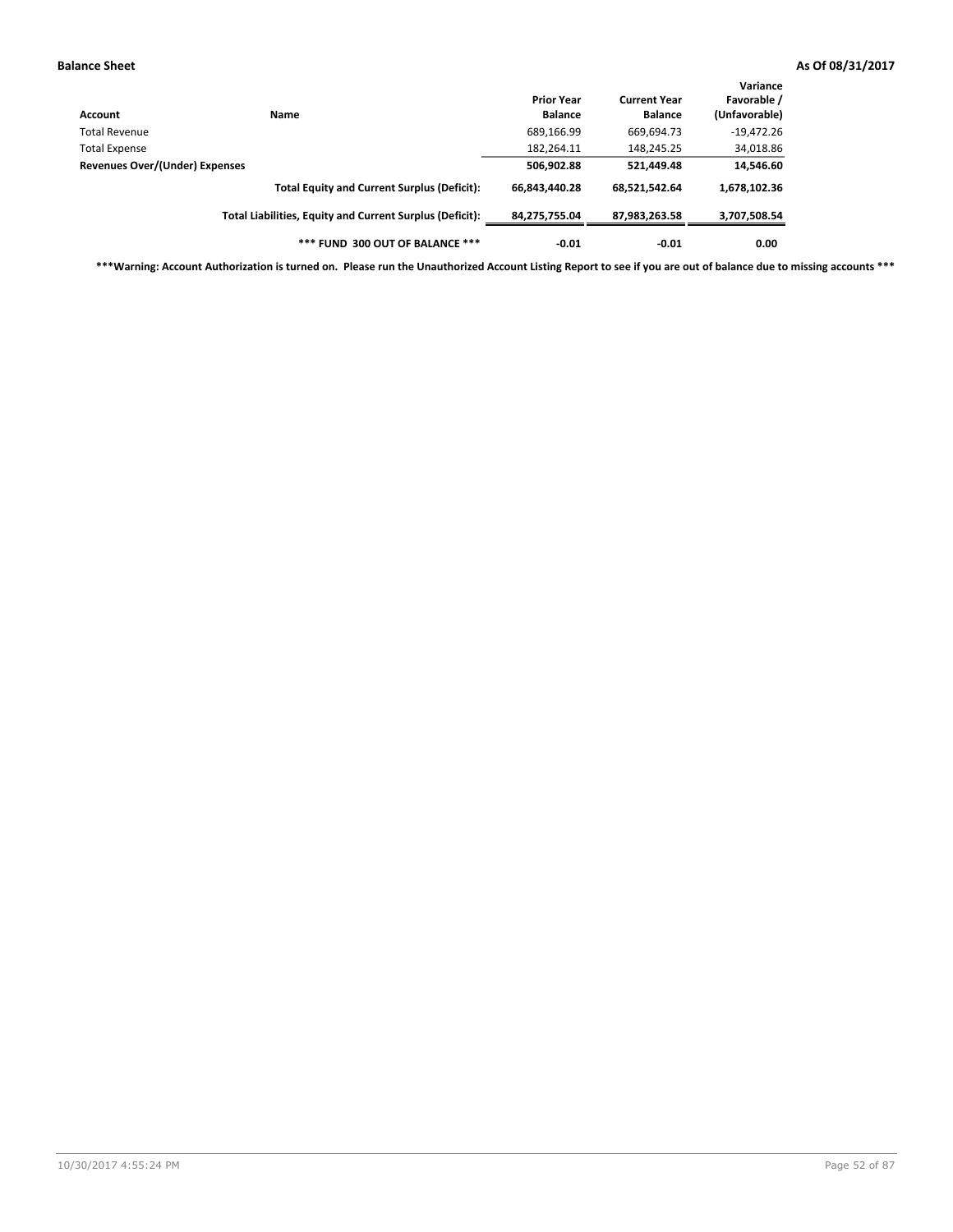**Balance Sheet** **As Of 08/31/2017**

| Account | Name | Prior Year Balance | Current Year Balance | Variance Favorable / (Unfavorable) |
|---|---|---|---|---|
| Total Revenue | | 689,166.99 | 669,694.73 | -19,472.26 |
| Total Expense | | 182,264.11 | 148,245.25 | 34,018.86 |
| **Revenues Over/(Under) Expenses** | | **506,902.88** | **521,449.48** | **14,546.60** |
| | **Total Equity and Current Surplus (Deficit):** | **66,843,440.28** | **68,521,542.64** | **1,678,102.36** |
| | **Total Liabilities, Equity and Current Surplus (Deficit):** | **84,275,755.04** | **87,983,263.58** | **3,707,508.54** |
| | **\*\*\* FUND 300 OUT OF BALANCE \*\*\*** | **-0.01** | **-0.01** | **0.00** |

**\*\*\*Warning: Account Authorization is turned on. Please run the Unauthorized Account Listing Report to see if you are out of balance due to missing accounts \*\*\***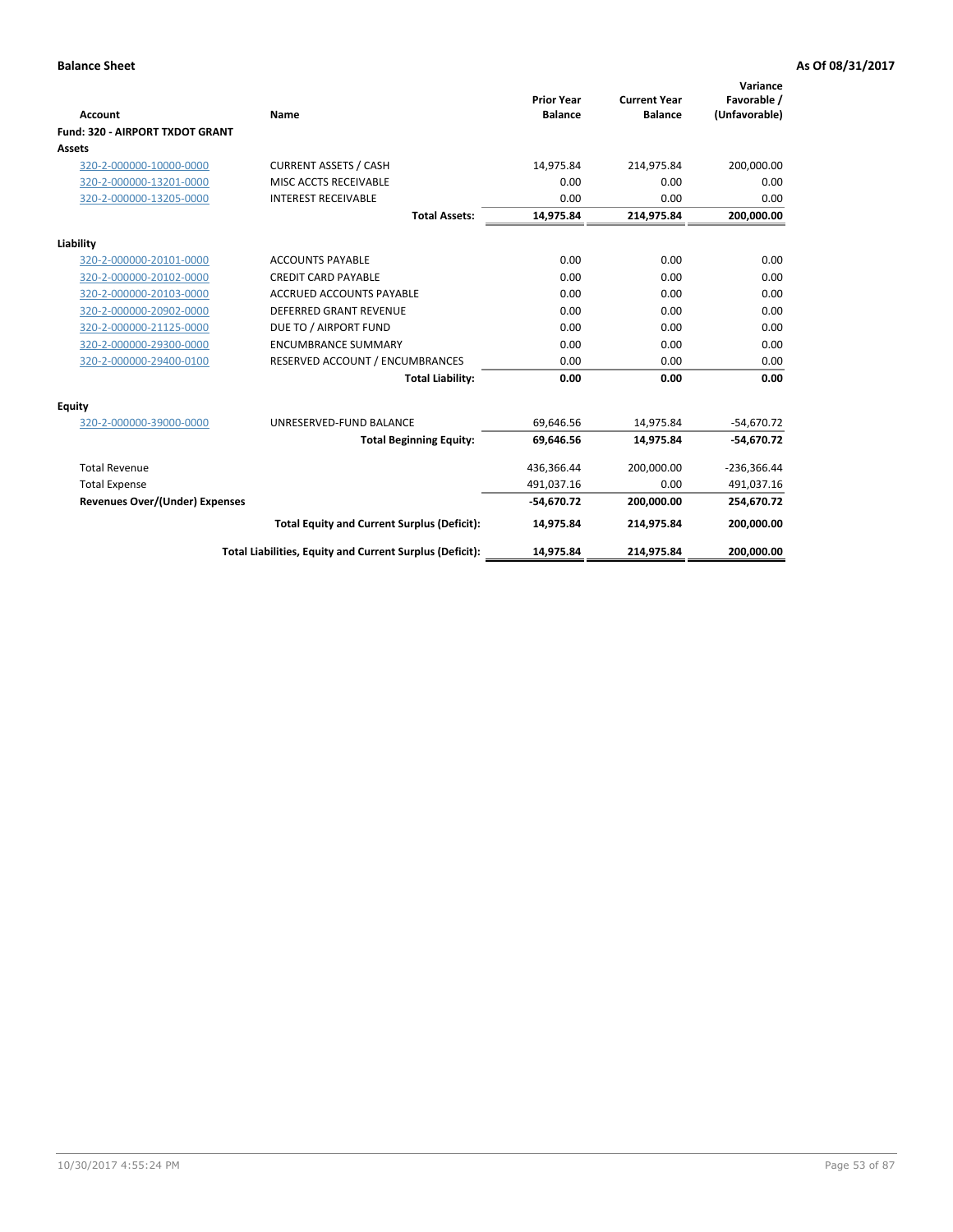**Balance Sheet** **As Of 08/31/2017**

| Account | Name | Prior Year Balance | Current Year Balance | Variance Favorable / (Unfavorable) |
|---|---|---|---|---|
| **Fund: 320 - AIRPORT TXDOT GRANT** | | | | |
| **Assets** | | | | |
| 320-2-000000-10000-0000 | CURRENT ASSETS / CASH | 14,975.84 | 214,975.84 | 200,000.00 |
| 320-2-000000-13201-0000 | MISC ACCTS RECEIVABLE | 0.00 | 0.00 | 0.00 |
| 320-2-000000-13205-0000 | INTEREST RECEIVABLE | 0.00 | 0.00 | 0.00 |
| | **Total Assets:** | **14,975.84** | **214,975.84** | **200,000.00** |
| **Liability** | | | | |
| 320-2-000000-20101-0000 | ACCOUNTS PAYABLE | 0.00 | 0.00 | 0.00 |
| 320-2-000000-20102-0000 | CREDIT CARD PAYABLE | 0.00 | 0.00 | 0.00 |
| 320-2-000000-20103-0000 | ACCRUED ACCOUNTS PAYABLE | 0.00 | 0.00 | 0.00 |
| 320-2-000000-20902-0000 | DEFERRED GRANT REVENUE | 0.00 | 0.00 | 0.00 |
| 320-2-000000-21125-0000 | DUE TO / AIRPORT FUND | 0.00 | 0.00 | 0.00 |
| 320-2-000000-29300-0000 | ENCUMBRANCE SUMMARY | 0.00 | 0.00 | 0.00 |
| 320-2-000000-29400-0100 | RESERVED ACCOUNT / ENCUMBRANCES | 0.00 | 0.00 | 0.00 |
| | **Total Liability:** | **0.00** | **0.00** | **0.00** |
| **Equity** | | | | |
| 320-2-000000-39000-0000 | UNRESERVED-FUND BALANCE | 69,646.56 | 14,975.84 | -54,670.72 |
| | **Total Beginning Equity:** | **69,646.56** | **14,975.84** | **-54,670.72** |
| Total Revenue | | 436,366.44 | 200,000.00 | -236,366.44 |
| Total Expense | | 491,037.16 | 0.00 | 491,037.16 |
| **Revenues Over/(Under) Expenses** | | **-54,670.72** | **200,000.00** | **254,670.72** |
| | **Total Equity and Current Surplus (Deficit):** | **14,975.84** | **214,975.84** | **200,000.00** |
| | **Total Liabilities, Equity and Current Surplus (Deficit):** | **14,975.84** | **214,975.84** | **200,000.00** |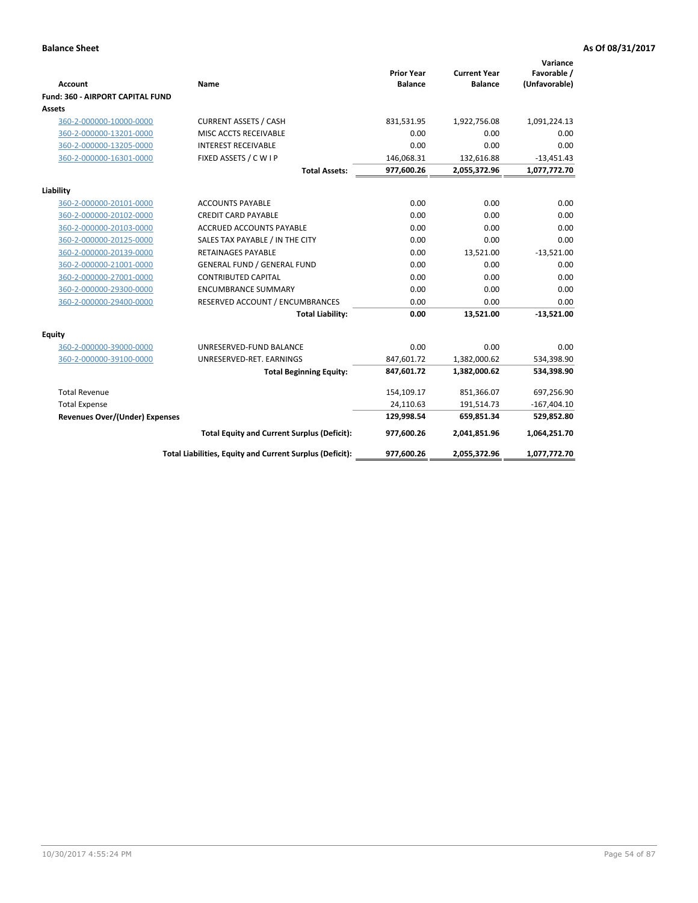**Balance Sheet** **As Of 08/31/2017**

| Account | Name | Prior Year Balance | Current Year Balance | Variance Favorable / (Unfavorable) |
|---|---|---|---|---|
| **Fund: 360 - AIRPORT CAPITAL FUND** | | | | |
| **Assets** | | | | |
| 360-2-000000-10000-0000 | CURRENT ASSETS / CASH | 831,531.95 | 1,922,756.08 | 1,091,224.13 |
| 360-2-000000-13201-0000 | MISC ACCTS RECEIVABLE | 0.00 | 0.00 | 0.00 |
| 360-2-000000-13205-0000 | INTEREST RECEIVABLE | 0.00 | 0.00 | 0.00 |
| 360-2-000000-16301-0000 | FIXED ASSETS / C W I P | 146,068.31 | 132,616.88 | -13,451.43 |
| | **Total Assets:** | **977,600.26** | **2,055,372.96** | **1,077,772.70** |
| **Liability** | | | | |
| 360-2-000000-20101-0000 | ACCOUNTS PAYABLE | 0.00 | 0.00 | 0.00 |
| 360-2-000000-20102-0000 | CREDIT CARD PAYABLE | 0.00 | 0.00 | 0.00 |
| 360-2-000000-20103-0000 | ACCRUED ACCOUNTS PAYABLE | 0.00 | 0.00 | 0.00 |
| 360-2-000000-20125-0000 | SALES TAX PAYABLE / IN THE CITY | 0.00 | 0.00 | 0.00 |
| 360-2-000000-20139-0000 | RETAINAGES PAYABLE | 0.00 | 13,521.00 | -13,521.00 |
| 360-2-000000-21001-0000 | GENERAL FUND / GENERAL FUND | 0.00 | 0.00 | 0.00 |
| 360-2-000000-27001-0000 | CONTRIBUTED CAPITAL | 0.00 | 0.00 | 0.00 |
| 360-2-000000-29300-0000 | ENCUMBRANCE SUMMARY | 0.00 | 0.00 | 0.00 |
| 360-2-000000-29400-0000 | RESERVED ACCOUNT / ENCUMBRANCES | 0.00 | 0.00 | 0.00 |
| | **Total Liability:** | **0.00** | **13,521.00** | **-13,521.00** |
| **Equity** | | | | |
| 360-2-000000-39000-0000 | UNRESERVED-FUND BALANCE | 0.00 | 0.00 | 0.00 |
| 360-2-000000-39100-0000 | UNRESERVED-RET. EARNINGS | 847,601.72 | 1,382,000.62 | 534,398.90 |
| | **Total Beginning Equity:** | **847,601.72** | **1,382,000.62** | **534,398.90** |
| Total Revenue | | 154,109.17 | 851,366.07 | 697,256.90 |
| Total Expense | | 24,110.63 | 191,514.73 | -167,404.10 |
| **Revenues Over/(Under) Expenses** | | **129,998.54** | **659,851.34** | **529,852.80** |
| | **Total Equity and Current Surplus (Deficit):** | **977,600.26** | **2,041,851.96** | **1,064,251.70** |
| | **Total Liabilities, Equity and Current Surplus (Deficit):** | **977,600.26** | **2,055,372.96** | **1,077,772.70** |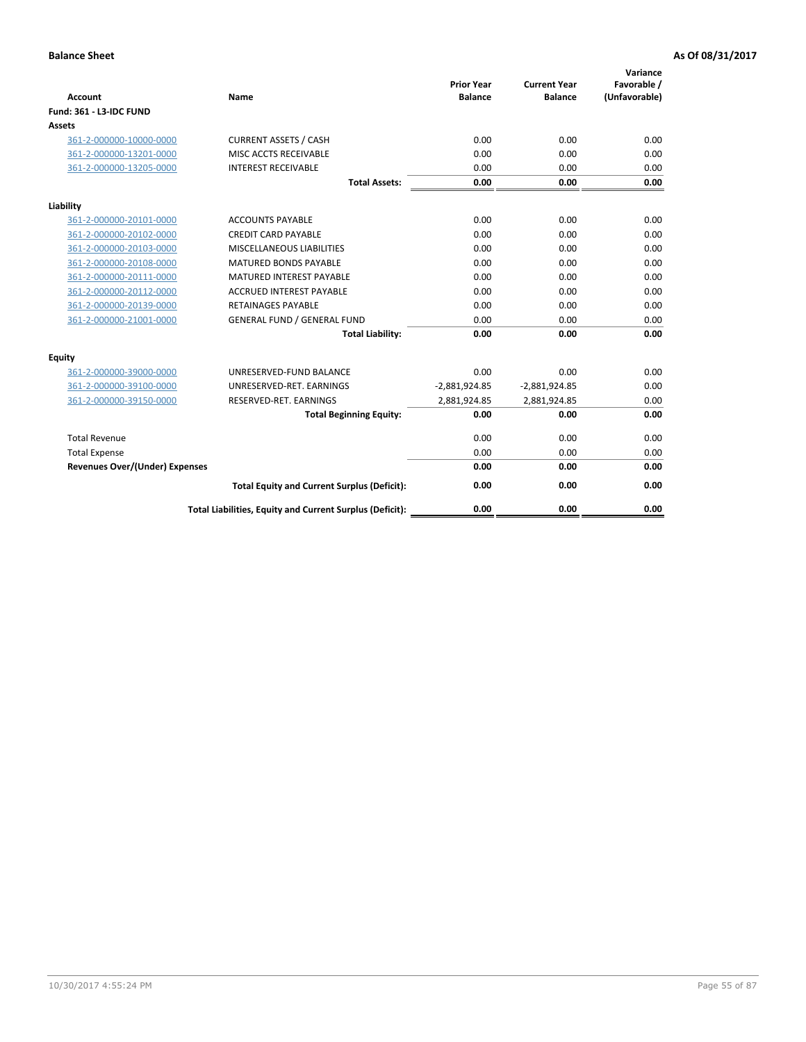**Balance Sheet** **As Of 08/31/2017**

| Account | Name | Prior Year Balance | Current Year Balance | Variance Favorable / (Unfavorable) |
|---|---|---|---|---|
| **Fund: 361 - L3-IDC FUND** | | | | |
| **Assets** | | | | |
| 361-2-000000-10000-0000 | CURRENT ASSETS / CASH | 0.00 | 0.00 | 0.00 |
| 361-2-000000-13201-0000 | MISC ACCTS RECEIVABLE | 0.00 | 0.00 | 0.00 |
| 361-2-000000-13205-0000 | INTEREST RECEIVABLE | 0.00 | 0.00 | 0.00 |
| | **Total Assets:** | **0.00** | **0.00** | **0.00** |
| **Liability** | | | | |
| 361-2-000000-20101-0000 | ACCOUNTS PAYABLE | 0.00 | 0.00 | 0.00 |
| 361-2-000000-20102-0000 | CREDIT CARD PAYABLE | 0.00 | 0.00 | 0.00 |
| 361-2-000000-20103-0000 | MISCELLANEOUS LIABILITIES | 0.00 | 0.00 | 0.00 |
| 361-2-000000-20108-0000 | MATURED BONDS PAYABLE | 0.00 | 0.00 | 0.00 |
| 361-2-000000-20111-0000 | MATURED INTEREST PAYABLE | 0.00 | 0.00 | 0.00 |
| 361-2-000000-20112-0000 | ACCRUED INTEREST PAYABLE | 0.00 | 0.00 | 0.00 |
| 361-2-000000-20139-0000 | RETAINAGES PAYABLE | 0.00 | 0.00 | 0.00 |
| 361-2-000000-21001-0000 | GENERAL FUND / GENERAL FUND | 0.00 | 0.00 | 0.00 |
| | **Total Liability:** | **0.00** | **0.00** | **0.00** |
| **Equity** | | | | |
| 361-2-000000-39000-0000 | UNRESERVED-FUND BALANCE | 0.00 | 0.00 | 0.00 |
| 361-2-000000-39100-0000 | UNRESERVED-RET. EARNINGS | -2,881,924.85 | -2,881,924.85 | 0.00 |
| 361-2-000000-39150-0000 | RESERVED-RET. EARNINGS | 2,881,924.85 | 2,881,924.85 | 0.00 |
| | **Total Beginning Equity:** | **0.00** | **0.00** | **0.00** |
| Total Revenue | | 0.00 | 0.00 | 0.00 |
| Total Expense | | 0.00 | 0.00 | 0.00 |
| **Revenues Over/(Under) Expenses** | | **0.00** | **0.00** | **0.00** |
| | **Total Equity and Current Surplus (Deficit):** | **0.00** | **0.00** | **0.00** |
| | **Total Liabilities, Equity and Current Surplus (Deficit):** | **0.00** | **0.00** | **0.00** |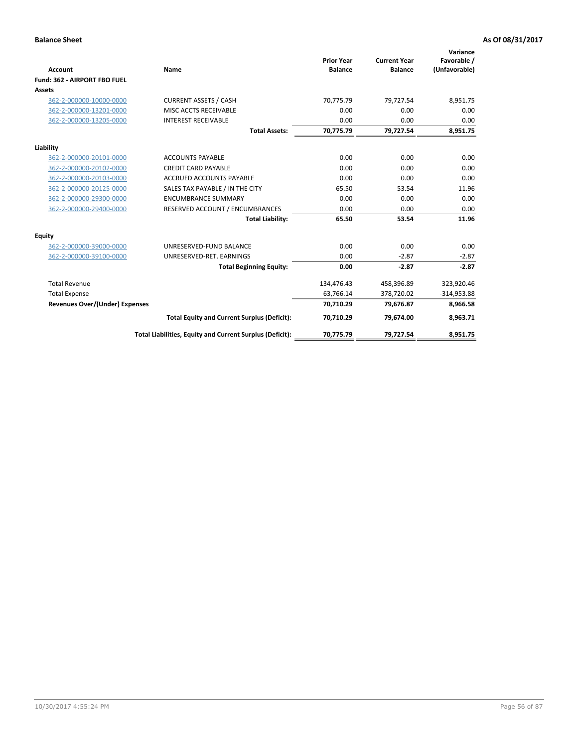**Balance Sheet** — As Of 08/31/2017

| Account | Name | Prior Year Balance | Current Year Balance | Variance Favorable / (Unfavorable) |
|---|---|---|---|---|
| **Fund: 362 - AIRPORT FBO FUEL** | | | | |
| **Assets** | | | | |
| 362-2-000000-10000-0000 | CURRENT ASSETS / CASH | 70,775.79 | 79,727.54 | 8,951.75 |
| 362-2-000000-13201-0000 | MISC ACCTS RECEIVABLE | 0.00 | 0.00 | 0.00 |
| 362-2-000000-13205-0000 | INTEREST RECEIVABLE | 0.00 | 0.00 | 0.00 |
| | **Total Assets:** | **70,775.79** | **79,727.54** | **8,951.75** |
| **Liability** | | | | |
| 362-2-000000-20101-0000 | ACCOUNTS PAYABLE | 0.00 | 0.00 | 0.00 |
| 362-2-000000-20102-0000 | CREDIT CARD PAYABLE | 0.00 | 0.00 | 0.00 |
| 362-2-000000-20103-0000 | ACCRUED ACCOUNTS PAYABLE | 0.00 | 0.00 | 0.00 |
| 362-2-000000-20125-0000 | SALES TAX PAYABLE / IN THE CITY | 65.50 | 53.54 | 11.96 |
| 362-2-000000-29300-0000 | ENCUMBRANCE SUMMARY | 0.00 | 0.00 | 0.00 |
| 362-2-000000-29400-0000 | RESERVED ACCOUNT / ENCUMBRANCES | 0.00 | 0.00 | 0.00 |
| | **Total Liability:** | **65.50** | **53.54** | **11.96** |
| **Equity** | | | | |
| 362-2-000000-39000-0000 | UNRESERVED-FUND BALANCE | 0.00 | 0.00 | 0.00 |
| 362-2-000000-39100-0000 | UNRESERVED-RET. EARNINGS | 0.00 | -2.87 | -2.87 |
| | **Total Beginning Equity:** | **0.00** | **-2.87** | **-2.87** |
| Total Revenue | | 134,476.43 | 458,396.89 | 323,920.46 |
| Total Expense | | 63,766.14 | 378,720.02 | -314,953.88 |
| **Revenues Over/(Under) Expenses** | | **70,710.29** | **79,676.87** | **8,966.58** |
| | **Total Equity and Current Surplus (Deficit):** | **70,710.29** | **79,674.00** | **8,963.71** |
| | **Total Liabilities, Equity and Current Surplus (Deficit):** | **70,775.79** | **79,727.54** | **8,951.75** |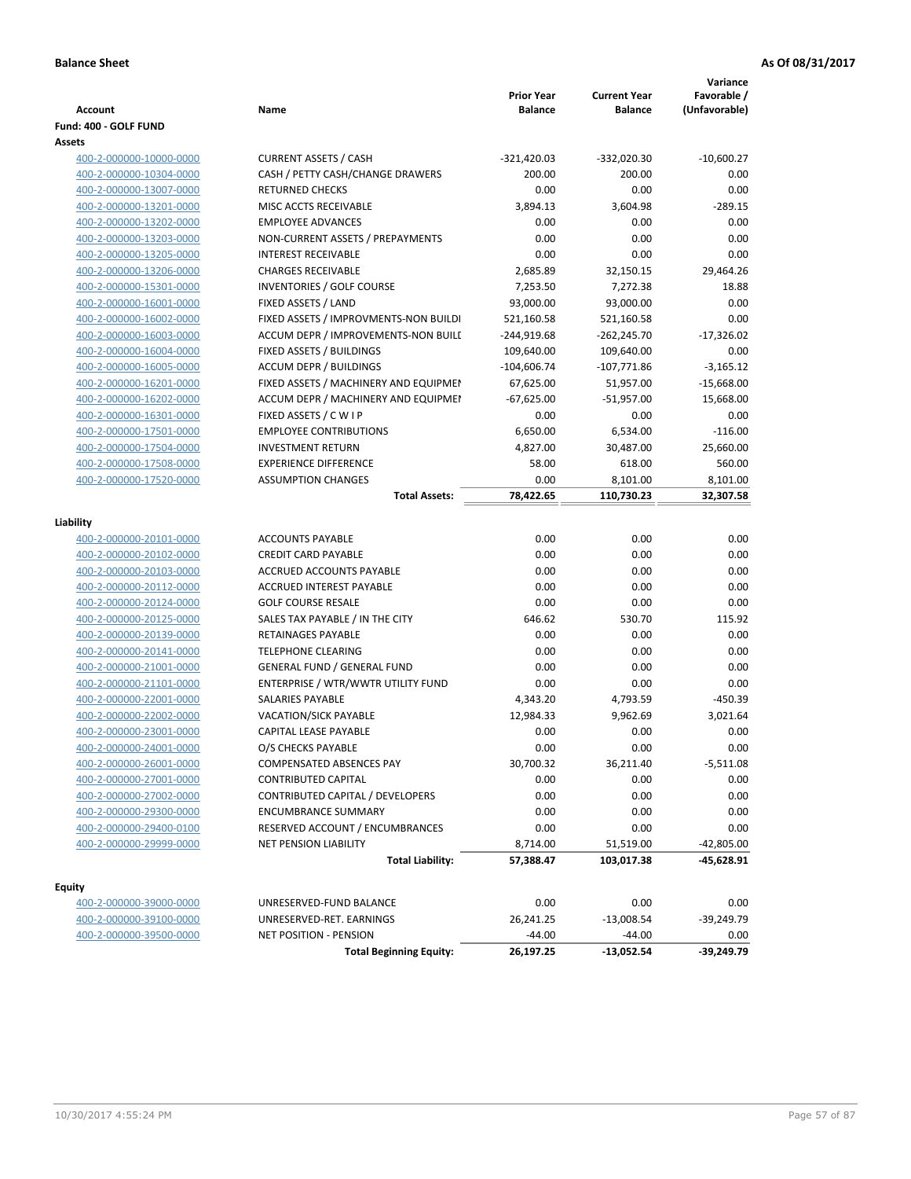**Balance Sheet** **As Of 08/31/2017**

| Account | Name | Prior Year Balance | Current Year Balance | Variance Favorable / (Unfavorable) |
|---|---|---|---|---|
| **Fund: 400 - GOLF FUND** | | | | |
| **Assets** | | | | |
| 400-2-000000-10000-0000 | CURRENT ASSETS / CASH | -321,420.03 | -332,020.30 | -10,600.27 |
| 400-2-000000-10304-0000 | CASH / PETTY CASH/CHANGE DRAWERS | 200.00 | 200.00 | 0.00 |
| 400-2-000000-13007-0000 | RETURNED CHECKS | 0.00 | 0.00 | 0.00 |
| 400-2-000000-13201-0000 | MISC ACCTS RECEIVABLE | 3,894.13 | 3,604.98 | -289.15 |
| 400-2-000000-13202-0000 | EMPLOYEE ADVANCES | 0.00 | 0.00 | 0.00 |
| 400-2-000000-13203-0000 | NON-CURRENT ASSETS / PREPAYMENTS | 0.00 | 0.00 | 0.00 |
| 400-2-000000-13205-0000 | INTEREST RECEIVABLE | 0.00 | 0.00 | 0.00 |
| 400-2-000000-13206-0000 | CHARGES RECEIVABLE | 2,685.89 | 32,150.15 | 29,464.26 |
| 400-2-000000-15301-0000 | INVENTORIES / GOLF COURSE | 7,253.50 | 7,272.38 | 18.88 |
| 400-2-000000-16001-0000 | FIXED ASSETS / LAND | 93,000.00 | 93,000.00 | 0.00 |
| 400-2-000000-16002-0000 | FIXED ASSETS / IMPROVMENTS-NON BUILDI | 521,160.58 | 521,160.58 | 0.00 |
| 400-2-000000-16003-0000 | ACCUM DEPR / IMPROVEMENTS-NON BUILI | -244,919.68 | -262,245.70 | -17,326.02 |
| 400-2-000000-16004-0000 | FIXED ASSETS / BUILDINGS | 109,640.00 | 109,640.00 | 0.00 |
| 400-2-000000-16005-0000 | ACCUM DEPR / BUILDINGS | -104,606.74 | -107,771.86 | -3,165.12 |
| 400-2-000000-16201-0000 | FIXED ASSETS / MACHINERY AND EQUIPMEN | 67,625.00 | 51,957.00 | -15,668.00 |
| 400-2-000000-16202-0000 | ACCUM DEPR / MACHINERY AND EQUIPMEI | -67,625.00 | -51,957.00 | 15,668.00 |
| 400-2-000000-16301-0000 | FIXED ASSETS / C W I P | 0.00 | 0.00 | 0.00 |
| 400-2-000000-17501-0000 | EMPLOYEE CONTRIBUTIONS | 6,650.00 | 6,534.00 | -116.00 |
| 400-2-000000-17504-0000 | INVESTMENT RETURN | 4,827.00 | 30,487.00 | 25,660.00 |
| 400-2-000000-17508-0000 | EXPERIENCE DIFFERENCE | 58.00 | 618.00 | 560.00 |
| 400-2-000000-17520-0000 | ASSUMPTION CHANGES | 0.00 | 8,101.00 | 8,101.00 |
| | **Total Assets:** | **78,422.65** | **110,730.23** | **32,307.58** |
| **Liability** | | | | |
| 400-2-000000-20101-0000 | ACCOUNTS PAYABLE | 0.00 | 0.00 | 0.00 |
| 400-2-000000-20102-0000 | CREDIT CARD PAYABLE | 0.00 | 0.00 | 0.00 |
| 400-2-000000-20103-0000 | ACCRUED ACCOUNTS PAYABLE | 0.00 | 0.00 | 0.00 |
| 400-2-000000-20112-0000 | ACCRUED INTEREST PAYABLE | 0.00 | 0.00 | 0.00 |
| 400-2-000000-20124-0000 | GOLF COURSE RESALE | 0.00 | 0.00 | 0.00 |
| 400-2-000000-20125-0000 | SALES TAX PAYABLE / IN THE CITY | 646.62 | 530.70 | 115.92 |
| 400-2-000000-20139-0000 | RETAINAGES PAYABLE | 0.00 | 0.00 | 0.00 |
| 400-2-000000-20141-0000 | TELEPHONE CLEARING | 0.00 | 0.00 | 0.00 |
| 400-2-000000-21001-0000 | GENERAL FUND / GENERAL FUND | 0.00 | 0.00 | 0.00 |
| 400-2-000000-21101-0000 | ENTERPRISE / WTR/WWTR UTILITY FUND | 0.00 | 0.00 | 0.00 |
| 400-2-000000-22001-0000 | SALARIES PAYABLE | 4,343.20 | 4,793.59 | -450.39 |
| 400-2-000000-22002-0000 | VACATION/SICK PAYABLE | 12,984.33 | 9,962.69 | 3,021.64 |
| 400-2-000000-23001-0000 | CAPITAL LEASE PAYABLE | 0.00 | 0.00 | 0.00 |
| 400-2-000000-24001-0000 | O/S CHECKS PAYABLE | 0.00 | 0.00 | 0.00 |
| 400-2-000000-26001-0000 | COMPENSATED ABSENCES PAY | 30,700.32 | 36,211.40 | -5,511.08 |
| 400-2-000000-27001-0000 | CONTRIBUTED CAPITAL | 0.00 | 0.00 | 0.00 |
| 400-2-000000-27002-0000 | CONTRIBUTED CAPITAL / DEVELOPERS | 0.00 | 0.00 | 0.00 |
| 400-2-000000-29300-0000 | ENCUMBRANCE SUMMARY | 0.00 | 0.00 | 0.00 |
| 400-2-000000-29400-0100 | RESERVED ACCOUNT / ENCUMBRANCES | 0.00 | 0.00 | 0.00 |
| 400-2-000000-29999-0000 | NET PENSION LIABILITY | 8,714.00 | 51,519.00 | -42,805.00 |
| | **Total Liability:** | **57,388.47** | **103,017.38** | **-45,628.91** |
| **Equity** | | | | |
| 400-2-000000-39000-0000 | UNRESERVED-FUND BALANCE | 0.00 | 0.00 | 0.00 |
| 400-2-000000-39100-0000 | UNRESERVED-RET. EARNINGS | 26,241.25 | -13,008.54 | -39,249.79 |
| 400-2-000000-39500-0000 | NET POSITION - PENSION | -44.00 | -44.00 | 0.00 |
| | **Total Beginning Equity:** | **26,197.25** | **-13,052.54** | **-39,249.79** |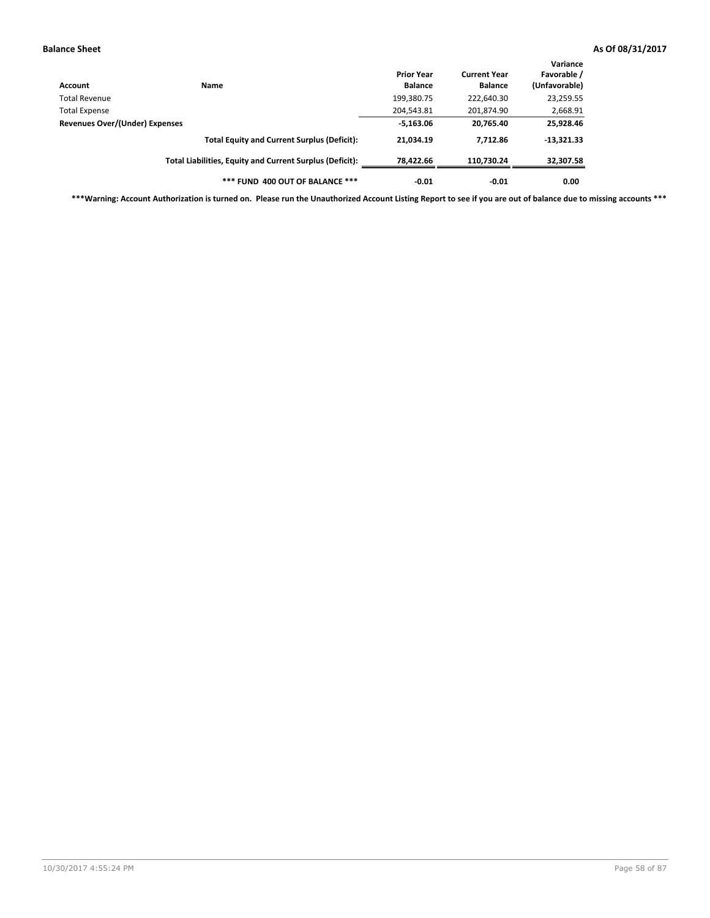**Balance Sheet** **As Of 08/31/2017**

| Account | Name | Prior Year Balance | Current Year Balance | Variance Favorable / (Unfavorable) |
|---|---|---|---|---|
| Total Revenue | | 199,380.75 | 222,640.30 | 23,259.55 |
| Total Expense | | 204,543.81 | 201,874.90 | 2,668.91 |
| **Revenues Over/(Under) Expenses** | | **-5,163.06** | **20,765.40** | **25,928.46** |
| | **Total Equity and Current Surplus (Deficit):** | **21,034.19** | **7,712.86** | **-13,321.33** |
| | **Total Liabilities, Equity and Current Surplus (Deficit):** | **78,422.66** | **110,730.24** | **32,307.58** |
| | **\*\*\* FUND 400 OUT OF BALANCE \*\*\*** | **-0.01** | **-0.01** | **0.00** |

**\*\*\*Warning: Account Authorization is turned on. Please run the Unauthorized Account Listing Report to see if you are out of balance due to missing accounts \*\*\***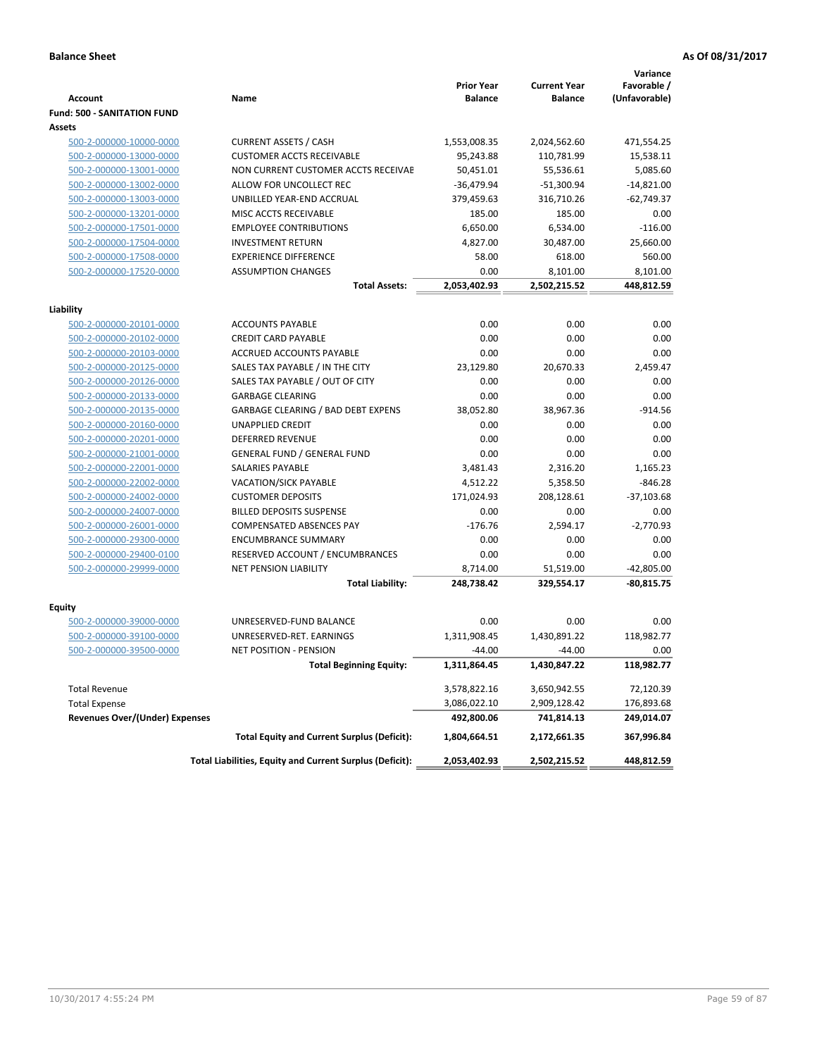**Balance Sheet** **As Of 08/31/2017**

| Account | Name | Prior Year Balance | Current Year Balance | Variance Favorable / (Unfavorable) |
|---|---|---|---|---|
| **Fund: 500 - SANITATION FUND** | | | | |
| **Assets** | | | | |
| 500-2-000000-10000-0000 | CURRENT ASSETS / CASH | 1,553,008.35 | 2,024,562.60 | 471,554.25 |
| 500-2-000000-13000-0000 | CUSTOMER ACCTS RECEIVABLE | 95,243.88 | 110,781.99 | 15,538.11 |
| 500-2-000000-13001-0000 | NON CURRENT CUSTOMER ACCTS RECEIVAE | 50,451.01 | 55,536.61 | 5,085.60 |
| 500-2-000000-13002-0000 | ALLOW FOR UNCOLLECT REC | -36,479.94 | -51,300.94 | -14,821.00 |
| 500-2-000000-13003-0000 | UNBILLED YEAR-END ACCRUAL | 379,459.63 | 316,710.26 | -62,749.37 |
| 500-2-000000-13201-0000 | MISC ACCTS RECEIVABLE | 185.00 | 185.00 | 0.00 |
| 500-2-000000-17501-0000 | EMPLOYEE CONTRIBUTIONS | 6,650.00 | 6,534.00 | -116.00 |
| 500-2-000000-17504-0000 | INVESTMENT RETURN | 4,827.00 | 30,487.00 | 25,660.00 |
| 500-2-000000-17508-0000 | EXPERIENCE DIFFERENCE | 58.00 | 618.00 | 560.00 |
| 500-2-000000-17520-0000 | ASSUMPTION CHANGES | 0.00 | 8,101.00 | 8,101.00 |
| | **Total Assets:** | **2,053,402.93** | **2,502,215.52** | **448,812.59** |
| **Liability** | | | | |
| 500-2-000000-20101-0000 | ACCOUNTS PAYABLE | 0.00 | 0.00 | 0.00 |
| 500-2-000000-20102-0000 | CREDIT CARD PAYABLE | 0.00 | 0.00 | 0.00 |
| 500-2-000000-20103-0000 | ACCRUED ACCOUNTS PAYABLE | 0.00 | 0.00 | 0.00 |
| 500-2-000000-20125-0000 | SALES TAX PAYABLE / IN THE CITY | 23,129.80 | 20,670.33 | 2,459.47 |
| 500-2-000000-20126-0000 | SALES TAX PAYABLE / OUT OF CITY | 0.00 | 0.00 | 0.00 |
| 500-2-000000-20133-0000 | GARBAGE CLEARING | 0.00 | 0.00 | 0.00 |
| 500-2-000000-20135-0000 | GARBAGE CLEARING / BAD DEBT EXPENS | 38,052.80 | 38,967.36 | -914.56 |
| 500-2-000000-20160-0000 | UNAPPLIED CREDIT | 0.00 | 0.00 | 0.00 |
| 500-2-000000-20201-0000 | DEFERRED REVENUE | 0.00 | 0.00 | 0.00 |
| 500-2-000000-21001-0000 | GENERAL FUND / GENERAL FUND | 0.00 | 0.00 | 0.00 |
| 500-2-000000-22001-0000 | SALARIES PAYABLE | 3,481.43 | 2,316.20 | 1,165.23 |
| 500-2-000000-22002-0000 | VACATION/SICK PAYABLE | 4,512.22 | 5,358.50 | -846.28 |
| 500-2-000000-24002-0000 | CUSTOMER DEPOSITS | 171,024.93 | 208,128.61 | -37,103.68 |
| 500-2-000000-24007-0000 | BILLED DEPOSITS SUSPENSE | 0.00 | 0.00 | 0.00 |
| 500-2-000000-26001-0000 | COMPENSATED ABSENCES PAY | -176.76 | 2,594.17 | -2,770.93 |
| 500-2-000000-29300-0000 | ENCUMBRANCE SUMMARY | 0.00 | 0.00 | 0.00 |
| 500-2-000000-29400-0100 | RESERVED ACCOUNT / ENCUMBRANCES | 0.00 | 0.00 | 0.00 |
| 500-2-000000-29999-0000 | NET PENSION LIABILITY | 8,714.00 | 51,519.00 | -42,805.00 |
| | **Total Liability:** | **248,738.42** | **329,554.17** | **-80,815.75** |
| **Equity** | | | | |
| 500-2-000000-39000-0000 | UNRESERVED-FUND BALANCE | 0.00 | 0.00 | 0.00 |
| 500-2-000000-39100-0000 | UNRESERVED-RET. EARNINGS | 1,311,908.45 | 1,430,891.22 | 118,982.77 |
| 500-2-000000-39500-0000 | NET POSITION - PENSION | -44.00 | -44.00 | 0.00 |
| | **Total Beginning Equity:** | **1,311,864.45** | **1,430,847.22** | **118,982.77** |
| Total Revenue | | 3,578,822.16 | 3,650,942.55 | 72,120.39 |
| Total Expense | | 3,086,022.10 | 2,909,128.42 | 176,893.68 |
| **Revenues Over/(Under) Expenses** | | **492,800.06** | **741,814.13** | **249,014.07** |
| | **Total Equity and Current Surplus (Deficit):** | **1,804,664.51** | **2,172,661.35** | **367,996.84** |
| | **Total Liabilities, Equity and Current Surplus (Deficit):** | **2,053,402.93** | **2,502,215.52** | **448,812.59** |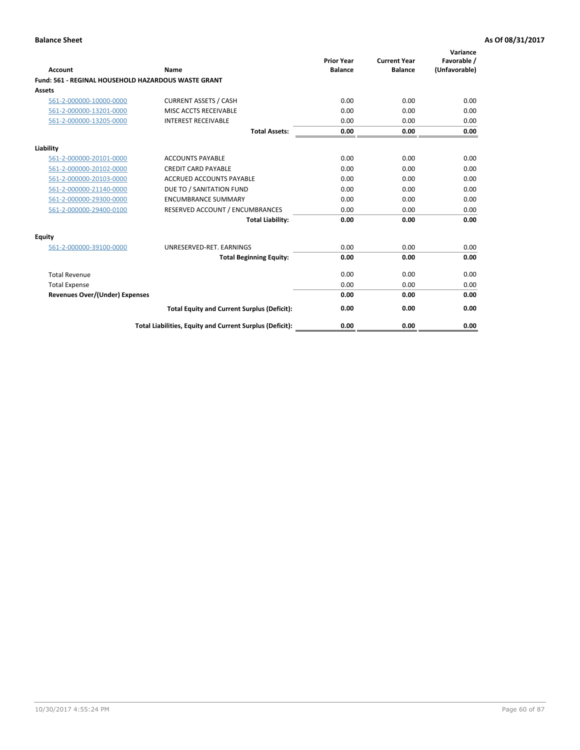**Balance Sheet** | **As Of 08/31/2017**

| Account | Name | Prior Year Balance | Current Year Balance | Variance Favorable / (Unfavorable) |
|---|---|---|---|---|
| **Fund: 561 - REGINAL HOUSEHOLD HAZARDOUS WASTE GRANT** | | | | |
| **Assets** | | | | |
| 561-2-000000-10000-0000 | CURRENT ASSETS / CASH | 0.00 | 0.00 | 0.00 |
| 561-2-000000-13201-0000 | MISC ACCTS RECEIVABLE | 0.00 | 0.00 | 0.00 |
| 561-2-000000-13205-0000 | INTEREST RECEIVABLE | 0.00 | 0.00 | 0.00 |
| | **Total Assets:** | **0.00** | **0.00** | **0.00** |
| **Liability** | | | | |
| 561-2-000000-20101-0000 | ACCOUNTS PAYABLE | 0.00 | 0.00 | 0.00 |
| 561-2-000000-20102-0000 | CREDIT CARD PAYABLE | 0.00 | 0.00 | 0.00 |
| 561-2-000000-20103-0000 | ACCRUED ACCOUNTS PAYABLE | 0.00 | 0.00 | 0.00 |
| 561-2-000000-21140-0000 | DUE TO / SANITATION FUND | 0.00 | 0.00 | 0.00 |
| 561-2-000000-29300-0000 | ENCUMBRANCE SUMMARY | 0.00 | 0.00 | 0.00 |
| 561-2-000000-29400-0100 | RESERVED ACCOUNT / ENCUMBRANCES | 0.00 | 0.00 | 0.00 |
| | **Total Liability:** | **0.00** | **0.00** | **0.00** |
| **Equity** | | | | |
| 561-2-000000-39100-0000 | UNRESERVED-RET. EARNINGS | 0.00 | 0.00 | 0.00 |
| | **Total Beginning Equity:** | **0.00** | **0.00** | **0.00** |
| Total Revenue | | 0.00 | 0.00 | 0.00 |
| Total Expense | | 0.00 | 0.00 | 0.00 |
| **Revenues Over/(Under) Expenses** | | **0.00** | **0.00** | **0.00** |
| | **Total Equity and Current Surplus (Deficit):** | **0.00** | **0.00** | **0.00** |
| | **Total Liabilities, Equity and Current Surplus (Deficit):** | **0.00** | **0.00** | **0.00** |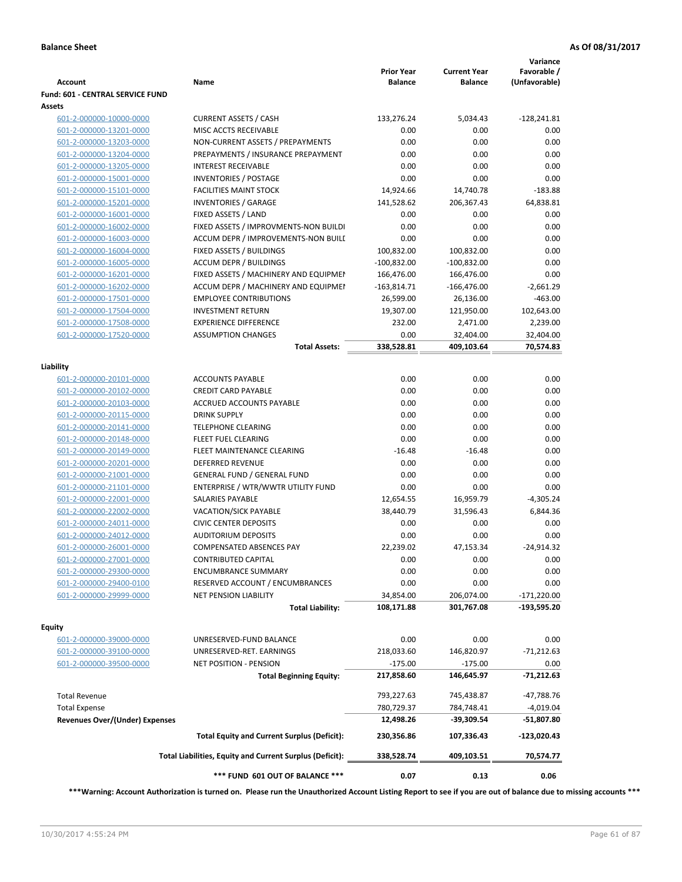**Balance Sheet** **As Of 08/31/2017**

| Account | Name | Prior Year Balance | Current Year Balance | Variance Favorable / (Unfavorable) |
|---|---|---|---|---|
| **Fund: 601 - CENTRAL SERVICE FUND** | | | | |
| **Assets** | | | | |
| 601-2-000000-10000-0000 | CURRENT ASSETS / CASH | 133,276.24 | 5,034.43 | -128,241.81 |
| 601-2-000000-13201-0000 | MISC ACCTS RECEIVABLE | 0.00 | 0.00 | 0.00 |
| 601-2-000000-13203-0000 | NON-CURRENT ASSETS / PREPAYMENTS | 0.00 | 0.00 | 0.00 |
| 601-2-000000-13204-0000 | PREPAYMENTS / INSURANCE PREPAYMENT | 0.00 | 0.00 | 0.00 |
| 601-2-000000-13205-0000 | INTEREST RECEIVABLE | 0.00 | 0.00 | 0.00 |
| 601-2-000000-15001-0000 | INVENTORIES / POSTAGE | 0.00 | 0.00 | 0.00 |
| 601-2-000000-15101-0000 | FACILITIES MAINT STOCK | 14,924.66 | 14,740.78 | -183.88 |
| 601-2-000000-15201-0000 | INVENTORIES / GARAGE | 141,528.62 | 206,367.43 | 64,838.81 |
| 601-2-000000-16001-0000 | FIXED ASSETS / LAND | 0.00 | 0.00 | 0.00 |
| 601-2-000000-16002-0000 | FIXED ASSETS / IMPROVMENTS-NON BUILDI | 0.00 | 0.00 | 0.00 |
| 601-2-000000-16003-0000 | ACCUM DEPR / IMPROVEMENTS-NON BUILI | 0.00 | 0.00 | 0.00 |
| 601-2-000000-16004-0000 | FIXED ASSETS / BUILDINGS | 100,832.00 | 100,832.00 | 0.00 |
| 601-2-000000-16005-0000 | ACCUM DEPR / BUILDINGS | -100,832.00 | -100,832.00 | 0.00 |
| 601-2-000000-16201-0000 | FIXED ASSETS / MACHINERY AND EQUIPMEI | 166,476.00 | 166,476.00 | 0.00 |
| 601-2-000000-16202-0000 | ACCUM DEPR / MACHINERY AND EQUIPMEI | -163,814.71 | -166,476.00 | -2,661.29 |
| 601-2-000000-17501-0000 | EMPLOYEE CONTRIBUTIONS | 26,599.00 | 26,136.00 | -463.00 |
| 601-2-000000-17504-0000 | INVESTMENT RETURN | 19,307.00 | 121,950.00 | 102,643.00 |
| 601-2-000000-17508-0000 | EXPERIENCE DIFFERENCE | 232.00 | 2,471.00 | 2,239.00 |
| 601-2-000000-17520-0000 | ASSUMPTION CHANGES | 0.00 | 32,404.00 | 32,404.00 |
| | **Total Assets:** | **338,528.81** | **409,103.64** | **70,574.83** |
| **Liability** | | | | |
| 601-2-000000-20101-0000 | ACCOUNTS PAYABLE | 0.00 | 0.00 | 0.00 |
| 601-2-000000-20102-0000 | CREDIT CARD PAYABLE | 0.00 | 0.00 | 0.00 |
| 601-2-000000-20103-0000 | ACCRUED ACCOUNTS PAYABLE | 0.00 | 0.00 | 0.00 |
| 601-2-000000-20115-0000 | DRINK SUPPLY | 0.00 | 0.00 | 0.00 |
| 601-2-000000-20141-0000 | TELEPHONE CLEARING | 0.00 | 0.00 | 0.00 |
| 601-2-000000-20148-0000 | FLEET FUEL CLEARING | 0.00 | 0.00 | 0.00 |
| 601-2-000000-20149-0000 | FLEET MAINTENANCE CLEARING | -16.48 | -16.48 | 0.00 |
| 601-2-000000-20201-0000 | DEFERRED REVENUE | 0.00 | 0.00 | 0.00 |
| 601-2-000000-21001-0000 | GENERAL FUND / GENERAL FUND | 0.00 | 0.00 | 0.00 |
| 601-2-000000-21101-0000 | ENTERPRISE / WTR/WWTR UTILITY FUND | 0.00 | 0.00 | 0.00 |
| 601-2-000000-22001-0000 | SALARIES PAYABLE | 12,654.55 | 16,959.79 | -4,305.24 |
| 601-2-000000-22002-0000 | VACATION/SICK PAYABLE | 38,440.79 | 31,596.43 | 6,844.36 |
| 601-2-000000-24011-0000 | CIVIC CENTER DEPOSITS | 0.00 | 0.00 | 0.00 |
| 601-2-000000-24012-0000 | AUDITORIUM DEPOSITS | 0.00 | 0.00 | 0.00 |
| 601-2-000000-26001-0000 | COMPENSATED ABSENCES PAY | 22,239.02 | 47,153.34 | -24,914.32 |
| 601-2-000000-27001-0000 | CONTRIBUTED CAPITAL | 0.00 | 0.00 | 0.00 |
| 601-2-000000-29300-0000 | ENCUMBRANCE SUMMARY | 0.00 | 0.00 | 0.00 |
| 601-2-000000-29400-0100 | RESERVED ACCOUNT / ENCUMBRANCES | 0.00 | 0.00 | 0.00 |
| 601-2-000000-29999-0000 | NET PENSION LIABILITY | 34,854.00 | 206,074.00 | -171,220.00 |
| | **Total Liability:** | **108,171.88** | **301,767.08** | **-193,595.20** |
| **Equity** | | | | |
| 601-2-000000-39000-0000 | UNRESERVED-FUND BALANCE | 0.00 | 0.00 | 0.00 |
| 601-2-000000-39100-0000 | UNRESERVED-RET. EARNINGS | 218,033.60 | 146,820.97 | -71,212.63 |
| 601-2-000000-39500-0000 | NET POSITION - PENSION | -175.00 | -175.00 | 0.00 |
| | **Total Beginning Equity:** | **217,858.60** | **146,645.97** | **-71,212.63** |
| Total Revenue | | 793,227.63 | 745,438.87 | -47,788.76 |
| Total Expense | | 780,729.37 | 784,748.41 | -4,019.04 |
| **Revenues Over/(Under) Expenses** | | **12,498.26** | **-39,309.54** | **-51,807.80** |
| | **Total Equity and Current Surplus (Deficit):** | **230,356.86** | **107,336.43** | **-123,020.43** |
| | **Total Liabilities, Equity and Current Surplus (Deficit):** | **338,528.74** | **409,103.51** | **70,574.77** |
| | **\*\*\* FUND 601 OUT OF BALANCE \*\*\*** | **0.07** | **0.13** | **0.06** |

**\*\*\*Warning: Account Authorization is turned on. Please run the Unauthorized Account Listing Report to see if you are out of balance due to missing accounts \*\*\***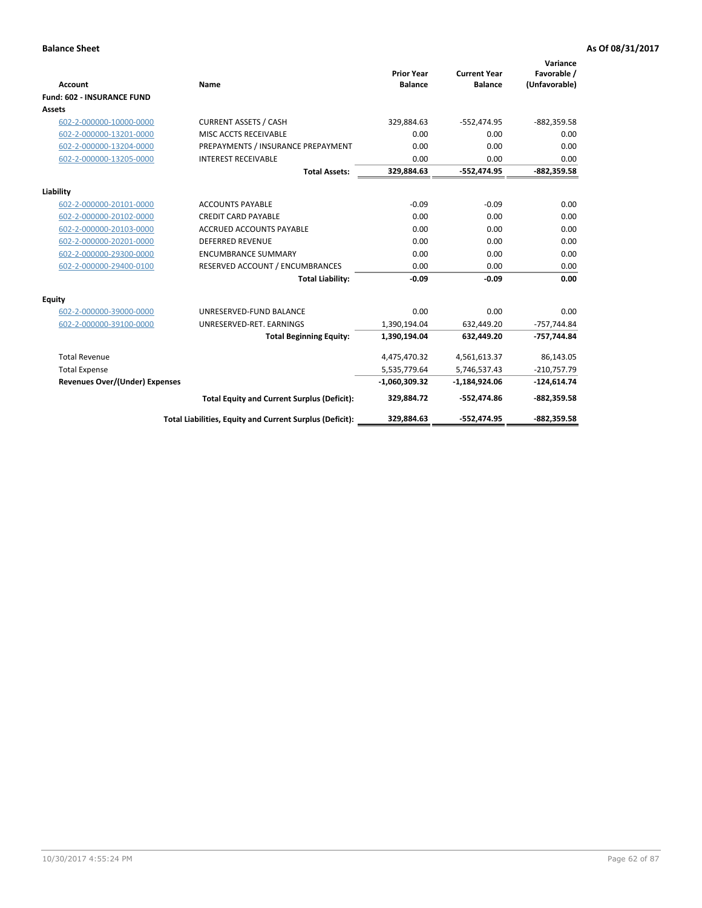**Balance Sheet** **As Of 08/31/2017**

| Account | Name | Prior Year Balance | Current Year Balance | Variance Favorable / (Unfavorable) |
|---|---|---|---|---|
| **Fund: 602 - INSURANCE FUND** | | | | |
| **Assets** | | | | |
| 602-2-000000-10000-0000 | CURRENT ASSETS / CASH | 329,884.63 | -552,474.95 | -882,359.58 |
| 602-2-000000-13201-0000 | MISC ACCTS RECEIVABLE | 0.00 | 0.00 | 0.00 |
| 602-2-000000-13204-0000 | PREPAYMENTS / INSURANCE PREPAYMENT | 0.00 | 0.00 | 0.00 |
| 602-2-000000-13205-0000 | INTEREST RECEIVABLE | 0.00 | 0.00 | 0.00 |
| | **Total Assets:** | **329,884.63** | **-552,474.95** | **-882,359.58** |
| **Liability** | | | | |
| 602-2-000000-20101-0000 | ACCOUNTS PAYABLE | -0.09 | -0.09 | 0.00 |
| 602-2-000000-20102-0000 | CREDIT CARD PAYABLE | 0.00 | 0.00 | 0.00 |
| 602-2-000000-20103-0000 | ACCRUED ACCOUNTS PAYABLE | 0.00 | 0.00 | 0.00 |
| 602-2-000000-20201-0000 | DEFERRED REVENUE | 0.00 | 0.00 | 0.00 |
| 602-2-000000-29300-0000 | ENCUMBRANCE SUMMARY | 0.00 | 0.00 | 0.00 |
| 602-2-000000-29400-0100 | RESERVED ACCOUNT / ENCUMBRANCES | 0.00 | 0.00 | 0.00 |
| | **Total Liability:** | **-0.09** | **-0.09** | **0.00** |
| **Equity** | | | | |
| 602-2-000000-39000-0000 | UNRESERVED-FUND BALANCE | 0.00 | 0.00 | 0.00 |
| 602-2-000000-39100-0000 | UNRESERVED-RET. EARNINGS | 1,390,194.04 | 632,449.20 | -757,744.84 |
| | **Total Beginning Equity:** | **1,390,194.04** | **632,449.20** | **-757,744.84** |
| Total Revenue | | 4,475,470.32 | 4,561,613.37 | 86,143.05 |
| Total Expense | | 5,535,779.64 | 5,746,537.43 | -210,757.79 |
| **Revenues Over/(Under) Expenses** | | **-1,060,309.32** | **-1,184,924.06** | **-124,614.74** |
| | **Total Equity and Current Surplus (Deficit):** | **329,884.72** | **-552,474.86** | **-882,359.58** |
| | **Total Liabilities, Equity and Current Surplus (Deficit):** | **329,884.63** | **-552,474.95** | **-882,359.58** |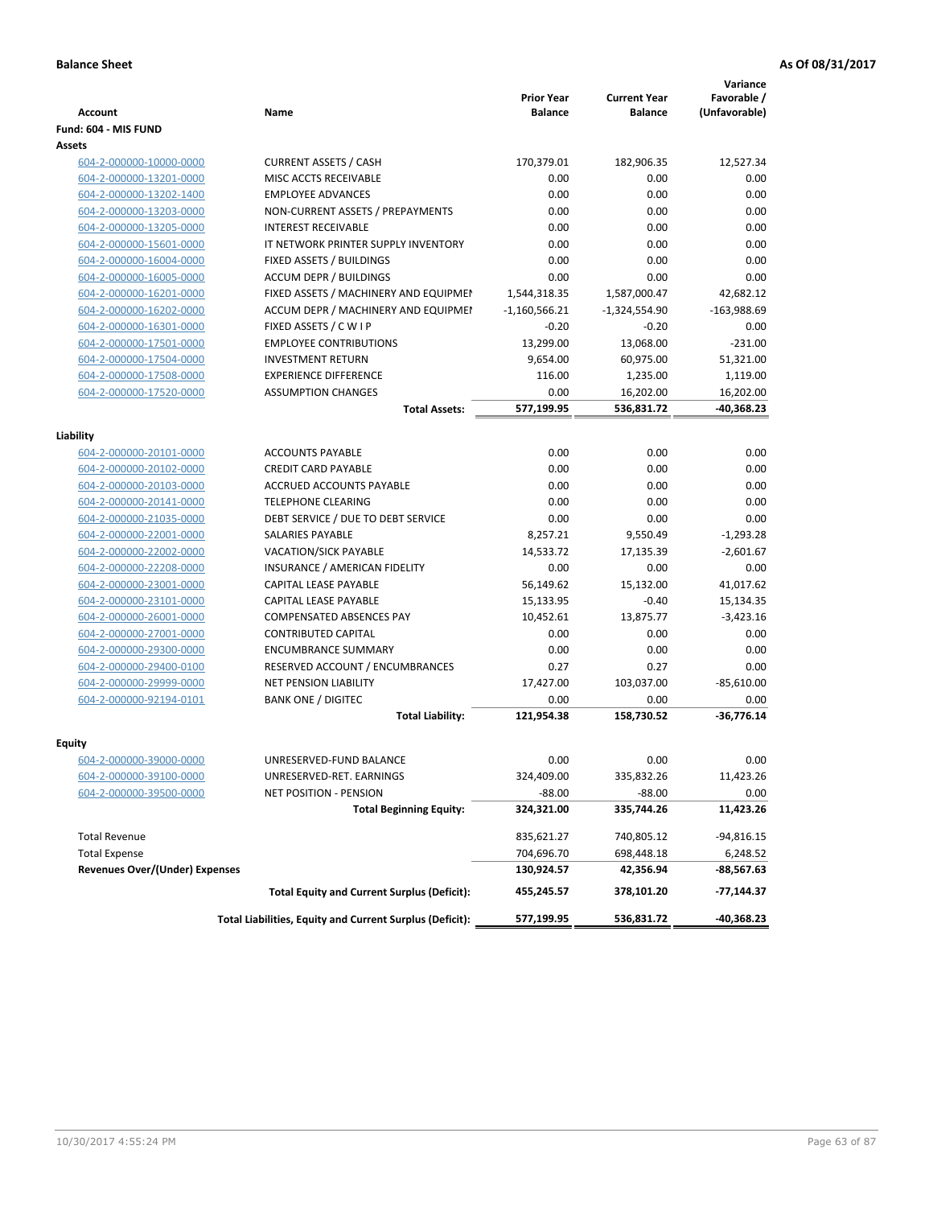**Balance Sheet** **As Of 08/31/2017**

| Account | Name | Prior Year Balance | Current Year Balance | Variance Favorable / (Unfavorable) |
|---|---|---|---|---|
| **Fund: 604 - MIS FUND** | | | | |
| **Assets** | | | | |
| 604-2-000000-10000-0000 | CURRENT ASSETS / CASH | 170,379.01 | 182,906.35 | 12,527.34 |
| 604-2-000000-13201-0000 | MISC ACCTS RECEIVABLE | 0.00 | 0.00 | 0.00 |
| 604-2-000000-13202-1400 | EMPLOYEE ADVANCES | 0.00 | 0.00 | 0.00 |
| 604-2-000000-13203-0000 | NON-CURRENT ASSETS / PREPAYMENTS | 0.00 | 0.00 | 0.00 |
| 604-2-000000-13205-0000 | INTEREST RECEIVABLE | 0.00 | 0.00 | 0.00 |
| 604-2-000000-15601-0000 | IT NETWORK PRINTER SUPPLY INVENTORY | 0.00 | 0.00 | 0.00 |
| 604-2-000000-16004-0000 | FIXED ASSETS / BUILDINGS | 0.00 | 0.00 | 0.00 |
| 604-2-000000-16005-0000 | ACCUM DEPR / BUILDINGS | 0.00 | 0.00 | 0.00 |
| 604-2-000000-16201-0000 | FIXED ASSETS / MACHINERY AND EQUIPMEI | 1,544,318.35 | 1,587,000.47 | 42,682.12 |
| 604-2-000000-16202-0000 | ACCUM DEPR / MACHINERY AND EQUIPMEI | -1,160,566.21 | -1,324,554.90 | -163,988.69 |
| 604-2-000000-16301-0000 | FIXED ASSETS / C W I P | -0.20 | -0.20 | 0.00 |
| 604-2-000000-17501-0000 | EMPLOYEE CONTRIBUTIONS | 13,299.00 | 13,068.00 | -231.00 |
| 604-2-000000-17504-0000 | INVESTMENT RETURN | 9,654.00 | 60,975.00 | 51,321.00 |
| 604-2-000000-17508-0000 | EXPERIENCE DIFFERENCE | 116.00 | 1,235.00 | 1,119.00 |
| 604-2-000000-17520-0000 | ASSUMPTION CHANGES | 0.00 | 16,202.00 | 16,202.00 |
| | **Total Assets:** | **577,199.95** | **536,831.72** | **-40,368.23** |
| **Liability** | | | | |
| 604-2-000000-20101-0000 | ACCOUNTS PAYABLE | 0.00 | 0.00 | 0.00 |
| 604-2-000000-20102-0000 | CREDIT CARD PAYABLE | 0.00 | 0.00 | 0.00 |
| 604-2-000000-20103-0000 | ACCRUED ACCOUNTS PAYABLE | 0.00 | 0.00 | 0.00 |
| 604-2-000000-20141-0000 | TELEPHONE CLEARING | 0.00 | 0.00 | 0.00 |
| 604-2-000000-21035-0000 | DEBT SERVICE / DUE TO DEBT SERVICE | 0.00 | 0.00 | 0.00 |
| 604-2-000000-22001-0000 | SALARIES PAYABLE | 8,257.21 | 9,550.49 | -1,293.28 |
| 604-2-000000-22002-0000 | VACATION/SICK PAYABLE | 14,533.72 | 17,135.39 | -2,601.67 |
| 604-2-000000-22208-0000 | INSURANCE / AMERICAN FIDELITY | 0.00 | 0.00 | 0.00 |
| 604-2-000000-23001-0000 | CAPITAL LEASE PAYABLE | 56,149.62 | 15,132.00 | 41,017.62 |
| 604-2-000000-23101-0000 | CAPITAL LEASE PAYABLE | 15,133.95 | -0.40 | 15,134.35 |
| 604-2-000000-26001-0000 | COMPENSATED ABSENCES PAY | 10,452.61 | 13,875.77 | -3,423.16 |
| 604-2-000000-27001-0000 | CONTRIBUTED CAPITAL | 0.00 | 0.00 | 0.00 |
| 604-2-000000-29300-0000 | ENCUMBRANCE SUMMARY | 0.00 | 0.00 | 0.00 |
| 604-2-000000-29400-0100 | RESERVED ACCOUNT / ENCUMBRANCES | 0.27 | 0.27 | 0.00 |
| 604-2-000000-29999-0000 | NET PENSION LIABILITY | 17,427.00 | 103,037.00 | -85,610.00 |
| 604-2-000000-92194-0101 | BANK ONE / DIGITEC | 0.00 | 0.00 | 0.00 |
| | **Total Liability:** | **121,954.38** | **158,730.52** | **-36,776.14** |
| **Equity** | | | | |
| 604-2-000000-39000-0000 | UNRESERVED-FUND BALANCE | 0.00 | 0.00 | 0.00 |
| 604-2-000000-39100-0000 | UNRESERVED-RET. EARNINGS | 324,409.00 | 335,832.26 | 11,423.26 |
| 604-2-000000-39500-0000 | NET POSITION - PENSION | -88.00 | -88.00 | 0.00 |
| | **Total Beginning Equity:** | **324,321.00** | **335,744.26** | **11,423.26** |
| Total Revenue | | 835,621.27 | 740,805.12 | -94,816.15 |
| Total Expense | | 704,696.70 | 698,448.18 | 6,248.52 |
| **Revenues Over/(Under) Expenses** | | **130,924.57** | **42,356.94** | **-88,567.63** |
| | **Total Equity and Current Surplus (Deficit):** | **455,245.57** | **378,101.20** | **-77,144.37** |
| | **Total Liabilities, Equity and Current Surplus (Deficit):** | **577,199.95** | **536,831.72** | **-40,368.23** |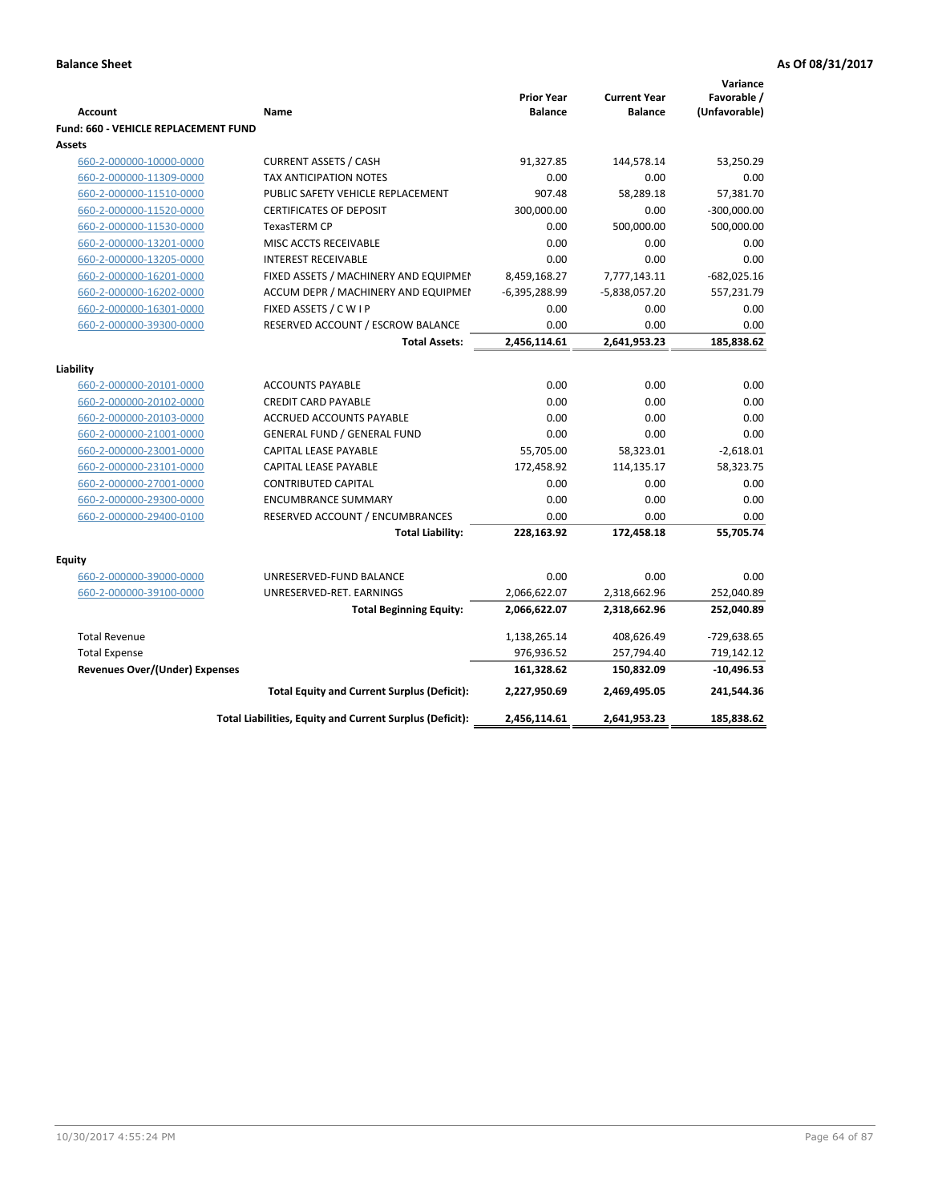**Balance Sheet** **As Of 08/31/2017**

| Account | Name | Prior Year Balance | Current Year Balance | Variance Favorable / (Unfavorable) |
|---|---|---|---|---|
| **Fund: 660 - VEHICLE REPLACEMENT FUND** | | | | |
| **Assets** | | | | |
| 660-2-000000-10000-0000 | CURRENT ASSETS / CASH | 91,327.85 | 144,578.14 | 53,250.29 |
| 660-2-000000-11309-0000 | TAX ANTICIPATION NOTES | 0.00 | 0.00 | 0.00 |
| 660-2-000000-11510-0000 | PUBLIC SAFETY VEHICLE REPLACEMENT | 907.48 | 58,289.18 | 57,381.70 |
| 660-2-000000-11520-0000 | CERTIFICATES OF DEPOSIT | 300,000.00 | 0.00 | -300,000.00 |
| 660-2-000000-11530-0000 | TexasTERM CP | 0.00 | 500,000.00 | 500,000.00 |
| 660-2-000000-13201-0000 | MISC ACCTS RECEIVABLE | 0.00 | 0.00 | 0.00 |
| 660-2-000000-13205-0000 | INTEREST RECEIVABLE | 0.00 | 0.00 | 0.00 |
| 660-2-000000-16201-0000 | FIXED ASSETS / MACHINERY AND EQUIPMEN | 8,459,168.27 | 7,777,143.11 | -682,025.16 |
| 660-2-000000-16202-0000 | ACCUM DEPR / MACHINERY AND EQUIPMEI | -6,395,288.99 | -5,838,057.20 | 557,231.79 |
| 660-2-000000-16301-0000 | FIXED ASSETS / C W I P | 0.00 | 0.00 | 0.00 |
| 660-2-000000-39300-0000 | RESERVED ACCOUNT / ESCROW BALANCE | 0.00 | 0.00 | 0.00 |
| | **Total Assets:** | **2,456,114.61** | **2,641,953.23** | **185,838.62** |
| **Liability** | | | | |
| 660-2-000000-20101-0000 | ACCOUNTS PAYABLE | 0.00 | 0.00 | 0.00 |
| 660-2-000000-20102-0000 | CREDIT CARD PAYABLE | 0.00 | 0.00 | 0.00 |
| 660-2-000000-20103-0000 | ACCRUED ACCOUNTS PAYABLE | 0.00 | 0.00 | 0.00 |
| 660-2-000000-21001-0000 | GENERAL FUND / GENERAL FUND | 0.00 | 0.00 | 0.00 |
| 660-2-000000-23001-0000 | CAPITAL LEASE PAYABLE | 55,705.00 | 58,323.01 | -2,618.01 |
| 660-2-000000-23101-0000 | CAPITAL LEASE PAYABLE | 172,458.92 | 114,135.17 | 58,323.75 |
| 660-2-000000-27001-0000 | CONTRIBUTED CAPITAL | 0.00 | 0.00 | 0.00 |
| 660-2-000000-29300-0000 | ENCUMBRANCE SUMMARY | 0.00 | 0.00 | 0.00 |
| 660-2-000000-29400-0100 | RESERVED ACCOUNT / ENCUMBRANCES | 0.00 | 0.00 | 0.00 |
| | **Total Liability:** | **228,163.92** | **172,458.18** | **55,705.74** |
| **Equity** | | | | |
| 660-2-000000-39000-0000 | UNRESERVED-FUND BALANCE | 0.00 | 0.00 | 0.00 |
| 660-2-000000-39100-0000 | UNRESERVED-RET. EARNINGS | 2,066,622.07 | 2,318,662.96 | 252,040.89 |
| | **Total Beginning Equity:** | **2,066,622.07** | **2,318,662.96** | **252,040.89** |
| Total Revenue | | 1,138,265.14 | 408,626.49 | -729,638.65 |
| Total Expense | | 976,936.52 | 257,794.40 | 719,142.12 |
| **Revenues Over/(Under) Expenses** | | **161,328.62** | **150,832.09** | **-10,496.53** |
| | **Total Equity and Current Surplus (Deficit):** | **2,227,950.69** | **2,469,495.05** | **241,544.36** |
| | **Total Liabilities, Equity and Current Surplus (Deficit):** | **2,456,114.61** | **2,641,953.23** | **185,838.62** |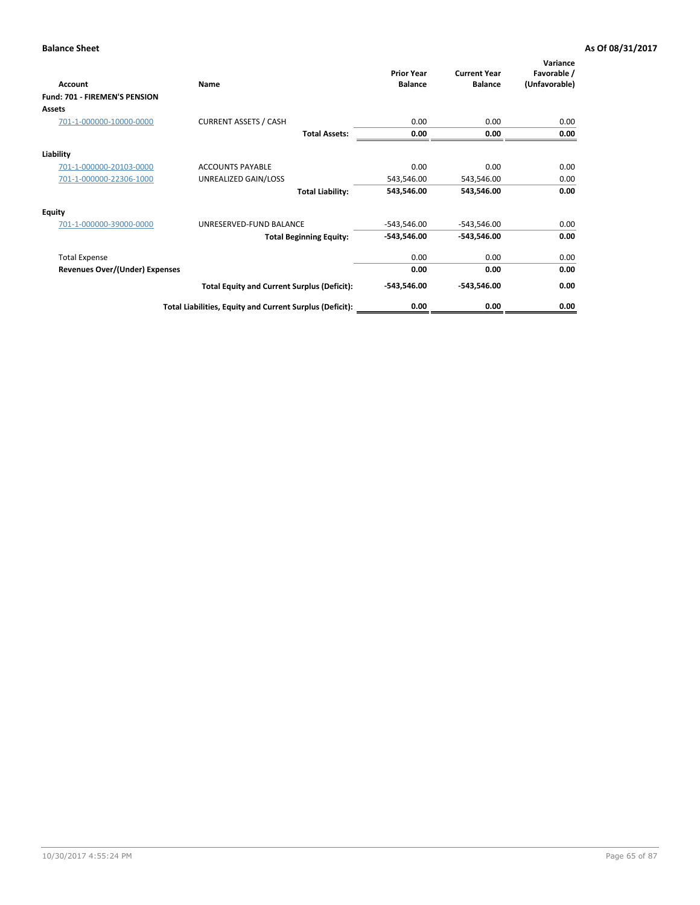**Balance Sheet** **As Of 08/31/2017**

| Account | Name | Prior Year Balance | Current Year Balance | Variance Favorable / (Unfavorable) |
|---|---|---|---|---|
| **Fund: 701 - FIREMEN'S PENSION** | | | | |
| **Assets** | | | | |
| 701-1-000000-10000-0000 | CURRENT ASSETS / CASH | 0.00 | 0.00 | 0.00 |
| | **Total Assets:** | **0.00** | **0.00** | **0.00** |
| **Liability** | | | | |
| 701-1-000000-20103-0000 | ACCOUNTS PAYABLE | 0.00 | 0.00 | 0.00 |
| 701-1-000000-22306-1000 | UNREALIZED GAIN/LOSS | 543,546.00 | 543,546.00 | 0.00 |
| | **Total Liability:** | **543,546.00** | **543,546.00** | **0.00** |
| **Equity** | | | | |
| 701-1-000000-39000-0000 | UNRESERVED-FUND BALANCE | -543,546.00 | -543,546.00 | 0.00 |
| | **Total Beginning Equity:** | **-543,546.00** | **-543,546.00** | **0.00** |
| Total Expense | | 0.00 | 0.00 | 0.00 |
| **Revenues Over/(Under) Expenses** | | **0.00** | **0.00** | **0.00** |
| | **Total Equity and Current Surplus (Deficit):** | **-543,546.00** | **-543,546.00** | **0.00** |
| | **Total Liabilities, Equity and Current Surplus (Deficit):** | **0.00** | **0.00** | **0.00** |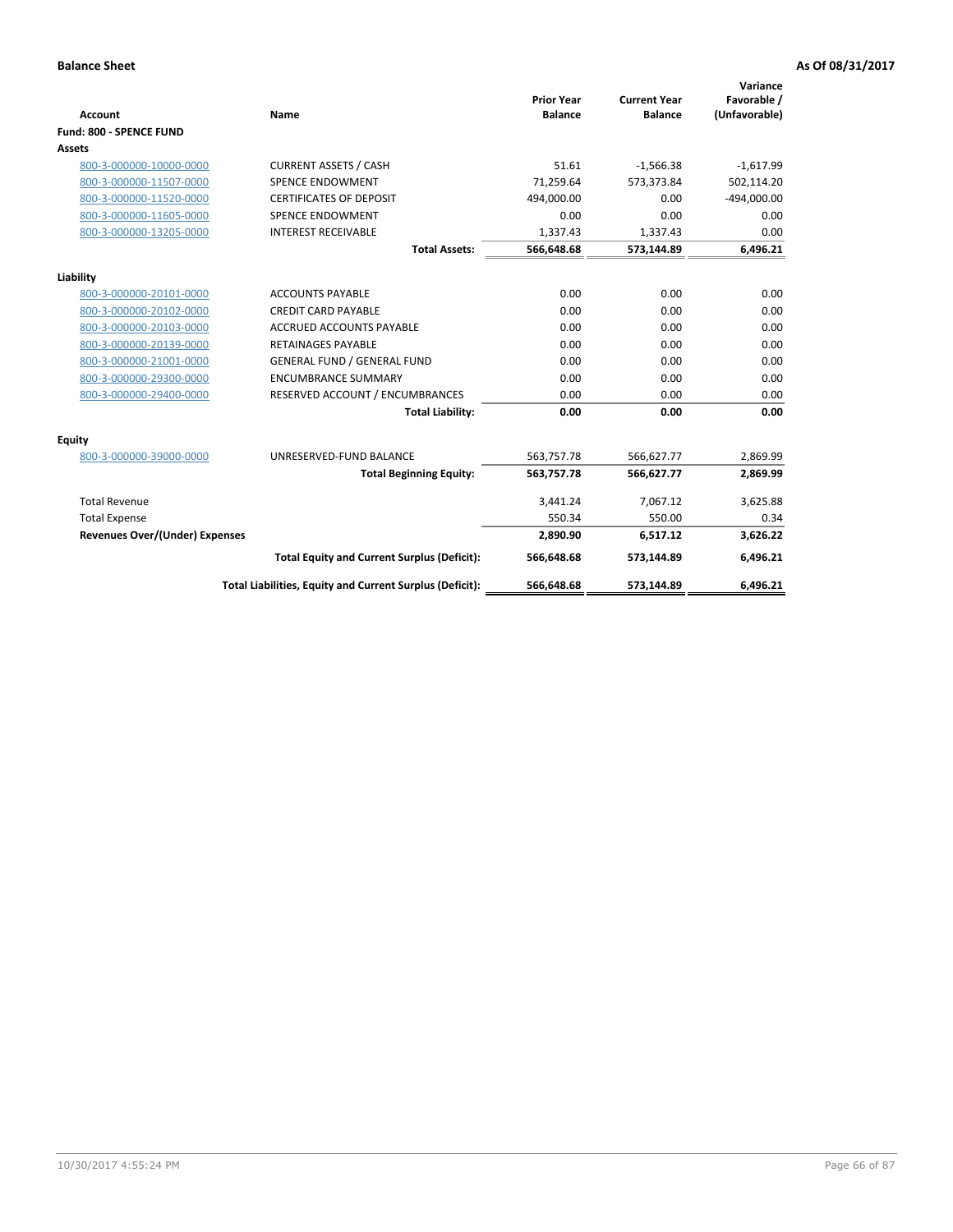**Balance Sheet** | **As Of 08/31/2017**

| Account | Name | Prior Year Balance | Current Year Balance | Variance Favorable / (Unfavorable) |
|---|---|---|---|---|
| **Fund: 800 - SPENCE FUND** | | | | |
| **Assets** | | | | |
| 800-3-000000-10000-0000 | CURRENT ASSETS / CASH | 51.61 | -1,566.38 | -1,617.99 |
| 800-3-000000-11507-0000 | SPENCE ENDOWMENT | 71,259.64 | 573,373.84 | 502,114.20 |
| 800-3-000000-11520-0000 | CERTIFICATES OF DEPOSIT | 494,000.00 | 0.00 | -494,000.00 |
| 800-3-000000-11605-0000 | SPENCE ENDOWMENT | 0.00 | 0.00 | 0.00 |
| 800-3-000000-13205-0000 | INTEREST RECEIVABLE | 1,337.43 | 1,337.43 | 0.00 |
| | **Total Assets:** | **566,648.68** | **573,144.89** | **6,496.21** |
| **Liability** | | | | |
| 800-3-000000-20101-0000 | ACCOUNTS PAYABLE | 0.00 | 0.00 | 0.00 |
| 800-3-000000-20102-0000 | CREDIT CARD PAYABLE | 0.00 | 0.00 | 0.00 |
| 800-3-000000-20103-0000 | ACCRUED ACCOUNTS PAYABLE | 0.00 | 0.00 | 0.00 |
| 800-3-000000-20139-0000 | RETAINAGES PAYABLE | 0.00 | 0.00 | 0.00 |
| 800-3-000000-21001-0000 | GENERAL FUND / GENERAL FUND | 0.00 | 0.00 | 0.00 |
| 800-3-000000-29300-0000 | ENCUMBRANCE SUMMARY | 0.00 | 0.00 | 0.00 |
| 800-3-000000-29400-0000 | RESERVED ACCOUNT / ENCUMBRANCES | 0.00 | 0.00 | 0.00 |
| | **Total Liability:** | **0.00** | **0.00** | **0.00** |
| **Equity** | | | | |
| 800-3-000000-39000-0000 | UNRESERVED-FUND BALANCE | 563,757.78 | 566,627.77 | 2,869.99 |
| | **Total Beginning Equity:** | **563,757.78** | **566,627.77** | **2,869.99** |
| Total Revenue | | 3,441.24 | 7,067.12 | 3,625.88 |
| Total Expense | | 550.34 | 550.00 | 0.34 |
| **Revenues Over/(Under) Expenses** | | **2,890.90** | **6,517.12** | **3,626.22** |
| | **Total Equity and Current Surplus (Deficit):** | **566,648.68** | **573,144.89** | **6,496.21** |
| | **Total Liabilities, Equity and Current Surplus (Deficit):** | **566,648.68** | **573,144.89** | **6,496.21** |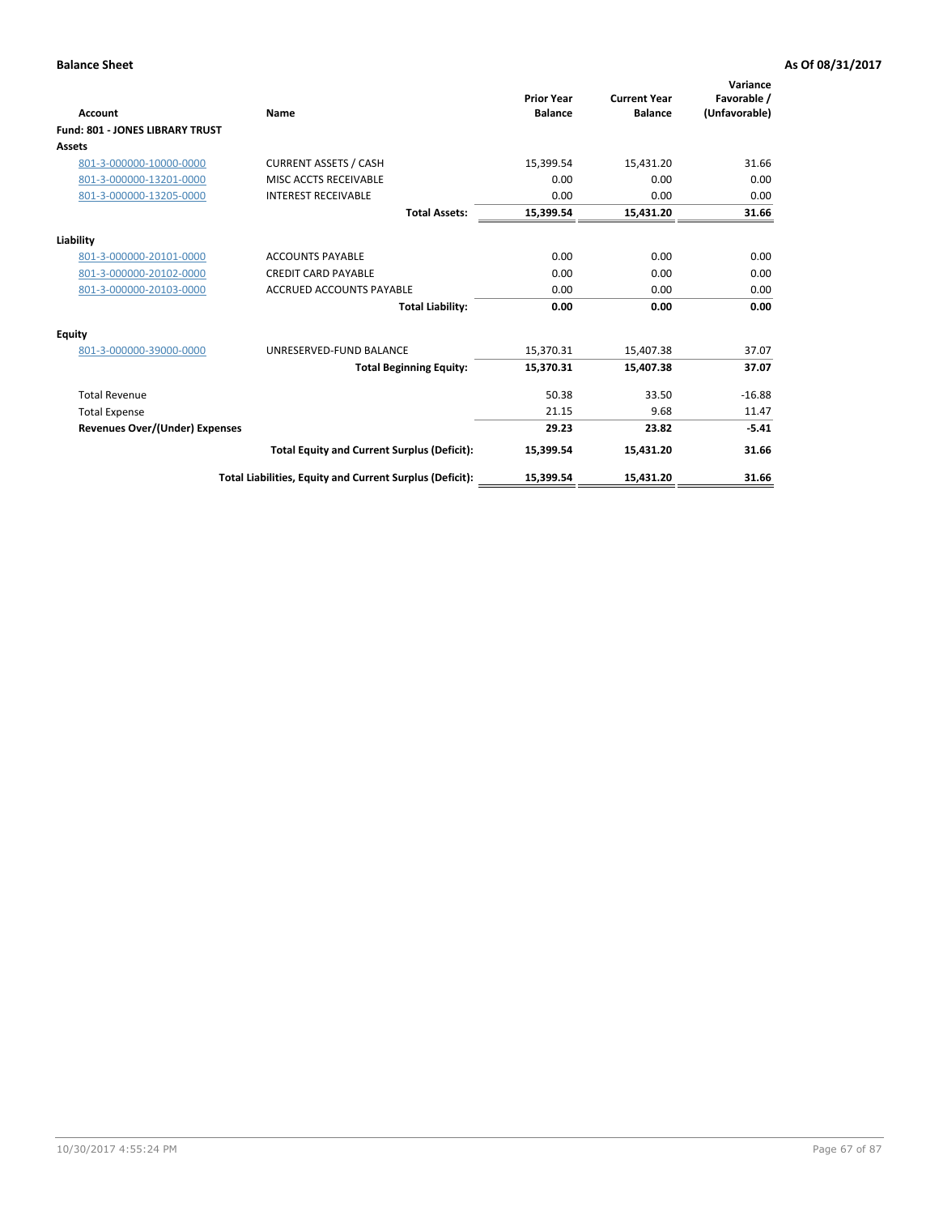**Balance Sheet** **As Of 08/31/2017**

| Account | Name | Prior Year Balance | Current Year Balance | Variance Favorable / (Unfavorable) |
|---|---|---|---|---|
| **Fund: 801 - JONES LIBRARY TRUST** | | | | |
| **Assets** | | | | |
| 801-3-000000-10000-0000 | CURRENT ASSETS / CASH | 15,399.54 | 15,431.20 | 31.66 |
| 801-3-000000-13201-0000 | MISC ACCTS RECEIVABLE | 0.00 | 0.00 | 0.00 |
| 801-3-000000-13205-0000 | INTEREST RECEIVABLE | 0.00 | 0.00 | 0.00 |
| | **Total Assets:** | **15,399.54** | **15,431.20** | **31.66** |
| **Liability** | | | | |
| 801-3-000000-20101-0000 | ACCOUNTS PAYABLE | 0.00 | 0.00 | 0.00 |
| 801-3-000000-20102-0000 | CREDIT CARD PAYABLE | 0.00 | 0.00 | 0.00 |
| 801-3-000000-20103-0000 | ACCRUED ACCOUNTS PAYABLE | 0.00 | 0.00 | 0.00 |
| | **Total Liability:** | **0.00** | **0.00** | **0.00** |
| **Equity** | | | | |
| 801-3-000000-39000-0000 | UNRESERVED-FUND BALANCE | 15,370.31 | 15,407.38 | 37.07 |
| | **Total Beginning Equity:** | **15,370.31** | **15,407.38** | **37.07** |
| Total Revenue | | 50.38 | 33.50 | -16.88 |
| Total Expense | | 21.15 | 9.68 | 11.47 |
| **Revenues Over/(Under) Expenses** | | **29.23** | **23.82** | **-5.41** |
| | **Total Equity and Current Surplus (Deficit):** | **15,399.54** | **15,431.20** | **31.66** |
| | **Total Liabilities, Equity and Current Surplus (Deficit):** | **15,399.54** | **15,431.20** | **31.66** |

10/30/2017 4:55:24 PM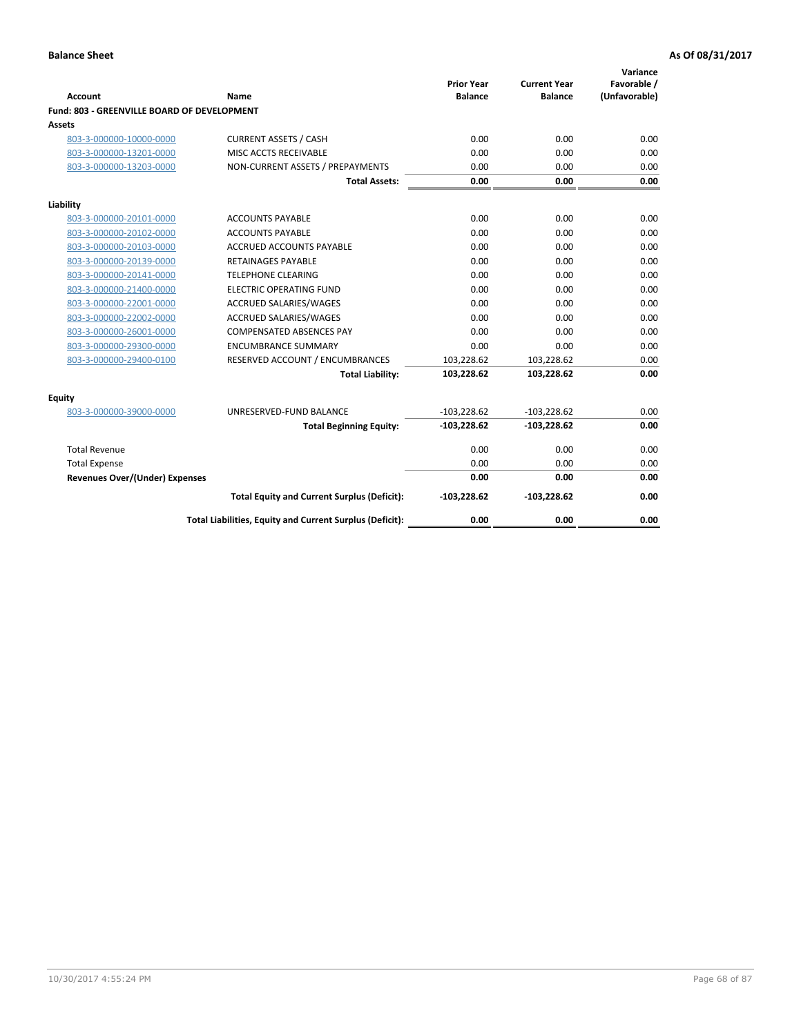**Balance Sheet** — As Of 08/31/2017

| Account | Name | Prior Year Balance | Current Year Balance | Variance Favorable / (Unfavorable) |
|---|---|---|---|---|
| **Fund: 803 - GREENVILLE BOARD OF DEVELOPMENT** | | | | |
| **Assets** | | | | |
| 803-3-000000-10000-0000 | CURRENT ASSETS / CASH | 0.00 | 0.00 | 0.00 |
| 803-3-000000-13201-0000 | MISC ACCTS RECEIVABLE | 0.00 | 0.00 | 0.00 |
| 803-3-000000-13203-0000 | NON-CURRENT ASSETS / PREPAYMENTS | 0.00 | 0.00 | 0.00 |
| | **Total Assets:** | **0.00** | **0.00** | **0.00** |
| **Liability** | | | | |
| 803-3-000000-20101-0000 | ACCOUNTS PAYABLE | 0.00 | 0.00 | 0.00 |
| 803-3-000000-20102-0000 | ACCOUNTS PAYABLE | 0.00 | 0.00 | 0.00 |
| 803-3-000000-20103-0000 | ACCRUED ACCOUNTS PAYABLE | 0.00 | 0.00 | 0.00 |
| 803-3-000000-20139-0000 | RETAINAGES PAYABLE | 0.00 | 0.00 | 0.00 |
| 803-3-000000-20141-0000 | TELEPHONE CLEARING | 0.00 | 0.00 | 0.00 |
| 803-3-000000-21400-0000 | ELECTRIC OPERATING FUND | 0.00 | 0.00 | 0.00 |
| 803-3-000000-22001-0000 | ACCRUED SALARIES/WAGES | 0.00 | 0.00 | 0.00 |
| 803-3-000000-22002-0000 | ACCRUED SALARIES/WAGES | 0.00 | 0.00 | 0.00 |
| 803-3-000000-26001-0000 | COMPENSATED ABSENCES PAY | 0.00 | 0.00 | 0.00 |
| 803-3-000000-29300-0000 | ENCUMBRANCE SUMMARY | 0.00 | 0.00 | 0.00 |
| 803-3-000000-29400-0100 | RESERVED ACCOUNT / ENCUMBRANCES | 103,228.62 | 103,228.62 | 0.00 |
| | **Total Liability:** | **103,228.62** | **103,228.62** | **0.00** |
| **Equity** | | | | |
| 803-3-000000-39000-0000 | UNRESERVED-FUND BALANCE | -103,228.62 | -103,228.62 | 0.00 |
| | **Total Beginning Equity:** | **-103,228.62** | **-103,228.62** | **0.00** |
| Total Revenue | | 0.00 | 0.00 | 0.00 |
| Total Expense | | 0.00 | 0.00 | 0.00 |
| **Revenues Over/(Under) Expenses** | | **0.00** | **0.00** | **0.00** |
| | **Total Equity and Current Surplus (Deficit):** | **-103,228.62** | **-103,228.62** | **0.00** |
| | **Total Liabilities, Equity and Current Surplus (Deficit):** | **0.00** | **0.00** | **0.00** |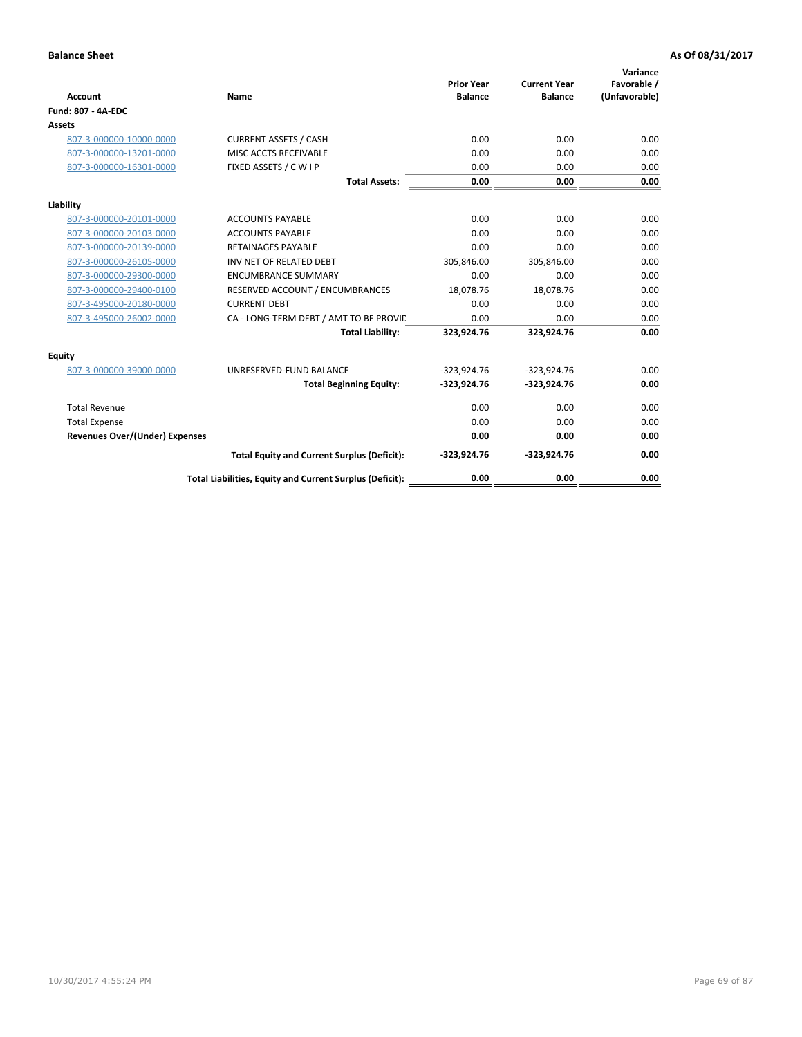**Balance Sheet** | **As Of 08/31/2017**

| Account | Name | Prior Year Balance | Current Year Balance | Variance Favorable / (Unfavorable) |
|---|---|---|---|---|
| **Fund: 807 - 4A-EDC** | | | | |
| **Assets** | | | | |
| 807-3-000000-10000-0000 | CURRENT ASSETS / CASH | 0.00 | 0.00 | 0.00 |
| 807-3-000000-13201-0000 | MISC ACCTS RECEIVABLE | 0.00 | 0.00 | 0.00 |
| 807-3-000000-16301-0000 | FIXED ASSETS / C W I P | 0.00 | 0.00 | 0.00 |
| | **Total Assets:** | **0.00** | **0.00** | **0.00** |
| **Liability** | | | | |
| 807-3-000000-20101-0000 | ACCOUNTS PAYABLE | 0.00 | 0.00 | 0.00 |
| 807-3-000000-20103-0000 | ACCOUNTS PAYABLE | 0.00 | 0.00 | 0.00 |
| 807-3-000000-20139-0000 | RETAINAGES PAYABLE | 0.00 | 0.00 | 0.00 |
| 807-3-000000-26105-0000 | INV NET OF RELATED DEBT | 305,846.00 | 305,846.00 | 0.00 |
| 807-3-000000-29300-0000 | ENCUMBRANCE SUMMARY | 0.00 | 0.00 | 0.00 |
| 807-3-000000-29400-0100 | RESERVED ACCOUNT / ENCUMBRANCES | 18,078.76 | 18,078.76 | 0.00 |
| 807-3-495000-20180-0000 | CURRENT DEBT | 0.00 | 0.00 | 0.00 |
| 807-3-495000-26002-0000 | CA - LONG-TERM DEBT / AMT TO BE PROVIC | 0.00 | 0.00 | 0.00 |
| | **Total Liability:** | **323,924.76** | **323,924.76** | **0.00** |
| **Equity** | | | | |
| 807-3-000000-39000-0000 | UNRESERVED-FUND BALANCE | -323,924.76 | -323,924.76 | 0.00 |
| | **Total Beginning Equity:** | **-323,924.76** | **-323,924.76** | **0.00** |
| Total Revenue | | 0.00 | 0.00 | 0.00 |
| Total Expense | | 0.00 | 0.00 | 0.00 |
| **Revenues Over/(Under) Expenses** | | **0.00** | **0.00** | **0.00** |
| | **Total Equity and Current Surplus (Deficit):** | **-323,924.76** | **-323,924.76** | **0.00** |
| | **Total Liabilities, Equity and Current Surplus (Deficit):** | **0.00** | **0.00** | **0.00** |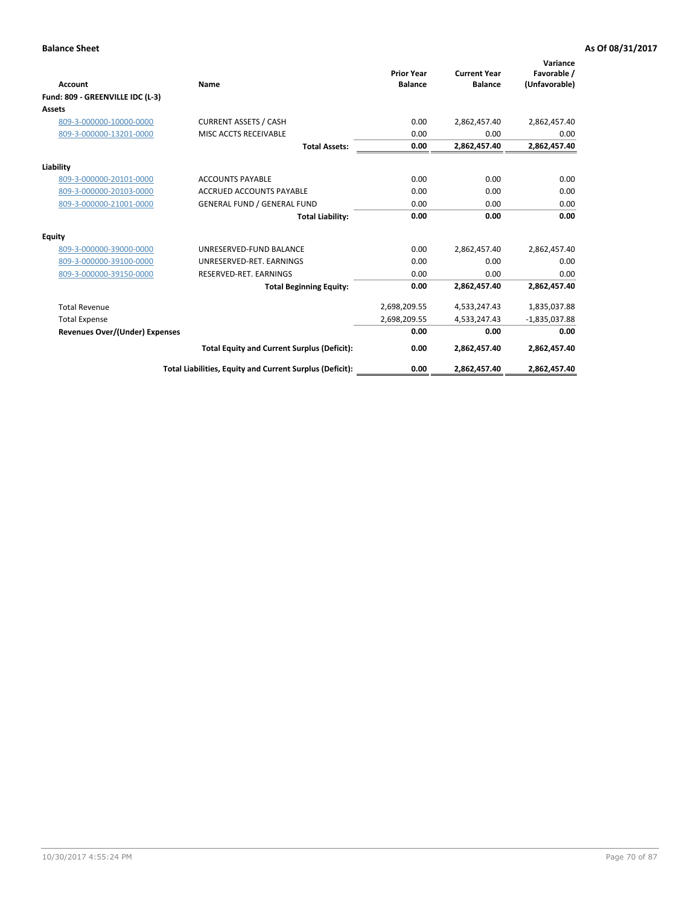**Balance Sheet** **As Of 08/31/2017**

| Account | Name | Prior Year Balance | Current Year Balance | Variance Favorable / (Unfavorable) |
|---|---|---|---|---|
| **Fund: 809 - GREENVILLE IDC (L-3)** | | | | |
| **Assets** | | | | |
| 809-3-000000-10000-0000 | CURRENT ASSETS / CASH | 0.00 | 2,862,457.40 | 2,862,457.40 |
| 809-3-000000-13201-0000 | MISC ACCTS RECEIVABLE | 0.00 | 0.00 | 0.00 |
| | **Total Assets:** | **0.00** | **2,862,457.40** | **2,862,457.40** |
| **Liability** | | | | |
| 809-3-000000-20101-0000 | ACCOUNTS PAYABLE | 0.00 | 0.00 | 0.00 |
| 809-3-000000-20103-0000 | ACCRUED ACCOUNTS PAYABLE | 0.00 | 0.00 | 0.00 |
| 809-3-000000-21001-0000 | GENERAL FUND / GENERAL FUND | 0.00 | 0.00 | 0.00 |
| | **Total Liability:** | **0.00** | **0.00** | **0.00** |
| **Equity** | | | | |
| 809-3-000000-39000-0000 | UNRESERVED-FUND BALANCE | 0.00 | 2,862,457.40 | 2,862,457.40 |
| 809-3-000000-39100-0000 | UNRESERVED-RET. EARNINGS | 0.00 | 0.00 | 0.00 |
| 809-3-000000-39150-0000 | RESERVED-RET. EARNINGS | 0.00 | 0.00 | 0.00 |
| | **Total Beginning Equity:** | **0.00** | **2,862,457.40** | **2,862,457.40** |
| Total Revenue | | 2,698,209.55 | 4,533,247.43 | 1,835,037.88 |
| Total Expense | | 2,698,209.55 | 4,533,247.43 | -1,835,037.88 |
| **Revenues Over/(Under) Expenses** | | **0.00** | **0.00** | **0.00** |
| | **Total Equity and Current Surplus (Deficit):** | **0.00** | **2,862,457.40** | **2,862,457.40** |
| | **Total Liabilities, Equity and Current Surplus (Deficit):** | **0.00** | **2,862,457.40** | **2,862,457.40** |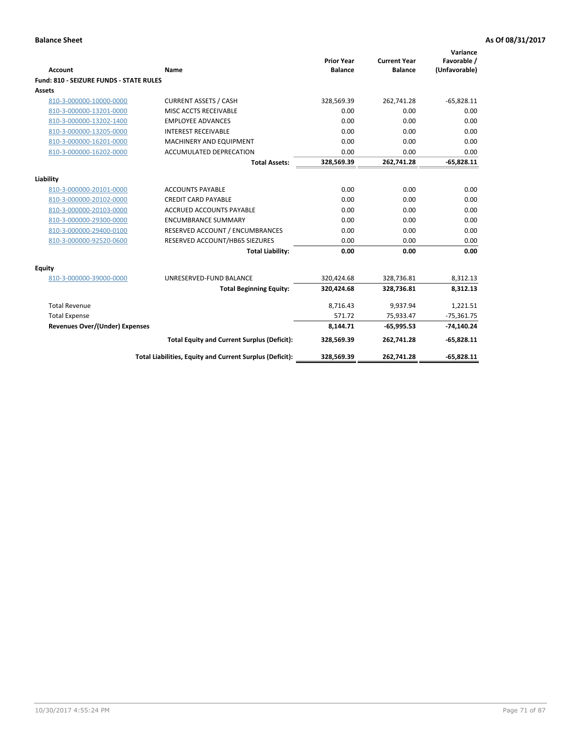**Balance Sheet** **As Of 08/31/2017**

| Account | Name | Prior Year Balance | Current Year Balance | Variance Favorable / (Unfavorable) |
|---|---|---|---|---|
| **Fund: 810 - SEIZURE FUNDS - STATE RULES** | | | | |
| **Assets** | | | | |
| 810-3-000000-10000-0000 | CURRENT ASSETS / CASH | 328,569.39 | 262,741.28 | -65,828.11 |
| 810-3-000000-13201-0000 | MISC ACCTS RECEIVABLE | 0.00 | 0.00 | 0.00 |
| 810-3-000000-13202-1400 | EMPLOYEE ADVANCES | 0.00 | 0.00 | 0.00 |
| 810-3-000000-13205-0000 | INTEREST RECEIVABLE | 0.00 | 0.00 | 0.00 |
| 810-3-000000-16201-0000 | MACHINERY AND EQUIPMENT | 0.00 | 0.00 | 0.00 |
| 810-3-000000-16202-0000 | ACCUMULATED DEPRECATION | 0.00 | 0.00 | 0.00 |
| | **Total Assets:** | **328,569.39** | **262,741.28** | **-65,828.11** |
| **Liability** | | | | |
| 810-3-000000-20101-0000 | ACCOUNTS PAYABLE | 0.00 | 0.00 | 0.00 |
| 810-3-000000-20102-0000 | CREDIT CARD PAYABLE | 0.00 | 0.00 | 0.00 |
| 810-3-000000-20103-0000 | ACCRUED ACCOUNTS PAYABLE | 0.00 | 0.00 | 0.00 |
| 810-3-000000-29300-0000 | ENCUMBRANCE SUMMARY | 0.00 | 0.00 | 0.00 |
| 810-3-000000-29400-0100 | RESERVED ACCOUNT / ENCUMBRANCES | 0.00 | 0.00 | 0.00 |
| 810-3-000000-92520-0600 | RESERVED ACCOUNT/HB65 SIEZURES | 0.00 | 0.00 | 0.00 |
| | **Total Liability:** | **0.00** | **0.00** | **0.00** |
| **Equity** | | | | |
| 810-3-000000-39000-0000 | UNRESERVED-FUND BALANCE | 320,424.68 | 328,736.81 | 8,312.13 |
| | **Total Beginning Equity:** | **320,424.68** | **328,736.81** | **8,312.13** |
| Total Revenue | | 8,716.43 | 9,937.94 | 1,221.51 |
| Total Expense | | 571.72 | 75,933.47 | -75,361.75 |
| **Revenues Over/(Under) Expenses** | | **8,144.71** | **-65,995.53** | **-74,140.24** |
| | **Total Equity and Current Surplus (Deficit):** | **328,569.39** | **262,741.28** | **-65,828.11** |
| | **Total Liabilities, Equity and Current Surplus (Deficit):** | **328,569.39** | **262,741.28** | **-65,828.11** |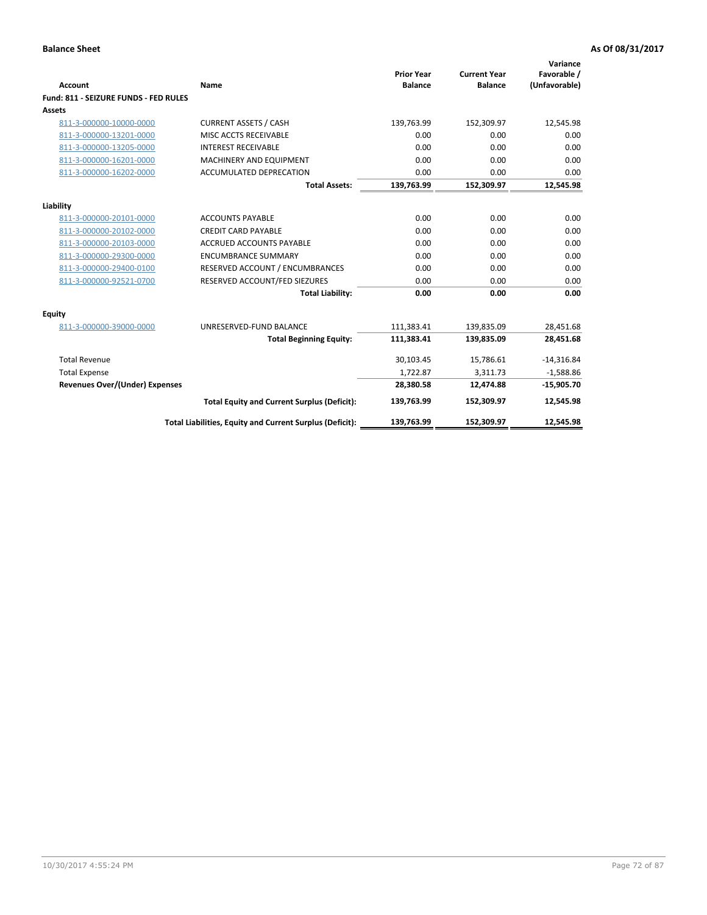**Balance Sheet** **As Of 08/31/2017**

| Account | Name | Prior Year Balance | Current Year Balance | Variance Favorable / (Unfavorable) |
|---|---|---|---|---|
| **Fund: 811 - SEIZURE FUNDS - FED RULES** | | | | |
| **Assets** | | | | |
| 811-3-000000-10000-0000 | CURRENT ASSETS / CASH | 139,763.99 | 152,309.97 | 12,545.98 |
| 811-3-000000-13201-0000 | MISC ACCTS RECEIVABLE | 0.00 | 0.00 | 0.00 |
| 811-3-000000-13205-0000 | INTEREST RECEIVABLE | 0.00 | 0.00 | 0.00 |
| 811-3-000000-16201-0000 | MACHINERY AND EQUIPMENT | 0.00 | 0.00 | 0.00 |
| 811-3-000000-16202-0000 | ACCUMULATED DEPRECATION | 0.00 | 0.00 | 0.00 |
| | **Total Assets:** | **139,763.99** | **152,309.97** | **12,545.98** |
| **Liability** | | | | |
| 811-3-000000-20101-0000 | ACCOUNTS PAYABLE | 0.00 | 0.00 | 0.00 |
| 811-3-000000-20102-0000 | CREDIT CARD PAYABLE | 0.00 | 0.00 | 0.00 |
| 811-3-000000-20103-0000 | ACCRUED ACCOUNTS PAYABLE | 0.00 | 0.00 | 0.00 |
| 811-3-000000-29300-0000 | ENCUMBRANCE SUMMARY | 0.00 | 0.00 | 0.00 |
| 811-3-000000-29400-0100 | RESERVED ACCOUNT / ENCUMBRANCES | 0.00 | 0.00 | 0.00 |
| 811-3-000000-92521-0700 | RESERVED ACCOUNT/FED SIEZURES | 0.00 | 0.00 | 0.00 |
| | **Total Liability:** | **0.00** | **0.00** | **0.00** |
| **Equity** | | | | |
| 811-3-000000-39000-0000 | UNRESERVED-FUND BALANCE | 111,383.41 | 139,835.09 | 28,451.68 |
| | **Total Beginning Equity:** | **111,383.41** | **139,835.09** | **28,451.68** |
| Total Revenue | | 30,103.45 | 15,786.61 | -14,316.84 |
| Total Expense | | 1,722.87 | 3,311.73 | -1,588.86 |
| **Revenues Over/(Under) Expenses** | | **28,380.58** | **12,474.88** | **-15,905.70** |
| | **Total Equity and Current Surplus (Deficit):** | **139,763.99** | **152,309.97** | **12,545.98** |
| | **Total Liabilities, Equity and Current Surplus (Deficit):** | **139,763.99** | **152,309.97** | **12,545.98** |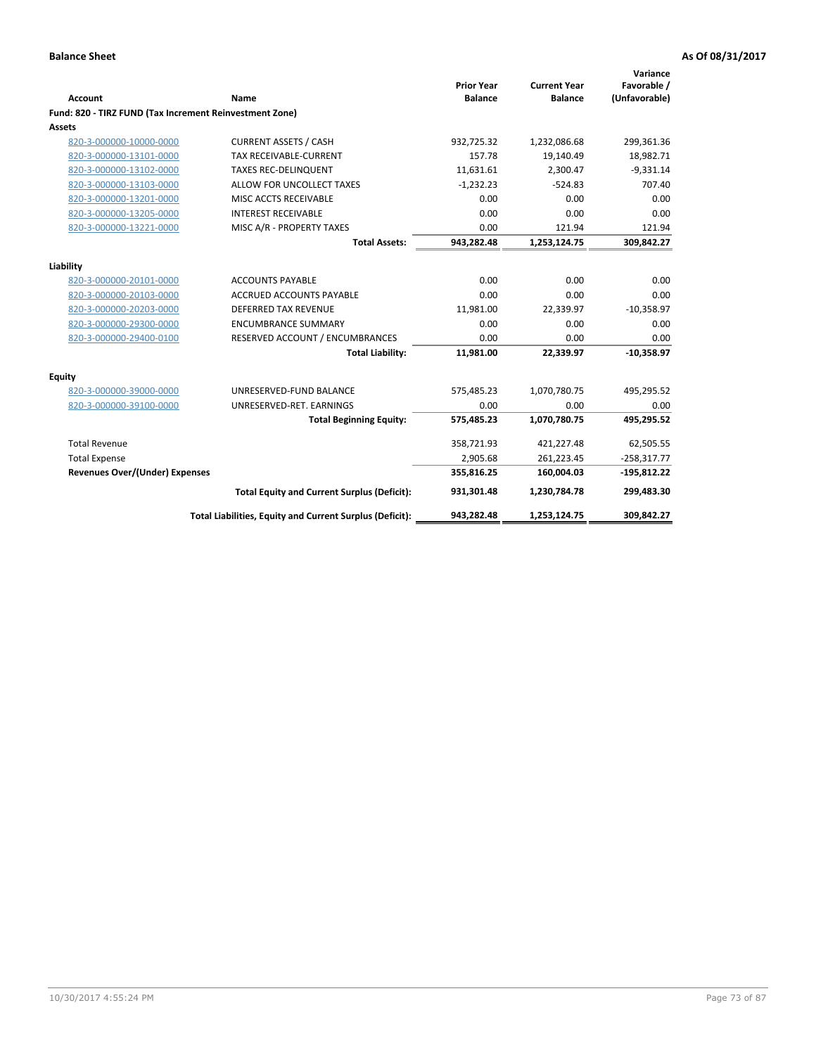**Balance Sheet** **As Of 08/31/2017**

| Account | Name | Prior Year Balance | Current Year Balance | Variance Favorable / (Unfavorable) |
|---|---|---|---|---|
| **Fund: 820 - TIRZ FUND (Tax Increment Reinvestment Zone)** | | | | |
| **Assets** | | | | |
| 820-3-000000-10000-0000 | CURRENT ASSETS / CASH | 932,725.32 | 1,232,086.68 | 299,361.36 |
| 820-3-000000-13101-0000 | TAX RECEIVABLE-CURRENT | 157.78 | 19,140.49 | 18,982.71 |
| 820-3-000000-13102-0000 | TAXES REC-DELINQUENT | 11,631.61 | 2,300.47 | -9,331.14 |
| 820-3-000000-13103-0000 | ALLOW FOR UNCOLLECT TAXES | -1,232.23 | -524.83 | 707.40 |
| 820-3-000000-13201-0000 | MISC ACCTS RECEIVABLE | 0.00 | 0.00 | 0.00 |
| 820-3-000000-13205-0000 | INTEREST RECEIVABLE | 0.00 | 0.00 | 0.00 |
| 820-3-000000-13221-0000 | MISC A/R - PROPERTY TAXES | 0.00 | 121.94 | 121.94 |
| | **Total Assets:** | **943,282.48** | **1,253,124.75** | **309,842.27** |
| **Liability** | | | | |
| 820-3-000000-20101-0000 | ACCOUNTS PAYABLE | 0.00 | 0.00 | 0.00 |
| 820-3-000000-20103-0000 | ACCRUED ACCOUNTS PAYABLE | 0.00 | 0.00 | 0.00 |
| 820-3-000000-20203-0000 | DEFERRED TAX REVENUE | 11,981.00 | 22,339.97 | -10,358.97 |
| 820-3-000000-29300-0000 | ENCUMBRANCE SUMMARY | 0.00 | 0.00 | 0.00 |
| 820-3-000000-29400-0100 | RESERVED ACCOUNT / ENCUMBRANCES | 0.00 | 0.00 | 0.00 |
| | **Total Liability:** | **11,981.00** | **22,339.97** | **-10,358.97** |
| **Equity** | | | | |
| 820-3-000000-39000-0000 | UNRESERVED-FUND BALANCE | 575,485.23 | 1,070,780.75 | 495,295.52 |
| 820-3-000000-39100-0000 | UNRESERVED-RET. EARNINGS | 0.00 | 0.00 | 0.00 |
| | **Total Beginning Equity:** | **575,485.23** | **1,070,780.75** | **495,295.52** |
| Total Revenue | | 358,721.93 | 421,227.48 | 62,505.55 |
| Total Expense | | 2,905.68 | 261,223.45 | -258,317.77 |
| **Revenues Over/(Under) Expenses** | | **355,816.25** | **160,004.03** | **-195,812.22** |
| | **Total Equity and Current Surplus (Deficit):** | **931,301.48** | **1,230,784.78** | **299,483.30** |
| | **Total Liabilities, Equity and Current Surplus (Deficit):** | **943,282.48** | **1,253,124.75** | **309,842.27** |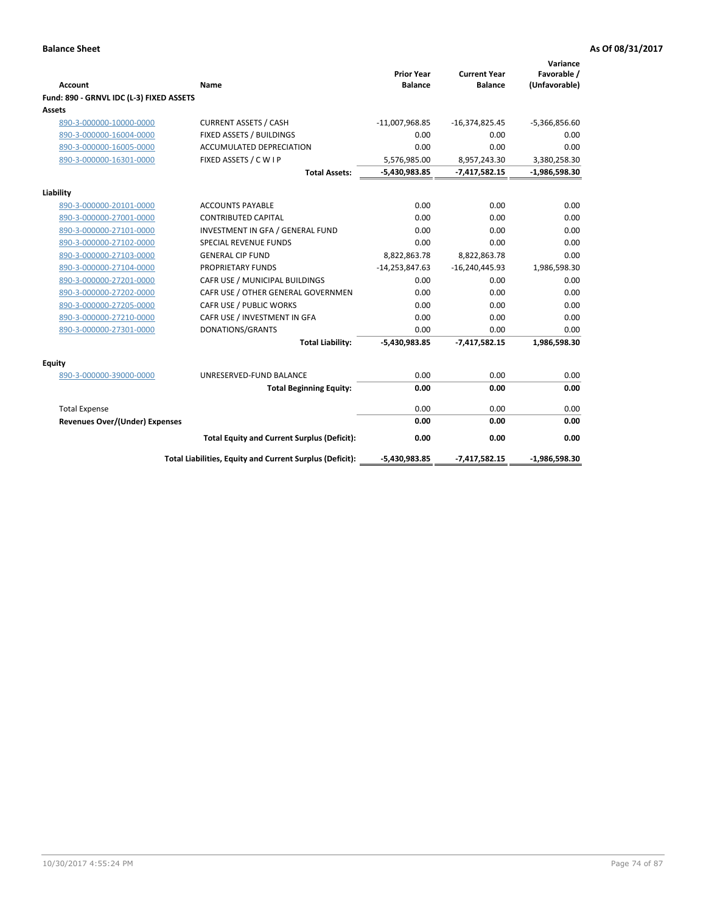**Balance Sheet** **As Of 08/31/2017**

| Account | Name | Prior Year Balance | Current Year Balance | Variance Favorable / (Unfavorable) |
|---|---|---|---|---|
| **Fund: 890 - GRNVL IDC (L-3) FIXED ASSETS** | | | | |
| **Assets** | | | | |
| 890-3-000000-10000-0000 | CURRENT ASSETS / CASH | -11,007,968.85 | -16,374,825.45 | -5,366,856.60 |
| 890-3-000000-16004-0000 | FIXED ASSETS / BUILDINGS | 0.00 | 0.00 | 0.00 |
| 890-3-000000-16005-0000 | ACCUMULATED DEPRECIATION | 0.00 | 0.00 | 0.00 |
| 890-3-000000-16301-0000 | FIXED ASSETS / C W I P | 5,576,985.00 | 8,957,243.30 | 3,380,258.30 |
| | **Total Assets:** | **-5,430,983.85** | **-7,417,582.15** | **-1,986,598.30** |
| **Liability** | | | | |
| 890-3-000000-20101-0000 | ACCOUNTS PAYABLE | 0.00 | 0.00 | 0.00 |
| 890-3-000000-27001-0000 | CONTRIBUTED CAPITAL | 0.00 | 0.00 | 0.00 |
| 890-3-000000-27101-0000 | INVESTMENT IN GFA / GENERAL FUND | 0.00 | 0.00 | 0.00 |
| 890-3-000000-27102-0000 | SPECIAL REVENUE FUNDS | 0.00 | 0.00 | 0.00 |
| 890-3-000000-27103-0000 | GENERAL CIP FUND | 8,822,863.78 | 8,822,863.78 | 0.00 |
| 890-3-000000-27104-0000 | PROPRIETARY FUNDS | -14,253,847.63 | -16,240,445.93 | 1,986,598.30 |
| 890-3-000000-27201-0000 | CAFR USE / MUNICIPAL BUILDINGS | 0.00 | 0.00 | 0.00 |
| 890-3-000000-27202-0000 | CAFR USE / OTHER GENERAL GOVERNMEN | 0.00 | 0.00 | 0.00 |
| 890-3-000000-27205-0000 | CAFR USE / PUBLIC WORKS | 0.00 | 0.00 | 0.00 |
| 890-3-000000-27210-0000 | CAFR USE / INVESTMENT IN GFA | 0.00 | 0.00 | 0.00 |
| 890-3-000000-27301-0000 | DONATIONS/GRANTS | 0.00 | 0.00 | 0.00 |
| | **Total Liability:** | **-5,430,983.85** | **-7,417,582.15** | **1,986,598.30** |
| **Equity** | | | | |
| 890-3-000000-39000-0000 | UNRESERVED-FUND BALANCE | 0.00 | 0.00 | 0.00 |
| | **Total Beginning Equity:** | **0.00** | **0.00** | **0.00** |
| Total Expense | | 0.00 | 0.00 | 0.00 |
| **Revenues Over/(Under) Expenses** | | **0.00** | **0.00** | **0.00** |
| | **Total Equity and Current Surplus (Deficit):** | **0.00** | **0.00** | **0.00** |
| | **Total Liabilities, Equity and Current Surplus (Deficit):** | **-5,430,983.85** | **-7,417,582.15** | **-1,986,598.30** |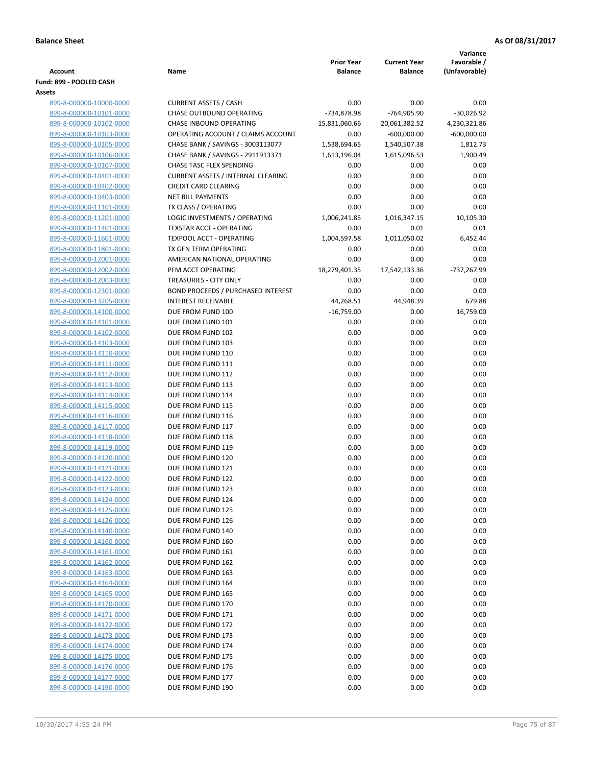**Balance Sheet** **As Of 08/31/2017**

| Account | Name | Prior Year Balance | Current Year Balance | Variance Favorable / (Unfavorable) |
|---|---|---|---|---|
| **Fund: 899 - POOLED CASH** | | | | |
| **Assets** | | | | |
| 899-8-000000-10000-0000 | CURRENT ASSETS / CASH | 0.00 | 0.00 | 0.00 |
| 899-8-000000-10101-0000 | CHASE OUTBOUND OPERATING | -734,878.98 | -764,905.90 | -30,026.92 |
| 899-8-000000-10102-0000 | CHASE INBOUND OPERATING | 15,831,060.66 | 20,061,382.52 | 4,230,321.86 |
| 899-8-000000-10103-0000 | OPERATING ACCOUNT / CLAIMS ACCOUNT | 0.00 | -600,000.00 | -600,000.00 |
| 899-8-000000-10105-0000 | CHASE BANK / SAVINGS - 3003113077 | 1,538,694.65 | 1,540,507.38 | 1,812.73 |
| 899-8-000000-10106-0000 | CHASE BANK / SAVINGS - 2911913371 | 1,613,196.04 | 1,615,096.53 | 1,900.49 |
| 899-8-000000-10107-0000 | CHASE TASC FLEX SPENDING | 0.00 | 0.00 | 0.00 |
| 899-8-000000-10401-0000 | CURRENT ASSETS / INTERNAL CLEARING | 0.00 | 0.00 | 0.00 |
| 899-8-000000-10402-0000 | CREDIT CARD CLEARING | 0.00 | 0.00 | 0.00 |
| 899-8-000000-10403-0000 | NET BILL PAYMENTS | 0.00 | 0.00 | 0.00 |
| 899-8-000000-11101-0000 | TX CLASS / OPERATING | 0.00 | 0.00 | 0.00 |
| 899-8-000000-11201-0000 | LOGIC INVESTMENTS / OPERATING | 1,006,241.85 | 1,016,347.15 | 10,105.30 |
| 899-8-000000-11401-0000 | TEXSTAR ACCT - OPERATING | 0.00 | 0.01 | 0.01 |
| 899-8-000000-11601-0000 | TEXPOOL ACCT - OPERATING | 1,004,597.58 | 1,011,050.02 | 6,452.44 |
| 899-8-000000-11801-0000 | TX GEN TERM OPERATING | 0.00 | 0.00 | 0.00 |
| 899-8-000000-12001-0000 | AMERICAN NATIONAL OPERATING | 0.00 | 0.00 | 0.00 |
| 899-8-000000-12002-0000 | PFM ACCT OPERATING | 18,279,401.35 | 17,542,133.36 | -737,267.99 |
| 899-8-000000-12003-0000 | TREASURIES - CITY ONLY | 0.00 | 0.00 | 0.00 |
| 899-8-000000-12301-0000 | BOND PROCEEDS / PURCHASED INTEREST | 0.00 | 0.00 | 0.00 |
| 899-8-000000-13205-0000 | INTEREST RECEIVABLE | 44,268.51 | 44,948.39 | 679.88 |
| 899-8-000000-14100-0000 | DUE FROM FUND 100 | -16,759.00 | 0.00 | 16,759.00 |
| 899-8-000000-14101-0000 | DUE FROM FUND 101 | 0.00 | 0.00 | 0.00 |
| 899-8-000000-14102-0000 | DUE FROM FUND 102 | 0.00 | 0.00 | 0.00 |
| 899-8-000000-14103-0000 | DUE FROM FUND 103 | 0.00 | 0.00 | 0.00 |
| 899-8-000000-14110-0000 | DUE FROM FUND 110 | 0.00 | 0.00 | 0.00 |
| 899-8-000000-14111-0000 | DUE FROM FUND 111 | 0.00 | 0.00 | 0.00 |
| 899-8-000000-14112-0000 | DUE FROM FUND 112 | 0.00 | 0.00 | 0.00 |
| 899-8-000000-14113-0000 | DUE FROM FUND 113 | 0.00 | 0.00 | 0.00 |
| 899-8-000000-14114-0000 | DUE FROM FUND 114 | 0.00 | 0.00 | 0.00 |
| 899-8-000000-14115-0000 | DUE FROM FUND 115 | 0.00 | 0.00 | 0.00 |
| 899-8-000000-14116-0000 | DUE FROM FUND 116 | 0.00 | 0.00 | 0.00 |
| 899-8-000000-14117-0000 | DUE FROM FUND 117 | 0.00 | 0.00 | 0.00 |
| 899-8-000000-14118-0000 | DUE FROM FUND 118 | 0.00 | 0.00 | 0.00 |
| 899-8-000000-14119-0000 | DUE FROM FUND 119 | 0.00 | 0.00 | 0.00 |
| 899-8-000000-14120-0000 | DUE FROM FUND 120 | 0.00 | 0.00 | 0.00 |
| 899-8-000000-14121-0000 | DUE FROM FUND 121 | 0.00 | 0.00 | 0.00 |
| 899-8-000000-14122-0000 | DUE FROM FUND 122 | 0.00 | 0.00 | 0.00 |
| 899-8-000000-14123-0000 | DUE FROM FUND 123 | 0.00 | 0.00 | 0.00 |
| 899-8-000000-14124-0000 | DUE FROM FUND 124 | 0.00 | 0.00 | 0.00 |
| 899-8-000000-14125-0000 | DUE FROM FUND 125 | 0.00 | 0.00 | 0.00 |
| 899-8-000000-14126-0000 | DUE FROM FUND 126 | 0.00 | 0.00 | 0.00 |
| 899-8-000000-14140-0000 | DUE FROM FUND 140 | 0.00 | 0.00 | 0.00 |
| 899-8-000000-14160-0000 | DUE FROM FUND 160 | 0.00 | 0.00 | 0.00 |
| 899-8-000000-14161-0000 | DUE FROM FUND 161 | 0.00 | 0.00 | 0.00 |
| 899-8-000000-14162-0000 | DUE FROM FUND 162 | 0.00 | 0.00 | 0.00 |
| 899-8-000000-14163-0000 | DUE FROM FUND 163 | 0.00 | 0.00 | 0.00 |
| 899-8-000000-14164-0000 | DUE FROM FUND 164 | 0.00 | 0.00 | 0.00 |
| 899-8-000000-14165-0000 | DUE FROM FUND 165 | 0.00 | 0.00 | 0.00 |
| 899-8-000000-14170-0000 | DUE FROM FUND 170 | 0.00 | 0.00 | 0.00 |
| 899-8-000000-14171-0000 | DUE FROM FUND 171 | 0.00 | 0.00 | 0.00 |
| 899-8-000000-14172-0000 | DUE FROM FUND 172 | 0.00 | 0.00 | 0.00 |
| 899-8-000000-14173-0000 | DUE FROM FUND 173 | 0.00 | 0.00 | 0.00 |
| 899-8-000000-14174-0000 | DUE FROM FUND 174 | 0.00 | 0.00 | 0.00 |
| 899-8-000000-14175-0000 | DUE FROM FUND 175 | 0.00 | 0.00 | 0.00 |
| 899-8-000000-14176-0000 | DUE FROM FUND 176 | 0.00 | 0.00 | 0.00 |
| 899-8-000000-14177-0000 | DUE FROM FUND 177 | 0.00 | 0.00 | 0.00 |
| 899-8-000000-14190-0000 | DUE FROM FUND 190 | 0.00 | 0.00 | 0.00 |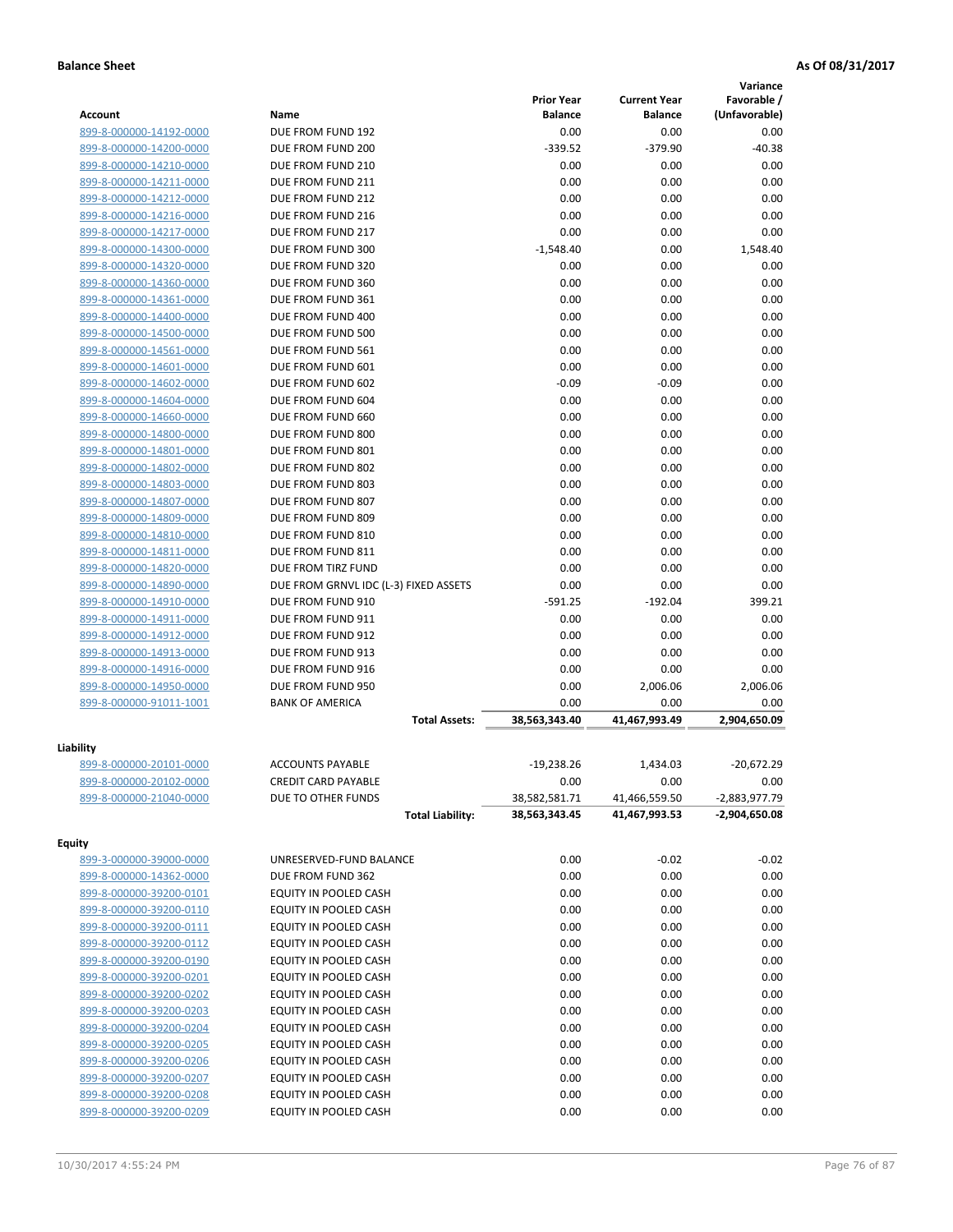**Balance Sheet** **As Of 08/31/2017**

| Account | Name | Prior Year Balance | Current Year Balance | Variance Favorable / (Unfavorable) |
|---|---|---|---|---|
| 899-8-000000-14192-0000 | DUE FROM FUND 192 | 0.00 | 0.00 | 0.00 |
| 899-8-000000-14200-0000 | DUE FROM FUND 200 | -339.52 | -379.90 | -40.38 |
| 899-8-000000-14210-0000 | DUE FROM FUND 210 | 0.00 | 0.00 | 0.00 |
| 899-8-000000-14211-0000 | DUE FROM FUND 211 | 0.00 | 0.00 | 0.00 |
| 899-8-000000-14212-0000 | DUE FROM FUND 212 | 0.00 | 0.00 | 0.00 |
| 899-8-000000-14216-0000 | DUE FROM FUND 216 | 0.00 | 0.00 | 0.00 |
| 899-8-000000-14217-0000 | DUE FROM FUND 217 | 0.00 | 0.00 | 0.00 |
| 899-8-000000-14300-0000 | DUE FROM FUND 300 | -1,548.40 | 0.00 | 1,548.40 |
| 899-8-000000-14320-0000 | DUE FROM FUND 320 | 0.00 | 0.00 | 0.00 |
| 899-8-000000-14360-0000 | DUE FROM FUND 360 | 0.00 | 0.00 | 0.00 |
| 899-8-000000-14361-0000 | DUE FROM FUND 361 | 0.00 | 0.00 | 0.00 |
| 899-8-000000-14400-0000 | DUE FROM FUND 400 | 0.00 | 0.00 | 0.00 |
| 899-8-000000-14500-0000 | DUE FROM FUND 500 | 0.00 | 0.00 | 0.00 |
| 899-8-000000-14561-0000 | DUE FROM FUND 561 | 0.00 | 0.00 | 0.00 |
| 899-8-000000-14601-0000 | DUE FROM FUND 601 | 0.00 | 0.00 | 0.00 |
| 899-8-000000-14602-0000 | DUE FROM FUND 602 | -0.09 | -0.09 | 0.00 |
| 899-8-000000-14604-0000 | DUE FROM FUND 604 | 0.00 | 0.00 | 0.00 |
| 899-8-000000-14660-0000 | DUE FROM FUND 660 | 0.00 | 0.00 | 0.00 |
| 899-8-000000-14800-0000 | DUE FROM FUND 800 | 0.00 | 0.00 | 0.00 |
| 899-8-000000-14801-0000 | DUE FROM FUND 801 | 0.00 | 0.00 | 0.00 |
| 899-8-000000-14802-0000 | DUE FROM FUND 802 | 0.00 | 0.00 | 0.00 |
| 899-8-000000-14803-0000 | DUE FROM FUND 803 | 0.00 | 0.00 | 0.00 |
| 899-8-000000-14807-0000 | DUE FROM FUND 807 | 0.00 | 0.00 | 0.00 |
| 899-8-000000-14809-0000 | DUE FROM FUND 809 | 0.00 | 0.00 | 0.00 |
| 899-8-000000-14810-0000 | DUE FROM FUND 810 | 0.00 | 0.00 | 0.00 |
| 899-8-000000-14811-0000 | DUE FROM FUND 811 | 0.00 | 0.00 | 0.00 |
| 899-8-000000-14820-0000 | DUE FROM TIRZ FUND | 0.00 | 0.00 | 0.00 |
| 899-8-000000-14890-0000 | DUE FROM GRNVL IDC (L-3) FIXED ASSETS | 0.00 | 0.00 | 0.00 |
| 899-8-000000-14910-0000 | DUE FROM FUND 910 | -591.25 | -192.04 | 399.21 |
| 899-8-000000-14911-0000 | DUE FROM FUND 911 | 0.00 | 0.00 | 0.00 |
| 899-8-000000-14912-0000 | DUE FROM FUND 912 | 0.00 | 0.00 | 0.00 |
| 899-8-000000-14913-0000 | DUE FROM FUND 913 | 0.00 | 0.00 | 0.00 |
| 899-8-000000-14916-0000 | DUE FROM FUND 916 | 0.00 | 0.00 | 0.00 |
| 899-8-000000-14950-0000 | DUE FROM FUND 950 | 0.00 | 2,006.06 | 2,006.06 |
| 899-8-000000-91011-1001 | BANK OF AMERICA | 0.00 | 0.00 | 0.00 |
| | **Total Assets:** | **38,563,343.40** | **41,467,993.49** | **2,904,650.09** |
| **Liability** | | | | |
| 899-8-000000-20101-0000 | ACCOUNTS PAYABLE | -19,238.26 | 1,434.03 | -20,672.29 |
| 899-8-000000-20102-0000 | CREDIT CARD PAYABLE | 0.00 | 0.00 | 0.00 |
| 899-8-000000-21040-0000 | DUE TO OTHER FUNDS | 38,582,581.71 | 41,466,559.50 | -2,883,977.79 |
| | **Total Liability:** | **38,563,343.45** | **41,467,993.53** | **-2,904,650.08** |
| **Equity** | | | | |
| 899-3-000000-39000-0000 | UNRESERVED-FUND BALANCE | 0.00 | -0.02 | -0.02 |
| 899-8-000000-14362-0000 | DUE FROM FUND 362 | 0.00 | 0.00 | 0.00 |
| 899-8-000000-39200-0101 | EQUITY IN POOLED CASH | 0.00 | 0.00 | 0.00 |
| 899-8-000000-39200-0110 | EQUITY IN POOLED CASH | 0.00 | 0.00 | 0.00 |
| 899-8-000000-39200-0111 | EQUITY IN POOLED CASH | 0.00 | 0.00 | 0.00 |
| 899-8-000000-39200-0112 | EQUITY IN POOLED CASH | 0.00 | 0.00 | 0.00 |
| 899-8-000000-39200-0190 | EQUITY IN POOLED CASH | 0.00 | 0.00 | 0.00 |
| 899-8-000000-39200-0201 | EQUITY IN POOLED CASH | 0.00 | 0.00 | 0.00 |
| 899-8-000000-39200-0202 | EQUITY IN POOLED CASH | 0.00 | 0.00 | 0.00 |
| 899-8-000000-39200-0203 | EQUITY IN POOLED CASH | 0.00 | 0.00 | 0.00 |
| 899-8-000000-39200-0204 | EQUITY IN POOLED CASH | 0.00 | 0.00 | 0.00 |
| 899-8-000000-39200-0205 | EQUITY IN POOLED CASH | 0.00 | 0.00 | 0.00 |
| 899-8-000000-39200-0206 | EQUITY IN POOLED CASH | 0.00 | 0.00 | 0.00 |
| 899-8-000000-39200-0207 | EQUITY IN POOLED CASH | 0.00 | 0.00 | 0.00 |
| 899-8-000000-39200-0208 | EQUITY IN POOLED CASH | 0.00 | 0.00 | 0.00 |
| 899-8-000000-39200-0209 | EQUITY IN POOLED CASH | 0.00 | 0.00 | 0.00 |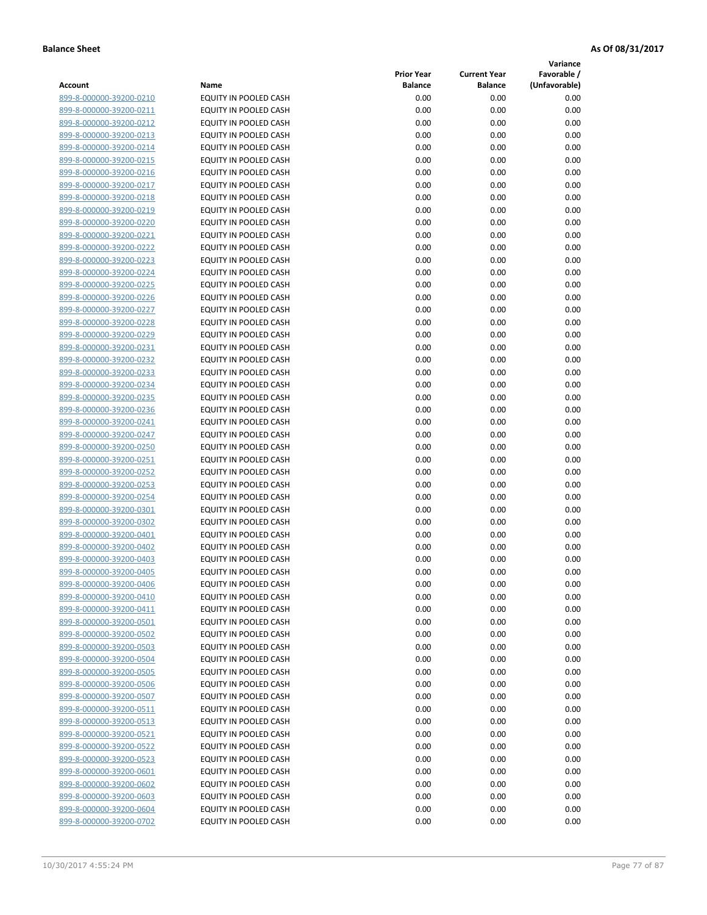**Balance Sheet** **As Of 08/31/2017**

| Account | Name | Prior Year Balance | Current Year Balance | Variance Favorable / (Unfavorable) |
|---|---|---|---|---|
| 899-8-000000-39200-0210 | EQUITY IN POOLED CASH | 0.00 | 0.00 | 0.00 |
| 899-8-000000-39200-0211 | EQUITY IN POOLED CASH | 0.00 | 0.00 | 0.00 |
| 899-8-000000-39200-0212 | EQUITY IN POOLED CASH | 0.00 | 0.00 | 0.00 |
| 899-8-000000-39200-0213 | EQUITY IN POOLED CASH | 0.00 | 0.00 | 0.00 |
| 899-8-000000-39200-0214 | EQUITY IN POOLED CASH | 0.00 | 0.00 | 0.00 |
| 899-8-000000-39200-0215 | EQUITY IN POOLED CASH | 0.00 | 0.00 | 0.00 |
| 899-8-000000-39200-0216 | EQUITY IN POOLED CASH | 0.00 | 0.00 | 0.00 |
| 899-8-000000-39200-0217 | EQUITY IN POOLED CASH | 0.00 | 0.00 | 0.00 |
| 899-8-000000-39200-0218 | EQUITY IN POOLED CASH | 0.00 | 0.00 | 0.00 |
| 899-8-000000-39200-0219 | EQUITY IN POOLED CASH | 0.00 | 0.00 | 0.00 |
| 899-8-000000-39200-0220 | EQUITY IN POOLED CASH | 0.00 | 0.00 | 0.00 |
| 899-8-000000-39200-0221 | EQUITY IN POOLED CASH | 0.00 | 0.00 | 0.00 |
| 899-8-000000-39200-0222 | EQUITY IN POOLED CASH | 0.00 | 0.00 | 0.00 |
| 899-8-000000-39200-0223 | EQUITY IN POOLED CASH | 0.00 | 0.00 | 0.00 |
| 899-8-000000-39200-0224 | EQUITY IN POOLED CASH | 0.00 | 0.00 | 0.00 |
| 899-8-000000-39200-0225 | EQUITY IN POOLED CASH | 0.00 | 0.00 | 0.00 |
| 899-8-000000-39200-0226 | EQUITY IN POOLED CASH | 0.00 | 0.00 | 0.00 |
| 899-8-000000-39200-0227 | EQUITY IN POOLED CASH | 0.00 | 0.00 | 0.00 |
| 899-8-000000-39200-0228 | EQUITY IN POOLED CASH | 0.00 | 0.00 | 0.00 |
| 899-8-000000-39200-0229 | EQUITY IN POOLED CASH | 0.00 | 0.00 | 0.00 |
| 899-8-000000-39200-0231 | EQUITY IN POOLED CASH | 0.00 | 0.00 | 0.00 |
| 899-8-000000-39200-0232 | EQUITY IN POOLED CASH | 0.00 | 0.00 | 0.00 |
| 899-8-000000-39200-0233 | EQUITY IN POOLED CASH | 0.00 | 0.00 | 0.00 |
| 899-8-000000-39200-0234 | EQUITY IN POOLED CASH | 0.00 | 0.00 | 0.00 |
| 899-8-000000-39200-0235 | EQUITY IN POOLED CASH | 0.00 | 0.00 | 0.00 |
| 899-8-000000-39200-0236 | EQUITY IN POOLED CASH | 0.00 | 0.00 | 0.00 |
| 899-8-000000-39200-0241 | EQUITY IN POOLED CASH | 0.00 | 0.00 | 0.00 |
| 899-8-000000-39200-0247 | EQUITY IN POOLED CASH | 0.00 | 0.00 | 0.00 |
| 899-8-000000-39200-0250 | EQUITY IN POOLED CASH | 0.00 | 0.00 | 0.00 |
| 899-8-000000-39200-0251 | EQUITY IN POOLED CASH | 0.00 | 0.00 | 0.00 |
| 899-8-000000-39200-0252 | EQUITY IN POOLED CASH | 0.00 | 0.00 | 0.00 |
| 899-8-000000-39200-0253 | EQUITY IN POOLED CASH | 0.00 | 0.00 | 0.00 |
| 899-8-000000-39200-0254 | EQUITY IN POOLED CASH | 0.00 | 0.00 | 0.00 |
| 899-8-000000-39200-0301 | EQUITY IN POOLED CASH | 0.00 | 0.00 | 0.00 |
| 899-8-000000-39200-0302 | EQUITY IN POOLED CASH | 0.00 | 0.00 | 0.00 |
| 899-8-000000-39200-0401 | EQUITY IN POOLED CASH | 0.00 | 0.00 | 0.00 |
| 899-8-000000-39200-0402 | EQUITY IN POOLED CASH | 0.00 | 0.00 | 0.00 |
| 899-8-000000-39200-0403 | EQUITY IN POOLED CASH | 0.00 | 0.00 | 0.00 |
| 899-8-000000-39200-0405 | EQUITY IN POOLED CASH | 0.00 | 0.00 | 0.00 |
| 899-8-000000-39200-0406 | EQUITY IN POOLED CASH | 0.00 | 0.00 | 0.00 |
| 899-8-000000-39200-0410 | EQUITY IN POOLED CASH | 0.00 | 0.00 | 0.00 |
| 899-8-000000-39200-0411 | EQUITY IN POOLED CASH | 0.00 | 0.00 | 0.00 |
| 899-8-000000-39200-0501 | EQUITY IN POOLED CASH | 0.00 | 0.00 | 0.00 |
| 899-8-000000-39200-0502 | EQUITY IN POOLED CASH | 0.00 | 0.00 | 0.00 |
| 899-8-000000-39200-0503 | EQUITY IN POOLED CASH | 0.00 | 0.00 | 0.00 |
| 899-8-000000-39200-0504 | EQUITY IN POOLED CASH | 0.00 | 0.00 | 0.00 |
| 899-8-000000-39200-0505 | EQUITY IN POOLED CASH | 0.00 | 0.00 | 0.00 |
| 899-8-000000-39200-0506 | EQUITY IN POOLED CASH | 0.00 | 0.00 | 0.00 |
| 899-8-000000-39200-0507 | EQUITY IN POOLED CASH | 0.00 | 0.00 | 0.00 |
| 899-8-000000-39200-0511 | EQUITY IN POOLED CASH | 0.00 | 0.00 | 0.00 |
| 899-8-000000-39200-0513 | EQUITY IN POOLED CASH | 0.00 | 0.00 | 0.00 |
| 899-8-000000-39200-0521 | EQUITY IN POOLED CASH | 0.00 | 0.00 | 0.00 |
| 899-8-000000-39200-0522 | EQUITY IN POOLED CASH | 0.00 | 0.00 | 0.00 |
| 899-8-000000-39200-0523 | EQUITY IN POOLED CASH | 0.00 | 0.00 | 0.00 |
| 899-8-000000-39200-0601 | EQUITY IN POOLED CASH | 0.00 | 0.00 | 0.00 |
| 899-8-000000-39200-0602 | EQUITY IN POOLED CASH | 0.00 | 0.00 | 0.00 |
| 899-8-000000-39200-0603 | EQUITY IN POOLED CASH | 0.00 | 0.00 | 0.00 |
| 899-8-000000-39200-0604 | EQUITY IN POOLED CASH | 0.00 | 0.00 | 0.00 |
| 899-8-000000-39200-0702 | EQUITY IN POOLED CASH | 0.00 | 0.00 | 0.00 |

10/30/2017 4:55:24 PM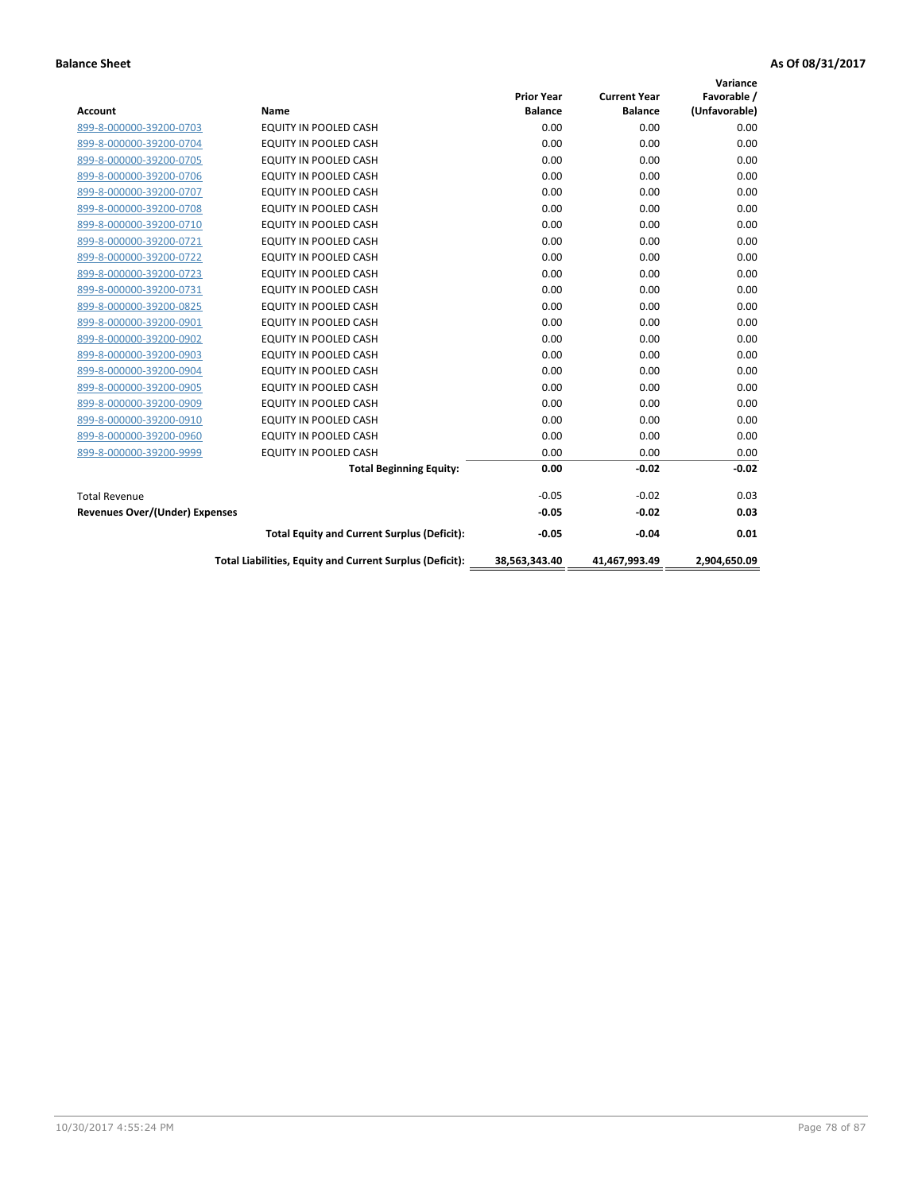**Balance Sheet** **As Of 08/31/2017**

| Account | Name | Prior Year Balance | Current Year Balance | Variance Favorable / (Unfavorable) |
|---|---|---|---|---|
| 899-8-000000-39200-0703 | EQUITY IN POOLED CASH | 0.00 | 0.00 | 0.00 |
| 899-8-000000-39200-0704 | EQUITY IN POOLED CASH | 0.00 | 0.00 | 0.00 |
| 899-8-000000-39200-0705 | EQUITY IN POOLED CASH | 0.00 | 0.00 | 0.00 |
| 899-8-000000-39200-0706 | EQUITY IN POOLED CASH | 0.00 | 0.00 | 0.00 |
| 899-8-000000-39200-0707 | EQUITY IN POOLED CASH | 0.00 | 0.00 | 0.00 |
| 899-8-000000-39200-0708 | EQUITY IN POOLED CASH | 0.00 | 0.00 | 0.00 |
| 899-8-000000-39200-0710 | EQUITY IN POOLED CASH | 0.00 | 0.00 | 0.00 |
| 899-8-000000-39200-0721 | EQUITY IN POOLED CASH | 0.00 | 0.00 | 0.00 |
| 899-8-000000-39200-0722 | EQUITY IN POOLED CASH | 0.00 | 0.00 | 0.00 |
| 899-8-000000-39200-0723 | EQUITY IN POOLED CASH | 0.00 | 0.00 | 0.00 |
| 899-8-000000-39200-0731 | EQUITY IN POOLED CASH | 0.00 | 0.00 | 0.00 |
| 899-8-000000-39200-0825 | EQUITY IN POOLED CASH | 0.00 | 0.00 | 0.00 |
| 899-8-000000-39200-0901 | EQUITY IN POOLED CASH | 0.00 | 0.00 | 0.00 |
| 899-8-000000-39200-0902 | EQUITY IN POOLED CASH | 0.00 | 0.00 | 0.00 |
| 899-8-000000-39200-0903 | EQUITY IN POOLED CASH | 0.00 | 0.00 | 0.00 |
| 899-8-000000-39200-0904 | EQUITY IN POOLED CASH | 0.00 | 0.00 | 0.00 |
| 899-8-000000-39200-0905 | EQUITY IN POOLED CASH | 0.00 | 0.00 | 0.00 |
| 899-8-000000-39200-0909 | EQUITY IN POOLED CASH | 0.00 | 0.00 | 0.00 |
| 899-8-000000-39200-0910 | EQUITY IN POOLED CASH | 0.00 | 0.00 | 0.00 |
| 899-8-000000-39200-0960 | EQUITY IN POOLED CASH | 0.00 | 0.00 | 0.00 |
| 899-8-000000-39200-9999 | EQUITY IN POOLED CASH | 0.00 | 0.00 | 0.00 |
| | **Total Beginning Equity:** | **0.00** | **-0.02** | **-0.02** |
| Total Revenue | | -0.05 | -0.02 | 0.03 |
| **Revenues Over/(Under) Expenses** | | **-0.05** | **-0.02** | **0.03** |
| | **Total Equity and Current Surplus (Deficit):** | **-0.05** | **-0.04** | **0.01** |
| | **Total Liabilities, Equity and Current Surplus (Deficit):** | **38,563,343.40** | **41,467,993.49** | **2,904,650.09** |

10/30/2017 4:55:24 PM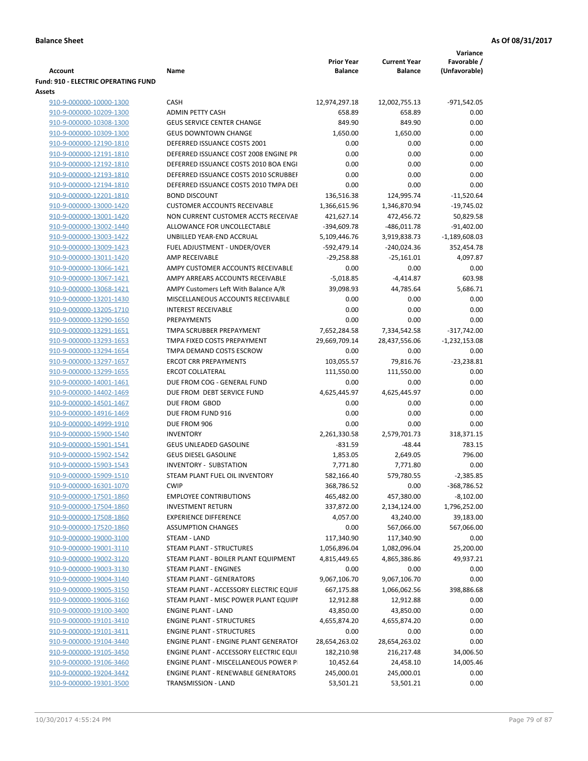**Balance Sheet** **As Of 08/31/2017**

| Account | Name | Prior Year Balance | Current Year Balance | Variance Favorable / (Unfavorable) |
|---|---|---|---|---|
| **Fund: 910 - ELECTRIC OPERATING FUND** | | | | |
| **Assets** | | | | |
| 910-9-000000-10000-1300 | CASH | 12,974,297.18 | 12,002,755.13 | -971,542.05 |
| 910-9-000000-10209-1300 | ADMIN PETTY CASH | 658.89 | 658.89 | 0.00 |
| 910-9-000000-10308-1300 | GEUS SERVICE CENTER CHANGE | 849.90 | 849.90 | 0.00 |
| 910-9-000000-10309-1300 | GEUS DOWNTOWN CHANGE | 1,650.00 | 1,650.00 | 0.00 |
| 910-9-000000-12190-1810 | DEFERRED ISSUANCE COSTS 2001 | 0.00 | 0.00 | 0.00 |
| 910-9-000000-12191-1810 | DEFERRED ISSUANCE COST 2008 ENGINE PR | 0.00 | 0.00 | 0.00 |
| 910-9-000000-12192-1810 | DEFERRED ISSUANCE COSTS 2010 BOA ENGI | 0.00 | 0.00 | 0.00 |
| 910-9-000000-12193-1810 | DEFERRED ISSUANCE COSTS 2010 SCRUBBEI | 0.00 | 0.00 | 0.00 |
| 910-9-000000-12194-1810 | DEFERRED ISSUANCE COSTS 2010 TMPA DEI | 0.00 | 0.00 | 0.00 |
| 910-9-000000-12201-1810 | BOND DISCOUNT | 136,516.38 | 124,995.74 | -11,520.64 |
| 910-9-000000-13000-1420 | CUSTOMER ACCOUNTS RECEIVABLE | 1,366,615.96 | 1,346,870.94 | -19,745.02 |
| 910-9-000000-13001-1420 | NON CURRENT CUSTOMER ACCTS RECEIVAE | 421,627.14 | 472,456.72 | 50,829.58 |
| 910-9-000000-13002-1440 | ALLOWANCE FOR UNCOLLECTABLE | -394,609.78 | -486,011.78 | -91,402.00 |
| 910-9-000000-13003-1422 | UNBILLED YEAR-END ACCRUAL | 5,109,446.76 | 3,919,838.73 | -1,189,608.03 |
| 910-9-000000-13009-1423 | FUEL ADJUSTMENT - UNDER/OVER | -592,479.14 | -240,024.36 | 352,454.78 |
| 910-9-000000-13011-1420 | AMP RECEIVABLE | -29,258.88 | -25,161.01 | 4,097.87 |
| 910-9-000000-13066-1421 | AMPY CUSTOMER ACCOUNTS RECEIVABLE | 0.00 | 0.00 | 0.00 |
| 910-9-000000-13067-1421 | AMPY ARREARS ACCOUNTS RECEIVABLE | -5,018.85 | -4,414.87 | 603.98 |
| 910-9-000000-13068-1421 | AMPY Customers Left With Balance A/R | 39,098.93 | 44,785.64 | 5,686.71 |
| 910-9-000000-13201-1430 | MISCELLANEOUS ACCOUNTS RECEIVABLE | 0.00 | 0.00 | 0.00 |
| 910-9-000000-13205-1710 | INTEREST RECEIVABLE | 0.00 | 0.00 | 0.00 |
| 910-9-000000-13290-1650 | PREPAYMENTS | 0.00 | 0.00 | 0.00 |
| 910-9-000000-13291-1651 | TMPA SCRUBBER PREPAYMENT | 7,652,284.58 | 7,334,542.58 | -317,742.00 |
| 910-9-000000-13293-1653 | TMPA FIXED COSTS PREPAYMENT | 29,669,709.14 | 28,437,556.06 | -1,232,153.08 |
| 910-9-000000-13294-1654 | TMPA DEMAND COSTS ESCROW | 0.00 | 0.00 | 0.00 |
| 910-9-000000-13297-1657 | ERCOT CRR PREPAYMENTS | 103,055.57 | 79,816.76 | -23,238.81 |
| 910-9-000000-13299-1655 | ERCOT COLLATERAL | 111,550.00 | 111,550.00 | 0.00 |
| 910-9-000000-14001-1461 | DUE FROM COG - GENERAL FUND | 0.00 | 0.00 | 0.00 |
| 910-9-000000-14402-1469 | DUE FROM DEBT SERVICE FUND | 4,625,445.97 | 4,625,445.97 | 0.00 |
| 910-9-000000-14501-1467 | DUE FROM GBOD | 0.00 | 0.00 | 0.00 |
| 910-9-000000-14916-1469 | DUE FROM FUND 916 | 0.00 | 0.00 | 0.00 |
| 910-9-000000-14999-1910 | DUE FROM 906 | 0.00 | 0.00 | 0.00 |
| 910-9-000000-15900-1540 | INVENTORY | 2,261,330.58 | 2,579,701.73 | 318,371.15 |
| 910-9-000000-15901-1541 | GEUS UNLEADED GASOLINE | -831.59 | -48.44 | 783.15 |
| 910-9-000000-15902-1542 | GEUS DIESEL GASOLINE | 1,853.05 | 2,649.05 | 796.00 |
| 910-9-000000-15903-1543 | INVENTORY - SUBSTATION | 7,771.80 | 7,771.80 | 0.00 |
| 910-9-000000-15909-1510 | STEAM PLANT FUEL OIL INVENTORY | 582,166.40 | 579,780.55 | -2,385.85 |
| 910-9-000000-16301-1070 | CWIP | 368,786.52 | 0.00 | -368,786.52 |
| 910-9-000000-17501-1860 | EMPLOYEE CONTRIBUTIONS | 465,482.00 | 457,380.00 | -8,102.00 |
| 910-9-000000-17504-1860 | INVESTMENT RETURN | 337,872.00 | 2,134,124.00 | 1,796,252.00 |
| 910-9-000000-17508-1860 | EXPERIENCE DIFFERENCE | 4,057.00 | 43,240.00 | 39,183.00 |
| 910-9-000000-17520-1860 | ASSUMPTION CHANGES | 0.00 | 567,066.00 | 567,066.00 |
| 910-9-000000-19000-3100 | STEAM - LAND | 117,340.90 | 117,340.90 | 0.00 |
| 910-9-000000-19001-3110 | STEAM PLANT - STRUCTURES | 1,056,896.04 | 1,082,096.04 | 25,200.00 |
| 910-9-000000-19002-3120 | STEAM PLANT - BOILER PLANT EQUIPMENT | 4,815,449.65 | 4,865,386.86 | 49,937.21 |
| 910-9-000000-19003-3130 | STEAM PLANT - ENGINES | 0.00 | 0.00 | 0.00 |
| 910-9-000000-19004-3140 | STEAM PLANT - GENERATORS | 9,067,106.70 | 9,067,106.70 | 0.00 |
| 910-9-000000-19005-3150 | STEAM PLANT - ACCESSORY ELECTRIC EQUIF | 667,175.88 | 1,066,062.56 | 398,886.68 |
| 910-9-000000-19006-3160 | STEAM PLANT - MISC POWER PLANT EQUIPI | 12,912.88 | 12,912.88 | 0.00 |
| 910-9-000000-19100-3400 | ENGINE PLANT - LAND | 43,850.00 | 43,850.00 | 0.00 |
| 910-9-000000-19101-3410 | ENGINE PLANT - STRUCTURES | 4,655,874.20 | 4,655,874.20 | 0.00 |
| 910-9-000000-19101-3411 | ENGINE PLANT - STRUCTURES | 0.00 | 0.00 | 0.00 |
| 910-9-000000-19104-3440 | ENGINE PLANT - ENGINE PLANT GENERATOF | 28,654,263.02 | 28,654,263.02 | 0.00 |
| 910-9-000000-19105-3450 | ENGINE PLANT - ACCESSORY ELECTRIC EQUI | 182,210.98 | 216,217.48 | 34,006.50 |
| 910-9-000000-19106-3460 | ENGINE PLANT - MISCELLANEOUS POWER PI | 10,452.64 | 24,458.10 | 14,005.46 |
| 910-9-000000-19204-3442 | ENGINE PLANT - RENEWABLE GENERATORS | 245,000.01 | 245,000.01 | 0.00 |
| 910-9-000000-19301-3500 | TRANSMISSION - LAND | 53,501.21 | 53,501.21 | 0.00 |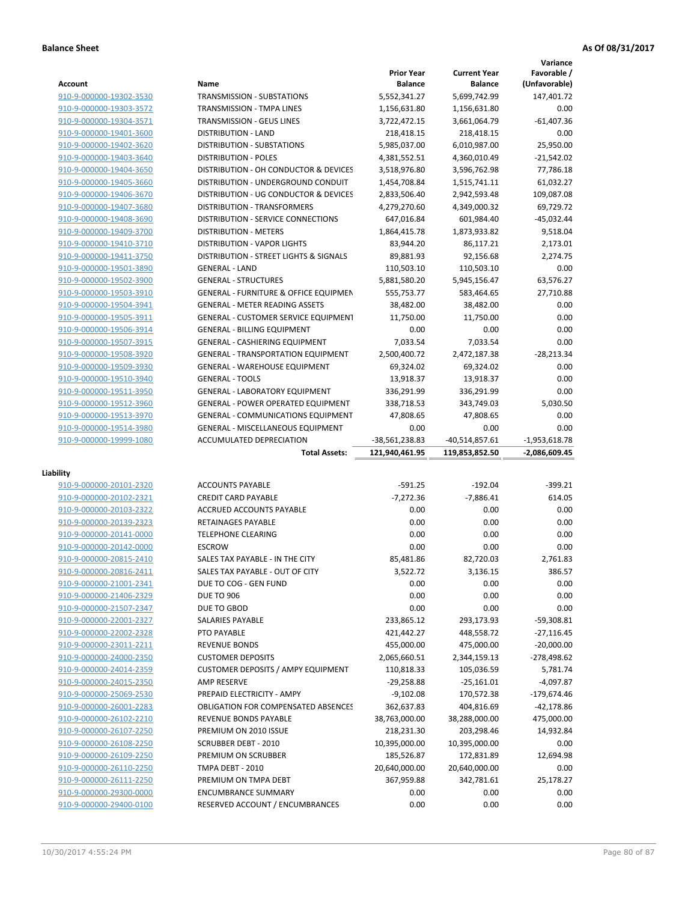**Balance Sheet** **As Of 08/31/2017**

| Account | Name | Prior Year Balance | Current Year Balance | Variance Favorable / (Unfavorable) |
|---|---|---|---|---|
| 910-9-000000-19302-3530 | TRANSMISSION - SUBSTATIONS | 5,552,341.27 | 5,699,742.99 | 147,401.72 |
| 910-9-000000-19303-3572 | TRANSMISSION - TMPA LINES | 1,156,631.80 | 1,156,631.80 | 0.00 |
| 910-9-000000-19304-3571 | TRANSMISSION - GEUS LINES | 3,722,472.15 | 3,661,064.79 | -61,407.36 |
| 910-9-000000-19401-3600 | DISTRIBUTION - LAND | 218,418.15 | 218,418.15 | 0.00 |
| 910-9-000000-19402-3620 | DISTRIBUTION - SUBSTATIONS | 5,985,037.00 | 6,010,987.00 | 25,950.00 |
| 910-9-000000-19403-3640 | DISTRIBUTION - POLES | 4,381,552.51 | 4,360,010.49 | -21,542.02 |
| 910-9-000000-19404-3650 | DISTRIBUTION - OH CONDUCTOR & DEVICES | 3,518,976.80 | 3,596,762.98 | 77,786.18 |
| 910-9-000000-19405-3660 | DISTRIBUTION - UNDERGROUND CONDUIT | 1,454,708.84 | 1,515,741.11 | 61,032.27 |
| 910-9-000000-19406-3670 | DISTRIBUTION - UG CONDUCTOR & DEVICES | 2,833,506.40 | 2,942,593.48 | 109,087.08 |
| 910-9-000000-19407-3680 | DISTRIBUTION - TRANSFORMERS | 4,279,270.60 | 4,349,000.32 | 69,729.72 |
| 910-9-000000-19408-3690 | DISTRIBUTION - SERVICE CONNECTIONS | 647,016.84 | 601,984.40 | -45,032.44 |
| 910-9-000000-19409-3700 | DISTRIBUTION - METERS | 1,864,415.78 | 1,873,933.82 | 9,518.04 |
| 910-9-000000-19410-3710 | DISTRIBUTION - VAPOR LIGHTS | 83,944.20 | 86,117.21 | 2,173.01 |
| 910-9-000000-19411-3750 | DISTRIBUTION - STREET LIGHTS & SIGNALS | 89,881.93 | 92,156.68 | 2,274.75 |
| 910-9-000000-19501-3890 | GENERAL - LAND | 110,503.10 | 110,503.10 | 0.00 |
| 910-9-000000-19502-3900 | GENERAL - STRUCTURES | 5,881,580.20 | 5,945,156.47 | 63,576.27 |
| 910-9-000000-19503-3910 | GENERAL - FURNITURE & OFFICE EQUIPMEN | 555,753.77 | 583,464.65 | 27,710.88 |
| 910-9-000000-19504-3941 | GENERAL - METER READING ASSETS | 38,482.00 | 38,482.00 | 0.00 |
| 910-9-000000-19505-3911 | GENERAL - CUSTOMER SERVICE EQUIPMENT | 11,750.00 | 11,750.00 | 0.00 |
| 910-9-000000-19506-3914 | GENERAL - BILLING EQUIPMENT | 0.00 | 0.00 | 0.00 |
| 910-9-000000-19507-3915 | GENERAL - CASHIERING EQUIPMENT | 7,033.54 | 7,033.54 | 0.00 |
| 910-9-000000-19508-3920 | GENERAL - TRANSPORTATION EQUIPMENT | 2,500,400.72 | 2,472,187.38 | -28,213.34 |
| 910-9-000000-19509-3930 | GENERAL - WAREHOUSE EQUIPMENT | 69,324.02 | 69,324.02 | 0.00 |
| 910-9-000000-19510-3940 | GENERAL - TOOLS | 13,918.37 | 13,918.37 | 0.00 |
| 910-9-000000-19511-3950 | GENERAL - LABORATORY EQUIPMENT | 336,291.99 | 336,291.99 | 0.00 |
| 910-9-000000-19512-3960 | GENERAL - POWER OPERATED EQUIPMENT | 338,718.53 | 343,749.03 | 5,030.50 |
| 910-9-000000-19513-3970 | GENERAL - COMMUNICATIONS EQUIPMENT | 47,808.65 | 47,808.65 | 0.00 |
| 910-9-000000-19514-3980 | GENERAL - MISCELLANEOUS EQUIPMENT | 0.00 | 0.00 | 0.00 |
| 910-9-000000-19999-1080 | ACCUMULATED DEPRECIATION | -38,561,238.83 | -40,514,857.61 | -1,953,618.78 |
| | **Total Assets:** | **121,940,461.95** | **119,853,852.50** | **-2,086,609.45** |

**Liability**

| Account | Name | Prior Year Balance | Current Year Balance | Variance Favorable / (Unfavorable) |
|---|---|---|---|---|
| 910-9-000000-20101-2320 | ACCOUNTS PAYABLE | -591.25 | -192.04 | -399.21 |
| 910-9-000000-20102-2321 | CREDIT CARD PAYABLE | -7,272.36 | -7,886.41 | 614.05 |
| 910-9-000000-20103-2322 | ACCRUED ACCOUNTS PAYABLE | 0.00 | 0.00 | 0.00 |
| 910-9-000000-20139-2323 | RETAINAGES PAYABLE | 0.00 | 0.00 | 0.00 |
| 910-9-000000-20141-0000 | TELEPHONE CLEARING | 0.00 | 0.00 | 0.00 |
| 910-9-000000-20142-0000 | ESCROW | 0.00 | 0.00 | 0.00 |
| 910-9-000000-20815-2410 | SALES TAX PAYABLE - IN THE CITY | 85,481.86 | 82,720.03 | 2,761.83 |
| 910-9-000000-20816-2411 | SALES TAX PAYABLE - OUT OF CITY | 3,522.72 | 3,136.15 | 386.57 |
| 910-9-000000-21001-2341 | DUE TO COG - GEN FUND | 0.00 | 0.00 | 0.00 |
| 910-9-000000-21406-2329 | DUE TO 906 | 0.00 | 0.00 | 0.00 |
| 910-9-000000-21507-2347 | DUE TO GBOD | 0.00 | 0.00 | 0.00 |
| 910-9-000000-22001-2327 | SALARIES PAYABLE | 233,865.12 | 293,173.93 | -59,308.81 |
| 910-9-000000-22002-2328 | PTO PAYABLE | 421,442.27 | 448,558.72 | -27,116.45 |
| 910-9-000000-23011-2211 | REVENUE BONDS | 455,000.00 | 475,000.00 | -20,000.00 |
| 910-9-000000-24000-2350 | CUSTOMER DEPOSITS | 2,065,660.51 | 2,344,159.13 | -278,498.62 |
| 910-9-000000-24014-2359 | CUSTOMER DEPOSITS / AMPY EQUIPMENT | 110,818.33 | 105,036.59 | 5,781.74 |
| 910-9-000000-24015-2350 | AMP RESERVE | -29,258.88 | -25,161.01 | -4,097.87 |
| 910-9-000000-25069-2530 | PREPAID ELECTRICITY - AMPY | -9,102.08 | 170,572.38 | -179,674.46 |
| 910-9-000000-26001-2283 | OBLIGATION FOR COMPENSATED ABSENCES | 362,637.83 | 404,816.69 | -42,178.86 |
| 910-9-000000-26102-2210 | REVENUE BONDS PAYABLE | 38,763,000.00 | 38,288,000.00 | 475,000.00 |
| 910-9-000000-26107-2250 | PREMIUM ON 2010 ISSUE | 218,231.30 | 203,298.46 | 14,932.84 |
| 910-9-000000-26108-2250 | SCRUBBER DEBT - 2010 | 10,395,000.00 | 10,395,000.00 | 0.00 |
| 910-9-000000-26109-2250 | PREMIUM ON SCRUBBER | 185,526.87 | 172,831.89 | 12,694.98 |
| 910-9-000000-26110-2250 | TMPA DEBT - 2010 | 20,640,000.00 | 20,640,000.00 | 0.00 |
| 910-9-000000-26111-2250 | PREMIUM ON TMPA DEBT | 367,959.88 | 342,781.61 | 25,178.27 |
| 910-9-000000-29300-0000 | ENCUMBRANCE SUMMARY | 0.00 | 0.00 | 0.00 |
| 910-9-000000-29400-0100 | RESERVED ACCOUNT / ENCUMBRANCES | 0.00 | 0.00 | 0.00 |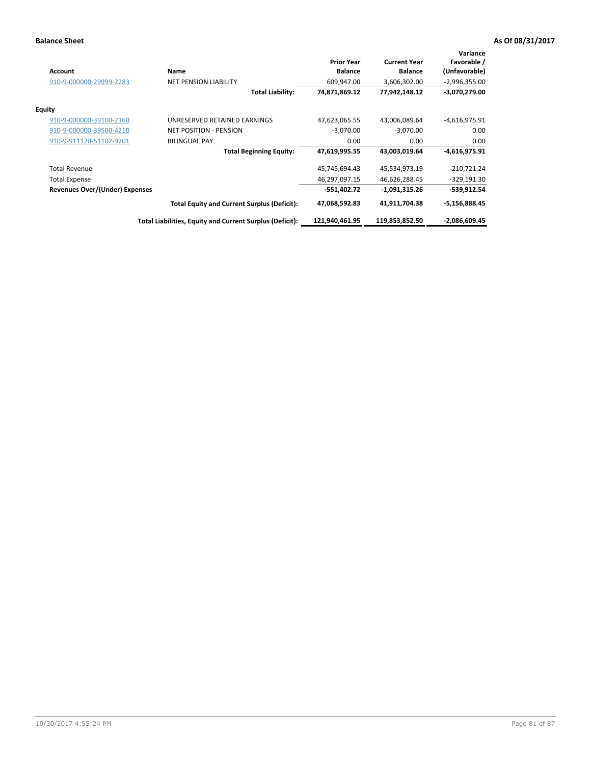**Balance Sheet** **As Of 08/31/2017**

| Account | Name | Prior Year Balance | Current Year Balance | Variance Favorable / (Unfavorable) |
|---|---|---|---|---|
| 910-9-000000-29999-2283 | NET PENSION LIABILITY | 609,947.00 | 3,606,302.00 | -2,996,355.00 |
| | **Total Liability:** | **74,871,869.12** | **77,942,148.12** | **-3,070,279.00** |
| **Equity** | | | | |
| 910-9-000000-39100-2160 | UNRESERVED RETAINED EARNINGS | 47,623,065.55 | 43,006,089.64 | -4,616,975.91 |
| 910-9-000000-39500-4210 | NET POSITION - PENSION | -3,070.00 | -3,070.00 | 0.00 |
| 910-9-911120-51102-9201 | BILINGUAL PAY | 0.00 | 0.00 | 0.00 |
| | **Total Beginning Equity:** | **47,619,995.55** | **43,003,019.64** | **-4,616,975.91** |
| Total Revenue | | 45,745,694.43 | 45,534,973.19 | -210,721.24 |
| Total Expense | | 46,297,097.15 | 46,626,288.45 | -329,191.30 |
| **Revenues Over/(Under) Expenses** | | **-551,402.72** | **-1,091,315.26** | **-539,912.54** |
| | **Total Equity and Current Surplus (Deficit):** | **47,068,592.83** | **41,911,704.38** | **-5,156,888.45** |
| | **Total Liabilities, Equity and Current Surplus (Deficit):** | **121,940,461.95** | **119,853,852.50** | **-2,086,609.45** |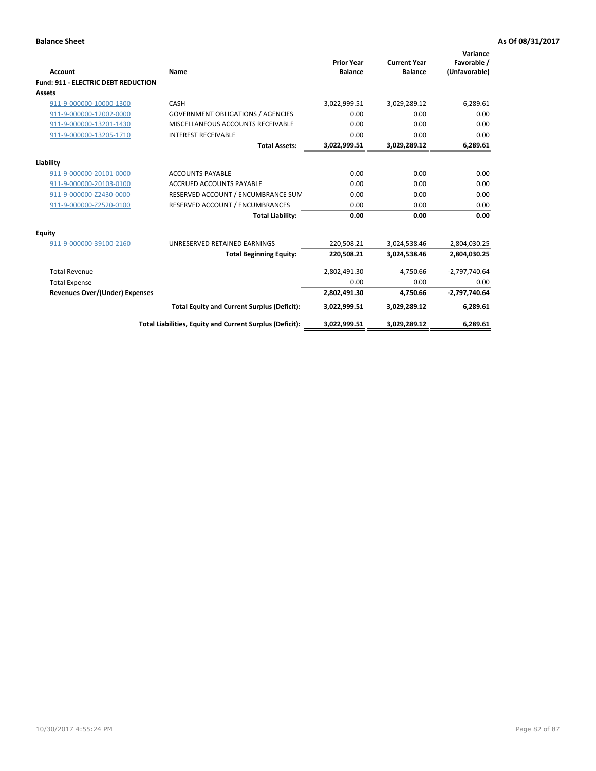**Balance Sheet** **As Of 08/31/2017**

| Account | Name | Prior Year Balance | Current Year Balance | Variance Favorable / (Unfavorable) |
|---|---|---|---|---|
| **Fund: 911 - ELECTRIC DEBT REDUCTION** | | | | |
| **Assets** | | | | |
| 911-9-000000-10000-1300 | CASH | 3,022,999.51 | 3,029,289.12 | 6,289.61 |
| 911-9-000000-12002-0000 | GOVERNMENT OBLIGATIONS / AGENCIES | 0.00 | 0.00 | 0.00 |
| 911-9-000000-13201-1430 | MISCELLANEOUS ACCOUNTS RECEIVABLE | 0.00 | 0.00 | 0.00 |
| 911-9-000000-13205-1710 | INTEREST RECEIVABLE | 0.00 | 0.00 | 0.00 |
| | **Total Assets:** | **3,022,999.51** | **3,029,289.12** | **6,289.61** |
| **Liability** | | | | |
| 911-9-000000-20101-0000 | ACCOUNTS PAYABLE | 0.00 | 0.00 | 0.00 |
| 911-9-000000-20103-0100 | ACCRUED ACCOUNTS PAYABLE | 0.00 | 0.00 | 0.00 |
| 911-9-000000-Z2430-0000 | RESERVED ACCOUNT / ENCUMBRANCE SUM | 0.00 | 0.00 | 0.00 |
| 911-9-000000-Z2520-0100 | RESERVED ACCOUNT / ENCUMBRANCES | 0.00 | 0.00 | 0.00 |
| | **Total Liability:** | **0.00** | **0.00** | **0.00** |
| **Equity** | | | | |
| 911-9-000000-39100-2160 | UNRESERVED RETAINED EARNINGS | 220,508.21 | 3,024,538.46 | 2,804,030.25 |
| | **Total Beginning Equity:** | **220,508.21** | **3,024,538.46** | **2,804,030.25** |
| Total Revenue | | 2,802,491.30 | 4,750.66 | -2,797,740.64 |
| Total Expense | | 0.00 | 0.00 | 0.00 |
| **Revenues Over/(Under) Expenses** | | **2,802,491.30** | **4,750.66** | **-2,797,740.64** |
| | **Total Equity and Current Surplus (Deficit):** | **3,022,999.51** | **3,029,289.12** | **6,289.61** |
| | **Total Liabilities, Equity and Current Surplus (Deficit):** | **3,022,999.51** | **3,029,289.12** | **6,289.61** |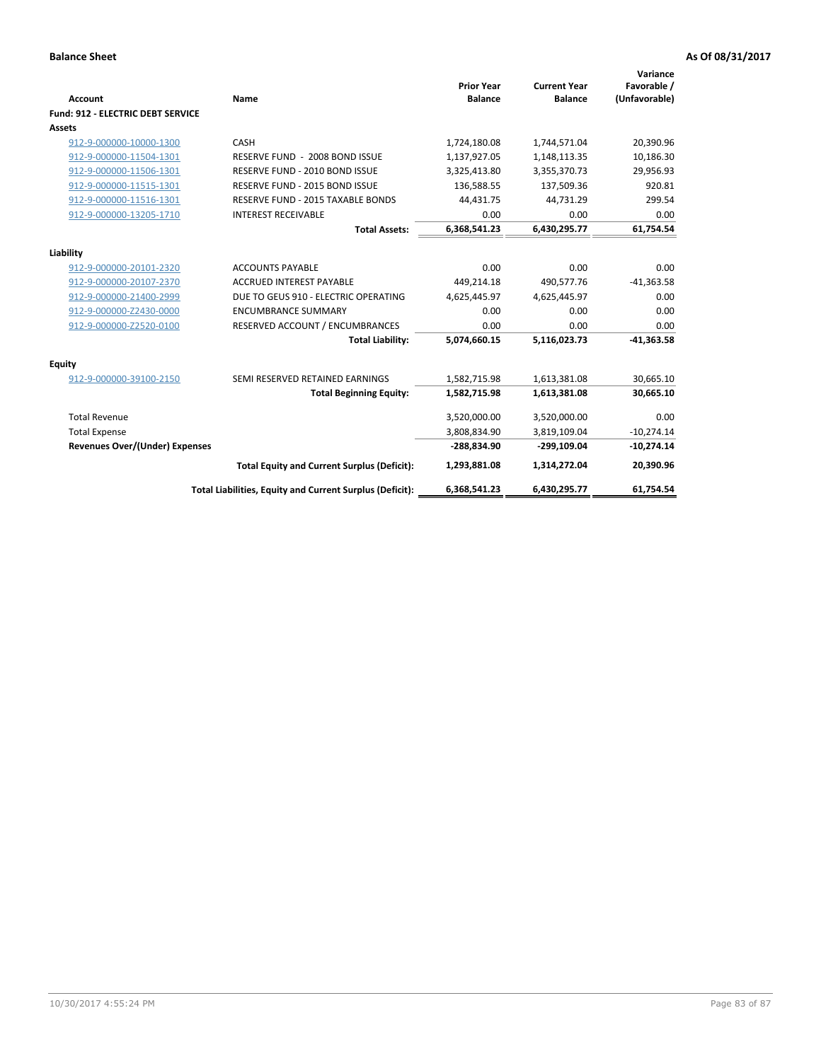**Balance Sheet** **As Of 08/31/2017**

| Account | Name | Prior Year Balance | Current Year Balance | Variance Favorable / (Unfavorable) |
|---|---|---|---|---|
| **Fund: 912 - ELECTRIC DEBT SERVICE** | | | | |
| **Assets** | | | | |
| 912-9-000000-10000-1300 | CASH | 1,724,180.08 | 1,744,571.04 | 20,390.96 |
| 912-9-000000-11504-1301 | RESERVE FUND - 2008 BOND ISSUE | 1,137,927.05 | 1,148,113.35 | 10,186.30 |
| 912-9-000000-11506-1301 | RESERVE FUND - 2010 BOND ISSUE | 3,325,413.80 | 3,355,370.73 | 29,956.93 |
| 912-9-000000-11515-1301 | RESERVE FUND - 2015 BOND ISSUE | 136,588.55 | 137,509.36 | 920.81 |
| 912-9-000000-11516-1301 | RESERVE FUND - 2015 TAXABLE BONDS | 44,431.75 | 44,731.29 | 299.54 |
| 912-9-000000-13205-1710 | INTEREST RECEIVABLE | 0.00 | 0.00 | 0.00 |
| | **Total Assets:** | **6,368,541.23** | **6,430,295.77** | **61,754.54** |
| **Liability** | | | | |
| 912-9-000000-20101-2320 | ACCOUNTS PAYABLE | 0.00 | 0.00 | 0.00 |
| 912-9-000000-20107-2370 | ACCRUED INTEREST PAYABLE | 449,214.18 | 490,577.76 | -41,363.58 |
| 912-9-000000-21400-2999 | DUE TO GEUS 910 - ELECTRIC OPERATING | 4,625,445.97 | 4,625,445.97 | 0.00 |
| 912-9-000000-Z2430-0000 | ENCUMBRANCE SUMMARY | 0.00 | 0.00 | 0.00 |
| 912-9-000000-Z2520-0100 | RESERVED ACCOUNT / ENCUMBRANCES | 0.00 | 0.00 | 0.00 |
| | **Total Liability:** | **5,074,660.15** | **5,116,023.73** | **-41,363.58** |
| **Equity** | | | | |
| 912-9-000000-39100-2150 | SEMI RESERVED RETAINED EARNINGS | 1,582,715.98 | 1,613,381.08 | 30,665.10 |
| | **Total Beginning Equity:** | **1,582,715.98** | **1,613,381.08** | **30,665.10** |
| Total Revenue | | 3,520,000.00 | 3,520,000.00 | 0.00 |
| Total Expense | | 3,808,834.90 | 3,819,109.04 | -10,274.14 |
| **Revenues Over/(Under) Expenses** | | **-288,834.90** | **-299,109.04** | **-10,274.14** |
| | **Total Equity and Current Surplus (Deficit):** | **1,293,881.08** | **1,314,272.04** | **20,390.96** |
| | **Total Liabilities, Equity and Current Surplus (Deficit):** | **6,368,541.23** | **6,430,295.77** | **61,754.54** |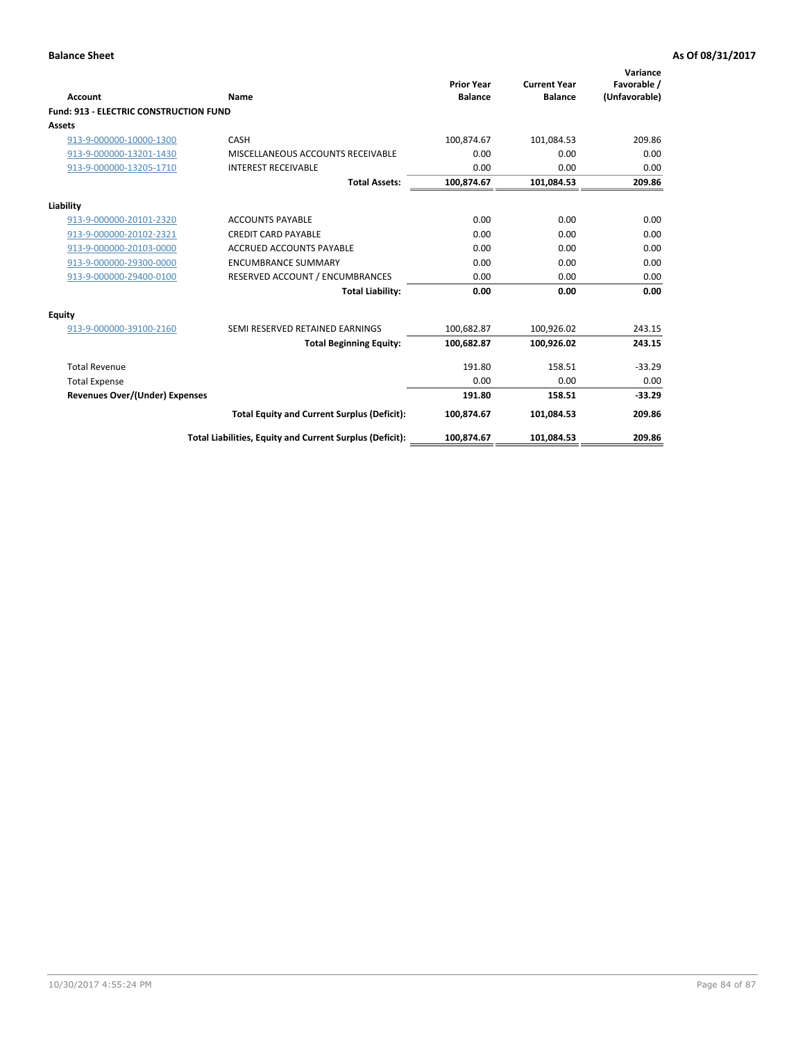**Balance Sheet** **As Of 08/31/2017**

| Account | Name | Prior Year Balance | Current Year Balance | Variance Favorable / (Unfavorable) |
|---|---|---|---|---|
| **Fund: 913 - ELECTRIC CONSTRUCTION FUND** | | | | |
| **Assets** | | | | |
| 913-9-000000-10000-1300 | CASH | 100,874.67 | 101,084.53 | 209.86 |
| 913-9-000000-13201-1430 | MISCELLANEOUS ACCOUNTS RECEIVABLE | 0.00 | 0.00 | 0.00 |
| 913-9-000000-13205-1710 | INTEREST RECEIVABLE | 0.00 | 0.00 | 0.00 |
| | **Total Assets:** | **100,874.67** | **101,084.53** | **209.86** |
| **Liability** | | | | |
| 913-9-000000-20101-2320 | ACCOUNTS PAYABLE | 0.00 | 0.00 | 0.00 |
| 913-9-000000-20102-2321 | CREDIT CARD PAYABLE | 0.00 | 0.00 | 0.00 |
| 913-9-000000-20103-0000 | ACCRUED ACCOUNTS PAYABLE | 0.00 | 0.00 | 0.00 |
| 913-9-000000-29300-0000 | ENCUMBRANCE SUMMARY | 0.00 | 0.00 | 0.00 |
| 913-9-000000-29400-0100 | RESERVED ACCOUNT / ENCUMBRANCES | 0.00 | 0.00 | 0.00 |
| | **Total Liability:** | **0.00** | **0.00** | **0.00** |
| **Equity** | | | | |
| 913-9-000000-39100-2160 | SEMI RESERVED RETAINED EARNINGS | 100,682.87 | 100,926.02 | 243.15 |
| | **Total Beginning Equity:** | **100,682.87** | **100,926.02** | **243.15** |
| Total Revenue | | 191.80 | 158.51 | -33.29 |
| Total Expense | | 0.00 | 0.00 | 0.00 |
| **Revenues Over/(Under) Expenses** | | **191.80** | **158.51** | **-33.29** |
| | **Total Equity and Current Surplus (Deficit):** | **100,874.67** | **101,084.53** | **209.86** |
| | **Total Liabilities, Equity and Current Surplus (Deficit):** | **100,874.67** | **101,084.53** | **209.86** |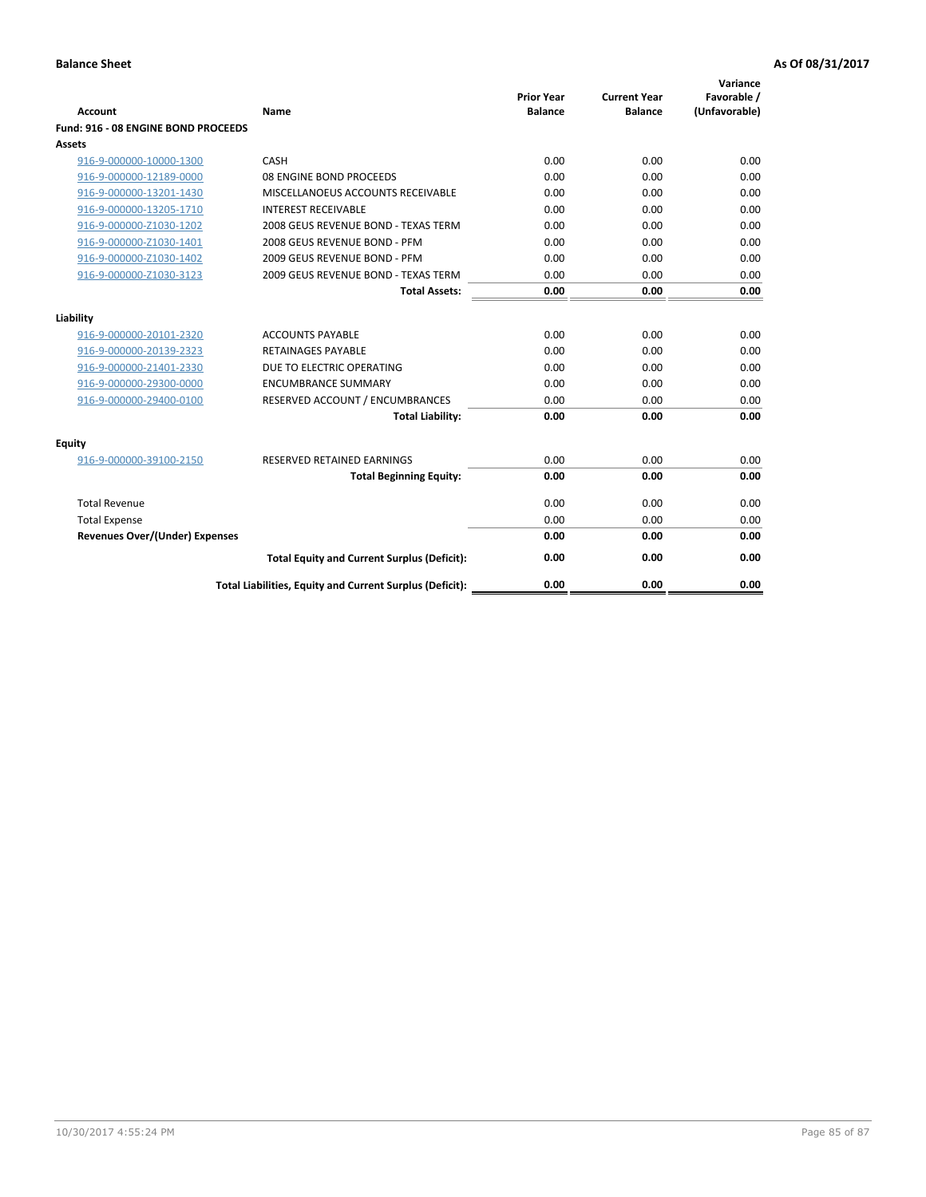**Balance Sheet** **As Of 08/31/2017**

| Account | Name | Prior Year Balance | Current Year Balance | Variance Favorable / (Unfavorable) |
|---|---|---|---|---|
| **Fund: 916 - 08 ENGINE BOND PROCEEDS** | | | | |
| **Assets** | | | | |
| 916-9-000000-10000-1300 | CASH | 0.00 | 0.00 | 0.00 |
| 916-9-000000-12189-0000 | 08 ENGINE BOND PROCEEDS | 0.00 | 0.00 | 0.00 |
| 916-9-000000-13201-1430 | MISCELLANOEUS ACCOUNTS RECEIVABLE | 0.00 | 0.00 | 0.00 |
| 916-9-000000-13205-1710 | INTEREST RECEIVABLE | 0.00 | 0.00 | 0.00 |
| 916-9-000000-Z1030-1202 | 2008 GEUS REVENUE BOND - TEXAS TERM | 0.00 | 0.00 | 0.00 |
| 916-9-000000-Z1030-1401 | 2008 GEUS REVENUE BOND - PFM | 0.00 | 0.00 | 0.00 |
| 916-9-000000-Z1030-1402 | 2009 GEUS REVENUE BOND - PFM | 0.00 | 0.00 | 0.00 |
| 916-9-000000-Z1030-3123 | 2009 GEUS REVENUE BOND - TEXAS TERM | 0.00 | 0.00 | 0.00 |
| | **Total Assets:** | **0.00** | **0.00** | **0.00** |
| **Liability** | | | | |
| 916-9-000000-20101-2320 | ACCOUNTS PAYABLE | 0.00 | 0.00 | 0.00 |
| 916-9-000000-20139-2323 | RETAINAGES PAYABLE | 0.00 | 0.00 | 0.00 |
| 916-9-000000-21401-2330 | DUE TO ELECTRIC OPERATING | 0.00 | 0.00 | 0.00 |
| 916-9-000000-29300-0000 | ENCUMBRANCE SUMMARY | 0.00 | 0.00 | 0.00 |
| 916-9-000000-29400-0100 | RESERVED ACCOUNT / ENCUMBRANCES | 0.00 | 0.00 | 0.00 |
| | **Total Liability:** | **0.00** | **0.00** | **0.00** |
| **Equity** | | | | |
| 916-9-000000-39100-2150 | RESERVED RETAINED EARNINGS | 0.00 | 0.00 | 0.00 |
| | **Total Beginning Equity:** | **0.00** | **0.00** | **0.00** |
| Total Revenue | | 0.00 | 0.00 | 0.00 |
| Total Expense | | 0.00 | 0.00 | 0.00 |
| **Revenues Over/(Under) Expenses** | | **0.00** | **0.00** | **0.00** |
| | **Total Equity and Current Surplus (Deficit):** | **0.00** | **0.00** | **0.00** |
| | **Total Liabilities, Equity and Current Surplus (Deficit):** | **0.00** | **0.00** | **0.00** |

10/30/2017 4:55:24 PM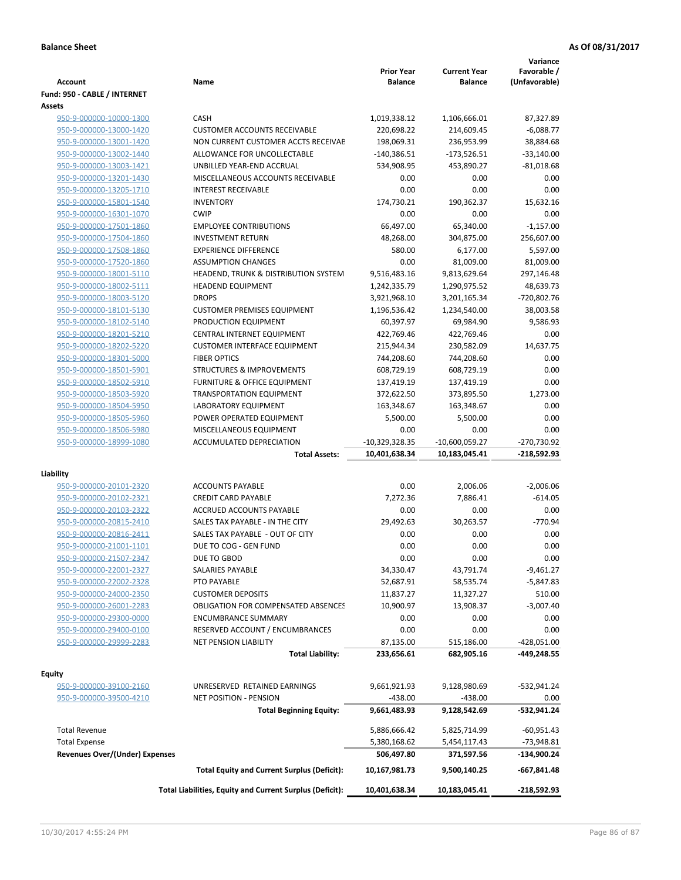**Balance Sheet** **As Of 08/31/2017**

| Account | Name | Prior Year Balance | Current Year Balance | Variance Favorable / (Unfavorable) |
|---|---|---|---|---|
| **Fund: 950 - CABLE / INTERNET** | | | | |
| **Assets** | | | | |
| 950-9-000000-10000-1300 | CASH | 1,019,338.12 | 1,106,666.01 | 87,327.89 |
| 950-9-000000-13000-1420 | CUSTOMER ACCOUNTS RECEIVABLE | 220,698.22 | 214,609.45 | -6,088.77 |
| 950-9-000000-13001-1420 | NON CURRENT CUSTOMER ACCTS RECEIVAE | 198,069.31 | 236,953.99 | 38,884.68 |
| 950-9-000000-13002-1440 | ALLOWANCE FOR UNCOLLECTABLE | -140,386.51 | -173,526.51 | -33,140.00 |
| 950-9-000000-13003-1421 | UNBILLED YEAR-END ACCRUAL | 534,908.95 | 453,890.27 | -81,018.68 |
| 950-9-000000-13201-1430 | MISCELLANEOUS ACCOUNTS RECEIVABLE | 0.00 | 0.00 | 0.00 |
| 950-9-000000-13205-1710 | INTEREST RECEIVABLE | 0.00 | 0.00 | 0.00 |
| 950-9-000000-15801-1540 | INVENTORY | 174,730.21 | 190,362.37 | 15,632.16 |
| 950-9-000000-16301-1070 | CWIP | 0.00 | 0.00 | 0.00 |
| 950-9-000000-17501-1860 | EMPLOYEE CONTRIBUTIONS | 66,497.00 | 65,340.00 | -1,157.00 |
| 950-9-000000-17504-1860 | INVESTMENT RETURN | 48,268.00 | 304,875.00 | 256,607.00 |
| 950-9-000000-17508-1860 | EXPERIENCE DIFFERENCE | 580.00 | 6,177.00 | 5,597.00 |
| 950-9-000000-17520-1860 | ASSUMPTION CHANGES | 0.00 | 81,009.00 | 81,009.00 |
| 950-9-000000-18001-5110 | HEADEND, TRUNK & DISTRIBUTION SYSTEM | 9,516,483.16 | 9,813,629.64 | 297,146.48 |
| 950-9-000000-18002-5111 | HEADEND EQUIPMENT | 1,242,335.79 | 1,290,975.52 | 48,639.73 |
| 950-9-000000-18003-5120 | DROPS | 3,921,968.10 | 3,201,165.34 | -720,802.76 |
| 950-9-000000-18101-5130 | CUSTOMER PREMISES EQUIPMENT | 1,196,536.42 | 1,234,540.00 | 38,003.58 |
| 950-9-000000-18102-5140 | PRODUCTION EQUIPMENT | 60,397.97 | 69,984.90 | 9,586.93 |
| 950-9-000000-18201-5210 | CENTRAL INTERNET EQUIPMENT | 422,769.46 | 422,769.46 | 0.00 |
| 950-9-000000-18202-5220 | CUSTOMER INTERFACE EQUIPMENT | 215,944.34 | 230,582.09 | 14,637.75 |
| 950-9-000000-18301-5000 | FIBER OPTICS | 744,208.60 | 744,208.60 | 0.00 |
| 950-9-000000-18501-5901 | STRUCTURES & IMPROVEMENTS | 608,729.19 | 608,729.19 | 0.00 |
| 950-9-000000-18502-5910 | FURNITURE & OFFICE EQUIPMENT | 137,419.19 | 137,419.19 | 0.00 |
| 950-9-000000-18503-5920 | TRANSPORTATION EQUIPMENT | 372,622.50 | 373,895.50 | 1,273.00 |
| 950-9-000000-18504-5950 | LABORATORY EQUIPMENT | 163,348.67 | 163,348.67 | 0.00 |
| 950-9-000000-18505-5960 | POWER OPERATED EQUIPMENT | 5,500.00 | 5,500.00 | 0.00 |
| 950-9-000000-18506-5980 | MISCELLANEOUS EQUIPMENT | 0.00 | 0.00 | 0.00 |
| 950-9-000000-18999-1080 | ACCUMULATED DEPRECIATION | -10,329,328.35 | -10,600,059.27 | -270,730.92 |
| | **Total Assets:** | **10,401,638.34** | **10,183,045.41** | **-218,592.93** |
| **Liability** | | | | |
| 950-9-000000-20101-2320 | ACCOUNTS PAYABLE | 0.00 | 2,006.06 | -2,006.06 |
| 950-9-000000-20102-2321 | CREDIT CARD PAYABLE | 7,272.36 | 7,886.41 | -614.05 |
| 950-9-000000-20103-2322 | ACCRUED ACCOUNTS PAYABLE | 0.00 | 0.00 | 0.00 |
| 950-9-000000-20815-2410 | SALES TAX PAYABLE - IN THE CITY | 29,492.63 | 30,263.57 | -770.94 |
| 950-9-000000-20816-2411 | SALES TAX PAYABLE - OUT OF CITY | 0.00 | 0.00 | 0.00 |
| 950-9-000000-21001-1101 | DUE TO COG - GEN FUND | 0.00 | 0.00 | 0.00 |
| 950-9-000000-21507-2347 | DUE TO GBOD | 0.00 | 0.00 | 0.00 |
| 950-9-000000-22001-2327 | SALARIES PAYABLE | 34,330.47 | 43,791.74 | -9,461.27 |
| 950-9-000000-22002-2328 | PTO PAYABLE | 52,687.91 | 58,535.74 | -5,847.83 |
| 950-9-000000-24000-2350 | CUSTOMER DEPOSITS | 11,837.27 | 11,327.27 | 510.00 |
| 950-9-000000-26001-2283 | OBLIGATION FOR COMPENSATED ABSENCES | 10,900.97 | 13,908.37 | -3,007.40 |
| 950-9-000000-29300-0000 | ENCUMBRANCE SUMMARY | 0.00 | 0.00 | 0.00 |
| 950-9-000000-29400-0100 | RESERVED ACCOUNT / ENCUMBRANCES | 0.00 | 0.00 | 0.00 |
| 950-9-000000-29999-2283 | NET PENSION LIABILITY | 87,135.00 | 515,186.00 | -428,051.00 |
| | **Total Liability:** | **233,656.61** | **682,905.16** | **-449,248.55** |
| **Equity** | | | | |
| 950-9-000000-39100-2160 | UNRESERVED RETAINED EARNINGS | 9,661,921.93 | 9,128,980.69 | -532,941.24 |
| 950-9-000000-39500-4210 | NET POSITION - PENSION | -438.00 | -438.00 | 0.00 |
| | **Total Beginning Equity:** | **9,661,483.93** | **9,128,542.69** | **-532,941.24** |
| Total Revenue | | 5,886,666.42 | 5,825,714.99 | -60,951.43 |
| Total Expense | | 5,380,168.62 | 5,454,117.43 | -73,948.81 |
| **Revenues Over/(Under) Expenses** | | **506,497.80** | **371,597.56** | **-134,900.24** |
| | **Total Equity and Current Surplus (Deficit):** | **10,167,981.73** | **9,500,140.25** | **-667,841.48** |
| | **Total Liabilities, Equity and Current Surplus (Deficit):** | **10,401,638.34** | **10,183,045.41** | **-218,592.93** |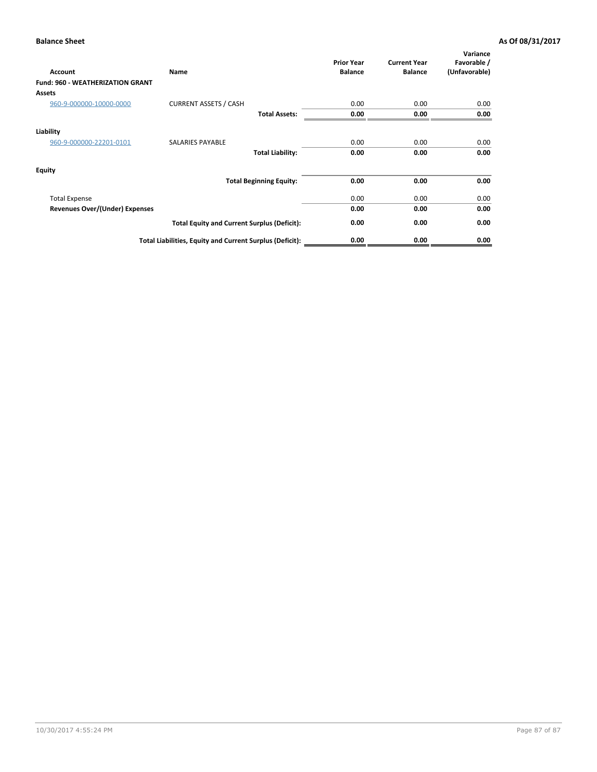**Balance Sheet** **As Of 08/31/2017**

| Account | Name | Prior Year Balance | Current Year Balance | Variance Favorable / (Unfavorable) |
|---|---|---|---|---|
| **Fund: 960 - WEATHERIZATION GRANT** | | | | |
| **Assets** | | | | |
| 960-9-000000-10000-0000 | CURRENT ASSETS / CASH | 0.00 | 0.00 | 0.00 |
| | **Total Assets:** | **0.00** | **0.00** | **0.00** |
| **Liability** | | | | |
| 960-9-000000-22201-0101 | SALARIES PAYABLE | 0.00 | 0.00 | 0.00 |
| | **Total Liability:** | **0.00** | **0.00** | **0.00** |
| **Equity** | | | | |
| | **Total Beginning Equity:** | **0.00** | **0.00** | **0.00** |
| Total Expense | | 0.00 | 0.00 | 0.00 |
| **Revenues Over/(Under) Expenses** | | **0.00** | **0.00** | **0.00** |
| | **Total Equity and Current Surplus (Deficit):** | **0.00** | **0.00** | **0.00** |
| | **Total Liabilities, Equity and Current Surplus (Deficit):** | **0.00** | **0.00** | **0.00** |